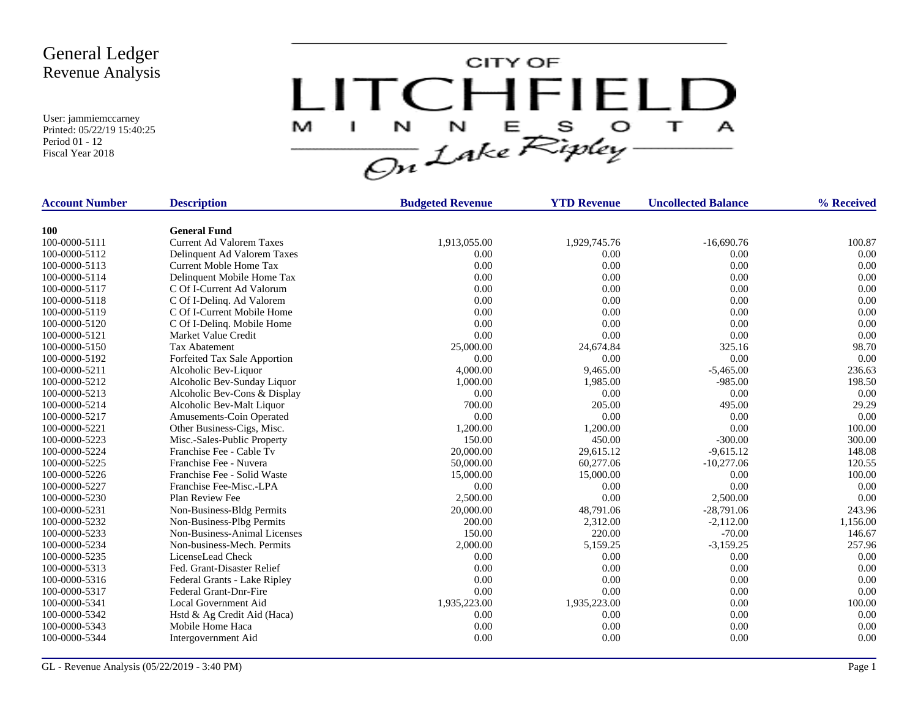# General Ledger
## Revenue Analysis

User: jammiemccarney
Printed: 05/22/19 15:40:25
Period 01 - 12
Fiscal Year 2018

CITY OF LITCHFIELD MINNESOTA
*On Lake Ripley*

| Account Number | Description | Budgeted Revenue | YTD Revenue | Uncollected Balance | % Received |
|---|---|---|---|---|---|
| **100** | **General Fund** | | | | |
| 100-0000-5111 | Current Ad Valorem Taxes | 1,913,055.00 | 1,929,745.76 | -16,690.76 | 100.87 |
| 100-0000-5112 | Delinquent Ad Valorem Taxes | 0.00 | 0.00 | 0.00 | 0.00 |
| 100-0000-5113 | Current Moble Home Tax | 0.00 | 0.00 | 0.00 | 0.00 |
| 100-0000-5114 | Delinquent Mobile Home Tax | 0.00 | 0.00 | 0.00 | 0.00 |
| 100-0000-5117 | C Of I-Current Ad Valorum | 0.00 | 0.00 | 0.00 | 0.00 |
| 100-0000-5118 | C Of I-Delinq. Ad Valorem | 0.00 | 0.00 | 0.00 | 0.00 |
| 100-0000-5119 | C Of I-Current Mobile Home | 0.00 | 0.00 | 0.00 | 0.00 |
| 100-0000-5120 | C Of I-Delinq. Mobile Home | 0.00 | 0.00 | 0.00 | 0.00 |
| 100-0000-5121 | Market Value Credit | 0.00 | 0.00 | 0.00 | 0.00 |
| 100-0000-5150 | Tax Abatement | 25,000.00 | 24,674.84 | 325.16 | 98.70 |
| 100-0000-5192 | Forfeited Tax Sale Apportion | 0.00 | 0.00 | 0.00 | 0.00 |
| 100-0000-5211 | Alcoholic Bev-Liquor | 4,000.00 | 9,465.00 | -5,465.00 | 236.63 |
| 100-0000-5212 | Alcoholic Bev-Sunday Liquor | 1,000.00 | 1,985.00 | -985.00 | 198.50 |
| 100-0000-5213 | Alcoholic Bev-Cons & Display | 0.00 | 0.00 | 0.00 | 0.00 |
| 100-0000-5214 | Alcoholic Bev-Malt Liquor | 700.00 | 205.00 | 495.00 | 29.29 |
| 100-0000-5217 | Amusements-Coin Operated | 0.00 | 0.00 | 0.00 | 0.00 |
| 100-0000-5221 | Other Business-Cigs, Misc. | 1,200.00 | 1,200.00 | 0.00 | 100.00 |
| 100-0000-5223 | Misc.-Sales-Public Property | 150.00 | 450.00 | -300.00 | 300.00 |
| 100-0000-5224 | Franchise Fee - Cable Tv | 20,000.00 | 29,615.12 | -9,615.12 | 148.08 |
| 100-0000-5225 | Franchise Fee - Nuvera | 50,000.00 | 60,277.06 | -10,277.06 | 120.55 |
| 100-0000-5226 | Franchise Fee - Solid Waste | 15,000.00 | 15,000.00 | 0.00 | 100.00 |
| 100-0000-5227 | Franchise Fee-Misc.-LPA | 0.00 | 0.00 | 0.00 | 0.00 |
| 100-0000-5230 | Plan Review Fee | 2,500.00 | 0.00 | 2,500.00 | 0.00 |
| 100-0000-5231 | Non-Business-Bldg Permits | 20,000.00 | 48,791.06 | -28,791.06 | 243.96 |
| 100-0000-5232 | Non-Business-Plbg Permits | 200.00 | 2,312.00 | -2,112.00 | 1,156.00 |
| 100-0000-5233 | Non-Business-Animal Licenses | 150.00 | 220.00 | -70.00 | 146.67 |
| 100-0000-5234 | Non-business-Mech. Permits | 2,000.00 | 5,159.25 | -3,159.25 | 257.96 |
| 100-0000-5235 | LicenseLead Check | 0.00 | 0.00 | 0.00 | 0.00 |
| 100-0000-5313 | Fed. Grant-Disaster Relief | 0.00 | 0.00 | 0.00 | 0.00 |
| 100-0000-5316 | Federal Grants - Lake Ripley | 0.00 | 0.00 | 0.00 | 0.00 |
| 100-0000-5317 | Federal Grant-Dnr-Fire | 0.00 | 0.00 | 0.00 | 0.00 |
| 100-0000-5341 | Local Government Aid | 1,935,223.00 | 1,935,223.00 | 0.00 | 100.00 |
| 100-0000-5342 | Hstd & Ag Credit Aid (Haca) | 0.00 | 0.00 | 0.00 | 0.00 |
| 100-0000-5343 | Mobile Home Haca | 0.00 | 0.00 | 0.00 | 0.00 |
| 100-0000-5344 | Intergovernment Aid | 0.00 | 0.00 | 0.00 | 0.00 |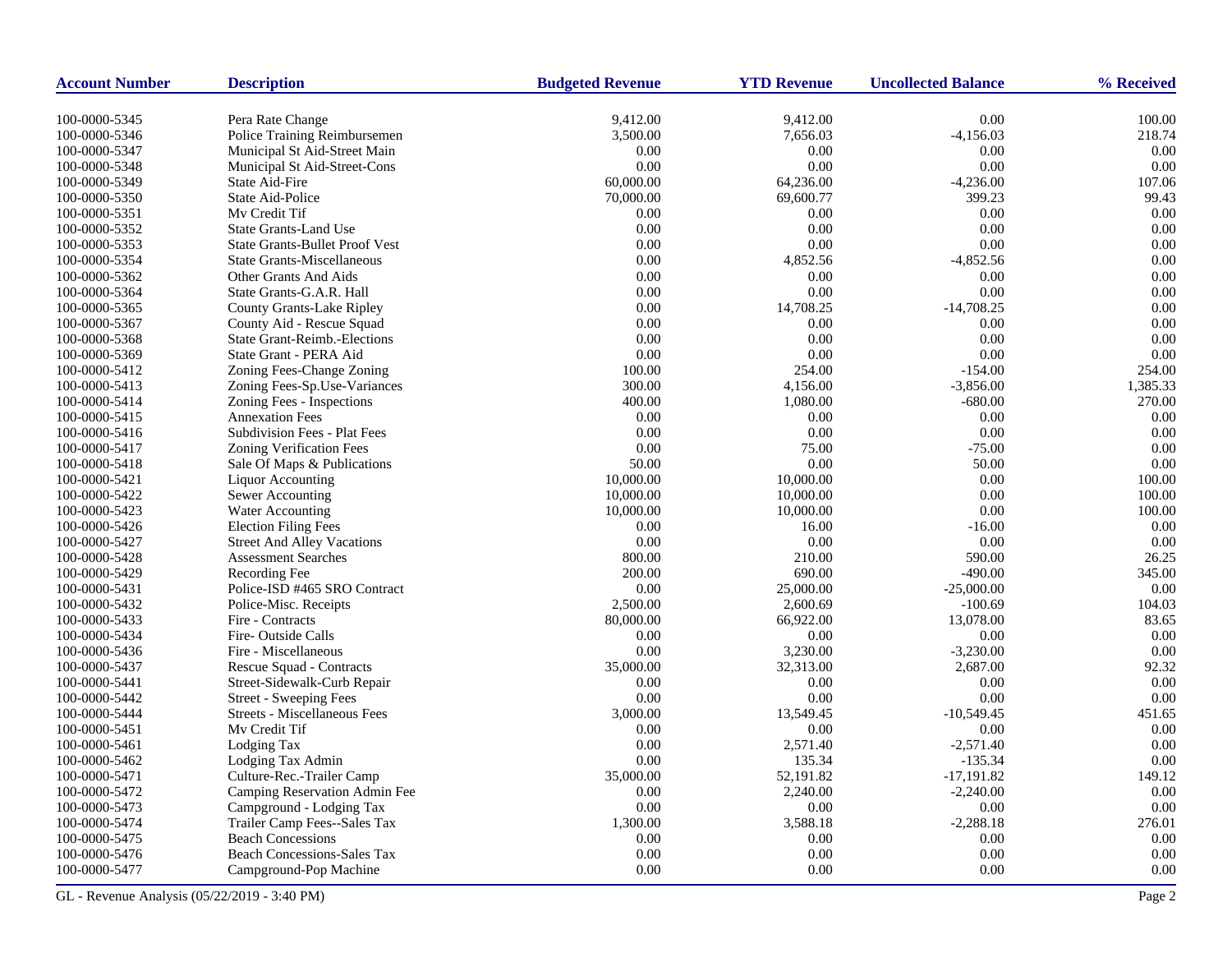| Account Number | Description | Budgeted Revenue | YTD Revenue | Uncollected Balance | % Received |
|---|---|---|---|---|---|
| 100-0000-5345 | Pera Rate Change | 9,412.00 | 9,412.00 | 0.00 | 100.00 |
| 100-0000-5346 | Police Training Reimbursemen | 3,500.00 | 7,656.03 | -4,156.03 | 218.74 |
| 100-0000-5347 | Municipal St Aid-Street Main | 0.00 | 0.00 | 0.00 | 0.00 |
| 100-0000-5348 | Municipal St Aid-Street-Cons | 0.00 | 0.00 | 0.00 | 0.00 |
| 100-0000-5349 | State Aid-Fire | 60,000.00 | 64,236.00 | -4,236.00 | 107.06 |
| 100-0000-5350 | State Aid-Police | 70,000.00 | 69,600.77 | 399.23 | 99.43 |
| 100-0000-5351 | Mv Credit Tif | 0.00 | 0.00 | 0.00 | 0.00 |
| 100-0000-5352 | State Grants-Land Use | 0.00 | 0.00 | 0.00 | 0.00 |
| 100-0000-5353 | State Grants-Bullet Proof Vest | 0.00 | 0.00 | 0.00 | 0.00 |
| 100-0000-5354 | State Grants-Miscellaneous | 0.00 | 4,852.56 | -4,852.56 | 0.00 |
| 100-0000-5362 | Other Grants And Aids | 0.00 | 0.00 | 0.00 | 0.00 |
| 100-0000-5364 | State Grants-G.A.R. Hall | 0.00 | 0.00 | 0.00 | 0.00 |
| 100-0000-5365 | County Grants-Lake Ripley | 0.00 | 14,708.25 | -14,708.25 | 0.00 |
| 100-0000-5367 | County Aid - Rescue Squad | 0.00 | 0.00 | 0.00 | 0.00 |
| 100-0000-5368 | State Grant-Reimb.-Elections | 0.00 | 0.00 | 0.00 | 0.00 |
| 100-0000-5369 | State Grant - PERA Aid | 0.00 | 0.00 | 0.00 | 0.00 |
| 100-0000-5412 | Zoning Fees-Change Zoning | 100.00 | 254.00 | -154.00 | 254.00 |
| 100-0000-5413 | Zoning Fees-Sp.Use-Variances | 300.00 | 4,156.00 | -3,856.00 | 1,385.33 |
| 100-0000-5414 | Zoning Fees - Inspections | 400.00 | 1,080.00 | -680.00 | 270.00 |
| 100-0000-5415 | Annexation Fees | 0.00 | 0.00 | 0.00 | 0.00 |
| 100-0000-5416 | Subdivision Fees - Plat Fees | 0.00 | 0.00 | 0.00 | 0.00 |
| 100-0000-5417 | Zoning Verification Fees | 0.00 | 75.00 | -75.00 | 0.00 |
| 100-0000-5418 | Sale Of Maps & Publications | 50.00 | 0.00 | 50.00 | 0.00 |
| 100-0000-5421 | Liquor Accounting | 10,000.00 | 10,000.00 | 0.00 | 100.00 |
| 100-0000-5422 | Sewer Accounting | 10,000.00 | 10,000.00 | 0.00 | 100.00 |
| 100-0000-5423 | Water Accounting | 10,000.00 | 10,000.00 | 0.00 | 100.00 |
| 100-0000-5426 | Election Filing Fees | 0.00 | 16.00 | -16.00 | 0.00 |
| 100-0000-5427 | Street And Alley Vacations | 0.00 | 0.00 | 0.00 | 0.00 |
| 100-0000-5428 | Assessment Searches | 800.00 | 210.00 | 590.00 | 26.25 |
| 100-0000-5429 | Recording Fee | 200.00 | 690.00 | -490.00 | 345.00 |
| 100-0000-5431 | Police-ISD #465 SRO Contract | 0.00 | 25,000.00 | -25,000.00 | 0.00 |
| 100-0000-5432 | Police-Misc. Receipts | 2,500.00 | 2,600.69 | -100.69 | 104.03 |
| 100-0000-5433 | Fire - Contracts | 80,000.00 | 66,922.00 | 13,078.00 | 83.65 |
| 100-0000-5434 | Fire- Outside Calls | 0.00 | 0.00 | 0.00 | 0.00 |
| 100-0000-5436 | Fire - Miscellaneous | 0.00 | 3,230.00 | -3,230.00 | 0.00 |
| 100-0000-5437 | Rescue Squad - Contracts | 35,000.00 | 32,313.00 | 2,687.00 | 92.32 |
| 100-0000-5441 | Street-Sidewalk-Curb Repair | 0.00 | 0.00 | 0.00 | 0.00 |
| 100-0000-5442 | Street - Sweeping Fees | 0.00 | 0.00 | 0.00 | 0.00 |
| 100-0000-5444 | Streets - Miscellaneous Fees | 3,000.00 | 13,549.45 | -10,549.45 | 451.65 |
| 100-0000-5451 | Mv Credit Tif | 0.00 | 0.00 | 0.00 | 0.00 |
| 100-0000-5461 | Lodging Tax | 0.00 | 2,571.40 | -2,571.40 | 0.00 |
| 100-0000-5462 | Lodging Tax Admin | 0.00 | 135.34 | -135.34 | 0.00 |
| 100-0000-5471 | Culture-Rec.-Trailer Camp | 35,000.00 | 52,191.82 | -17,191.82 | 149.12 |
| 100-0000-5472 | Camping Reservation Admin Fee | 0.00 | 2,240.00 | -2,240.00 | 0.00 |
| 100-0000-5473 | Campground - Lodging Tax | 0.00 | 0.00 | 0.00 | 0.00 |
| 100-0000-5474 | Trailer Camp Fees--Sales Tax | 1,300.00 | 3,588.18 | -2,288.18 | 276.01 |
| 100-0000-5475 | Beach Concessions | 0.00 | 0.00 | 0.00 | 0.00 |
| 100-0000-5476 | Beach Concessions-Sales Tax | 0.00 | 0.00 | 0.00 | 0.00 |
| 100-0000-5477 | Campground-Pop Machine | 0.00 | 0.00 | 0.00 | 0.00 |

GL - Revenue Analysis (05/22/2019 - 3:40 PM)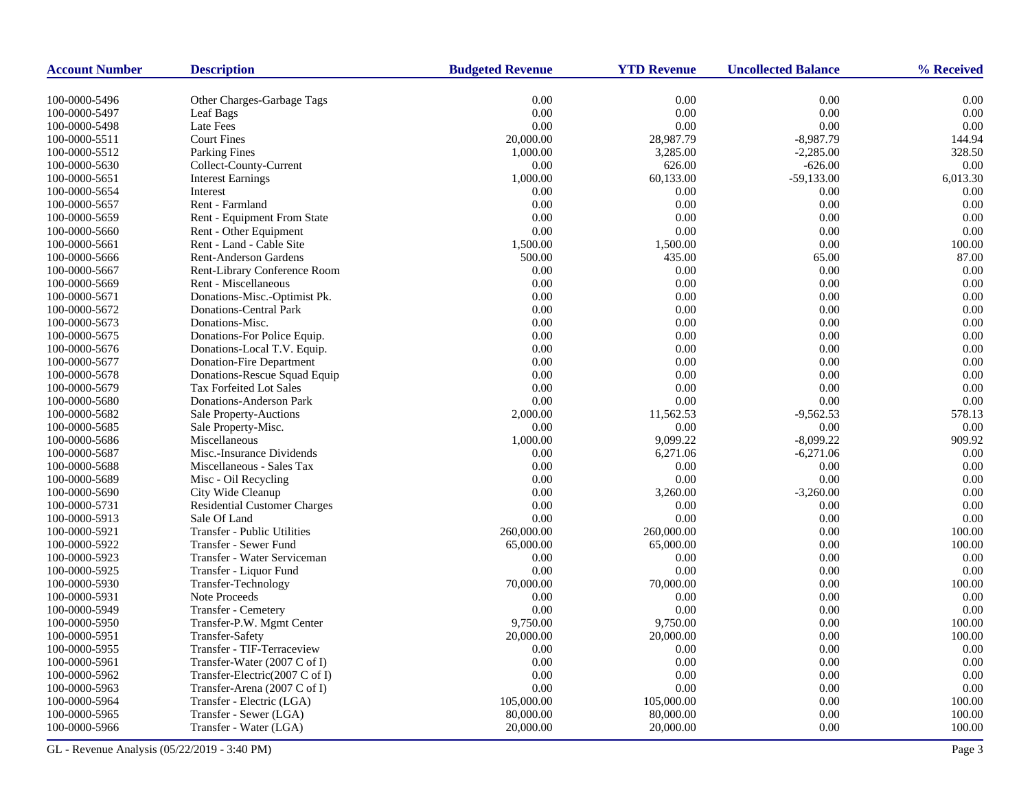| Account Number | Description | Budgeted Revenue | YTD Revenue | Uncollected Balance | % Received |
|---|---|---|---|---|---|
| 100-0000-5496 | Other Charges-Garbage Tags | 0.00 | 0.00 | 0.00 | 0.00 |
| 100-0000-5497 | Leaf Bags | 0.00 | 0.00 | 0.00 | 0.00 |
| 100-0000-5498 | Late Fees | 0.00 | 0.00 | 0.00 | 0.00 |
| 100-0000-5511 | Court Fines | 20,000.00 | 28,987.79 | -8,987.79 | 144.94 |
| 100-0000-5512 | Parking Fines | 1,000.00 | 3,285.00 | -2,285.00 | 328.50 |
| 100-0000-5630 | Collect-County-Current | 0.00 | 626.00 | -626.00 | 0.00 |
| 100-0000-5651 | Interest Earnings | 1,000.00 | 60,133.00 | -59,133.00 | 6,013.30 |
| 100-0000-5654 | Interest | 0.00 | 0.00 | 0.00 | 0.00 |
| 100-0000-5657 | Rent - Farmland | 0.00 | 0.00 | 0.00 | 0.00 |
| 100-0000-5659 | Rent - Equipment From State | 0.00 | 0.00 | 0.00 | 0.00 |
| 100-0000-5660 | Rent - Other Equipment | 0.00 | 0.00 | 0.00 | 0.00 |
| 100-0000-5661 | Rent - Land - Cable Site | 1,500.00 | 1,500.00 | 0.00 | 100.00 |
| 100-0000-5666 | Rent-Anderson Gardens | 500.00 | 435.00 | 65.00 | 87.00 |
| 100-0000-5667 | Rent-Library Conference Room | 0.00 | 0.00 | 0.00 | 0.00 |
| 100-0000-5669 | Rent - Miscellaneous | 0.00 | 0.00 | 0.00 | 0.00 |
| 100-0000-5671 | Donations-Misc.-Optimist Pk. | 0.00 | 0.00 | 0.00 | 0.00 |
| 100-0000-5672 | Donations-Central Park | 0.00 | 0.00 | 0.00 | 0.00 |
| 100-0000-5673 | Donations-Misc. | 0.00 | 0.00 | 0.00 | 0.00 |
| 100-0000-5675 | Donations-For Police Equip. | 0.00 | 0.00 | 0.00 | 0.00 |
| 100-0000-5676 | Donations-Local T.V. Equip. | 0.00 | 0.00 | 0.00 | 0.00 |
| 100-0000-5677 | Donation-Fire Department | 0.00 | 0.00 | 0.00 | 0.00 |
| 100-0000-5678 | Donations-Rescue Squad Equip | 0.00 | 0.00 | 0.00 | 0.00 |
| 100-0000-5679 | Tax Forfeited Lot Sales | 0.00 | 0.00 | 0.00 | 0.00 |
| 100-0000-5680 | Donations-Anderson Park | 0.00 | 0.00 | 0.00 | 0.00 |
| 100-0000-5682 | Sale Property-Auctions | 2,000.00 | 11,562.53 | -9,562.53 | 578.13 |
| 100-0000-5685 | Sale Property-Misc. | 0.00 | 0.00 | 0.00 | 0.00 |
| 100-0000-5686 | Miscellaneous | 1,000.00 | 9,099.22 | -8,099.22 | 909.92 |
| 100-0000-5687 | Misc.-Insurance Dividends | 0.00 | 6,271.06 | -6,271.06 | 0.00 |
| 100-0000-5688 | Miscellaneous - Sales Tax | 0.00 | 0.00 | 0.00 | 0.00 |
| 100-0000-5689 | Misc - Oil Recycling | 0.00 | 0.00 | 0.00 | 0.00 |
| 100-0000-5690 | City Wide Cleanup | 0.00 | 3,260.00 | -3,260.00 | 0.00 |
| 100-0000-5731 | Residential Customer Charges | 0.00 | 0.00 | 0.00 | 0.00 |
| 100-0000-5913 | Sale Of Land | 0.00 | 0.00 | 0.00 | 0.00 |
| 100-0000-5921 | Transfer - Public Utilities | 260,000.00 | 260,000.00 | 0.00 | 100.00 |
| 100-0000-5922 | Transfer - Sewer Fund | 65,000.00 | 65,000.00 | 0.00 | 100.00 |
| 100-0000-5923 | Transfer - Water Serviceman | 0.00 | 0.00 | 0.00 | 0.00 |
| 100-0000-5925 | Transfer - Liquor Fund | 0.00 | 0.00 | 0.00 | 0.00 |
| 100-0000-5930 | Transfer-Technology | 70,000.00 | 70,000.00 | 0.00 | 100.00 |
| 100-0000-5931 | Note Proceeds | 0.00 | 0.00 | 0.00 | 0.00 |
| 100-0000-5949 | Transfer - Cemetery | 0.00 | 0.00 | 0.00 | 0.00 |
| 100-0000-5950 | Transfer-P.W. Mgmt Center | 9,750.00 | 9,750.00 | 0.00 | 100.00 |
| 100-0000-5951 | Transfer-Safety | 20,000.00 | 20,000.00 | 0.00 | 100.00 |
| 100-0000-5955 | Transfer - TIF-Terraceview | 0.00 | 0.00 | 0.00 | 0.00 |
| 100-0000-5961 | Transfer-Water (2007 C of I) | 0.00 | 0.00 | 0.00 | 0.00 |
| 100-0000-5962 | Transfer-Electric(2007 C of I) | 0.00 | 0.00 | 0.00 | 0.00 |
| 100-0000-5963 | Transfer-Arena (2007 C of I) | 0.00 | 0.00 | 0.00 | 0.00 |
| 100-0000-5964 | Transfer - Electric (LGA) | 105,000.00 | 105,000.00 | 0.00 | 100.00 |
| 100-0000-5965 | Transfer - Sewer (LGA) | 80,000.00 | 80,000.00 | 0.00 | 100.00 |
| 100-0000-5966 | Transfer - Water (LGA) | 20,000.00 | 20,000.00 | 0.00 | 100.00 |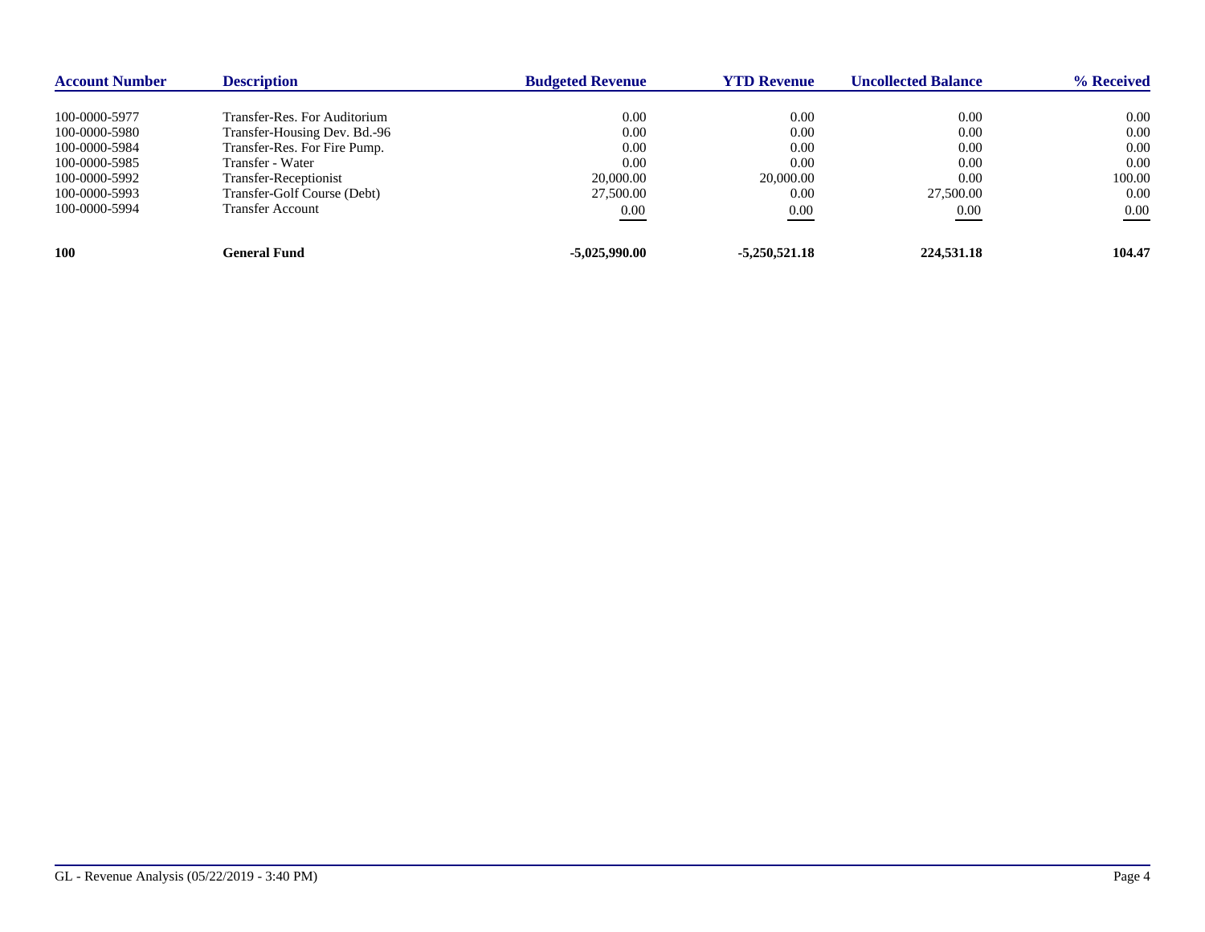| Account Number | Description | Budgeted Revenue | YTD Revenue | Uncollected Balance | % Received |
|---|---|---|---|---|---|
| 100-0000-5977 | Transfer-Res. For Auditorium | 0.00 | 0.00 | 0.00 | 0.00 |
| 100-0000-5980 | Transfer-Housing Dev. Bd.-96 | 0.00 | 0.00 | 0.00 | 0.00 |
| 100-0000-5984 | Transfer-Res. For Fire Pump. | 0.00 | 0.00 | 0.00 | 0.00 |
| 100-0000-5985 | Transfer - Water | 0.00 | 0.00 | 0.00 | 0.00 |
| 100-0000-5992 | Transfer-Receptionist | 20,000.00 | 20,000.00 | 0.00 | 100.00 |
| 100-0000-5993 | Transfer-Golf Course (Debt) | 27,500.00 | 0.00 | 27,500.00 | 0.00 |
| 100-0000-5994 | Transfer Account | 0.00 | 0.00 | 0.00 | 0.00 |
| **100** | **General Fund** | **-5,025,990.00** | **-5,250,521.18** | **224,531.18** | **104.47** |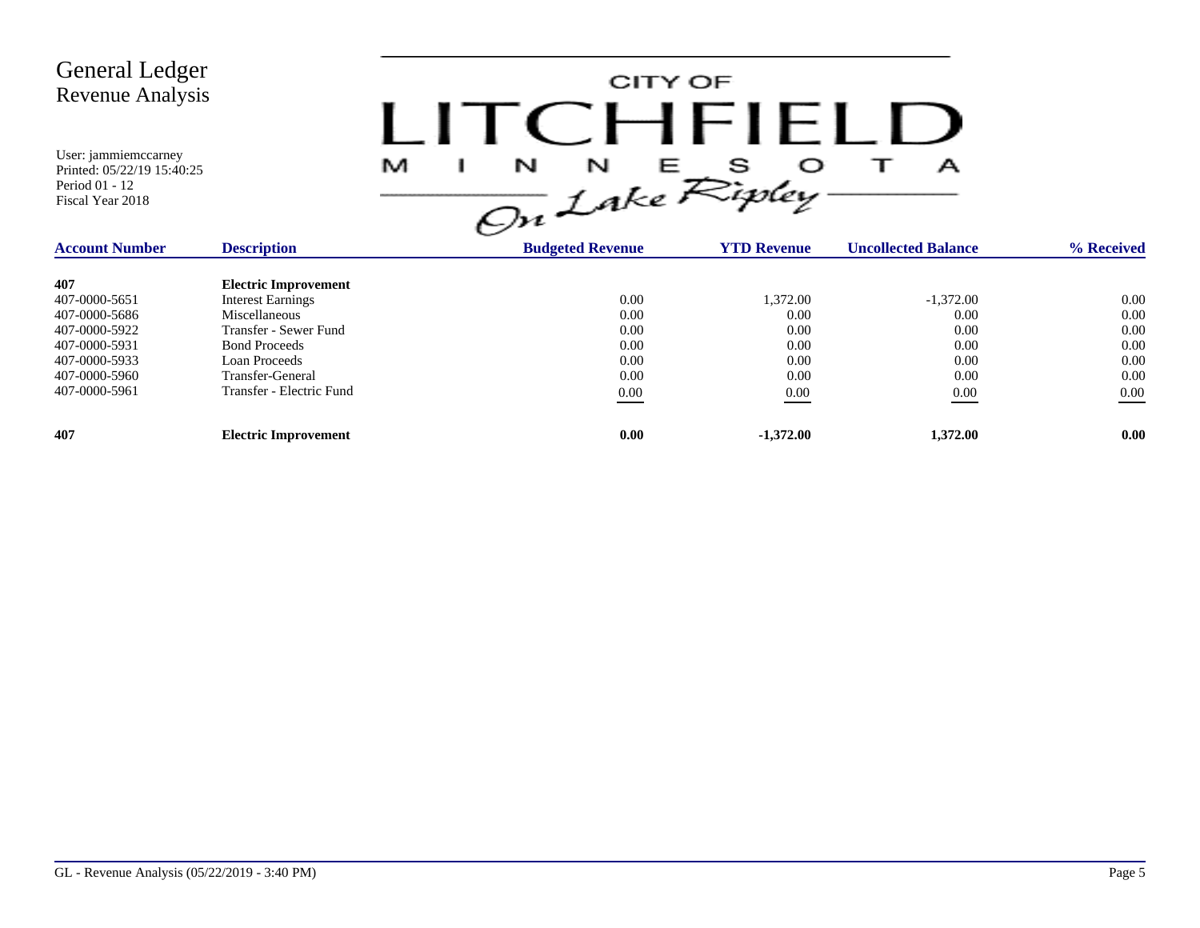# General Ledger
## Revenue Analysis

User: jammiemccarney
Printed: 05/22/19 15:40:25
Period 01 - 12
Fiscal Year 2018

CITY OF LITCHFIELD MINNESOTA On Lake Ripley

| Account Number | Description | Budgeted Revenue | YTD Revenue | Uncollected Balance | % Received |
|---|---|---|---|---|---|
| **407** | **Electric Improvement** | | | | |
| 407-0000-5651 | Interest Earnings | 0.00 | 1,372.00 | -1,372.00 | 0.00 |
| 407-0000-5686 | Miscellaneous | 0.00 | 0.00 | 0.00 | 0.00 |
| 407-0000-5922 | Transfer - Sewer Fund | 0.00 | 0.00 | 0.00 | 0.00 |
| 407-0000-5931 | Bond Proceeds | 0.00 | 0.00 | 0.00 | 0.00 |
| 407-0000-5933 | Loan Proceeds | 0.00 | 0.00 | 0.00 | 0.00 |
| 407-0000-5960 | Transfer-General | 0.00 | 0.00 | 0.00 | 0.00 |
| 407-0000-5961 | Transfer - Electric Fund | 0.00 | 0.00 | 0.00 | 0.00 |
| **407** | **Electric Improvement** | **0.00** | **-1,372.00** | **1,372.00** | **0.00** |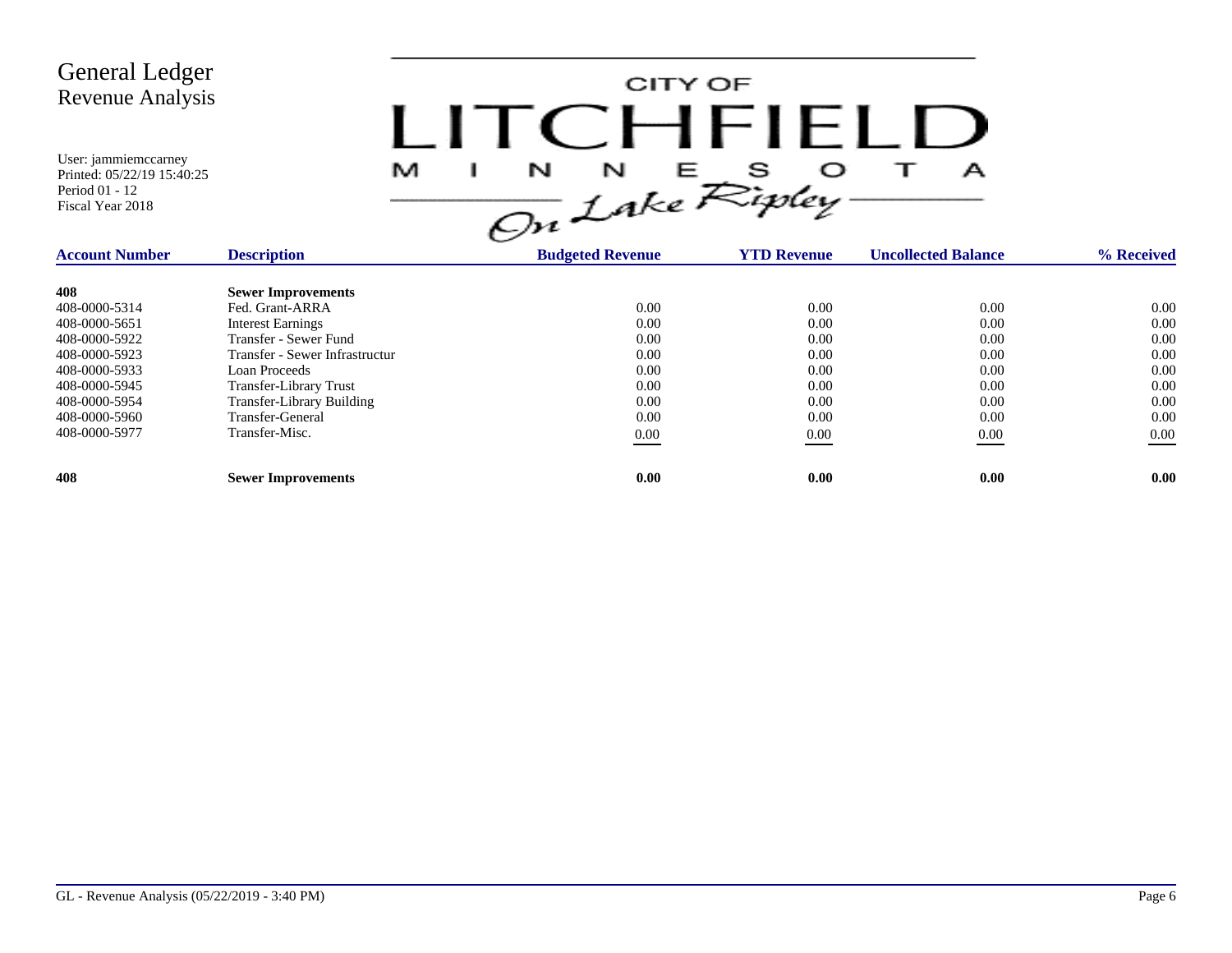# General Ledger
## Revenue Analysis

User: jammiemccarney
Printed: 05/22/19 15:40:25
Period 01 - 12
Fiscal Year 2018

CITY OF LITCHFIELD MINNESOTA *On Lake Ripley*

| Account Number | Description | Budgeted Revenue | YTD Revenue | Uncollected Balance | % Received |
|---|---|---|---|---|---|
| **408** | **Sewer Improvements** | | | | |
| 408-0000-5314 | Fed. Grant-ARRA | 0.00 | 0.00 | 0.00 | 0.00 |
| 408-0000-5651 | Interest Earnings | 0.00 | 0.00 | 0.00 | 0.00 |
| 408-0000-5922 | Transfer - Sewer Fund | 0.00 | 0.00 | 0.00 | 0.00 |
| 408-0000-5923 | Transfer - Sewer Infrastructur | 0.00 | 0.00 | 0.00 | 0.00 |
| 408-0000-5933 | Loan Proceeds | 0.00 | 0.00 | 0.00 | 0.00 |
| 408-0000-5945 | Transfer-Library Trust | 0.00 | 0.00 | 0.00 | 0.00 |
| 408-0000-5954 | Transfer-Library Building | 0.00 | 0.00 | 0.00 | 0.00 |
| 408-0000-5960 | Transfer-General | 0.00 | 0.00 | 0.00 | 0.00 |
| 408-0000-5977 | Transfer-Misc. | 0.00 | 0.00 | 0.00 | 0.00 |
| **408** | **Sewer Improvements** | **0.00** | **0.00** | **0.00** | **0.00** |

GL - Revenue Analysis (05/22/2019 - 3:40 PM)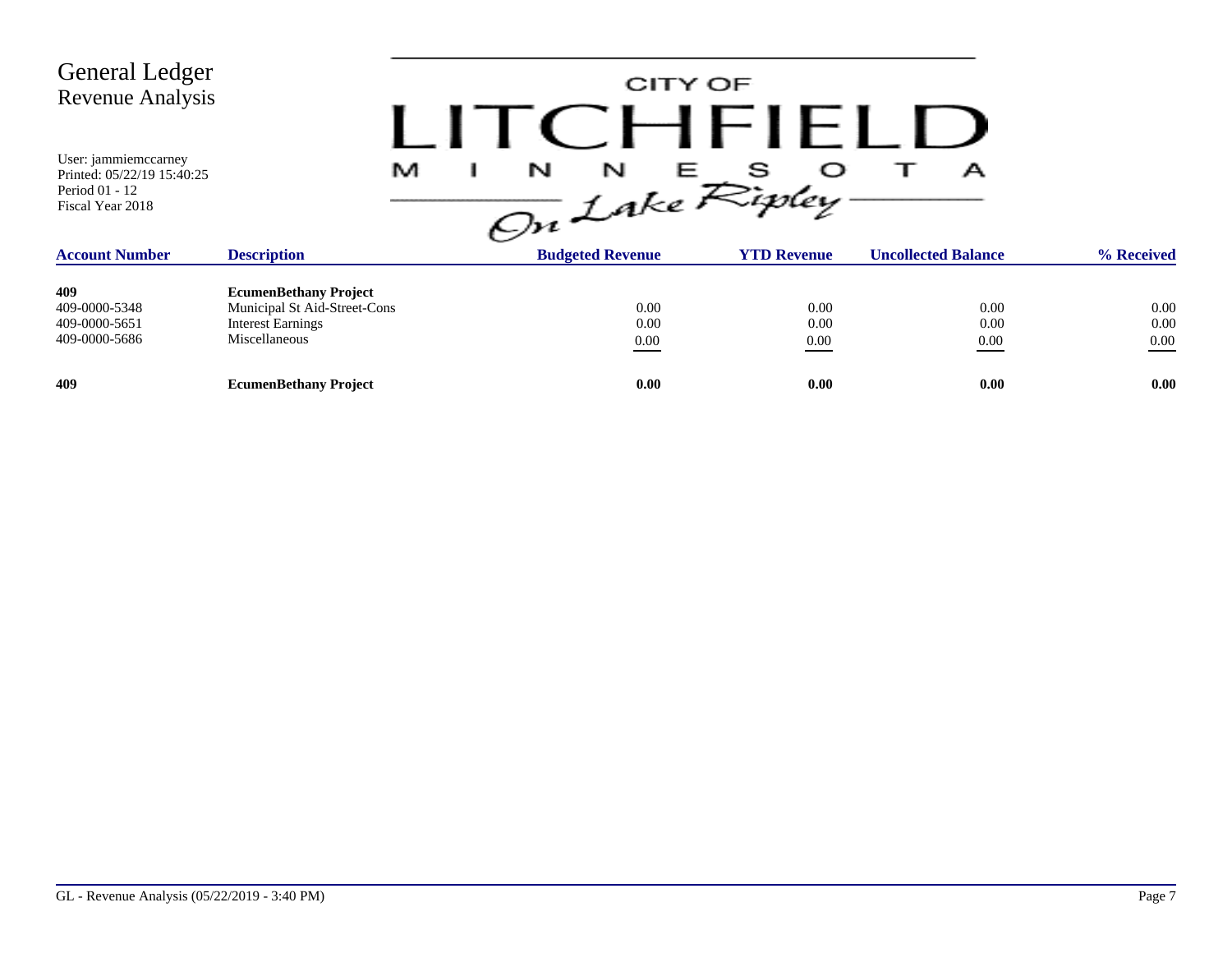# General Ledger
## Revenue Analysis

User: jammiemccarney
Printed: 05/22/19 15:40:25
Period 01 - 12
Fiscal Year 2018

CITY OF LITCHFIELD MINNESOTA On Lake Ripley

| Account Number | Description | Budgeted Revenue | YTD Revenue | Uncollected Balance | % Received |
|---|---|---|---|---|---|
| **409** | **EcumenBethany Project** | | | | |
| 409-0000-5348 | Municipal St Aid-Street-Cons | 0.00 | 0.00 | 0.00 | 0.00 |
| 409-0000-5651 | Interest Earnings | 0.00 | 0.00 | 0.00 | 0.00 |
| 409-0000-5686 | Miscellaneous | 0.00 | 0.00 | 0.00 | 0.00 |
| **409** | **EcumenBethany Project** | **0.00** | **0.00** | **0.00** | **0.00** |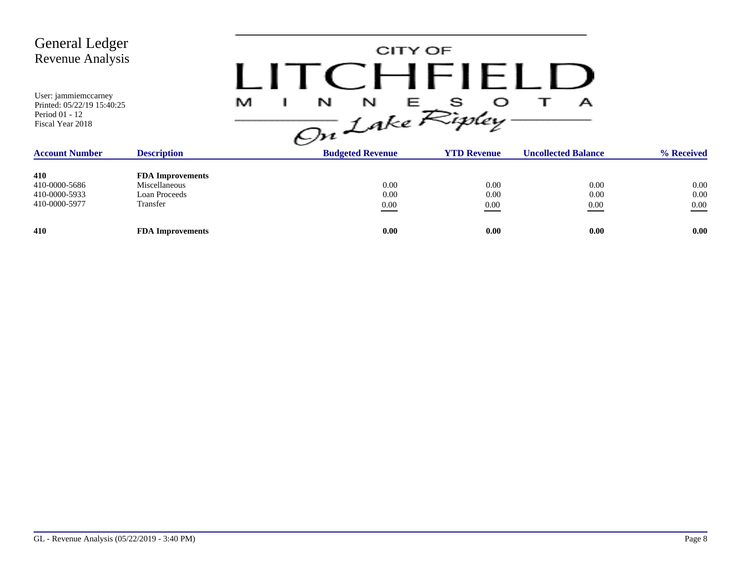# General Ledger
## Revenue Analysis

User: jammiemccarney
Printed: 05/22/19 15:40:25
Period 01 - 12
Fiscal Year 2018

CITY OF LITCHFIELD MINNESOTA On Lake Ripley

| Account Number | Description | Budgeted Revenue | YTD Revenue | Uncollected Balance | % Received |
|---|---|---|---|---|---|
| **410** | **FDA Improvements** | | | | |
| 410-0000-5686 | Miscellaneous | 0.00 | 0.00 | 0.00 | 0.00 |
| 410-0000-5933 | Loan Proceeds | 0.00 | 0.00 | 0.00 | 0.00 |
| 410-0000-5977 | Transfer | 0.00 | 0.00 | 0.00 | 0.00 |
| **410** | **FDA Improvements** | **0.00** | **0.00** | **0.00** | **0.00** |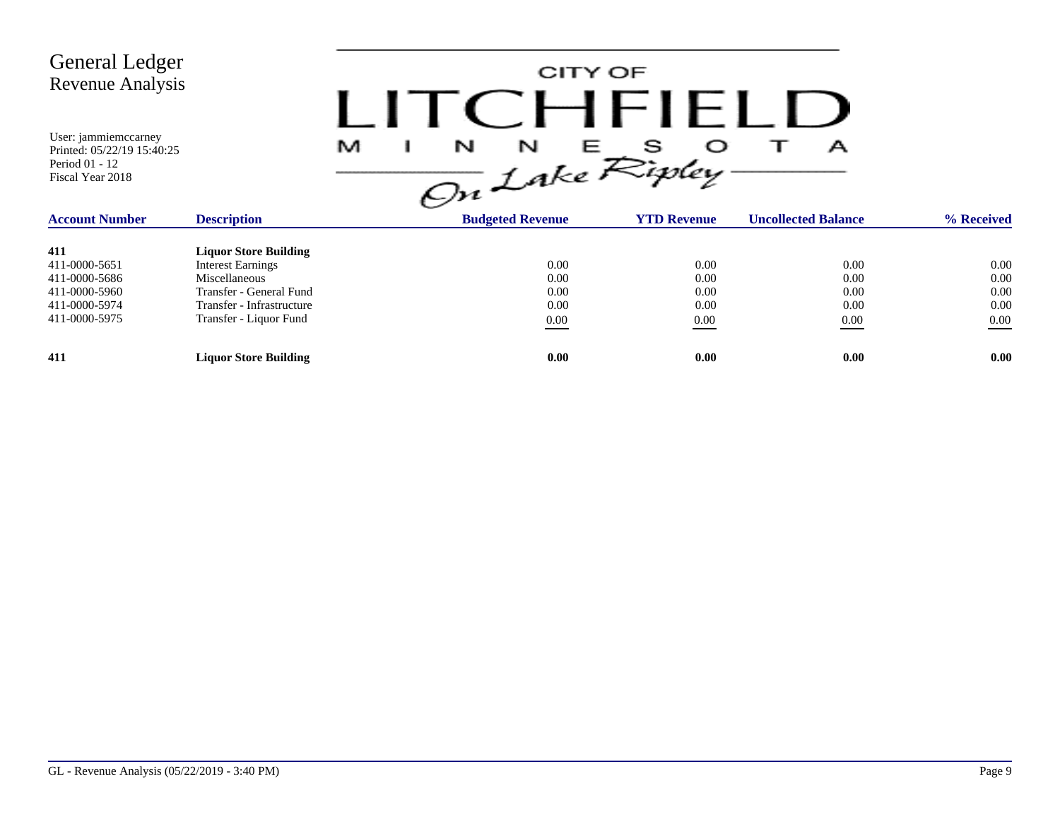# General Ledger
## Revenue Analysis

User: jammiemccarney
Printed: 05/22/19 15:40:25
Period 01 - 12
Fiscal Year 2018

CITY OF LITCHFIELD MINNESOTA On Lake Ripley

| Account Number | Description | Budgeted Revenue | YTD Revenue | Uncollected Balance | % Received |
|---|---|---|---|---|---|
| **411** | **Liquor Store Building** | | | | |
| 411-0000-5651 | Interest Earnings | 0.00 | 0.00 | 0.00 | 0.00 |
| 411-0000-5686 | Miscellaneous | 0.00 | 0.00 | 0.00 | 0.00 |
| 411-0000-5960 | Transfer - General Fund | 0.00 | 0.00 | 0.00 | 0.00 |
| 411-0000-5974 | Transfer - Infrastructure | 0.00 | 0.00 | 0.00 | 0.00 |
| 411-0000-5975 | Transfer - Liquor Fund | 0.00 | 0.00 | 0.00 | 0.00 |
| **411** | **Liquor Store Building** | **0.00** | **0.00** | **0.00** | **0.00** |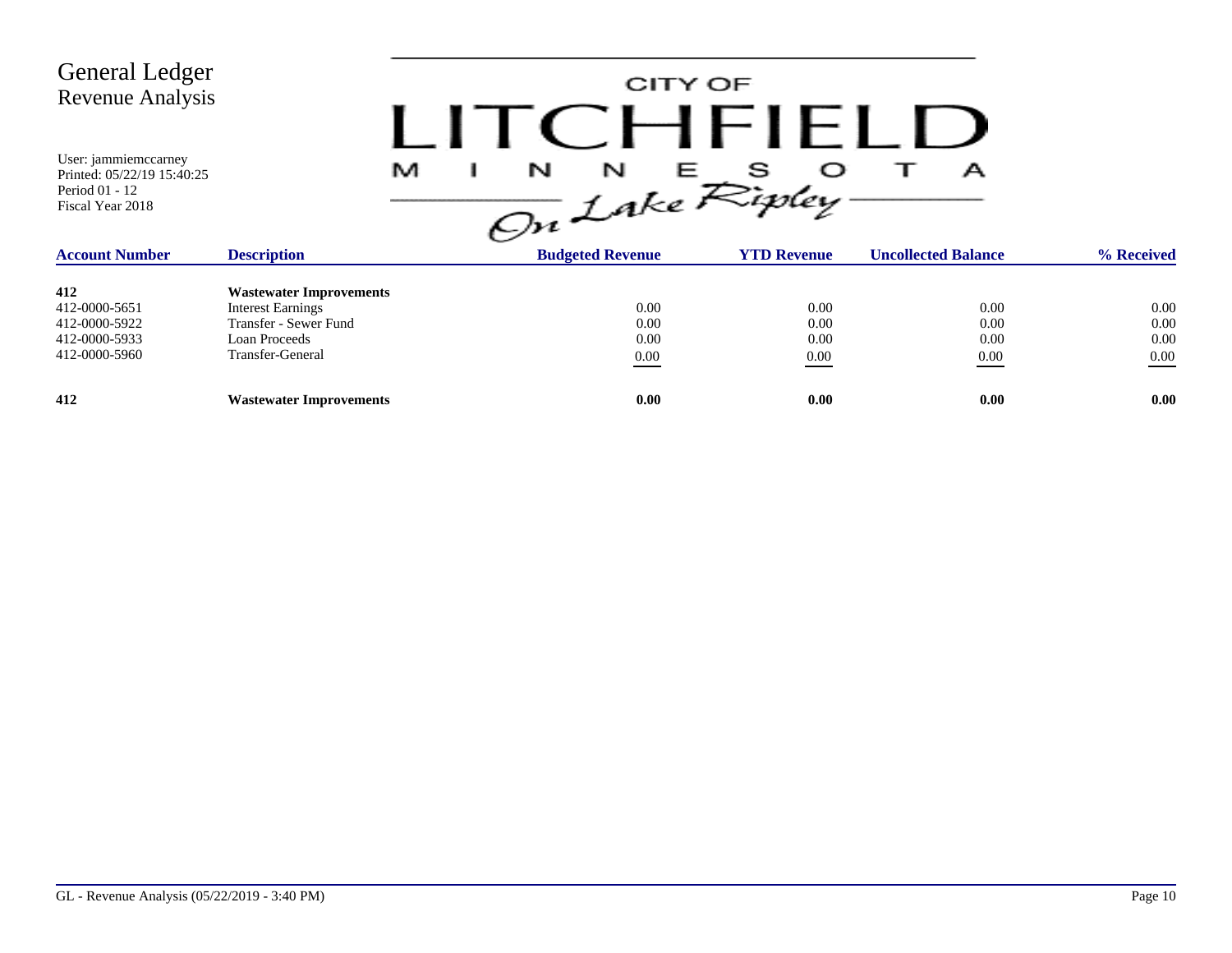# General Ledger
## Revenue Analysis

User: jammiemccarney
Printed: 05/22/19 15:40:25
Period 01 - 12
Fiscal Year 2018

CITY OF LITCHFIELD MINNESOTA On Lake Ripley

| Account Number | Description | Budgeted Revenue | YTD Revenue | Uncollected Balance | % Received |
|---|---|---|---|---|---|
| **412** | **Wastewater Improvements** | | | | |
| 412-0000-5651 | Interest Earnings | 0.00 | 0.00 | 0.00 | 0.00 |
| 412-0000-5922 | Transfer - Sewer Fund | 0.00 | 0.00 | 0.00 | 0.00 |
| 412-0000-5933 | Loan Proceeds | 0.00 | 0.00 | 0.00 | 0.00 |
| 412-0000-5960 | Transfer-General | 0.00 | 0.00 | 0.00 | 0.00 |
| **412** | **Wastewater Improvements** | **0.00** | **0.00** | **0.00** | **0.00** |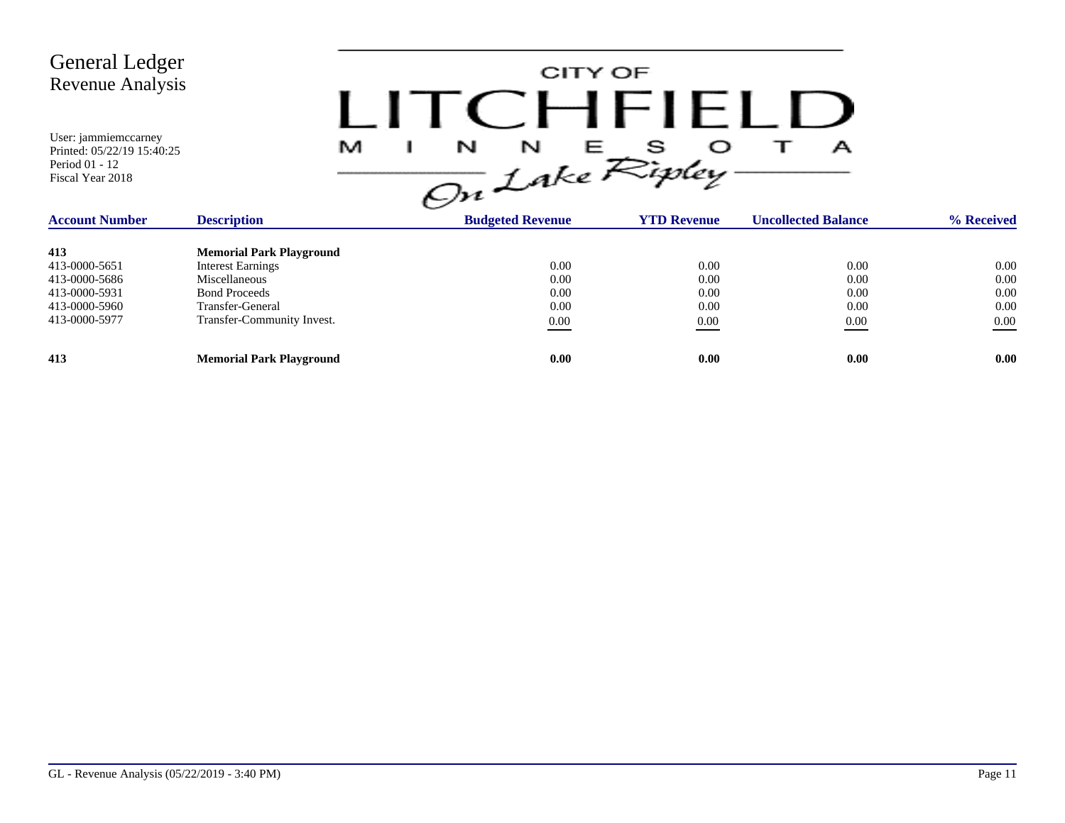# General Ledger
## Revenue Analysis

User: jammiemccarney
Printed: 05/22/19 15:40:25
Period 01 - 12
Fiscal Year 2018

CITY OF LITCHFIELD MINNESOTA On Lake Ripley

| Account Number | Description | Budgeted Revenue | YTD Revenue | Uncollected Balance | % Received |
|---|---|---|---|---|---|
| **413** | **Memorial Park Playground** | | | | |
| 413-0000-5651 | Interest Earnings | 0.00 | 0.00 | 0.00 | 0.00 |
| 413-0000-5686 | Miscellaneous | 0.00 | 0.00 | 0.00 | 0.00 |
| 413-0000-5931 | Bond Proceeds | 0.00 | 0.00 | 0.00 | 0.00 |
| 413-0000-5960 | Transfer-General | 0.00 | 0.00 | 0.00 | 0.00 |
| 413-0000-5977 | Transfer-Community Invest. | 0.00 | 0.00 | 0.00 | 0.00 |
| **413** | **Memorial Park Playground** | **0.00** | **0.00** | **0.00** | **0.00** |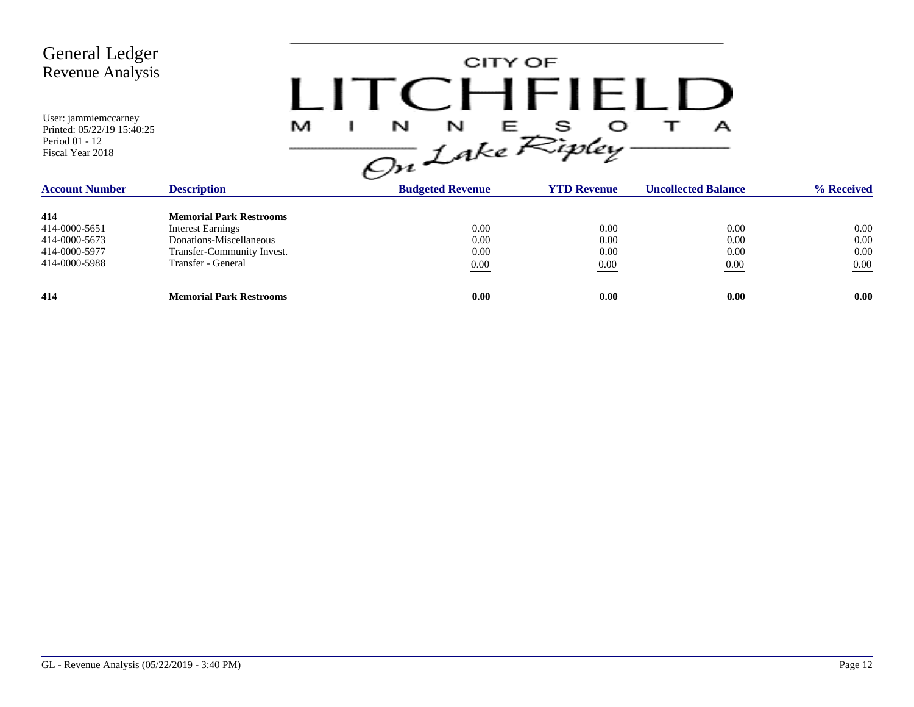# General Ledger
## Revenue Analysis

User: jammiemccarney
Printed: 05/22/19 15:40:25
Period 01 - 12
Fiscal Year 2018

CITY OF LITCHFIELD MINNESOTA *On Lake Ripley*

| Account Number | Description | Budgeted Revenue | YTD Revenue | Uncollected Balance | % Received |
|---|---|---|---|---|---|
| **414** | **Memorial Park Restrooms** | | | | |
| 414-0000-5651 | Interest Earnings | 0.00 | 0.00 | 0.00 | 0.00 |
| 414-0000-5673 | Donations-Miscellaneous | 0.00 | 0.00 | 0.00 | 0.00 |
| 414-0000-5977 | Transfer-Community Invest. | 0.00 | 0.00 | 0.00 | 0.00 |
| 414-0000-5988 | Transfer - General | 0.00 | 0.00 | 0.00 | 0.00 |
| **414** | **Memorial Park Restrooms** | **0.00** | **0.00** | **0.00** | **0.00** |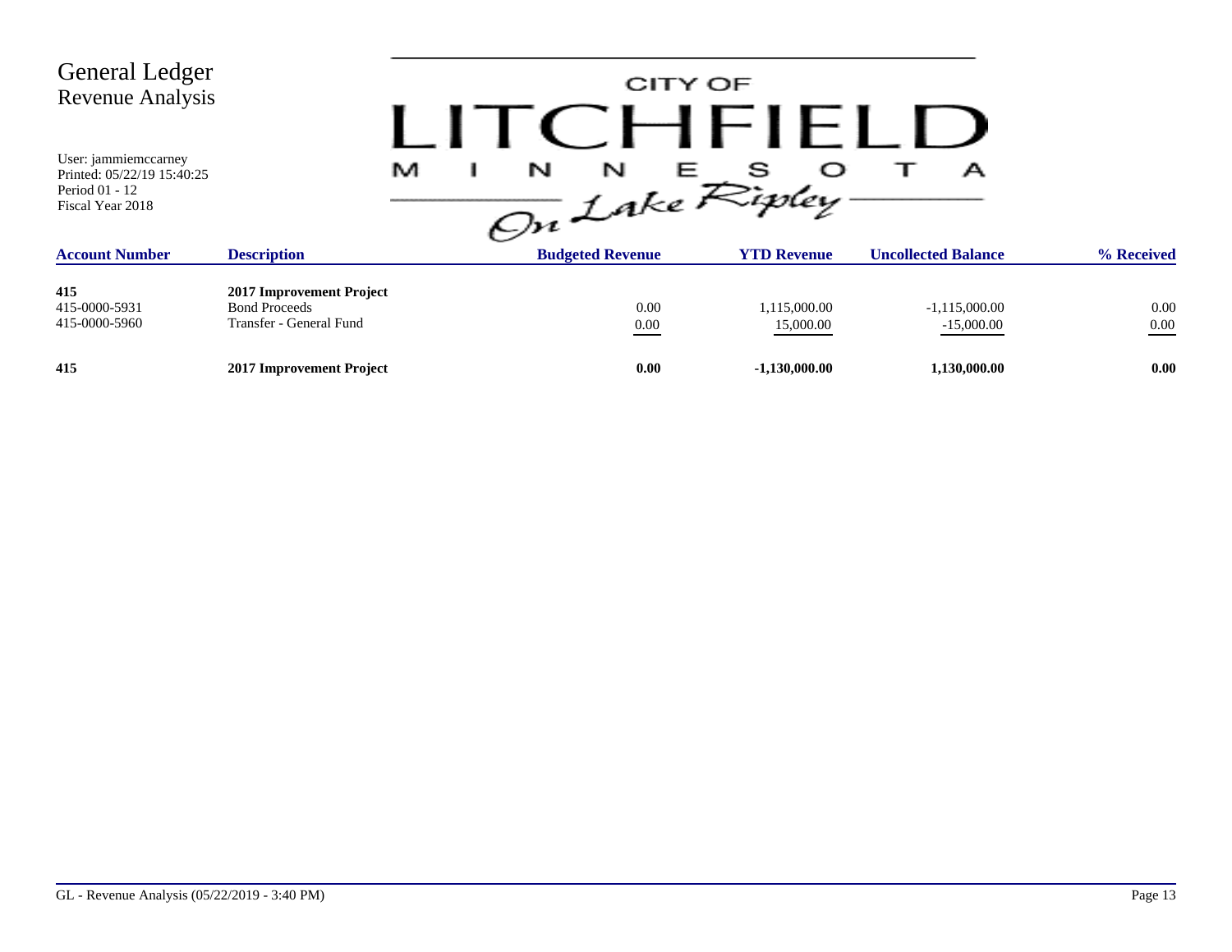# General Ledger
## Revenue Analysis

User: jammiemccarney
Printed: 05/22/19 15:40:25
Period 01 - 12
Fiscal Year 2018

CITY OF LITCHFIELD MINNESOTA On Lake Ripley

| Account Number | Description | Budgeted Revenue | YTD Revenue | Uncollected Balance | % Received |
|---|---|---|---|---|---|
| **415** | **2017 Improvement Project** | | | | |
| 415-0000-5931 | Bond Proceeds | 0.00 | 1,115,000.00 | -1,115,000.00 | 0.00 |
| 415-0000-5960 | Transfer - General Fund | 0.00 | 15,000.00 | -15,000.00 | 0.00 |
| **415** | **2017 Improvement Project** | **0.00** | **-1,130,000.00** | **1,130,000.00** | **0.00** |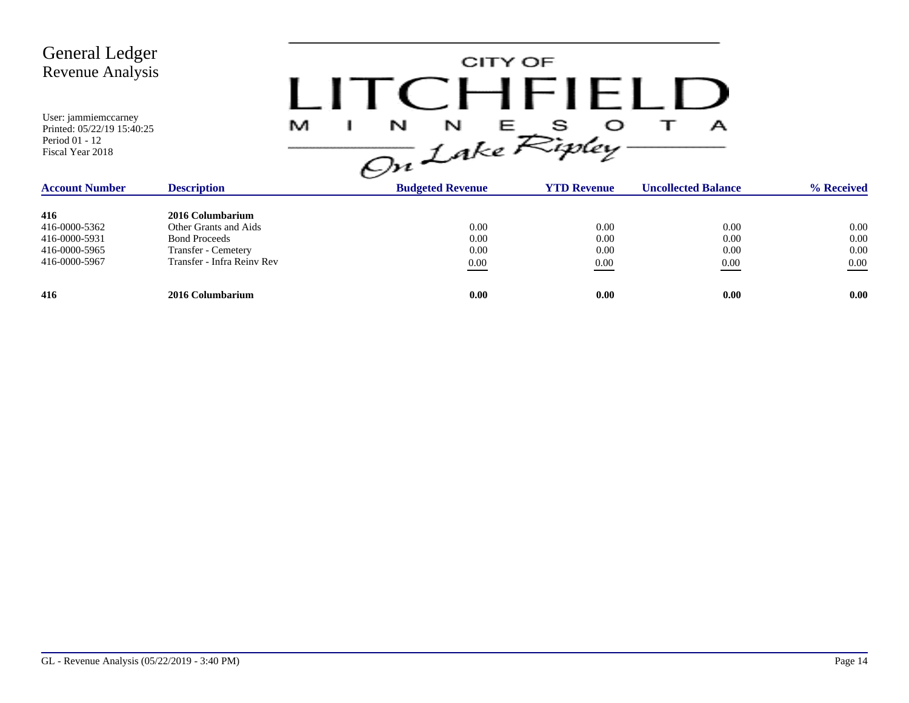# General Ledger
## Revenue Analysis

User: jammiemccarney
Printed: 05/22/19 15:40:25
Period 01 - 12
Fiscal Year 2018

CITY OF LITCHFIELD MINNESOTA *On Lake Ripley*

| Account Number | Description | Budgeted Revenue | YTD Revenue | Uncollected Balance | % Received |
|---|---|---|---|---|---|
| **416** | **2016 Columbarium** | | | | |
| 416-0000-5362 | Other Grants and Aids | 0.00 | 0.00 | 0.00 | 0.00 |
| 416-0000-5931 | Bond Proceeds | 0.00 | 0.00 | 0.00 | 0.00 |
| 416-0000-5965 | Transfer - Cemetery | 0.00 | 0.00 | 0.00 | 0.00 |
| 416-0000-5967 | Transfer - Infra Reinv Rev | 0.00 | 0.00 | 0.00 | 0.00 |
| **416** | **2016 Columbarium** | **0.00** | **0.00** | **0.00** | **0.00** |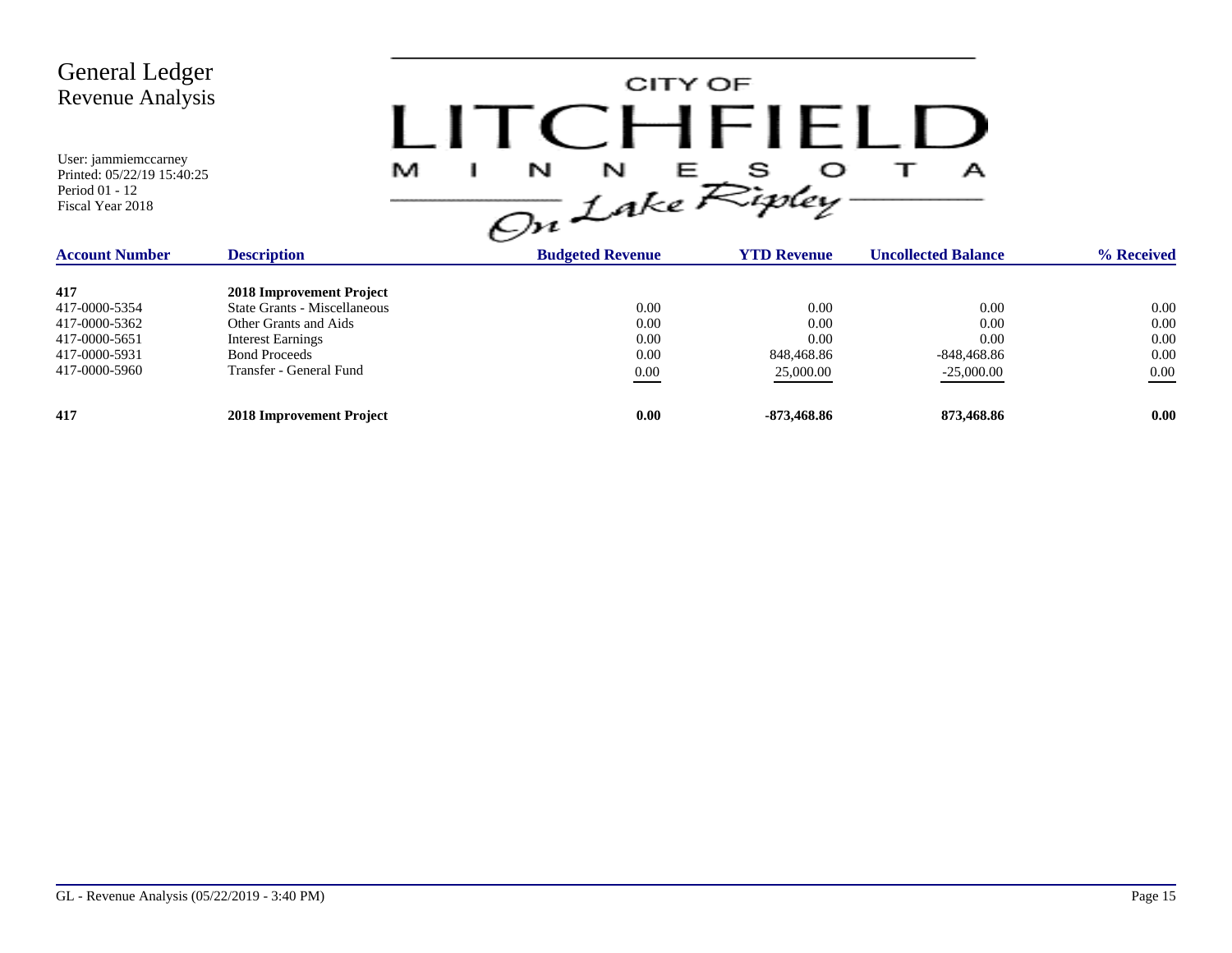# General Ledger
## Revenue Analysis

User: jammiemccarney
Printed: 05/22/19 15:40:25
Period 01 - 12
Fiscal Year 2018

CITY OF LITCHFIELD MINNESOTA On Lake Ripley

| Account Number | Description | Budgeted Revenue | YTD Revenue | Uncollected Balance | % Received |
|---|---|---|---|---|---|
| **417** | **2018 Improvement Project** | | | | |
| 417-0000-5354 | State Grants - Miscellaneous | 0.00 | 0.00 | 0.00 | 0.00 |
| 417-0000-5362 | Other Grants and Aids | 0.00 | 0.00 | 0.00 | 0.00 |
| 417-0000-5651 | Interest Earnings | 0.00 | 0.00 | 0.00 | 0.00 |
| 417-0000-5931 | Bond Proceeds | 0.00 | 848,468.86 | -848,468.86 | 0.00 |
| 417-0000-5960 | Transfer - General Fund | 0.00 | 25,000.00 | -25,000.00 | 0.00 |
| **417** | **2018 Improvement Project** | **0.00** | **-873,468.86** | **873,468.86** | **0.00** |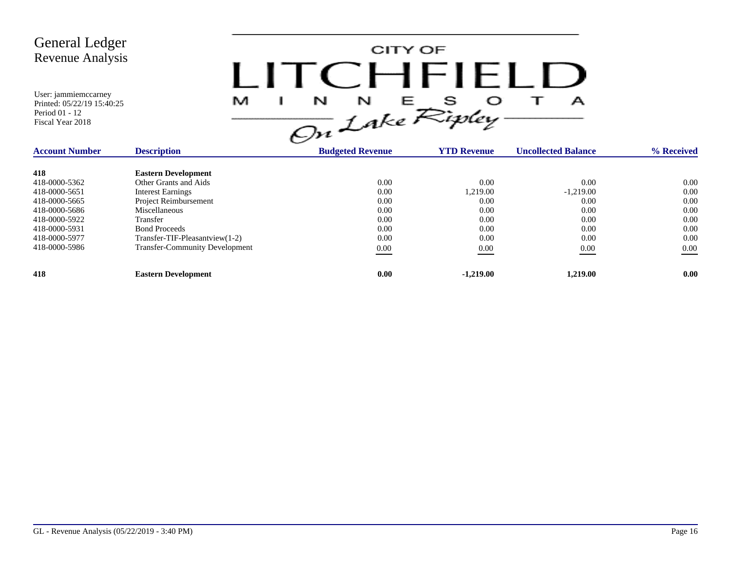# General Ledger
## Revenue Analysis

User: jammiemccarney
Printed: 05/22/19 15:40:25
Period 01 - 12
Fiscal Year 2018

CITY OF LITCHFIELD MINNESOTA On Lake Ripley

| Account Number | Description | Budgeted Revenue | YTD Revenue | Uncollected Balance | % Received |
|---|---|---|---|---|---|
| **418** | **Eastern Development** | | | | |
| 418-0000-5362 | Other Grants and Aids | 0.00 | 0.00 | 0.00 | 0.00 |
| 418-0000-5651 | Interest Earnings | 0.00 | 1,219.00 | -1,219.00 | 0.00 |
| 418-0000-5665 | Project Reimbursement | 0.00 | 0.00 | 0.00 | 0.00 |
| 418-0000-5686 | Miscellaneous | 0.00 | 0.00 | 0.00 | 0.00 |
| 418-0000-5922 | Transfer | 0.00 | 0.00 | 0.00 | 0.00 |
| 418-0000-5931 | Bond Proceeds | 0.00 | 0.00 | 0.00 | 0.00 |
| 418-0000-5977 | Transfer-TIF-Pleasantview(1-2) | 0.00 | 0.00 | 0.00 | 0.00 |
| 418-0000-5986 | Transfer-Community Development | 0.00 | 0.00 | 0.00 | 0.00 |
| **418** | **Eastern Development** | **0.00** | **-1,219.00** | **1,219.00** | **0.00** |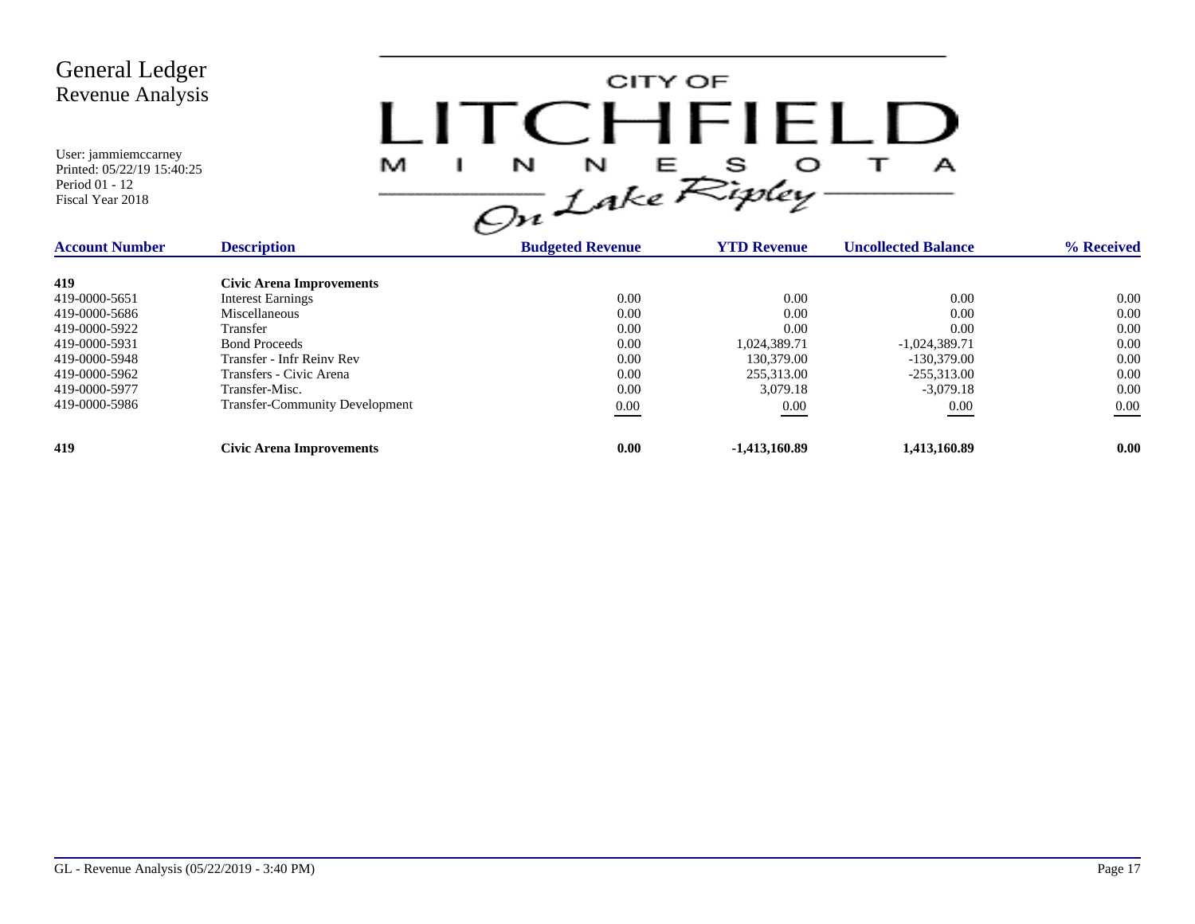# General Ledger
## Revenue Analysis

User: jammiemccarney
Printed: 05/22/19 15:40:25
Period 01 - 12
Fiscal Year 2018

CITY OF LITCHFIELD MINNESOTA
On Lake Ripley

| Account Number | Description | Budgeted Revenue | YTD Revenue | Uncollected Balance | % Received |
|---|---|---|---|---|---|
| **419** | **Civic Arena Improvements** | | | | |
| 419-0000-5651 | Interest Earnings | 0.00 | 0.00 | 0.00 | 0.00 |
| 419-0000-5686 | Miscellaneous | 0.00 | 0.00 | 0.00 | 0.00 |
| 419-0000-5922 | Transfer | 0.00 | 0.00 | 0.00 | 0.00 |
| 419-0000-5931 | Bond Proceeds | 0.00 | 1,024,389.71 | -1,024,389.71 | 0.00 |
| 419-0000-5948 | Transfer - Infr Reinv Rev | 0.00 | 130,379.00 | -130,379.00 | 0.00 |
| 419-0000-5962 | Transfers - Civic Arena | 0.00 | 255,313.00 | -255,313.00 | 0.00 |
| 419-0000-5977 | Transfer-Misc. | 0.00 | 3,079.18 | -3,079.18 | 0.00 |
| 419-0000-5986 | Transfer-Community Development | 0.00 | 0.00 | 0.00 | 0.00 |
| **419** | **Civic Arena Improvements** | **0.00** | **-1,413,160.89** | **1,413,160.89** | **0.00** |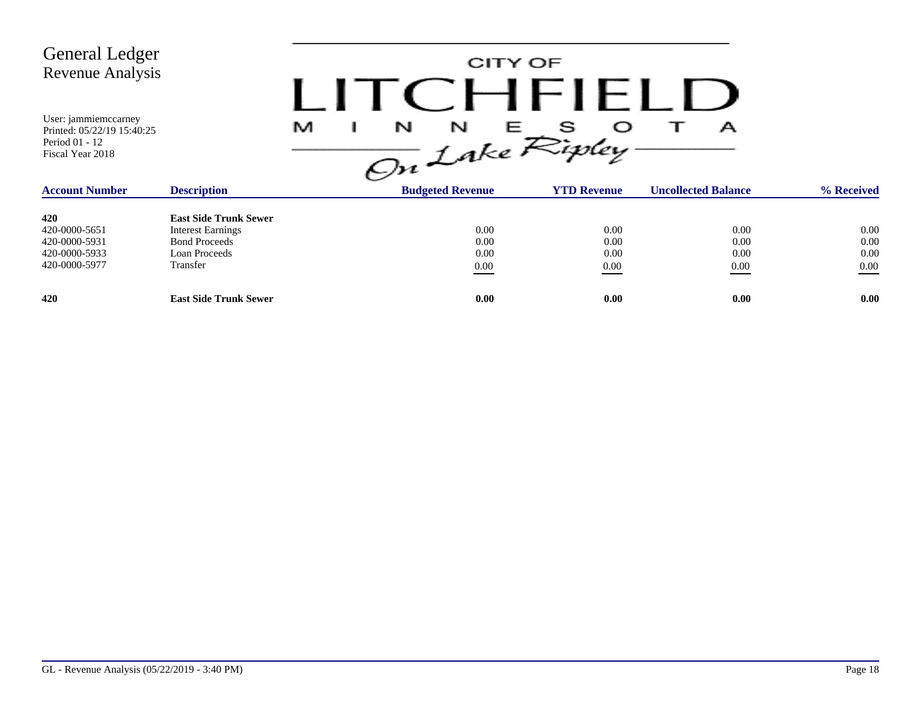# General Ledger
## Revenue Analysis

User: jammiemccarney
Printed: 05/22/19 15:40:25
Period 01 - 12
Fiscal Year 2018

CITY OF LITCHFIELD MINNESOTA On Lake Ripley

| Account Number | Description | Budgeted Revenue | YTD Revenue | Uncollected Balance | % Received |
|---|---|---|---|---|---|
| **420** | **East Side Trunk Sewer** | | | | |
| 420-0000-5651 | Interest Earnings | 0.00 | 0.00 | 0.00 | 0.00 |
| 420-0000-5931 | Bond Proceeds | 0.00 | 0.00 | 0.00 | 0.00 |
| 420-0000-5933 | Loan Proceeds | 0.00 | 0.00 | 0.00 | 0.00 |
| 420-0000-5977 | Transfer | 0.00 | 0.00 | 0.00 | 0.00 |
| **420** | **East Side Trunk Sewer** | **0.00** | **0.00** | **0.00** | **0.00** |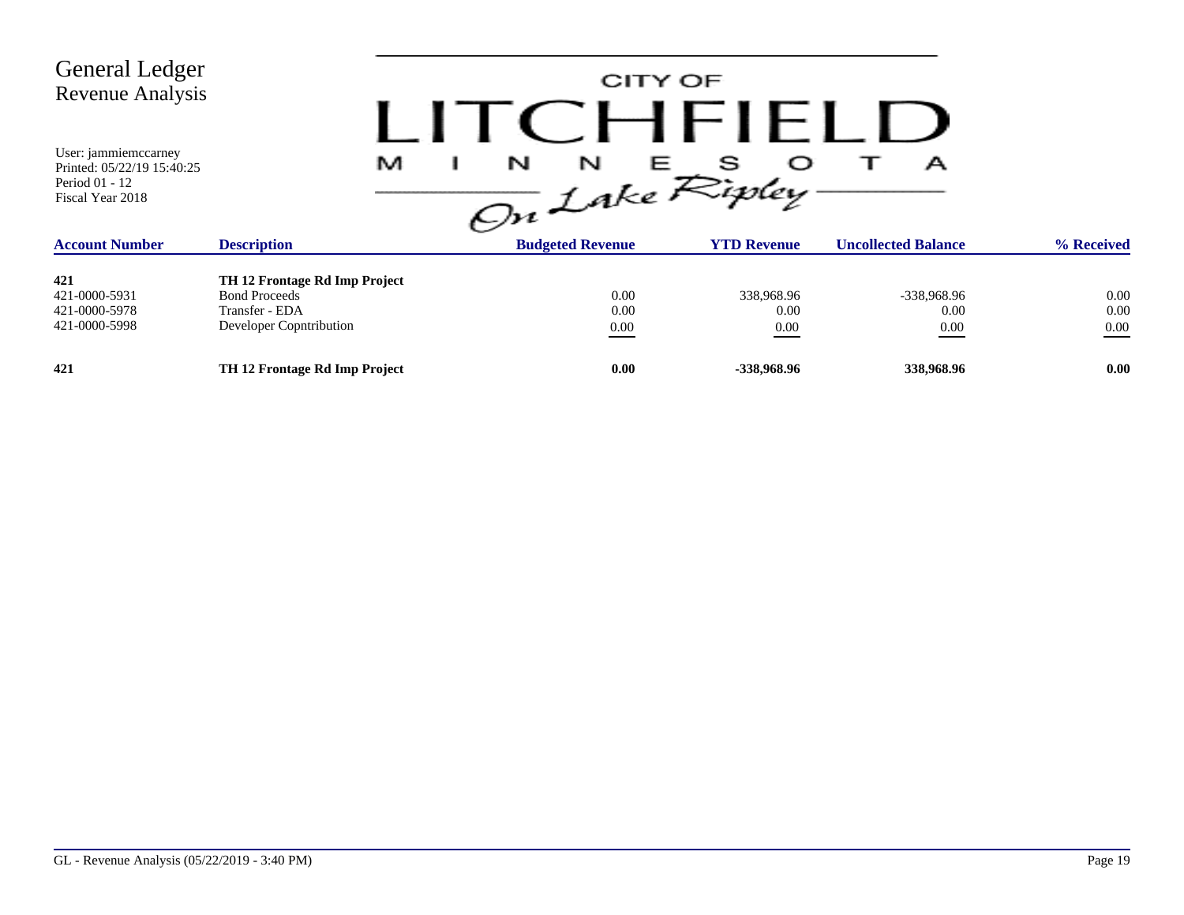# General Ledger
## Revenue Analysis

User: jammiemccarney
Printed: 05/22/19 15:40:25
Period 01 - 12
Fiscal Year 2018

CITY OF LITCHFIELD MINNESOTA On Lake Ripley

| Account Number | Description | Budgeted Revenue | YTD Revenue | Uncollected Balance | % Received |
|---|---|---|---|---|---|
| **421** | **TH 12 Frontage Rd Imp Project** | | | | |
| 421-0000-5931 | Bond Proceeds | 0.00 | 338,968.96 | -338,968.96 | 0.00 |
| 421-0000-5978 | Transfer - EDA | 0.00 | 0.00 | 0.00 | 0.00 |
| 421-0000-5998 | Developer Copntribution | 0.00 | 0.00 | 0.00 | 0.00 |
| **421** | **TH 12 Frontage Rd Imp Project** | **0.00** | **-338,968.96** | **338,968.96** | **0.00** |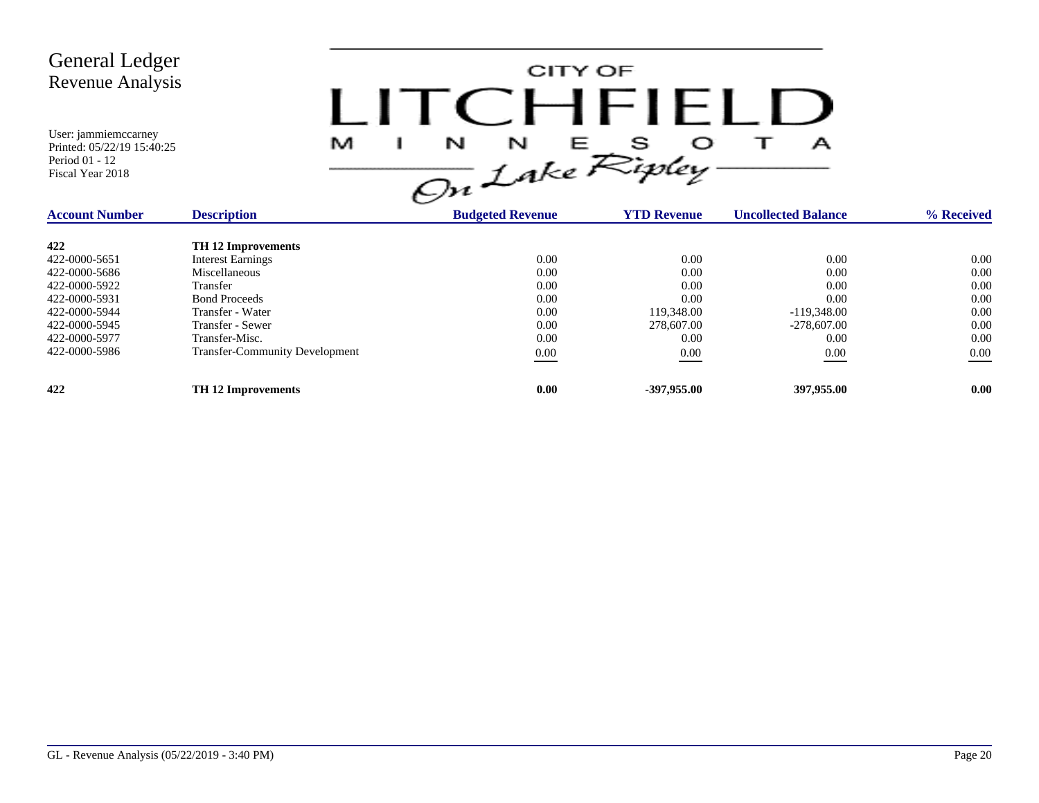# General Ledger
## Revenue Analysis

User: jammiemccarney
Printed: 05/22/19 15:40:25
Period 01 - 12
Fiscal Year 2018

CITY OF LITCHFIELD MINNESOTA *On Lake Ripley*

| Account Number | Description | Budgeted Revenue | YTD Revenue | Uncollected Balance | % Received |
|---|---|---|---|---|---|
| **422** | **TH 12 Improvements** | | | | |
| 422-0000-5651 | Interest Earnings | 0.00 | 0.00 | 0.00 | 0.00 |
| 422-0000-5686 | Miscellaneous | 0.00 | 0.00 | 0.00 | 0.00 |
| 422-0000-5922 | Transfer | 0.00 | 0.00 | 0.00 | 0.00 |
| 422-0000-5931 | Bond Proceeds | 0.00 | 0.00 | 0.00 | 0.00 |
| 422-0000-5944 | Transfer - Water | 0.00 | 119,348.00 | -119,348.00 | 0.00 |
| 422-0000-5945 | Transfer - Sewer | 0.00 | 278,607.00 | -278,607.00 | 0.00 |
| 422-0000-5977 | Transfer-Misc. | 0.00 | 0.00 | 0.00 | 0.00 |
| 422-0000-5986 | Transfer-Community Development | 0.00 | 0.00 | 0.00 | 0.00 |
| **422** | **TH 12 Improvements** | **0.00** | **-397,955.00** | **397,955.00** | **0.00** |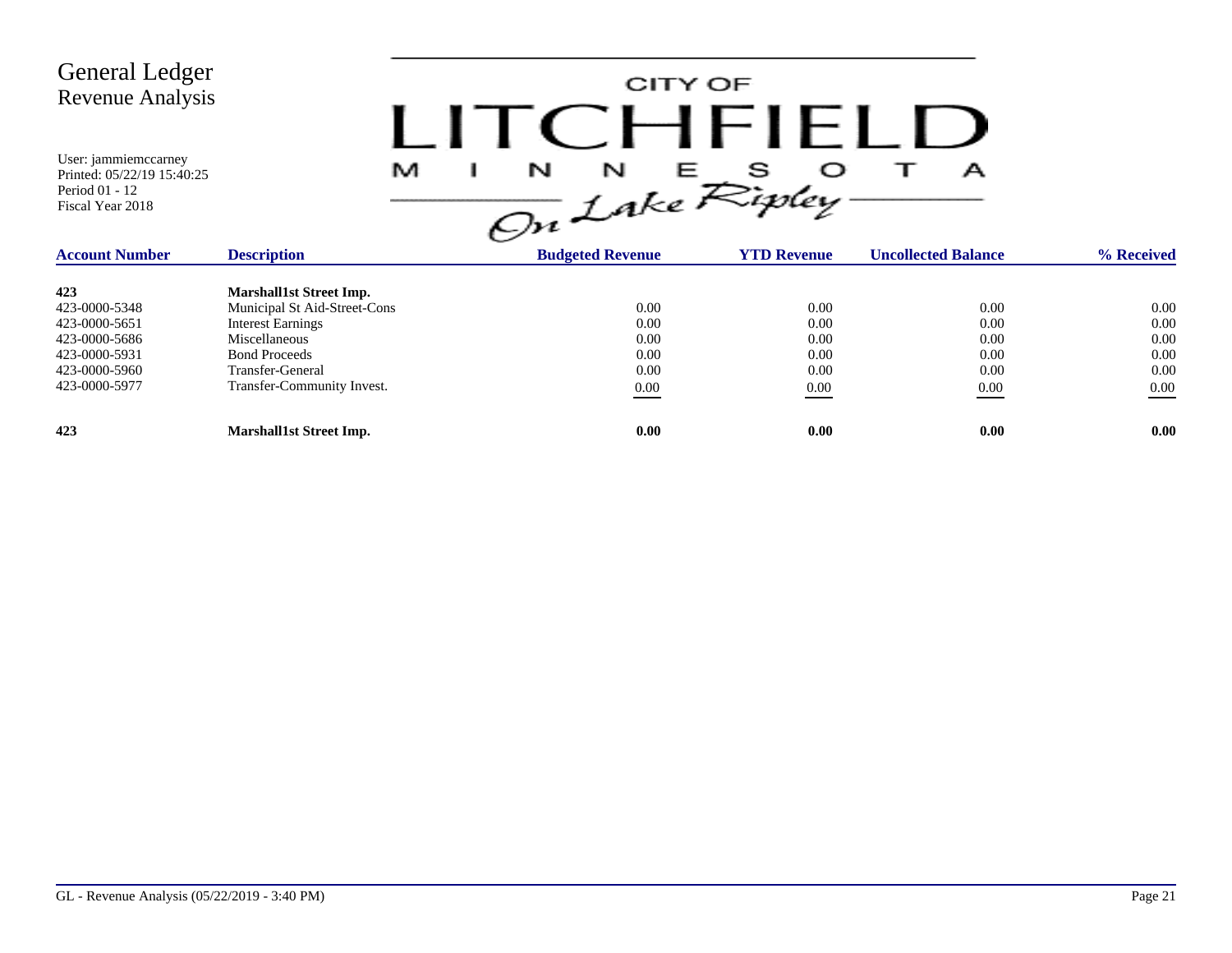# General Ledger
## Revenue Analysis

User: jammiemccarney
Printed: 05/22/19 15:40:25
Period 01 - 12
Fiscal Year 2018

CITY OF LITCHFIELD MINNESOTA On Lake Ripley

| Account Number | Description | Budgeted Revenue | YTD Revenue | Uncollected Balance | % Received |
|---|---|---|---|---|---|
| **423** | **Marshall1st Street Imp.** | | | | |
| 423-0000-5348 | Municipal St Aid-Street-Cons | 0.00 | 0.00 | 0.00 | 0.00 |
| 423-0000-5651 | Interest Earnings | 0.00 | 0.00 | 0.00 | 0.00 |
| 423-0000-5686 | Miscellaneous | 0.00 | 0.00 | 0.00 | 0.00 |
| 423-0000-5931 | Bond Proceeds | 0.00 | 0.00 | 0.00 | 0.00 |
| 423-0000-5960 | Transfer-General | 0.00 | 0.00 | 0.00 | 0.00 |
| 423-0000-5977 | Transfer-Community Invest. | 0.00 | 0.00 | 0.00 | 0.00 |
| **423** | **Marshall1st Street Imp.** | **0.00** | **0.00** | **0.00** | **0.00** |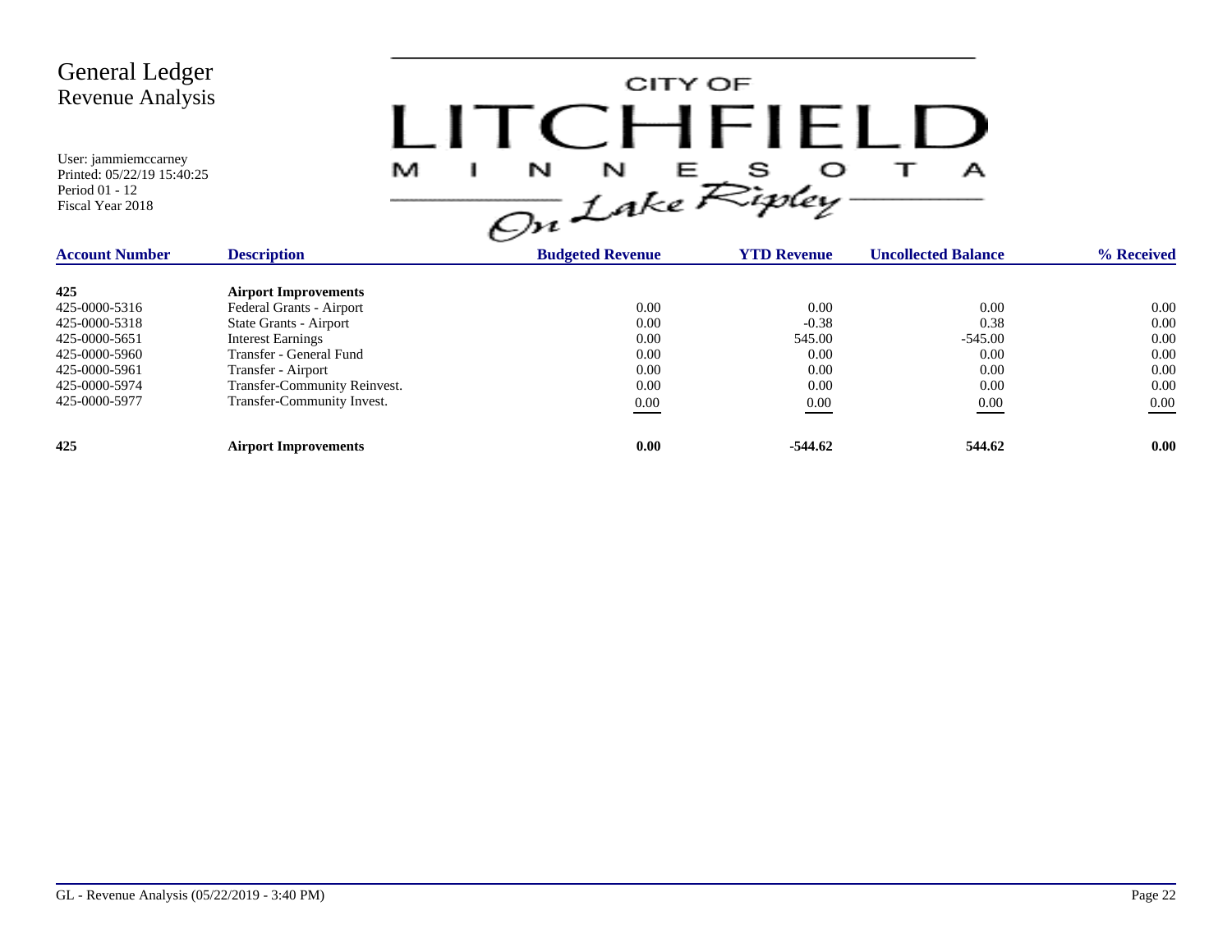# General Ledger
## Revenue Analysis

User: jammiemccarney
Printed: 05/22/19 15:40:25
Period 01 - 12
Fiscal Year 2018

CITY OF LITCHFIELD MINNESOTA *On Lake Ripley*

| Account Number | Description | Budgeted Revenue | YTD Revenue | Uncollected Balance | % Received |
|---|---|---|---|---|---|
| **425** | **Airport Improvements** | | | | |
| 425-0000-5316 | Federal Grants - Airport | 0.00 | 0.00 | 0.00 | 0.00 |
| 425-0000-5318 | State Grants - Airport | 0.00 | -0.38 | 0.38 | 0.00 |
| 425-0000-5651 | Interest Earnings | 0.00 | 545.00 | -545.00 | 0.00 |
| 425-0000-5960 | Transfer - General Fund | 0.00 | 0.00 | 0.00 | 0.00 |
| 425-0000-5961 | Transfer - Airport | 0.00 | 0.00 | 0.00 | 0.00 |
| 425-0000-5974 | Transfer-Community Reinvest. | 0.00 | 0.00 | 0.00 | 0.00 |
| 425-0000-5977 | Transfer-Community Invest. | 0.00 | 0.00 | 0.00 | 0.00 |
| **425** | **Airport Improvements** | **0.00** | **-544.62** | **544.62** | **0.00** |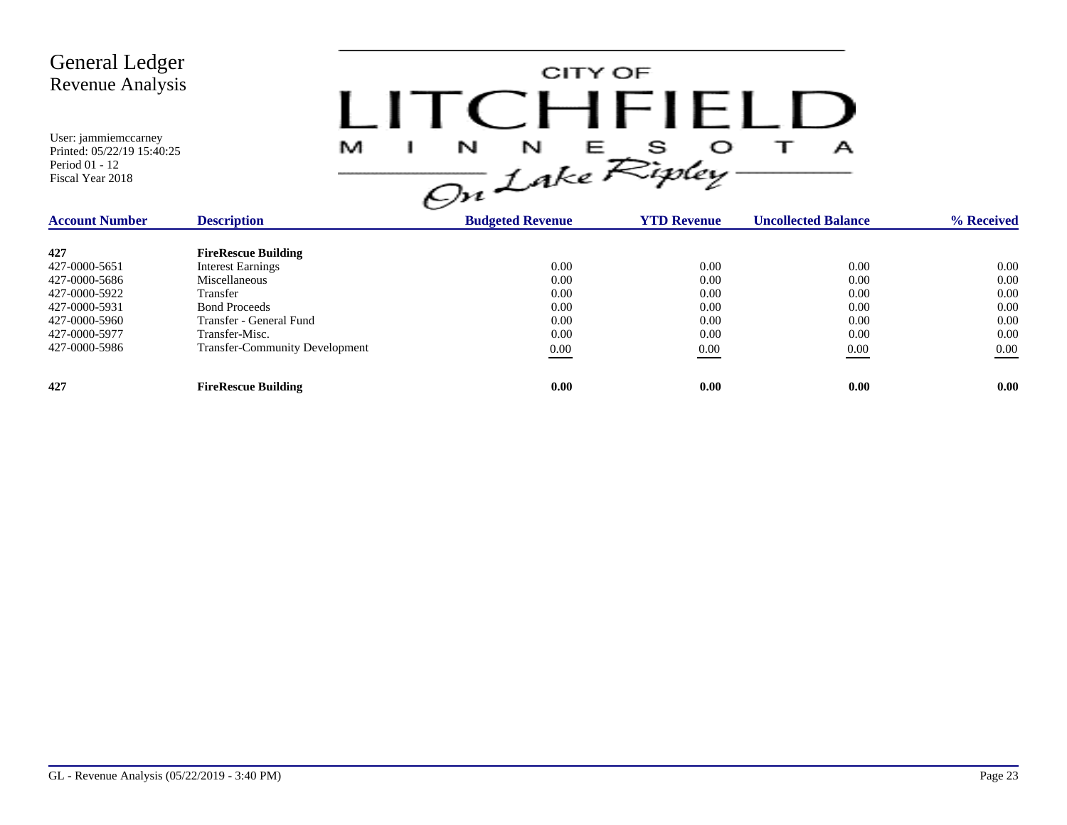# General Ledger
## Revenue Analysis

User: jammiemccarney
Printed: 05/22/19 15:40:25
Period 01 - 12
Fiscal Year 2018

CITY OF LITCHFIELD MINNESOTA On Lake Ripley

| Account Number | Description | Budgeted Revenue | YTD Revenue | Uncollected Balance | % Received |
|---|---|---|---|---|---|
| **427** | **FireRescue Building** | | | | |
| 427-0000-5651 | Interest Earnings | 0.00 | 0.00 | 0.00 | 0.00 |
| 427-0000-5686 | Miscellaneous | 0.00 | 0.00 | 0.00 | 0.00 |
| 427-0000-5922 | Transfer | 0.00 | 0.00 | 0.00 | 0.00 |
| 427-0000-5931 | Bond Proceeds | 0.00 | 0.00 | 0.00 | 0.00 |
| 427-0000-5960 | Transfer - General Fund | 0.00 | 0.00 | 0.00 | 0.00 |
| 427-0000-5977 | Transfer-Misc. | 0.00 | 0.00 | 0.00 | 0.00 |
| 427-0000-5986 | Transfer-Community Development | 0.00 | 0.00 | 0.00 | 0.00 |
| **427** | **FireRescue Building** | **0.00** | **0.00** | **0.00** | **0.00** |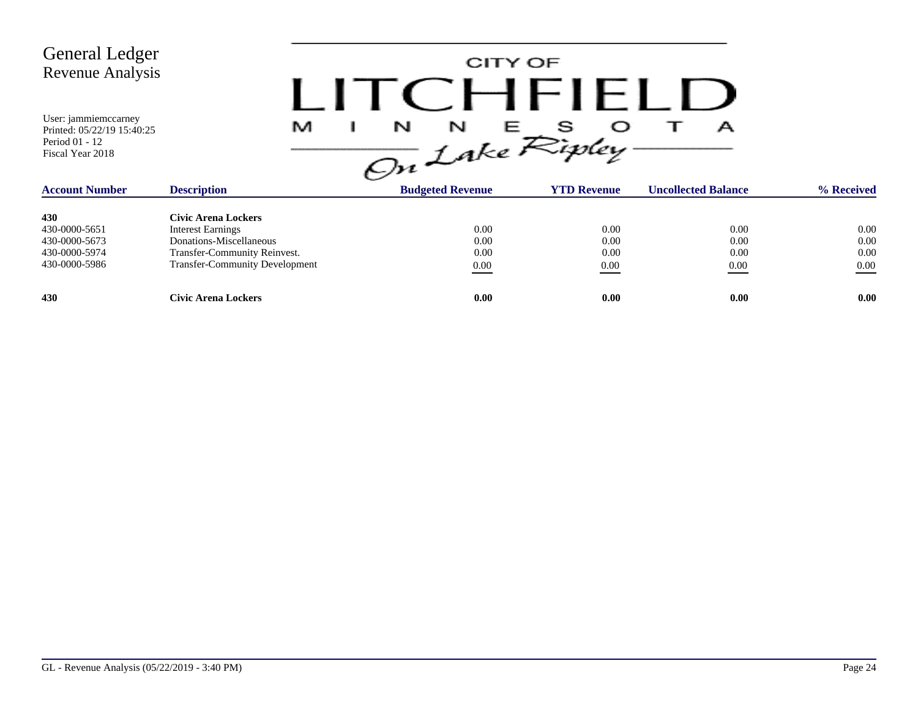# General Ledger
## Revenue Analysis

User: jammiemccarney
Printed: 05/22/19 15:40:25
Period 01 - 12
Fiscal Year 2018

CITY OF LITCHFIELD MINNESOTA *On Lake Ripley*

| Account Number | Description | Budgeted Revenue | YTD Revenue | Uncollected Balance | % Received |
|---|---|---|---|---|---|
| **430** | **Civic Arena Lockers** | | | | |
| 430-0000-5651 | Interest Earnings | 0.00 | 0.00 | 0.00 | 0.00 |
| 430-0000-5673 | Donations-Miscellaneous | 0.00 | 0.00 | 0.00 | 0.00 |
| 430-0000-5974 | Transfer-Community Reinvest. | 0.00 | 0.00 | 0.00 | 0.00 |
| 430-0000-5986 | Transfer-Community Development | 0.00 | 0.00 | 0.00 | 0.00 |
| **430** | **Civic Arena Lockers** | **0.00** | **0.00** | **0.00** | **0.00** |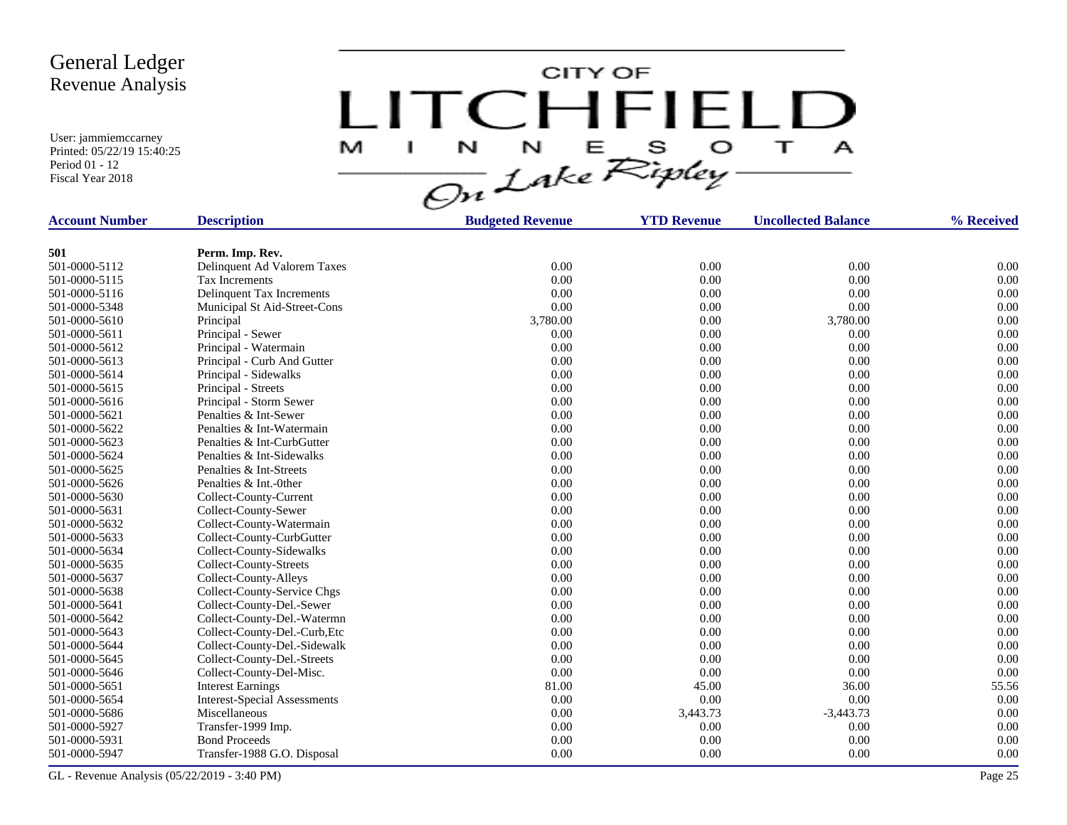# General Ledger
## Revenue Analysis

User: jammiemccarney
Printed: 05/22/19 15:40:25
Period 01 - 12
Fiscal Year 2018

CITY OF LITCHFIELD MINNESOTA — On Lake Ripley

| Account Number | Description | Budgeted Revenue | YTD Revenue | Uncollected Balance | % Received |
|---|---|---|---|---|---|
| **501** | **Perm. Imp. Rev.** | | | | |
| 501-0000-5112 | Delinquent Ad Valorem Taxes | 0.00 | 0.00 | 0.00 | 0.00 |
| 501-0000-5115 | Tax Increments | 0.00 | 0.00 | 0.00 | 0.00 |
| 501-0000-5116 | Delinquent Tax Increments | 0.00 | 0.00 | 0.00 | 0.00 |
| 501-0000-5348 | Municipal St Aid-Street-Cons | 0.00 | 0.00 | 0.00 | 0.00 |
| 501-0000-5610 | Principal | 3,780.00 | 0.00 | 3,780.00 | 0.00 |
| 501-0000-5611 | Principal - Sewer | 0.00 | 0.00 | 0.00 | 0.00 |
| 501-0000-5612 | Principal - Watermain | 0.00 | 0.00 | 0.00 | 0.00 |
| 501-0000-5613 | Principal - Curb And Gutter | 0.00 | 0.00 | 0.00 | 0.00 |
| 501-0000-5614 | Principal - Sidewalks | 0.00 | 0.00 | 0.00 | 0.00 |
| 501-0000-5615 | Principal - Streets | 0.00 | 0.00 | 0.00 | 0.00 |
| 501-0000-5616 | Principal - Storm Sewer | 0.00 | 0.00 | 0.00 | 0.00 |
| 501-0000-5621 | Penalties & Int-Sewer | 0.00 | 0.00 | 0.00 | 0.00 |
| 501-0000-5622 | Penalties & Int-Watermain | 0.00 | 0.00 | 0.00 | 0.00 |
| 501-0000-5623 | Penalties & Int-CurbGutter | 0.00 | 0.00 | 0.00 | 0.00 |
| 501-0000-5624 | Penalties & Int-Sidewalks | 0.00 | 0.00 | 0.00 | 0.00 |
| 501-0000-5625 | Penalties & Int-Streets | 0.00 | 0.00 | 0.00 | 0.00 |
| 501-0000-5626 | Penalties & Int.-0ther | 0.00 | 0.00 | 0.00 | 0.00 |
| 501-0000-5630 | Collect-County-Current | 0.00 | 0.00 | 0.00 | 0.00 |
| 501-0000-5631 | Collect-County-Sewer | 0.00 | 0.00 | 0.00 | 0.00 |
| 501-0000-5632 | Collect-County-Watermain | 0.00 | 0.00 | 0.00 | 0.00 |
| 501-0000-5633 | Collect-County-CurbGutter | 0.00 | 0.00 | 0.00 | 0.00 |
| 501-0000-5634 | Collect-County-Sidewalks | 0.00 | 0.00 | 0.00 | 0.00 |
| 501-0000-5635 | Collect-County-Streets | 0.00 | 0.00 | 0.00 | 0.00 |
| 501-0000-5637 | Collect-County-Alleys | 0.00 | 0.00 | 0.00 | 0.00 |
| 501-0000-5638 | Collect-County-Service Chgs | 0.00 | 0.00 | 0.00 | 0.00 |
| 501-0000-5641 | Collect-County-Del.-Sewer | 0.00 | 0.00 | 0.00 | 0.00 |
| 501-0000-5642 | Collect-County-Del.-Watermn | 0.00 | 0.00 | 0.00 | 0.00 |
| 501-0000-5643 | Collect-County-Del.-Curb,Etc | 0.00 | 0.00 | 0.00 | 0.00 |
| 501-0000-5644 | Collect-County-Del.-Sidewalk | 0.00 | 0.00 | 0.00 | 0.00 |
| 501-0000-5645 | Collect-County-Del.-Streets | 0.00 | 0.00 | 0.00 | 0.00 |
| 501-0000-5646 | Collect-County-Del-Misc. | 0.00 | 0.00 | 0.00 | 0.00 |
| 501-0000-5651 | Interest Earnings | 81.00 | 45.00 | 36.00 | 55.56 |
| 501-0000-5654 | Interest-Special Assessments | 0.00 | 0.00 | 0.00 | 0.00 |
| 501-0000-5686 | Miscellaneous | 0.00 | 3,443.73 | -3,443.73 | 0.00 |
| 501-0000-5927 | Transfer-1999 Imp. | 0.00 | 0.00 | 0.00 | 0.00 |
| 501-0000-5931 | Bond Proceeds | 0.00 | 0.00 | 0.00 | 0.00 |
| 501-0000-5947 | Transfer-1988 G.O. Disposal | 0.00 | 0.00 | 0.00 | 0.00 |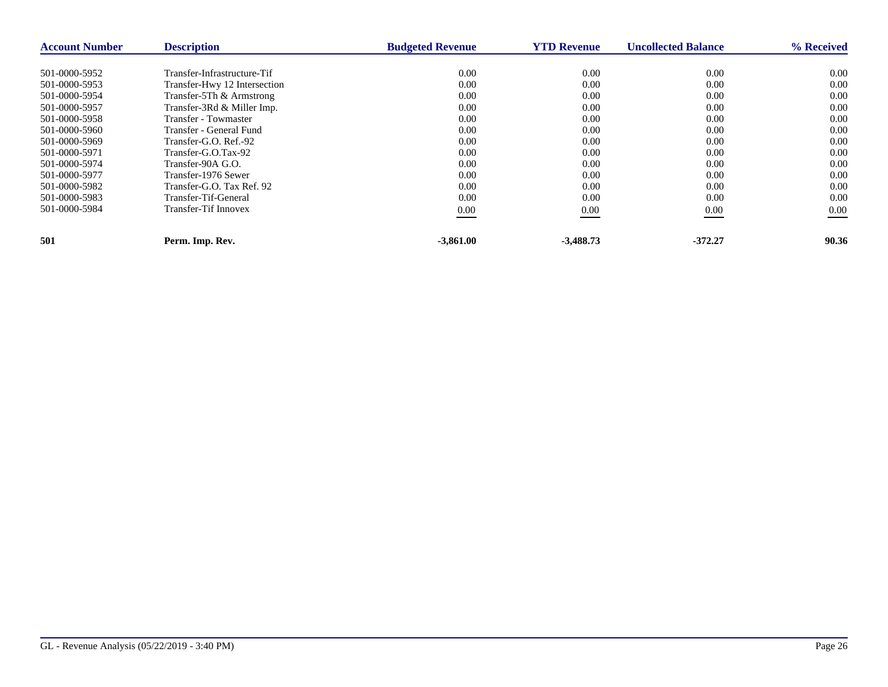| Account Number | Description | Budgeted Revenue | YTD Revenue | Uncollected Balance | % Received |
|---|---|---|---|---|---|
| 501-0000-5952 | Transfer-Infrastructure-Tif | 0.00 | 0.00 | 0.00 | 0.00 |
| 501-0000-5953 | Transfer-Hwy 12 Intersection | 0.00 | 0.00 | 0.00 | 0.00 |
| 501-0000-5954 | Transfer-5Th & Armstrong | 0.00 | 0.00 | 0.00 | 0.00 |
| 501-0000-5957 | Transfer-3Rd & Miller Imp. | 0.00 | 0.00 | 0.00 | 0.00 |
| 501-0000-5958 | Transfer - Towmaster | 0.00 | 0.00 | 0.00 | 0.00 |
| 501-0000-5960 | Transfer - General Fund | 0.00 | 0.00 | 0.00 | 0.00 |
| 501-0000-5969 | Transfer-G.O. Ref.-92 | 0.00 | 0.00 | 0.00 | 0.00 |
| 501-0000-5971 | Transfer-G.O.Tax-92 | 0.00 | 0.00 | 0.00 | 0.00 |
| 501-0000-5974 | Transfer-90A G.O. | 0.00 | 0.00 | 0.00 | 0.00 |
| 501-0000-5977 | Transfer-1976 Sewer | 0.00 | 0.00 | 0.00 | 0.00 |
| 501-0000-5982 | Transfer-G.O. Tax Ref. 92 | 0.00 | 0.00 | 0.00 | 0.00 |
| 501-0000-5983 | Transfer-Tif-General | 0.00 | 0.00 | 0.00 | 0.00 |
| 501-0000-5984 | Transfer-Tif Innovex | 0.00 | 0.00 | 0.00 | 0.00 |
| **501** | **Perm. Imp. Rev.** | **-3,861.00** | **-3,488.73** | **-372.27** | **90.36** |

GL - Revenue Analysis (05/22/2019 - 3:40 PM)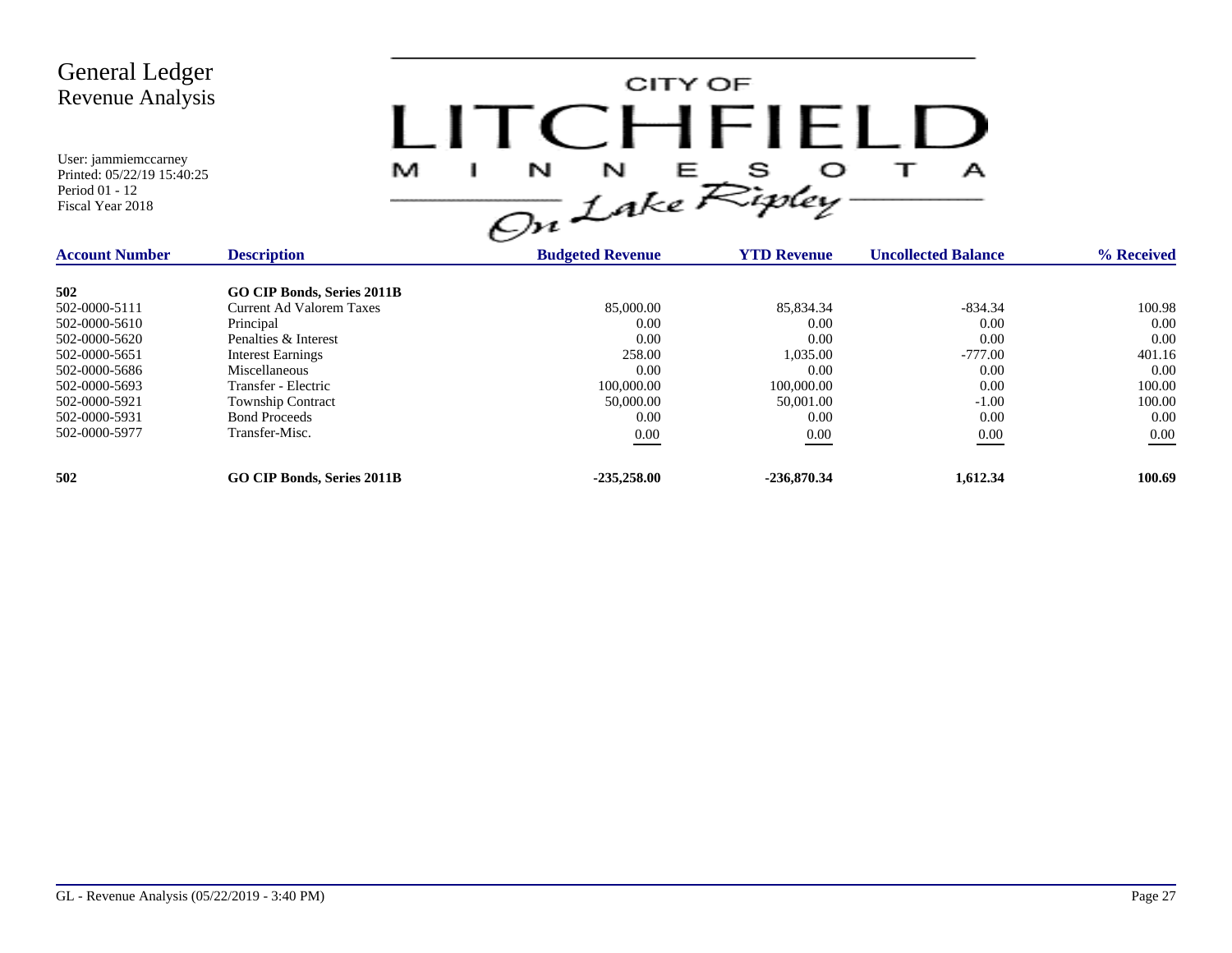# General Ledger
## Revenue Analysis

User: jammiemccarney
Printed: 05/22/19 15:40:25
Period 01 - 12
Fiscal Year 2018

CITY OF LITCHFIELD MINNESOTA *On Lake Ripley*

| Account Number | Description | Budgeted Revenue | YTD Revenue | Uncollected Balance | % Received |
|---|---|---|---|---|---|
| **502** | **GO CIP Bonds, Series 2011B** | | | | |
| 502-0000-5111 | Current Ad Valorem Taxes | 85,000.00 | 85,834.34 | -834.34 | 100.98 |
| 502-0000-5610 | Principal | 0.00 | 0.00 | 0.00 | 0.00 |
| 502-0000-5620 | Penalties & Interest | 0.00 | 0.00 | 0.00 | 0.00 |
| 502-0000-5651 | Interest Earnings | 258.00 | 1,035.00 | -777.00 | 401.16 |
| 502-0000-5686 | Miscellaneous | 0.00 | 0.00 | 0.00 | 0.00 |
| 502-0000-5693 | Transfer - Electric | 100,000.00 | 100,000.00 | 0.00 | 100.00 |
| 502-0000-5921 | Township Contract | 50,000.00 | 50,001.00 | -1.00 | 100.00 |
| 502-0000-5931 | Bond Proceeds | 0.00 | 0.00 | 0.00 | 0.00 |
| 502-0000-5977 | Transfer-Misc. | 0.00 | 0.00 | 0.00 | 0.00 |
| **502** | **GO CIP Bonds, Series 2011B** | **-235,258.00** | **-236,870.34** | **1,612.34** | **100.69** |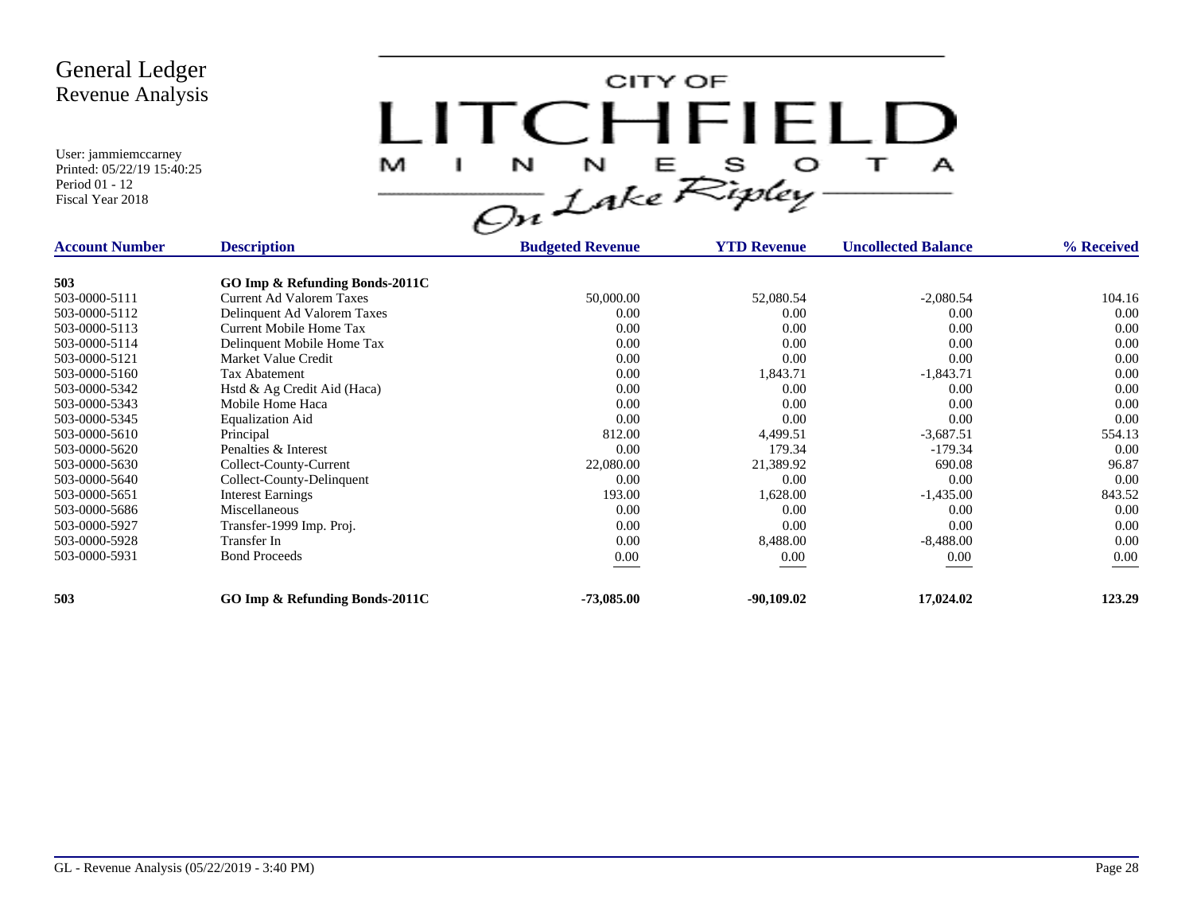# General Ledger
## Revenue Analysis

User: jammiemccarney
Printed: 05/22/19 15:40:25
Period 01 - 12
Fiscal Year 2018

CITY OF LITCHFIELD MINNESOTA On Lake Ripley

| Account Number | Description | Budgeted Revenue | YTD Revenue | Uncollected Balance | % Received |
|---|---|---|---|---|---|
| **503** | **GO Imp & Refunding Bonds-2011C** | | | | |
| 503-0000-5111 | Current Ad Valorem Taxes | 50,000.00 | 52,080.54 | -2,080.54 | 104.16 |
| 503-0000-5112 | Delinquent Ad Valorem Taxes | 0.00 | 0.00 | 0.00 | 0.00 |
| 503-0000-5113 | Current Mobile Home Tax | 0.00 | 0.00 | 0.00 | 0.00 |
| 503-0000-5114 | Delinquent Mobile Home Tax | 0.00 | 0.00 | 0.00 | 0.00 |
| 503-0000-5121 | Market Value Credit | 0.00 | 0.00 | 0.00 | 0.00 |
| 503-0000-5160 | Tax Abatement | 0.00 | 1,843.71 | -1,843.71 | 0.00 |
| 503-0000-5342 | Hstd & Ag Credit Aid (Haca) | 0.00 | 0.00 | 0.00 | 0.00 |
| 503-0000-5343 | Mobile Home Haca | 0.00 | 0.00 | 0.00 | 0.00 |
| 503-0000-5345 | Equalization Aid | 0.00 | 0.00 | 0.00 | 0.00 |
| 503-0000-5610 | Principal | 812.00 | 4,499.51 | -3,687.51 | 554.13 |
| 503-0000-5620 | Penalties & Interest | 0.00 | 179.34 | -179.34 | 0.00 |
| 503-0000-5630 | Collect-County-Current | 22,080.00 | 21,389.92 | 690.08 | 96.87 |
| 503-0000-5640 | Collect-County-Delinquent | 0.00 | 0.00 | 0.00 | 0.00 |
| 503-0000-5651 | Interest Earnings | 193.00 | 1,628.00 | -1,435.00 | 843.52 |
| 503-0000-5686 | Miscellaneous | 0.00 | 0.00 | 0.00 | 0.00 |
| 503-0000-5927 | Transfer-1999 Imp. Proj. | 0.00 | 0.00 | 0.00 | 0.00 |
| 503-0000-5928 | Transfer In | 0.00 | 8,488.00 | -8,488.00 | 0.00 |
| 503-0000-5931 | Bond Proceeds | 0.00 | 0.00 | 0.00 | 0.00 |
| **503** | **GO Imp & Refunding Bonds-2011C** | **-73,085.00** | **-90,109.02** | **17,024.02** | **123.29** |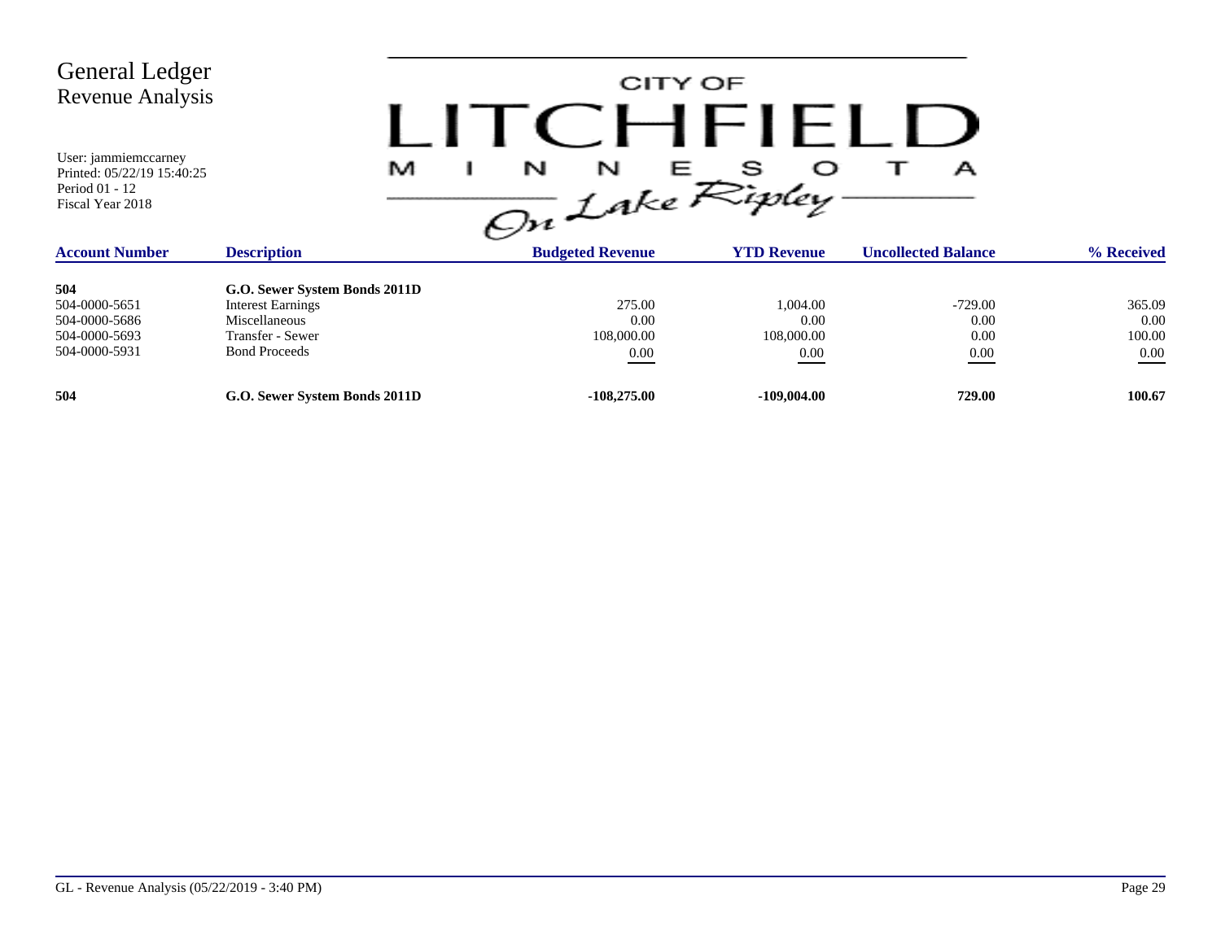# General Ledger
## Revenue Analysis

User: jammiemccarney
Printed: 05/22/19 15:40:25
Period 01 - 12
Fiscal Year 2018

CITY OF LITCHFIELD MINNESOTA *On Lake Ripley*

| Account Number | Description | Budgeted Revenue | YTD Revenue | Uncollected Balance | % Received |
|---|---|---|---|---|---|
| **504** | **G.O. Sewer System Bonds 2011D** | | | | |
| 504-0000-5651 | Interest Earnings | 275.00 | 1,004.00 | -729.00 | 365.09 |
| 504-0000-5686 | Miscellaneous | 0.00 | 0.00 | 0.00 | 0.00 |
| 504-0000-5693 | Transfer - Sewer | 108,000.00 | 108,000.00 | 0.00 | 100.00 |
| 504-0000-5931 | Bond Proceeds | 0.00 | 0.00 | 0.00 | 0.00 |
| **504** | **G.O. Sewer System Bonds 2011D** | **-108,275.00** | **-109,004.00** | **729.00** | **100.67** |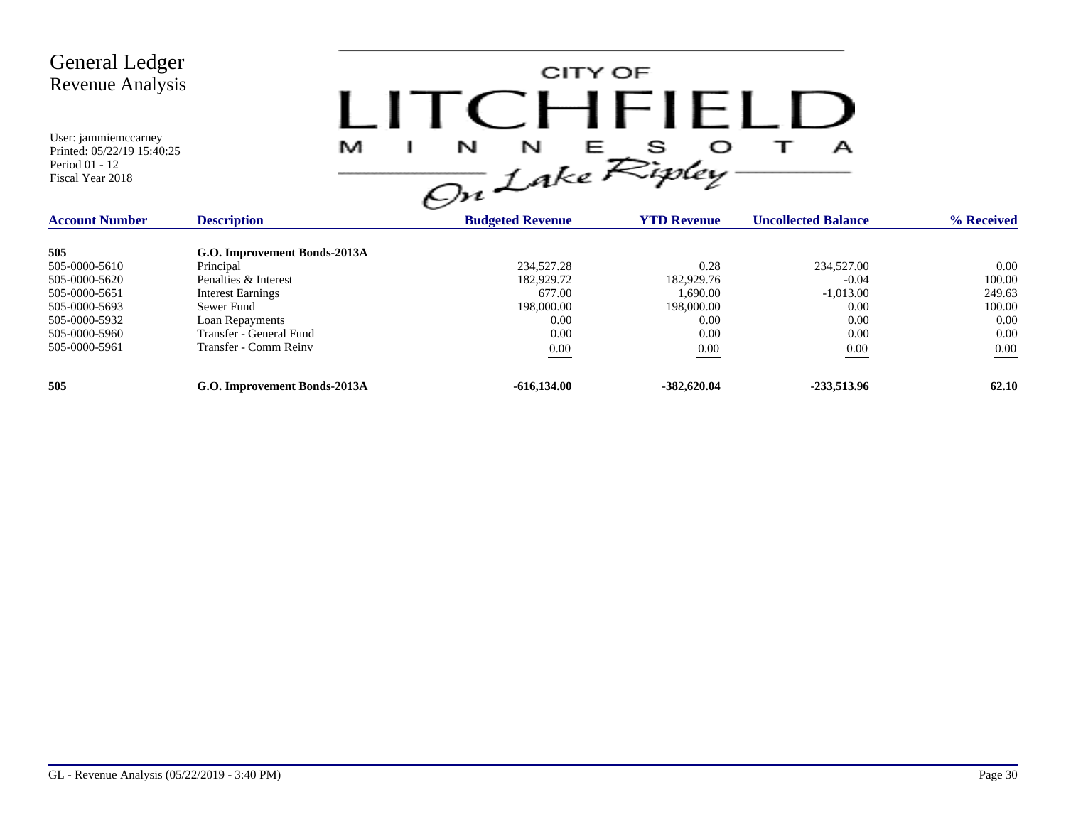# General Ledger
## Revenue Analysis

User: jammiemccarney
Printed: 05/22/19 15:40:25
Period 01 - 12
Fiscal Year 2018

CITY OF LITCHFIELD MINNESOTA On Lake Ripley

| Account Number | Description | Budgeted Revenue | YTD Revenue | Uncollected Balance | % Received |
|---|---|---|---|---|---|
| **505** | **G.O. Improvement Bonds-2013A** | | | | |
| 505-0000-5610 | Principal | 234,527.28 | 0.28 | 234,527.00 | 0.00 |
| 505-0000-5620 | Penalties & Interest | 182,929.72 | 182,929.76 | -0.04 | 100.00 |
| 505-0000-5651 | Interest Earnings | 677.00 | 1,690.00 | -1,013.00 | 249.63 |
| 505-0000-5693 | Sewer Fund | 198,000.00 | 198,000.00 | 0.00 | 100.00 |
| 505-0000-5932 | Loan Repayments | 0.00 | 0.00 | 0.00 | 0.00 |
| 505-0000-5960 | Transfer - General Fund | 0.00 | 0.00 | 0.00 | 0.00 |
| 505-0000-5961 | Transfer - Comm Reinv | 0.00 | 0.00 | 0.00 | 0.00 |
| **505** | **G.O. Improvement Bonds-2013A** | **-616,134.00** | **-382,620.04** | **-233,513.96** | **62.10** |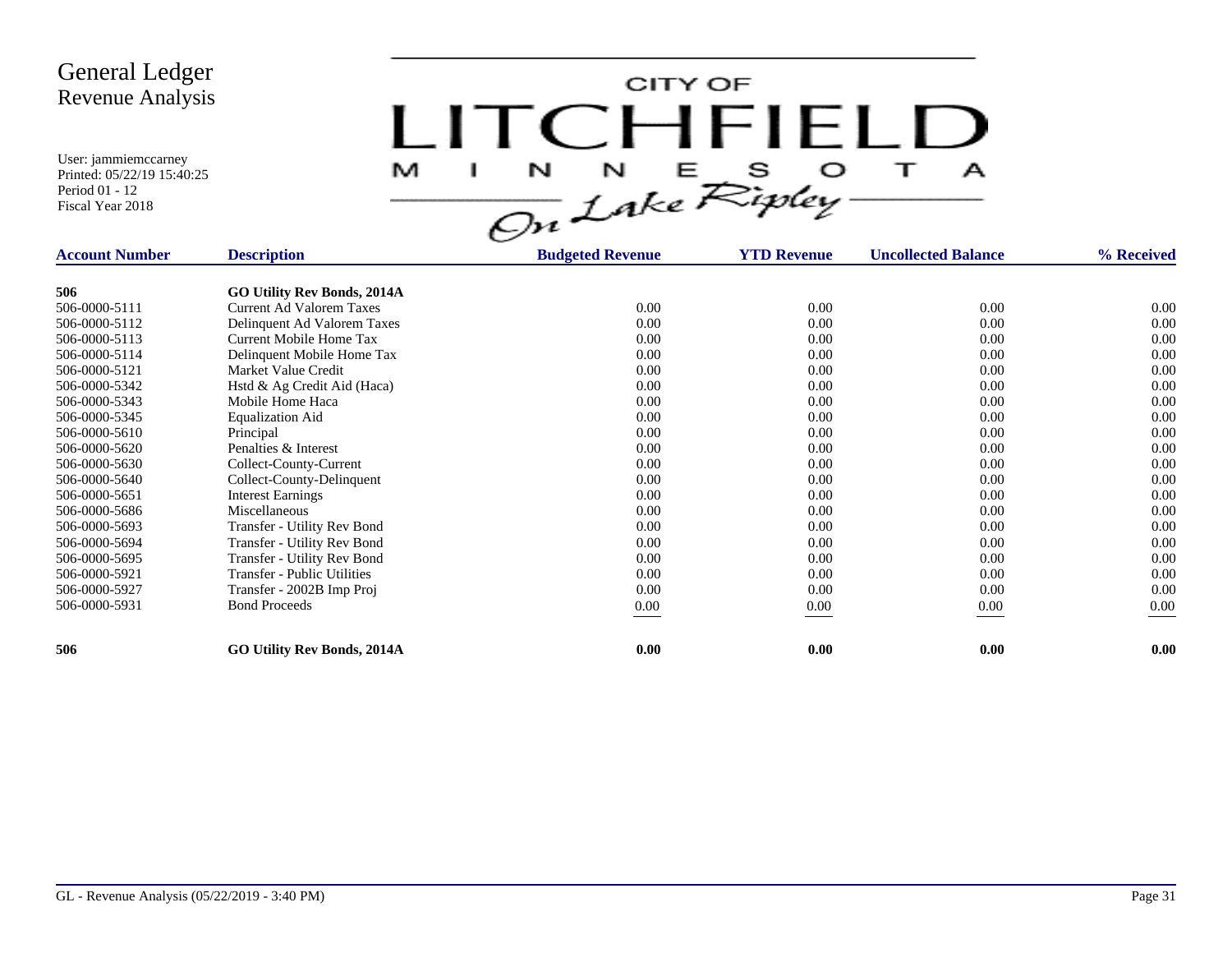# General Ledger
## Revenue Analysis

User: jammiemccarney
Printed: 05/22/19 15:40:25
Period 01 - 12
Fiscal Year 2018

CITY OF LITCHFIELD MINNESOTA On Lake Ripley

| Account Number | Description | Budgeted Revenue | YTD Revenue | Uncollected Balance | % Received |
|---|---|---|---|---|---|
| **506** | **GO Utility Rev Bonds, 2014A** | | | | |
| 506-0000-5111 | Current Ad Valorem Taxes | 0.00 | 0.00 | 0.00 | 0.00 |
| 506-0000-5112 | Delinquent Ad Valorem Taxes | 0.00 | 0.00 | 0.00 | 0.00 |
| 506-0000-5113 | Current Mobile Home Tax | 0.00 | 0.00 | 0.00 | 0.00 |
| 506-0000-5114 | Delinquent Mobile Home Tax | 0.00 | 0.00 | 0.00 | 0.00 |
| 506-0000-5121 | Market Value Credit | 0.00 | 0.00 | 0.00 | 0.00 |
| 506-0000-5342 | Hstd & Ag Credit Aid (Haca) | 0.00 | 0.00 | 0.00 | 0.00 |
| 506-0000-5343 | Mobile Home Haca | 0.00 | 0.00 | 0.00 | 0.00 |
| 506-0000-5345 | Equalization Aid | 0.00 | 0.00 | 0.00 | 0.00 |
| 506-0000-5610 | Principal | 0.00 | 0.00 | 0.00 | 0.00 |
| 506-0000-5620 | Penalties & Interest | 0.00 | 0.00 | 0.00 | 0.00 |
| 506-0000-5630 | Collect-County-Current | 0.00 | 0.00 | 0.00 | 0.00 |
| 506-0000-5640 | Collect-County-Delinquent | 0.00 | 0.00 | 0.00 | 0.00 |
| 506-0000-5651 | Interest Earnings | 0.00 | 0.00 | 0.00 | 0.00 |
| 506-0000-5686 | Miscellaneous | 0.00 | 0.00 | 0.00 | 0.00 |
| 506-0000-5693 | Transfer - Utility Rev Bond | 0.00 | 0.00 | 0.00 | 0.00 |
| 506-0000-5694 | Transfer - Utility Rev Bond | 0.00 | 0.00 | 0.00 | 0.00 |
| 506-0000-5695 | Transfer - Utility Rev Bond | 0.00 | 0.00 | 0.00 | 0.00 |
| 506-0000-5921 | Transfer - Public Utilities | 0.00 | 0.00 | 0.00 | 0.00 |
| 506-0000-5927 | Transfer - 2002B Imp Proj | 0.00 | 0.00 | 0.00 | 0.00 |
| 506-0000-5931 | Bond Proceeds | 0.00 | 0.00 | 0.00 | 0.00 |
| **506** | **GO Utility Rev Bonds, 2014A** | **0.00** | **0.00** | **0.00** | **0.00** |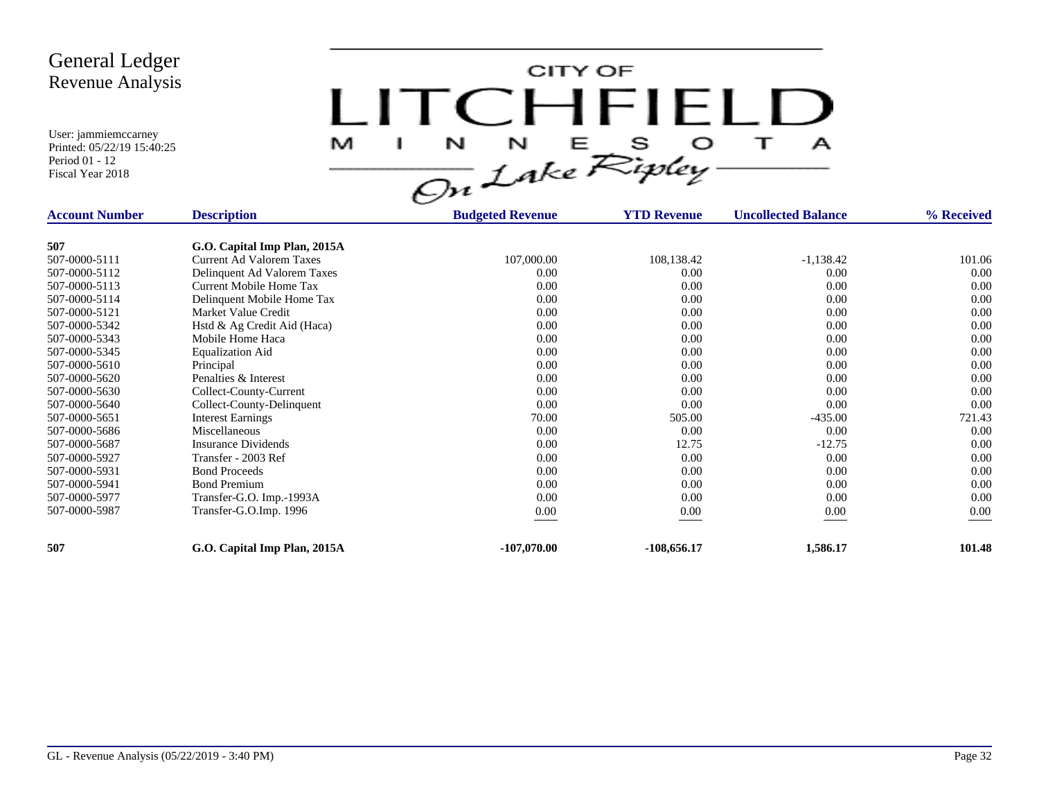# General Ledger
## Revenue Analysis

User: jammiemccarney
Printed: 05/22/19 15:40:25
Period 01 - 12
Fiscal Year 2018

CITY OF LITCHFIELD MINNESOTA On Lake Ripley

| Account Number | Description | Budgeted Revenue | YTD Revenue | Uncollected Balance | % Received |
|---|---|---|---|---|---|
| **507** | **G.O. Capital Imp Plan, 2015A** | | | | |
| 507-0000-5111 | Current Ad Valorem Taxes | 107,000.00 | 108,138.42 | -1,138.42 | 101.06 |
| 507-0000-5112 | Delinquent Ad Valorem Taxes | 0.00 | 0.00 | 0.00 | 0.00 |
| 507-0000-5113 | Current Mobile Home Tax | 0.00 | 0.00 | 0.00 | 0.00 |
| 507-0000-5114 | Delinquent Mobile Home Tax | 0.00 | 0.00 | 0.00 | 0.00 |
| 507-0000-5121 | Market Value Credit | 0.00 | 0.00 | 0.00 | 0.00 |
| 507-0000-5342 | Hstd & Ag Credit Aid (Haca) | 0.00 | 0.00 | 0.00 | 0.00 |
| 507-0000-5343 | Mobile Home Haca | 0.00 | 0.00 | 0.00 | 0.00 |
| 507-0000-5345 | Equalization Aid | 0.00 | 0.00 | 0.00 | 0.00 |
| 507-0000-5610 | Principal | 0.00 | 0.00 | 0.00 | 0.00 |
| 507-0000-5620 | Penalties & Interest | 0.00 | 0.00 | 0.00 | 0.00 |
| 507-0000-5630 | Collect-County-Current | 0.00 | 0.00 | 0.00 | 0.00 |
| 507-0000-5640 | Collect-County-Delinquent | 0.00 | 0.00 | 0.00 | 0.00 |
| 507-0000-5651 | Interest Earnings | 70.00 | 505.00 | -435.00 | 721.43 |
| 507-0000-5686 | Miscellaneous | 0.00 | 0.00 | 0.00 | 0.00 |
| 507-0000-5687 | Insurance Dividends | 0.00 | 12.75 | -12.75 | 0.00 |
| 507-0000-5927 | Transfer - 2003 Ref | 0.00 | 0.00 | 0.00 | 0.00 |
| 507-0000-5931 | Bond Proceeds | 0.00 | 0.00 | 0.00 | 0.00 |
| 507-0000-5941 | Bond Premium | 0.00 | 0.00 | 0.00 | 0.00 |
| 507-0000-5977 | Transfer-G.O. Imp.-1993A | 0.00 | 0.00 | 0.00 | 0.00 |
| 507-0000-5987 | Transfer-G.O.Imp. 1996 | 0.00 | 0.00 | 0.00 | 0.00 |
| **507** | **G.O. Capital Imp Plan, 2015A** | **-107,070.00** | **-108,656.17** | **1,586.17** | **101.48** |

GL - Revenue Analysis (05/22/2019 - 3:40 PM)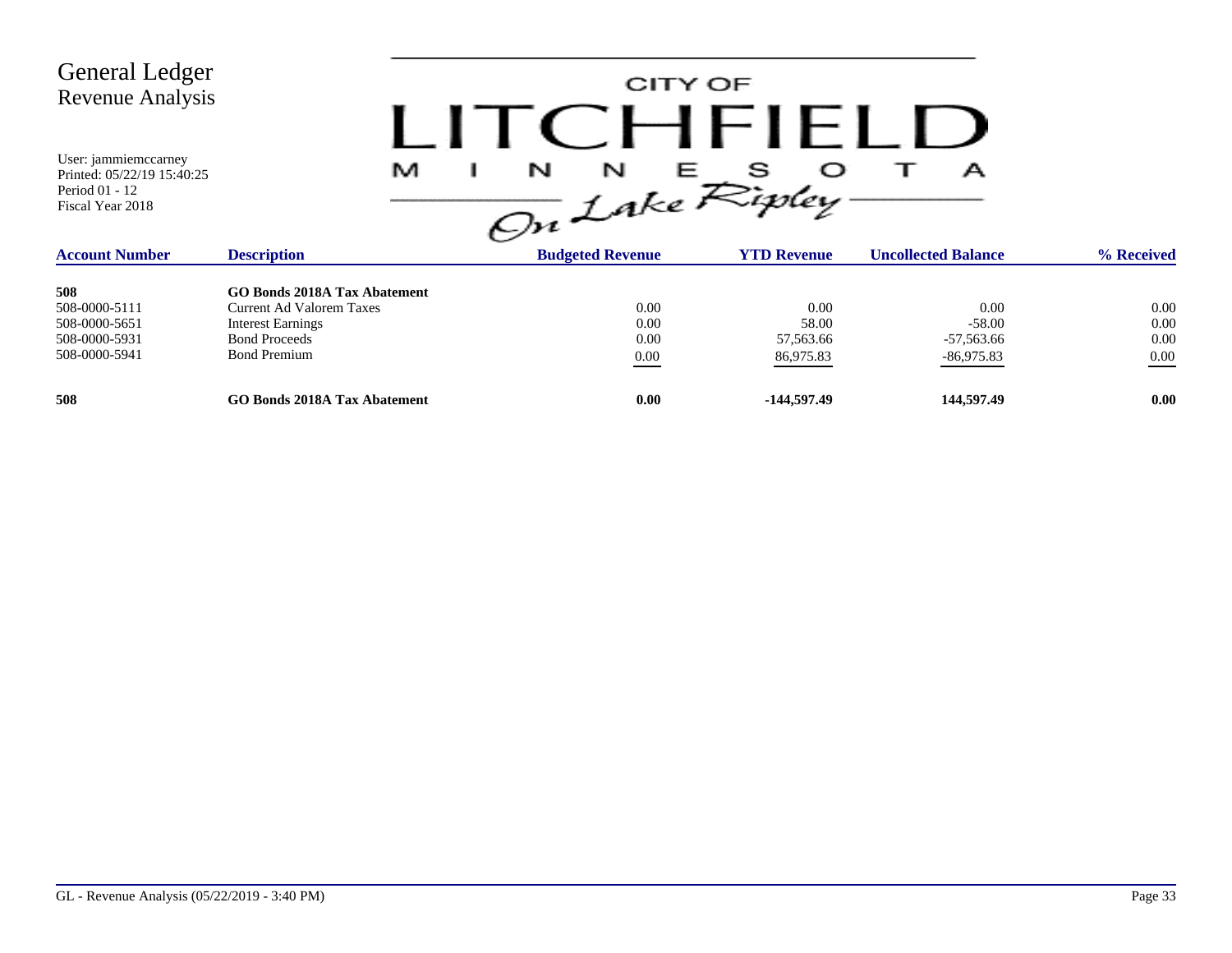# General Ledger
## Revenue Analysis

User: jammiemccarney
Printed: 05/22/19 15:40:25
Period 01 - 12
Fiscal Year 2018

CITY OF LITCHFIELD MINNESOTA
*On Lake Ripley*

| Account Number | Description | Budgeted Revenue | YTD Revenue | Uncollected Balance | % Received |
|---|---|---|---|---|---|
| **508** | **GO Bonds 2018A Tax Abatement** | | | | |
| 508-0000-5111 | Current Ad Valorem Taxes | 0.00 | 0.00 | 0.00 | 0.00 |
| 508-0000-5651 | Interest Earnings | 0.00 | 58.00 | -58.00 | 0.00 |
| 508-0000-5931 | Bond Proceeds | 0.00 | 57,563.66 | -57,563.66 | 0.00 |
| 508-0000-5941 | Bond Premium | 0.00 | 86,975.83 | -86,975.83 | 0.00 |
| **508** | **GO Bonds 2018A Tax Abatement** | **0.00** | **-144,597.49** | **144,597.49** | **0.00** |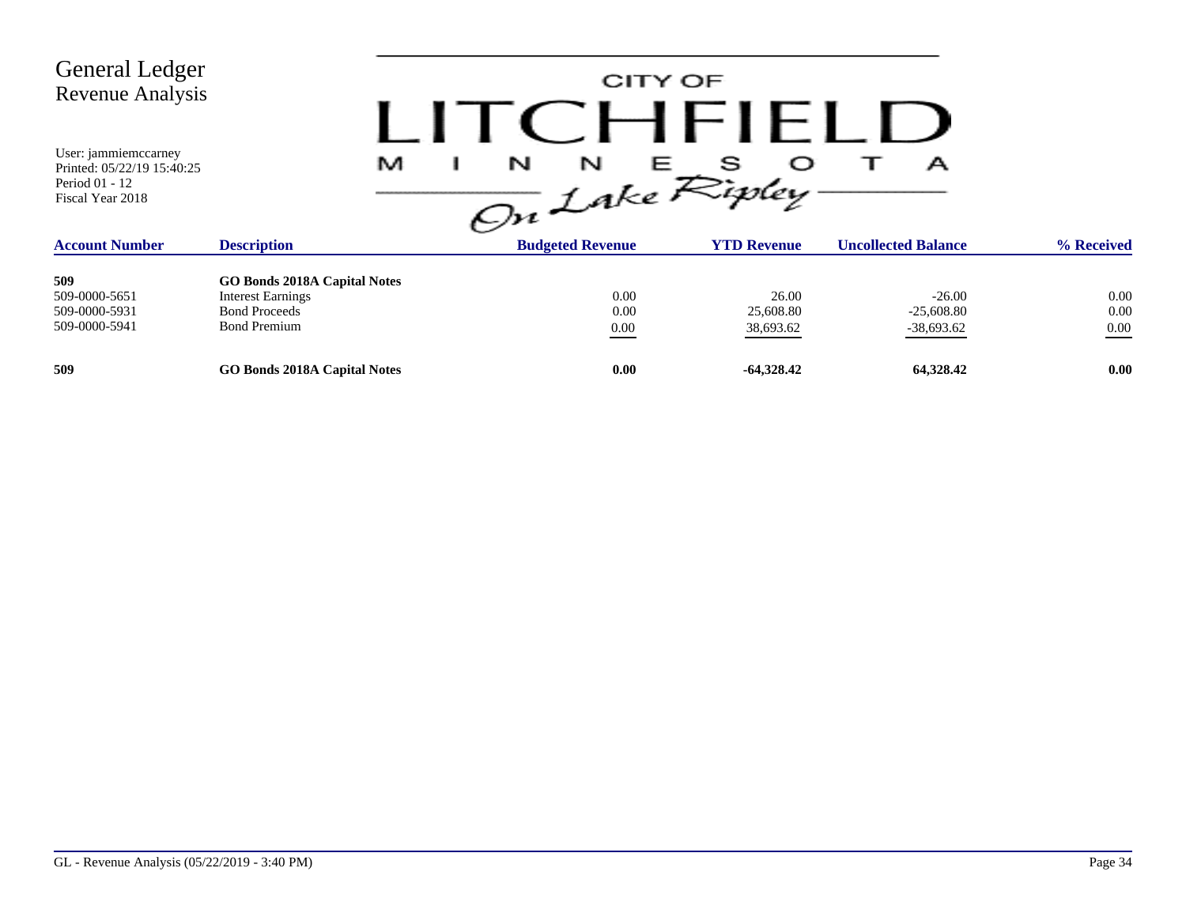# General Ledger
## Revenue Analysis

User: jammiemccarney
Printed: 05/22/19 15:40:25
Period 01 - 12
Fiscal Year 2018

CITY OF LITCHFIELD MINNESOTA On Lake Ripley

| Account Number | Description | Budgeted Revenue | YTD Revenue | Uncollected Balance | % Received |
|---|---|---|---|---|---|
| **509** | **GO Bonds 2018A Capital Notes** | | | | |
| 509-0000-5651 | Interest Earnings | 0.00 | 26.00 | -26.00 | 0.00 |
| 509-0000-5931 | Bond Proceeds | 0.00 | 25,608.80 | -25,608.80 | 0.00 |
| 509-0000-5941 | Bond Premium | 0.00 | 38,693.62 | -38,693.62 | 0.00 |
| **509** | **GO Bonds 2018A Capital Notes** | **0.00** | **-64,328.42** | **64,328.42** | **0.00** |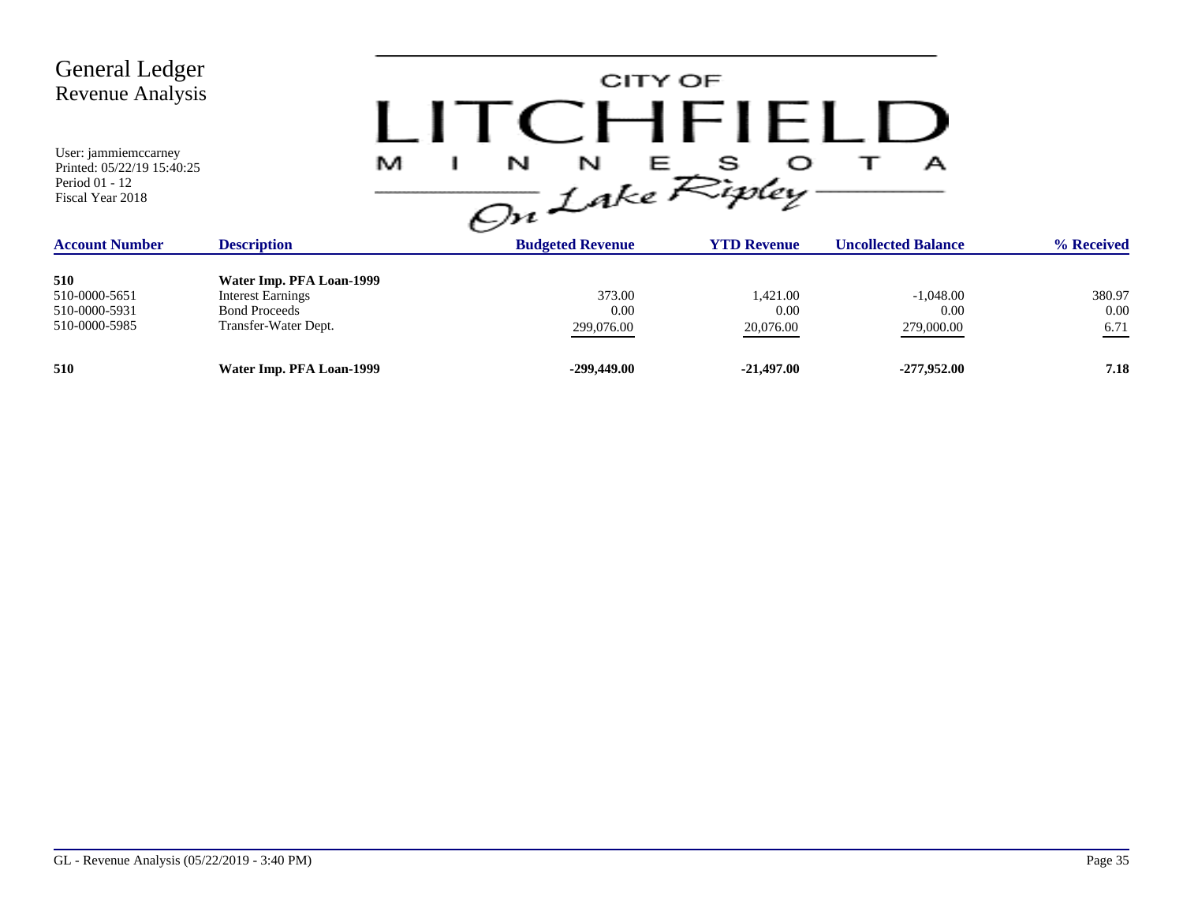# General Ledger
## Revenue Analysis

User: jammiemccarney
Printed: 05/22/19 15:40:25
Period 01 - 12
Fiscal Year 2018

CITY OF LITCHFIELD MINNESOTA — On Lake Ripley

| Account Number | Description | Budgeted Revenue | YTD Revenue | Uncollected Balance | % Received |
|---|---|---|---|---|---|
| **510** | **Water Imp. PFA Loan-1999** | | | | |
| 510-0000-5651 | Interest Earnings | 373.00 | 1,421.00 | -1,048.00 | 380.97 |
| 510-0000-5931 | Bond Proceeds | 0.00 | 0.00 | 0.00 | 0.00 |
| 510-0000-5985 | Transfer-Water Dept. | 299,076.00 | 20,076.00 | 279,000.00 | 6.71 |
| **510** | **Water Imp. PFA Loan-1999** | **-299,449.00** | **-21,497.00** | **-277,952.00** | **7.18** |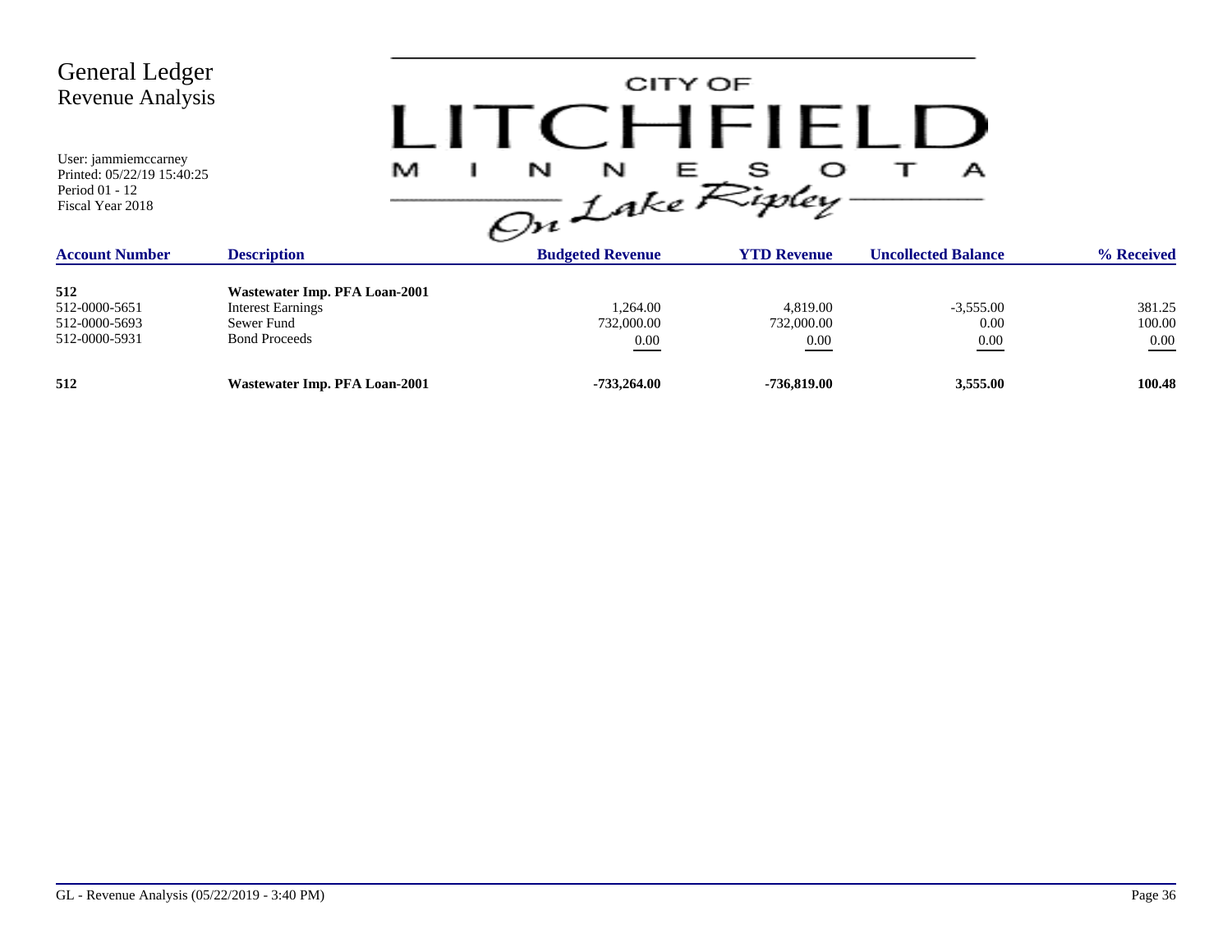# General Ledger
## Revenue Analysis

User: jammiemccarney
Printed: 05/22/19 15:40:25
Period 01 - 12
Fiscal Year 2018

CITY OF LITCHFIELD MINNESOTA *On Lake Ripley*

| Account Number | Description | Budgeted Revenue | YTD Revenue | Uncollected Balance | % Received |
|---|---|---|---|---|---|
| **512** | **Wastewater Imp. PFA Loan-2001** | | | | |
| 512-0000-5651 | Interest Earnings | 1,264.00 | 4,819.00 | -3,555.00 | 381.25 |
| 512-0000-5693 | Sewer Fund | 732,000.00 | 732,000.00 | 0.00 | 100.00 |
| 512-0000-5931 | Bond Proceeds | 0.00 | 0.00 | 0.00 | 0.00 |
| **512** | **Wastewater Imp. PFA Loan-2001** | **-733,264.00** | **-736,819.00** | **3,555.00** | **100.48** |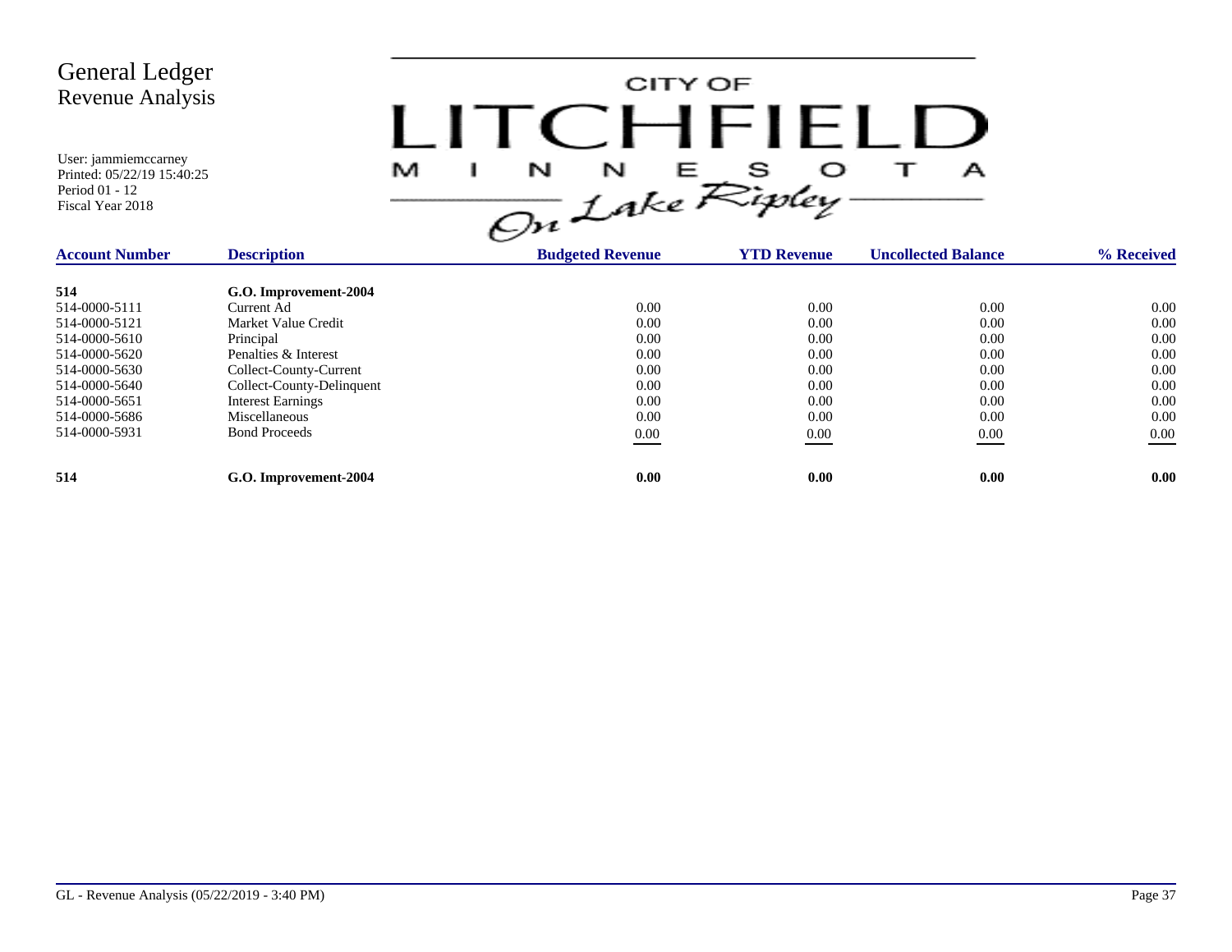# General Ledger
## Revenue Analysis

User: jammiemccarney
Printed: 05/22/19 15:40:25
Period 01 - 12
Fiscal Year 2018

CITY OF LITCHFIELD MINNESOTA On Lake Ripley

| Account Number | Description | Budgeted Revenue | YTD Revenue | Uncollected Balance | % Received |
|---|---|---|---|---|---|
| **514** | **G.O. Improvement-2004** | | | | |
| 514-0000-5111 | Current Ad | 0.00 | 0.00 | 0.00 | 0.00 |
| 514-0000-5121 | Market Value Credit | 0.00 | 0.00 | 0.00 | 0.00 |
| 514-0000-5610 | Principal | 0.00 | 0.00 | 0.00 | 0.00 |
| 514-0000-5620 | Penalties & Interest | 0.00 | 0.00 | 0.00 | 0.00 |
| 514-0000-5630 | Collect-County-Current | 0.00 | 0.00 | 0.00 | 0.00 |
| 514-0000-5640 | Collect-County-Delinquent | 0.00 | 0.00 | 0.00 | 0.00 |
| 514-0000-5651 | Interest Earnings | 0.00 | 0.00 | 0.00 | 0.00 |
| 514-0000-5686 | Miscellaneous | 0.00 | 0.00 | 0.00 | 0.00 |
| 514-0000-5931 | Bond Proceeds | 0.00 | 0.00 | 0.00 | 0.00 |
| **514** | **G.O. Improvement-2004** | **0.00** | **0.00** | **0.00** | **0.00** |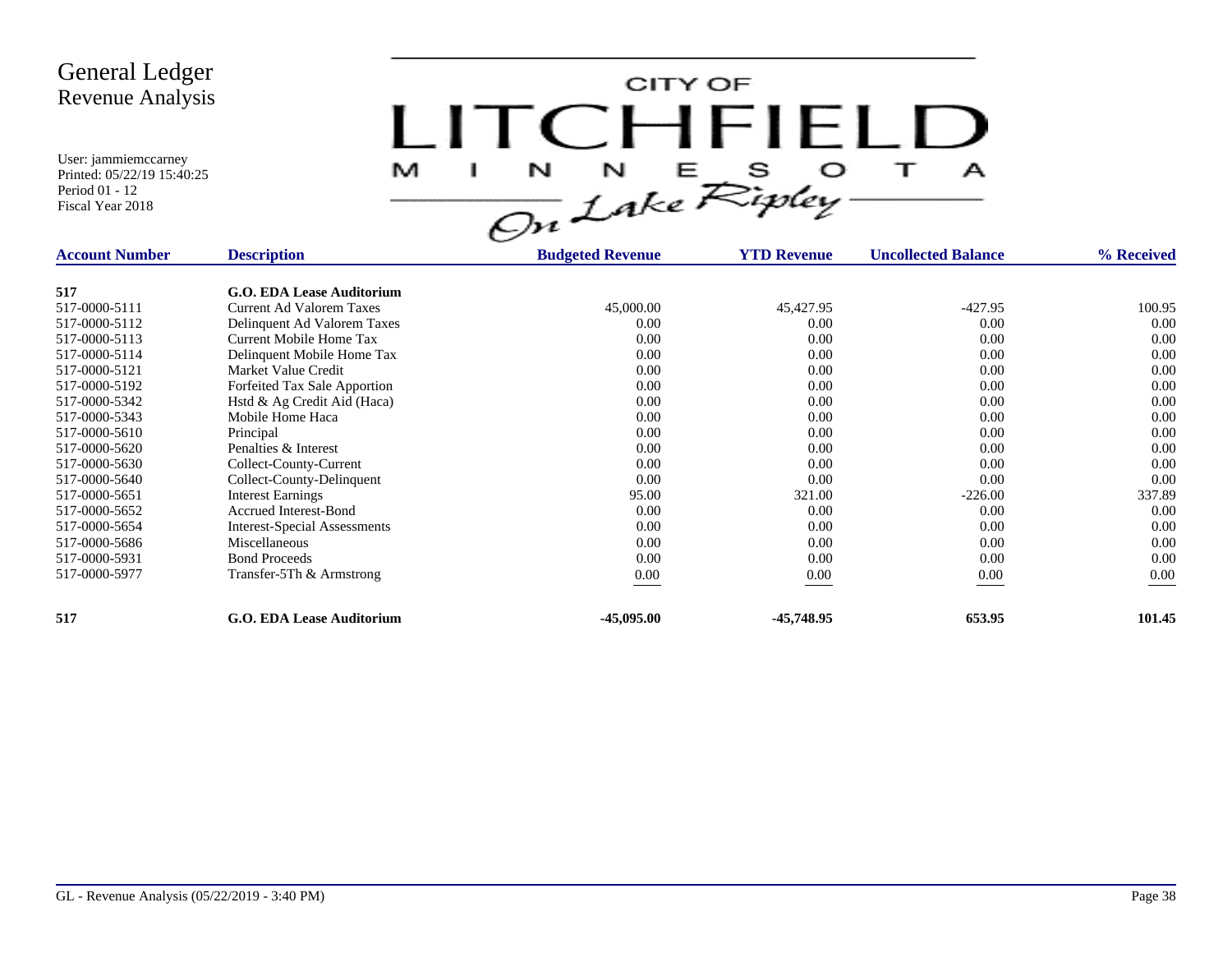# General Ledger
## Revenue Analysis

User: jammiemccarney
Printed: 05/22/19 15:40:25
Period 01 - 12
Fiscal Year 2018

CITY OF LITCHFIELD MINNESOTA On Lake Ripley

| Account Number | Description | Budgeted Revenue | YTD Revenue | Uncollected Balance | % Received |
|---|---|---|---|---|---|
| **517** | **G.O. EDA Lease Auditorium** | | | | |
| 517-0000-5111 | Current Ad Valorem Taxes | 45,000.00 | 45,427.95 | -427.95 | 100.95 |
| 517-0000-5112 | Delinquent Ad Valorem Taxes | 0.00 | 0.00 | 0.00 | 0.00 |
| 517-0000-5113 | Current Mobile Home Tax | 0.00 | 0.00 | 0.00 | 0.00 |
| 517-0000-5114 | Delinquent Mobile Home Tax | 0.00 | 0.00 | 0.00 | 0.00 |
| 517-0000-5121 | Market Value Credit | 0.00 | 0.00 | 0.00 | 0.00 |
| 517-0000-5192 | Forfeited Tax Sale Apportion | 0.00 | 0.00 | 0.00 | 0.00 |
| 517-0000-5342 | Hstd & Ag Credit Aid (Haca) | 0.00 | 0.00 | 0.00 | 0.00 |
| 517-0000-5343 | Mobile Home Haca | 0.00 | 0.00 | 0.00 | 0.00 |
| 517-0000-5610 | Principal | 0.00 | 0.00 | 0.00 | 0.00 |
| 517-0000-5620 | Penalties & Interest | 0.00 | 0.00 | 0.00 | 0.00 |
| 517-0000-5630 | Collect-County-Current | 0.00 | 0.00 | 0.00 | 0.00 |
| 517-0000-5640 | Collect-County-Delinquent | 0.00 | 0.00 | 0.00 | 0.00 |
| 517-0000-5651 | Interest Earnings | 95.00 | 321.00 | -226.00 | 337.89 |
| 517-0000-5652 | Accrued Interest-Bond | 0.00 | 0.00 | 0.00 | 0.00 |
| 517-0000-5654 | Interest-Special Assessments | 0.00 | 0.00 | 0.00 | 0.00 |
| 517-0000-5686 | Miscellaneous | 0.00 | 0.00 | 0.00 | 0.00 |
| 517-0000-5931 | Bond Proceeds | 0.00 | 0.00 | 0.00 | 0.00 |
| 517-0000-5977 | Transfer-5Th & Armstrong | 0.00 | 0.00 | 0.00 | 0.00 |
| **517** | **G.O. EDA Lease Auditorium** | **-45,095.00** | **-45,748.95** | **653.95** | **101.45** |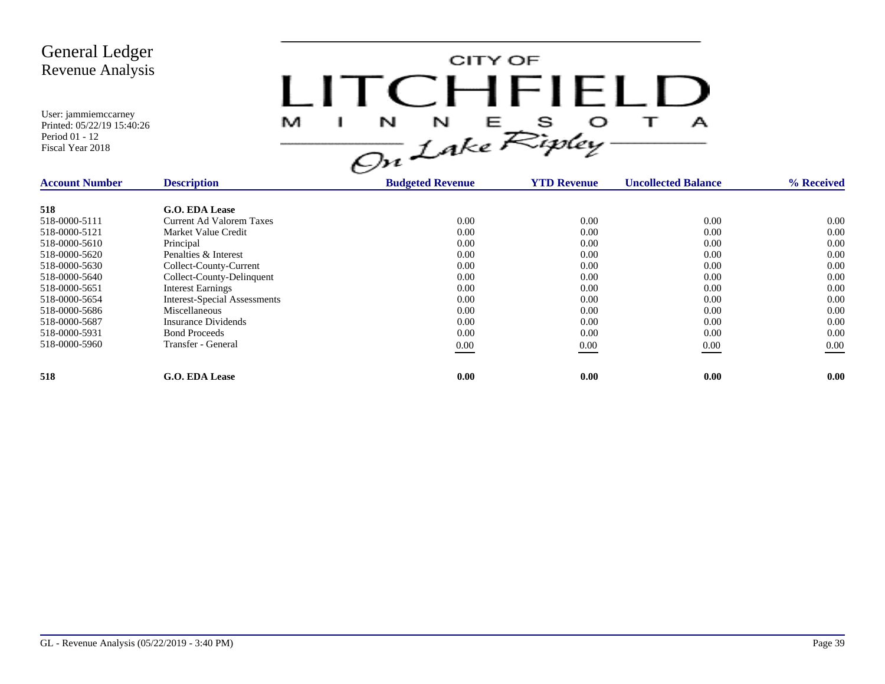# General Ledger
## Revenue Analysis

User: jammiemccarney
Printed: 05/22/19 15:40:26
Period 01 - 12
Fiscal Year 2018

CITY OF LITCHFIELD MINNESOTA On Lake Ripley

| Account Number | Description | Budgeted Revenue | YTD Revenue | Uncollected Balance | % Received |
|---|---|---|---|---|---|
| **518** | **G.O. EDA Lease** | | | | |
| 518-0000-5111 | Current Ad Valorem Taxes | 0.00 | 0.00 | 0.00 | 0.00 |
| 518-0000-5121 | Market Value Credit | 0.00 | 0.00 | 0.00 | 0.00 |
| 518-0000-5610 | Principal | 0.00 | 0.00 | 0.00 | 0.00 |
| 518-0000-5620 | Penalties & Interest | 0.00 | 0.00 | 0.00 | 0.00 |
| 518-0000-5630 | Collect-County-Current | 0.00 | 0.00 | 0.00 | 0.00 |
| 518-0000-5640 | Collect-County-Delinquent | 0.00 | 0.00 | 0.00 | 0.00 |
| 518-0000-5651 | Interest Earnings | 0.00 | 0.00 | 0.00 | 0.00 |
| 518-0000-5654 | Interest-Special Assessments | 0.00 | 0.00 | 0.00 | 0.00 |
| 518-0000-5686 | Miscellaneous | 0.00 | 0.00 | 0.00 | 0.00 |
| 518-0000-5687 | Insurance Dividends | 0.00 | 0.00 | 0.00 | 0.00 |
| 518-0000-5931 | Bond Proceeds | 0.00 | 0.00 | 0.00 | 0.00 |
| 518-0000-5960 | Transfer - General | 0.00 | 0.00 | 0.00 | 0.00 |
| **518** | **G.O. EDA Lease** | **0.00** | **0.00** | **0.00** | **0.00** |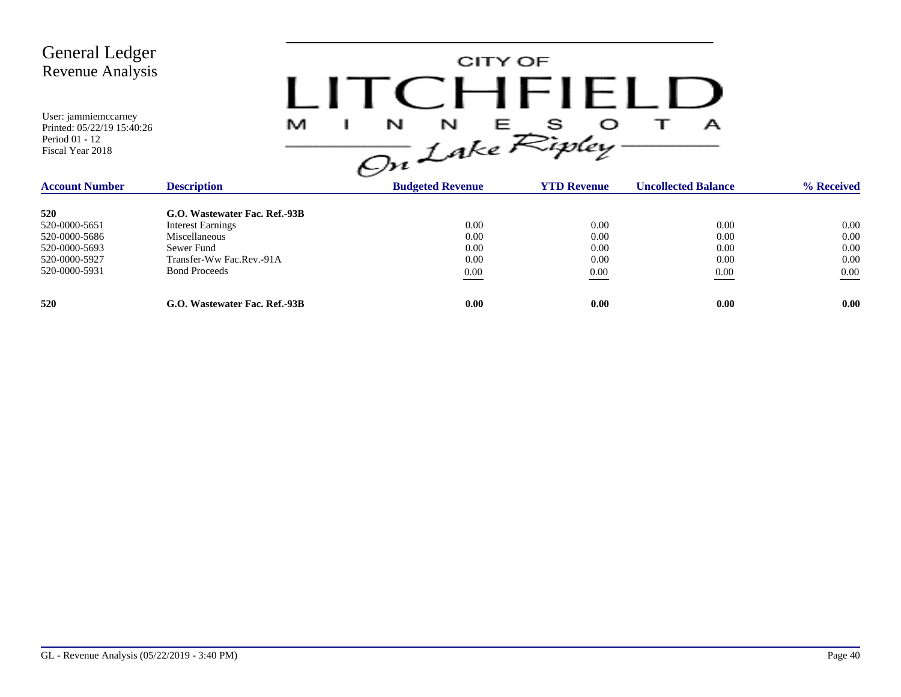# General Ledger
## Revenue Analysis

User: jammiemccarney
Printed: 05/22/19 15:40:26
Period 01 - 12
Fiscal Year 2018

CITY OF LITCHFIELD MINNESOTA On Lake Ripley

| Account Number | Description | Budgeted Revenue | YTD Revenue | Uncollected Balance | % Received |
|---|---|---|---|---|---|
| **520** | **G.O. Wastewater Fac. Ref.-93B** | | | | |
| 520-0000-5651 | Interest Earnings | 0.00 | 0.00 | 0.00 | 0.00 |
| 520-0000-5686 | Miscellaneous | 0.00 | 0.00 | 0.00 | 0.00 |
| 520-0000-5693 | Sewer Fund | 0.00 | 0.00 | 0.00 | 0.00 |
| 520-0000-5927 | Transfer-Ww Fac.Rev.-91A | 0.00 | 0.00 | 0.00 | 0.00 |
| 520-0000-5931 | Bond Proceeds | 0.00 | 0.00 | 0.00 | 0.00 |
| **520** | **G.O. Wastewater Fac. Ref.-93B** | **0.00** | **0.00** | **0.00** | **0.00** |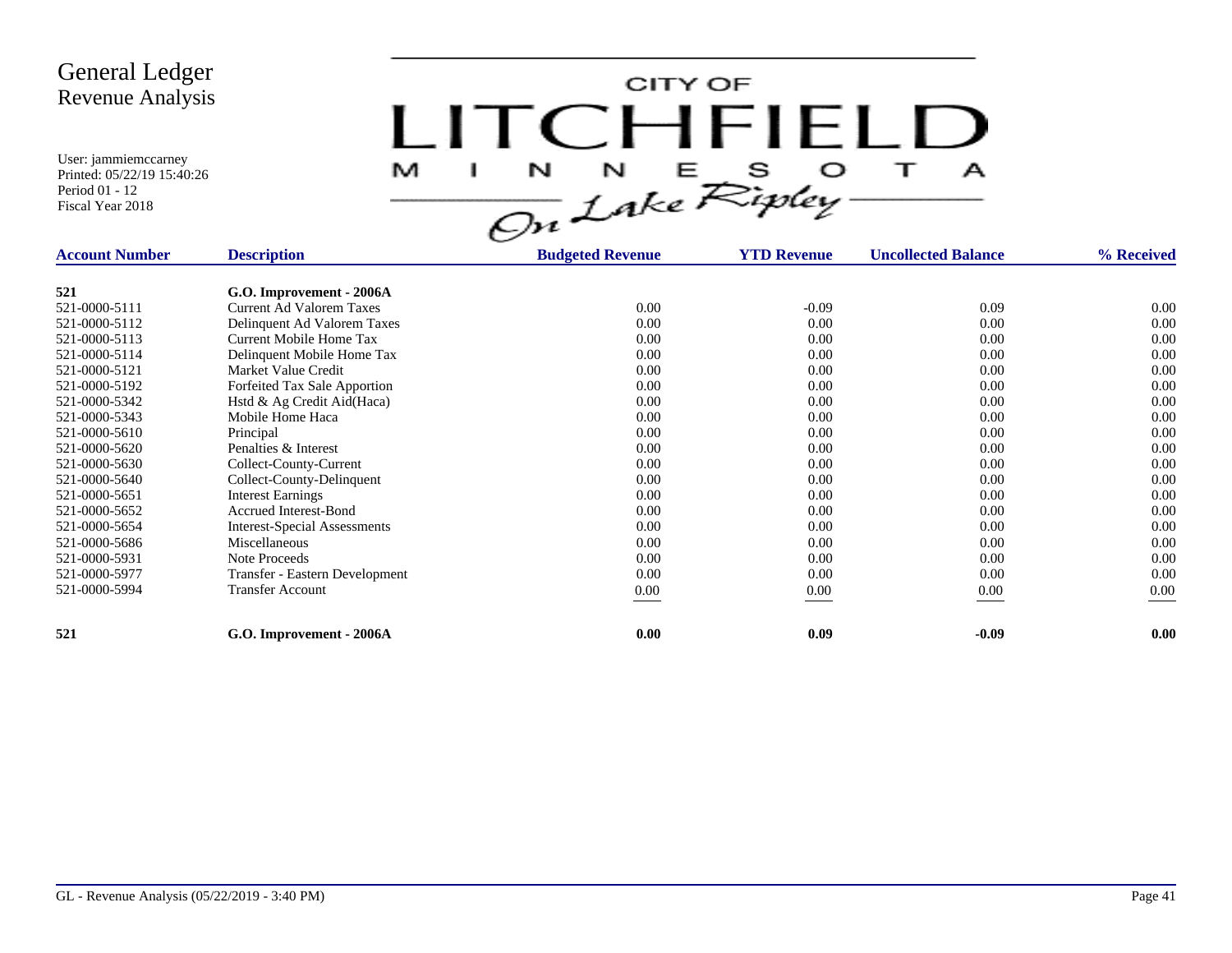# General Ledger
## Revenue Analysis

User: jammiemccarney
Printed: 05/22/19 15:40:26
Period 01 - 12
Fiscal Year 2018

CITY OF LITCHFIELD MINNESOTA *On Lake Ripley*

| Account Number | Description | Budgeted Revenue | YTD Revenue | Uncollected Balance | % Received |
|---|---|---|---|---|---|
| **521** | **G.O. Improvement - 2006A** | | | | |
| 521-0000-5111 | Current Ad Valorem Taxes | 0.00 | -0.09 | 0.09 | 0.00 |
| 521-0000-5112 | Delinquent Ad Valorem Taxes | 0.00 | 0.00 | 0.00 | 0.00 |
| 521-0000-5113 | Current Mobile Home Tax | 0.00 | 0.00 | 0.00 | 0.00 |
| 521-0000-5114 | Delinquent Mobile Home Tax | 0.00 | 0.00 | 0.00 | 0.00 |
| 521-0000-5121 | Market Value Credit | 0.00 | 0.00 | 0.00 | 0.00 |
| 521-0000-5192 | Forfeited Tax Sale Apportion | 0.00 | 0.00 | 0.00 | 0.00 |
| 521-0000-5342 | Hstd & Ag Credit Aid(Haca) | 0.00 | 0.00 | 0.00 | 0.00 |
| 521-0000-5343 | Mobile Home Haca | 0.00 | 0.00 | 0.00 | 0.00 |
| 521-0000-5610 | Principal | 0.00 | 0.00 | 0.00 | 0.00 |
| 521-0000-5620 | Penalties & Interest | 0.00 | 0.00 | 0.00 | 0.00 |
| 521-0000-5630 | Collect-County-Current | 0.00 | 0.00 | 0.00 | 0.00 |
| 521-0000-5640 | Collect-County-Delinquent | 0.00 | 0.00 | 0.00 | 0.00 |
| 521-0000-5651 | Interest Earnings | 0.00 | 0.00 | 0.00 | 0.00 |
| 521-0000-5652 | Accrued Interest-Bond | 0.00 | 0.00 | 0.00 | 0.00 |
| 521-0000-5654 | Interest-Special Assessments | 0.00 | 0.00 | 0.00 | 0.00 |
| 521-0000-5686 | Miscellaneous | 0.00 | 0.00 | 0.00 | 0.00 |
| 521-0000-5931 | Note Proceeds | 0.00 | 0.00 | 0.00 | 0.00 |
| 521-0000-5977 | Transfer - Eastern Development | 0.00 | 0.00 | 0.00 | 0.00 |
| 521-0000-5994 | Transfer Account | 0.00 | 0.00 | 0.00 | 0.00 |
| **521** | **G.O. Improvement - 2006A** | **0.00** | **0.09** | **-0.09** | **0.00** |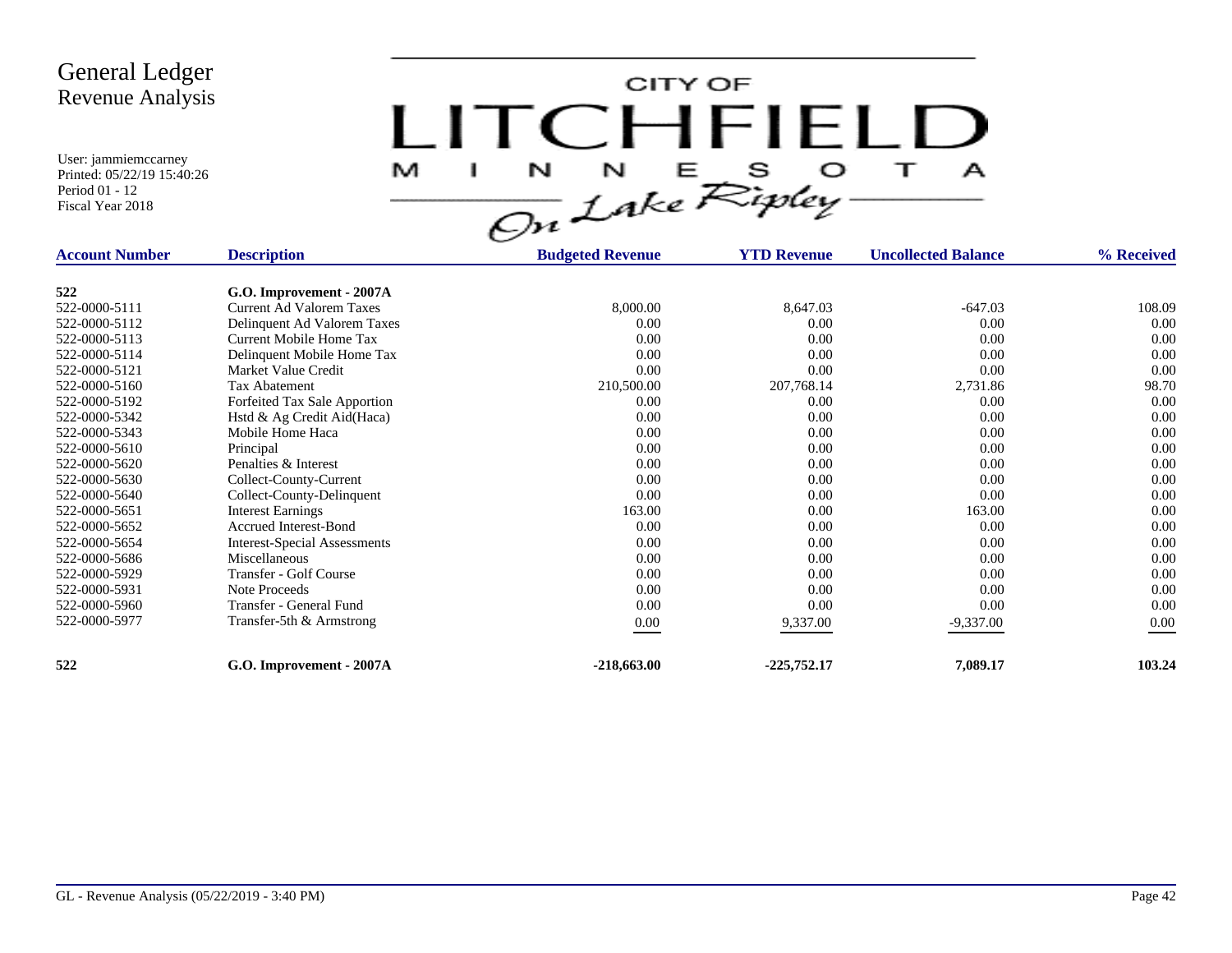# General Ledger
## Revenue Analysis

User: jammiemccarney
Printed: 05/22/19 15:40:26
Period 01 - 12
Fiscal Year 2018

CITY OF LITCHFIELD MINNESOTA
On Lake Ripley

| Account Number | Description | Budgeted Revenue | YTD Revenue | Uncollected Balance | % Received |
|---|---|---|---|---|---|
| **522** | **G.O. Improvement - 2007A** | | | | |
| 522-0000-5111 | Current Ad Valorem Taxes | 8,000.00 | 8,647.03 | -647.03 | 108.09 |
| 522-0000-5112 | Delinquent Ad Valorem Taxes | 0.00 | 0.00 | 0.00 | 0.00 |
| 522-0000-5113 | Current Mobile Home Tax | 0.00 | 0.00 | 0.00 | 0.00 |
| 522-0000-5114 | Delinquent Mobile Home Tax | 0.00 | 0.00 | 0.00 | 0.00 |
| 522-0000-5121 | Market Value Credit | 0.00 | 0.00 | 0.00 | 0.00 |
| 522-0000-5160 | Tax Abatement | 210,500.00 | 207,768.14 | 2,731.86 | 98.70 |
| 522-0000-5192 | Forfeited Tax Sale Apportion | 0.00 | 0.00 | 0.00 | 0.00 |
| 522-0000-5342 | Hstd & Ag Credit Aid(Haca) | 0.00 | 0.00 | 0.00 | 0.00 |
| 522-0000-5343 | Mobile Home Haca | 0.00 | 0.00 | 0.00 | 0.00 |
| 522-0000-5610 | Principal | 0.00 | 0.00 | 0.00 | 0.00 |
| 522-0000-5620 | Penalties & Interest | 0.00 | 0.00 | 0.00 | 0.00 |
| 522-0000-5630 | Collect-County-Current | 0.00 | 0.00 | 0.00 | 0.00 |
| 522-0000-5640 | Collect-County-Delinquent | 0.00 | 0.00 | 0.00 | 0.00 |
| 522-0000-5651 | Interest Earnings | 163.00 | 0.00 | 163.00 | 0.00 |
| 522-0000-5652 | Accrued Interest-Bond | 0.00 | 0.00 | 0.00 | 0.00 |
| 522-0000-5654 | Interest-Special Assessments | 0.00 | 0.00 | 0.00 | 0.00 |
| 522-0000-5686 | Miscellaneous | 0.00 | 0.00 | 0.00 | 0.00 |
| 522-0000-5929 | Transfer - Golf Course | 0.00 | 0.00 | 0.00 | 0.00 |
| 522-0000-5931 | Note Proceeds | 0.00 | 0.00 | 0.00 | 0.00 |
| 522-0000-5960 | Transfer - General Fund | 0.00 | 0.00 | 0.00 | 0.00 |
| 522-0000-5977 | Transfer-5th & Armstrong | 0.00 | 9,337.00 | -9,337.00 | 0.00 |
| **522** | **G.O. Improvement - 2007A** | **-218,663.00** | **-225,752.17** | **7,089.17** | **103.24** |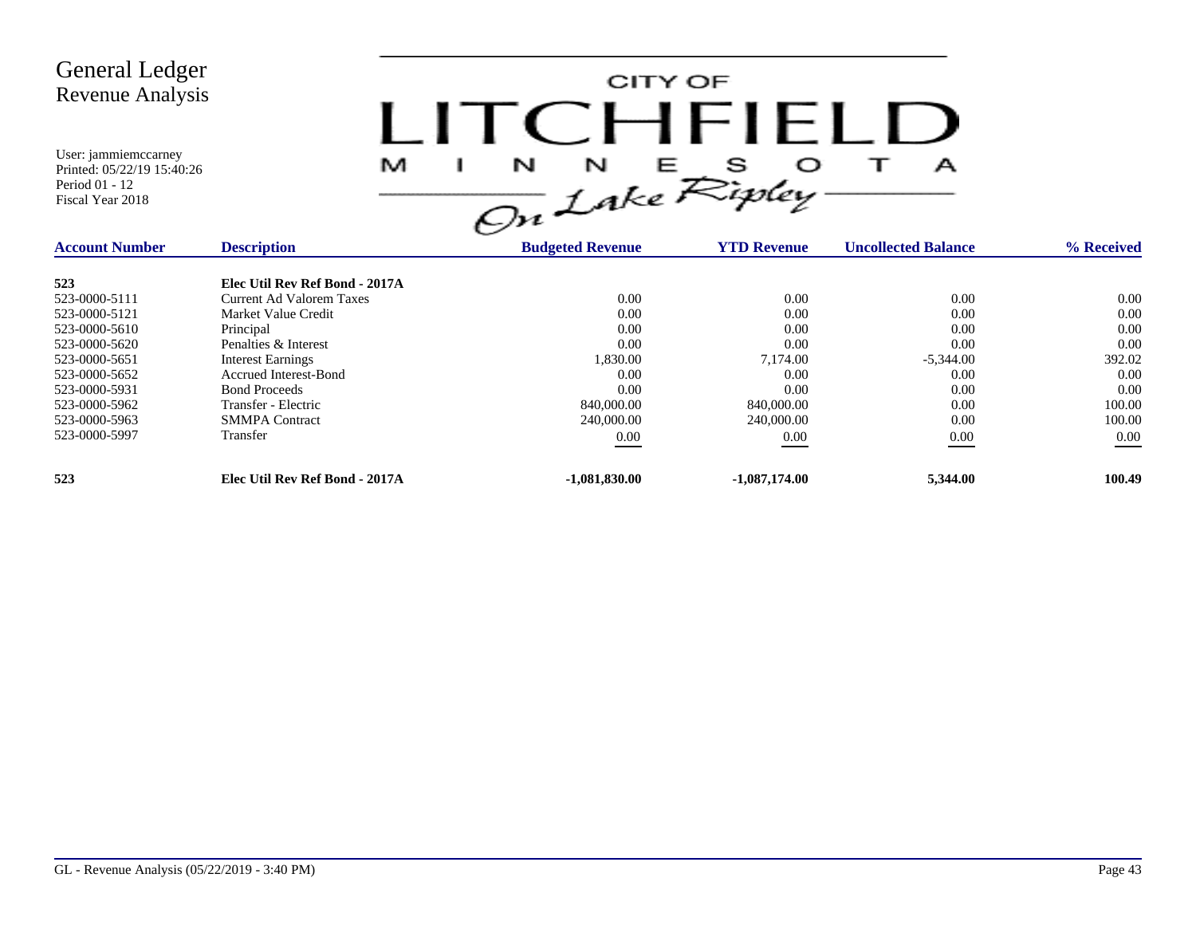# General Ledger
## Revenue Analysis

User: jammiemccarney
Printed: 05/22/19 15:40:26
Period 01 - 12
Fiscal Year 2018

CITY OF LITCHFIELD MINNESOTA *On Lake Ripley*

| Account Number | Description | Budgeted Revenue | YTD Revenue | Uncollected Balance | % Received |
|---|---|---|---|---|---|
| **523** | **Elec Util Rev Ref Bond - 2017A** | | | | |
| 523-0000-5111 | Current Ad Valorem Taxes | 0.00 | 0.00 | 0.00 | 0.00 |
| 523-0000-5121 | Market Value Credit | 0.00 | 0.00 | 0.00 | 0.00 |
| 523-0000-5610 | Principal | 0.00 | 0.00 | 0.00 | 0.00 |
| 523-0000-5620 | Penalties & Interest | 0.00 | 0.00 | 0.00 | 0.00 |
| 523-0000-5651 | Interest Earnings | 1,830.00 | 7,174.00 | -5,344.00 | 392.02 |
| 523-0000-5652 | Accrued Interest-Bond | 0.00 | 0.00 | 0.00 | 0.00 |
| 523-0000-5931 | Bond Proceeds | 0.00 | 0.00 | 0.00 | 0.00 |
| 523-0000-5962 | Transfer - Electric | 840,000.00 | 840,000.00 | 0.00 | 100.00 |
| 523-0000-5963 | SMMPA Contract | 240,000.00 | 240,000.00 | 0.00 | 100.00 |
| 523-0000-5997 | Transfer | 0.00 | 0.00 | 0.00 | 0.00 |
| **523** | **Elec Util Rev Ref Bond - 2017A** | **-1,081,830.00** | **-1,087,174.00** | **5,344.00** | **100.49** |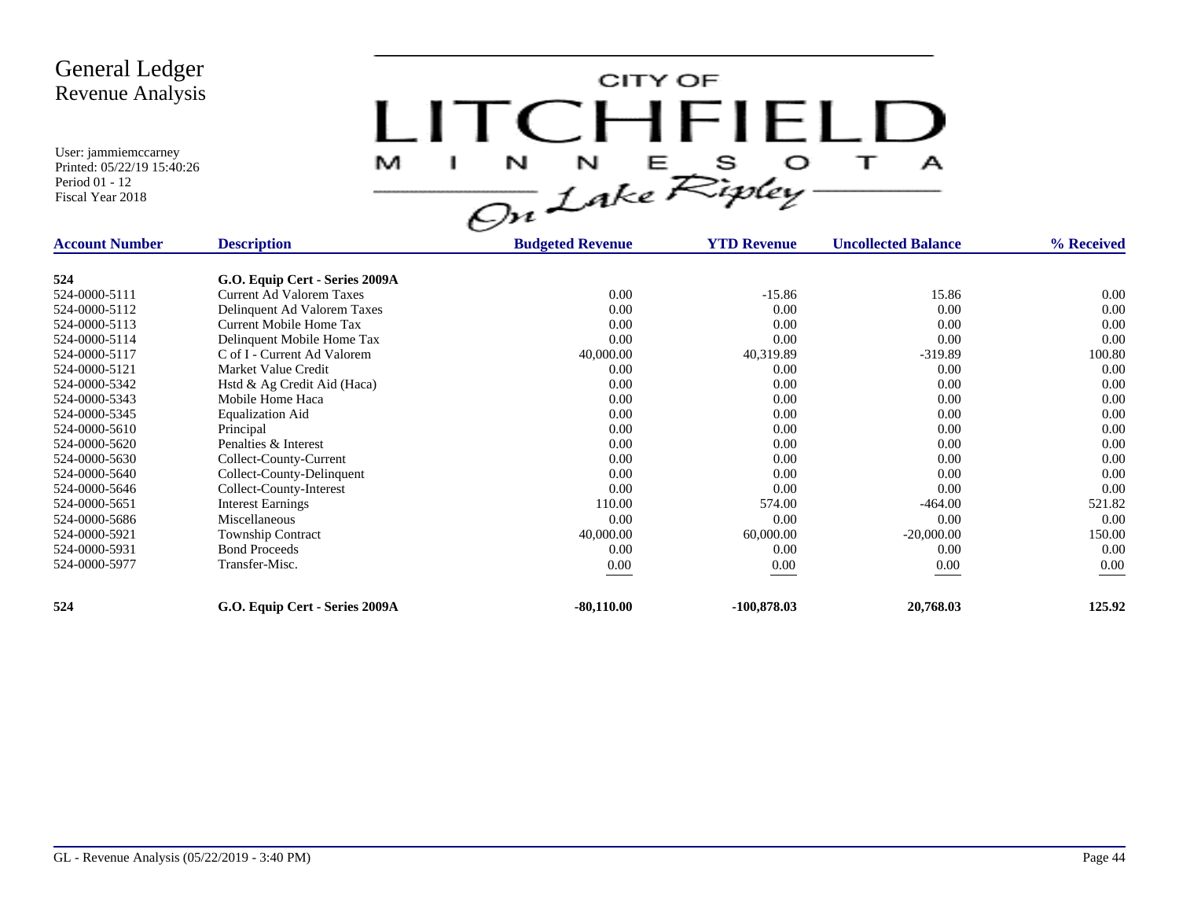# General Ledger
## Revenue Analysis

User: jammiemccarney
Printed: 05/22/19 15:40:26
Period 01 - 12
Fiscal Year 2018

CITY OF LITCHFIELD MINNESOTA On Lake Ripley

| Account Number | Description | Budgeted Revenue | YTD Revenue | Uncollected Balance | % Received |
|---|---|---|---|---|---|
| **524** | **G.O. Equip Cert - Series 2009A** | | | | |
| 524-0000-5111 | Current Ad Valorem Taxes | 0.00 | -15.86 | 15.86 | 0.00 |
| 524-0000-5112 | Delinquent Ad Valorem Taxes | 0.00 | 0.00 | 0.00 | 0.00 |
| 524-0000-5113 | Current Mobile Home Tax | 0.00 | 0.00 | 0.00 | 0.00 |
| 524-0000-5114 | Delinquent Mobile Home Tax | 0.00 | 0.00 | 0.00 | 0.00 |
| 524-0000-5117 | C of I - Current Ad Valorem | 40,000.00 | 40,319.89 | -319.89 | 100.80 |
| 524-0000-5121 | Market Value Credit | 0.00 | 0.00 | 0.00 | 0.00 |
| 524-0000-5342 | Hstd & Ag Credit Aid (Haca) | 0.00 | 0.00 | 0.00 | 0.00 |
| 524-0000-5343 | Mobile Home Haca | 0.00 | 0.00 | 0.00 | 0.00 |
| 524-0000-5345 | Equalization Aid | 0.00 | 0.00 | 0.00 | 0.00 |
| 524-0000-5610 | Principal | 0.00 | 0.00 | 0.00 | 0.00 |
| 524-0000-5620 | Penalties & Interest | 0.00 | 0.00 | 0.00 | 0.00 |
| 524-0000-5630 | Collect-County-Current | 0.00 | 0.00 | 0.00 | 0.00 |
| 524-0000-5640 | Collect-County-Delinquent | 0.00 | 0.00 | 0.00 | 0.00 |
| 524-0000-5646 | Collect-County-Interest | 0.00 | 0.00 | 0.00 | 0.00 |
| 524-0000-5651 | Interest Earnings | 110.00 | 574.00 | -464.00 | 521.82 |
| 524-0000-5686 | Miscellaneous | 0.00 | 0.00 | 0.00 | 0.00 |
| 524-0000-5921 | Township Contract | 40,000.00 | 60,000.00 | -20,000.00 | 150.00 |
| 524-0000-5931 | Bond Proceeds | 0.00 | 0.00 | 0.00 | 0.00 |
| 524-0000-5977 | Transfer-Misc. | 0.00 | 0.00 | 0.00 | 0.00 |
| **524** | **G.O. Equip Cert - Series 2009A** | **-80,110.00** | **-100,878.03** | **20,768.03** | **125.92** |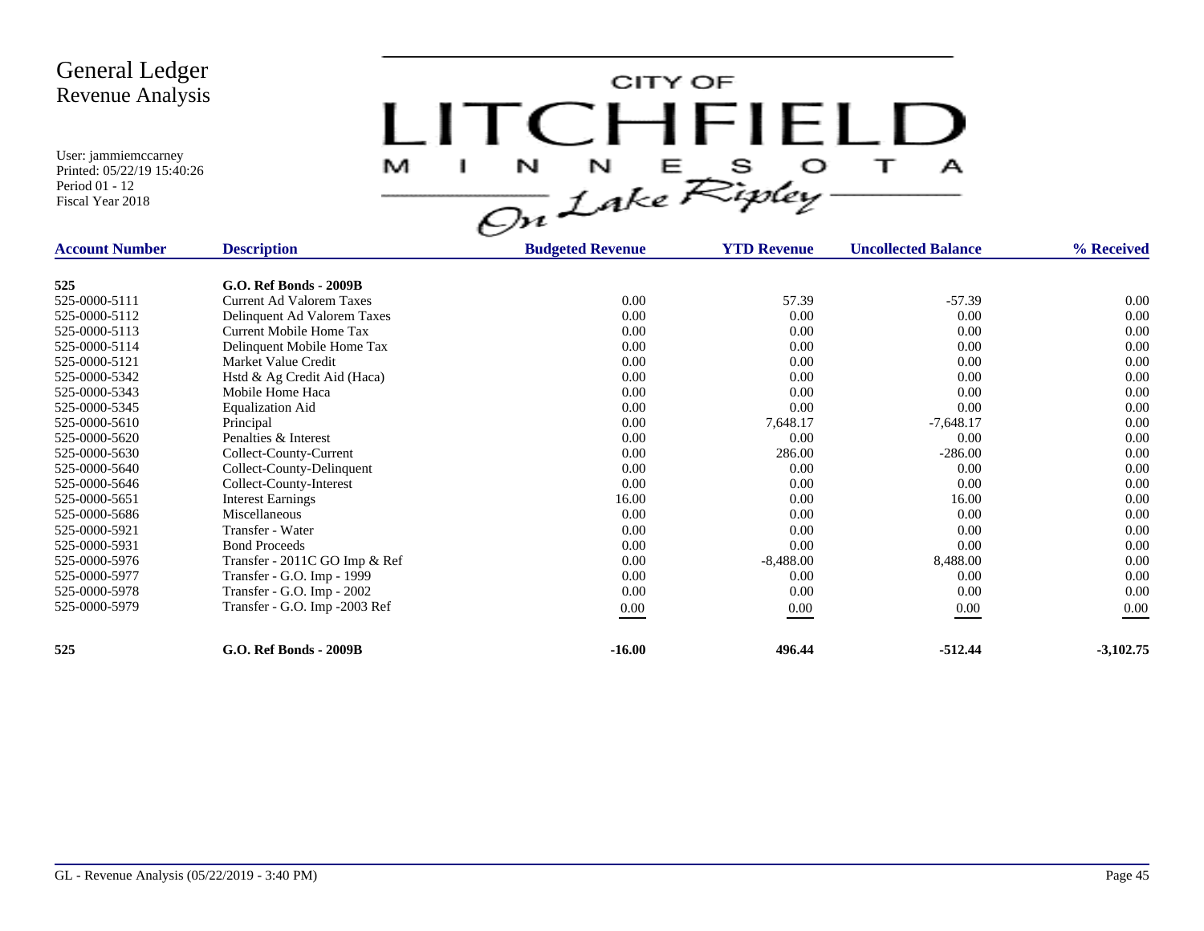# General Ledger
## Revenue Analysis

User: jammiemccarney
Printed: 05/22/19 15:40:26
Period 01 - 12
Fiscal Year 2018

CITY OF LITCHFIELD MINNESOTA On Lake Ripley

| Account Number | Description | Budgeted Revenue | YTD Revenue | Uncollected Balance | % Received |
|---|---|---|---|---|---|
| **525** | **G.O. Ref Bonds - 2009B** | | | | |
| 525-0000-5111 | Current Ad Valorem Taxes | 0.00 | 57.39 | -57.39 | 0.00 |
| 525-0000-5112 | Delinquent Ad Valorem Taxes | 0.00 | 0.00 | 0.00 | 0.00 |
| 525-0000-5113 | Current Mobile Home Tax | 0.00 | 0.00 | 0.00 | 0.00 |
| 525-0000-5114 | Delinquent Mobile Home Tax | 0.00 | 0.00 | 0.00 | 0.00 |
| 525-0000-5121 | Market Value Credit | 0.00 | 0.00 | 0.00 | 0.00 |
| 525-0000-5342 | Hstd & Ag Credit Aid (Haca) | 0.00 | 0.00 | 0.00 | 0.00 |
| 525-0000-5343 | Mobile Home Haca | 0.00 | 0.00 | 0.00 | 0.00 |
| 525-0000-5345 | Equalization Aid | 0.00 | 0.00 | 0.00 | 0.00 |
| 525-0000-5610 | Principal | 0.00 | 7,648.17 | -7,648.17 | 0.00 |
| 525-0000-5620 | Penalties & Interest | 0.00 | 0.00 | 0.00 | 0.00 |
| 525-0000-5630 | Collect-County-Current | 0.00 | 286.00 | -286.00 | 0.00 |
| 525-0000-5640 | Collect-County-Delinquent | 0.00 | 0.00 | 0.00 | 0.00 |
| 525-0000-5646 | Collect-County-Interest | 0.00 | 0.00 | 0.00 | 0.00 |
| 525-0000-5651 | Interest Earnings | 16.00 | 0.00 | 16.00 | 0.00 |
| 525-0000-5686 | Miscellaneous | 0.00 | 0.00 | 0.00 | 0.00 |
| 525-0000-5921 | Transfer - Water | 0.00 | 0.00 | 0.00 | 0.00 |
| 525-0000-5931 | Bond Proceeds | 0.00 | 0.00 | 0.00 | 0.00 |
| 525-0000-5976 | Transfer - 2011C GO Imp & Ref | 0.00 | -8,488.00 | 8,488.00 | 0.00 |
| 525-0000-5977 | Transfer - G.O. Imp - 1999 | 0.00 | 0.00 | 0.00 | 0.00 |
| 525-0000-5978 | Transfer - G.O. Imp - 2002 | 0.00 | 0.00 | 0.00 | 0.00 |
| 525-0000-5979 | Transfer - G.O. Imp -2003 Ref | 0.00 | 0.00 | 0.00 | 0.00 |
| **525** | **G.O. Ref Bonds - 2009B** | **-16.00** | **496.44** | **-512.44** | **-3,102.75** |

GL - Revenue Analysis (05/22/2019 - 3:40 PM)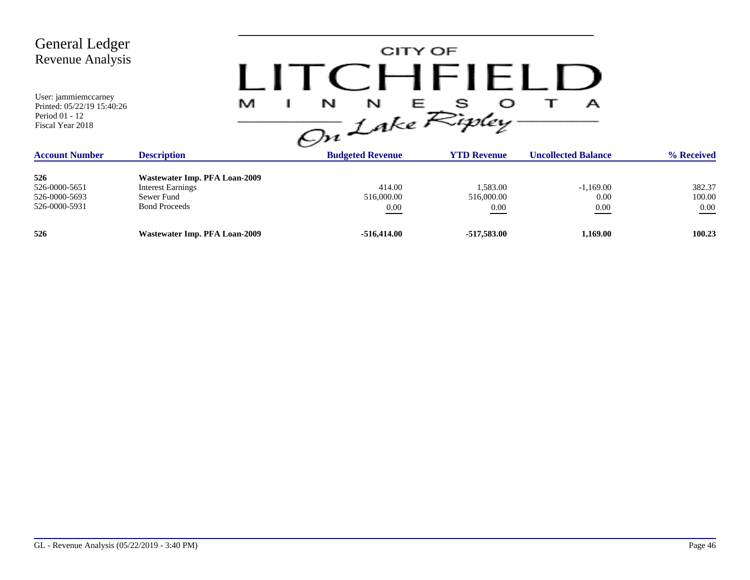# General Ledger
## Revenue Analysis

User: jammiemccarney
Printed: 05/22/19 15:40:26
Period 01 - 12
Fiscal Year 2018

CITY OF LITCHFIELD MINNESOTA *On Lake Ripley*

| Account Number | Description | Budgeted Revenue | YTD Revenue | Uncollected Balance | % Received |
|---|---|---|---|---|---|
| **526** | **Wastewater Imp. PFA Loan-2009** | | | | |
| 526-0000-5651 | Interest Earnings | 414.00 | 1,583.00 | -1,169.00 | 382.37 |
| 526-0000-5693 | Sewer Fund | 516,000.00 | 516,000.00 | 0.00 | 100.00 |
| 526-0000-5931 | Bond Proceeds | 0.00 | 0.00 | 0.00 | 0.00 |
| **526** | **Wastewater Imp. PFA Loan-2009** | **-516,414.00** | **-517,583.00** | **1,169.00** | **100.23** |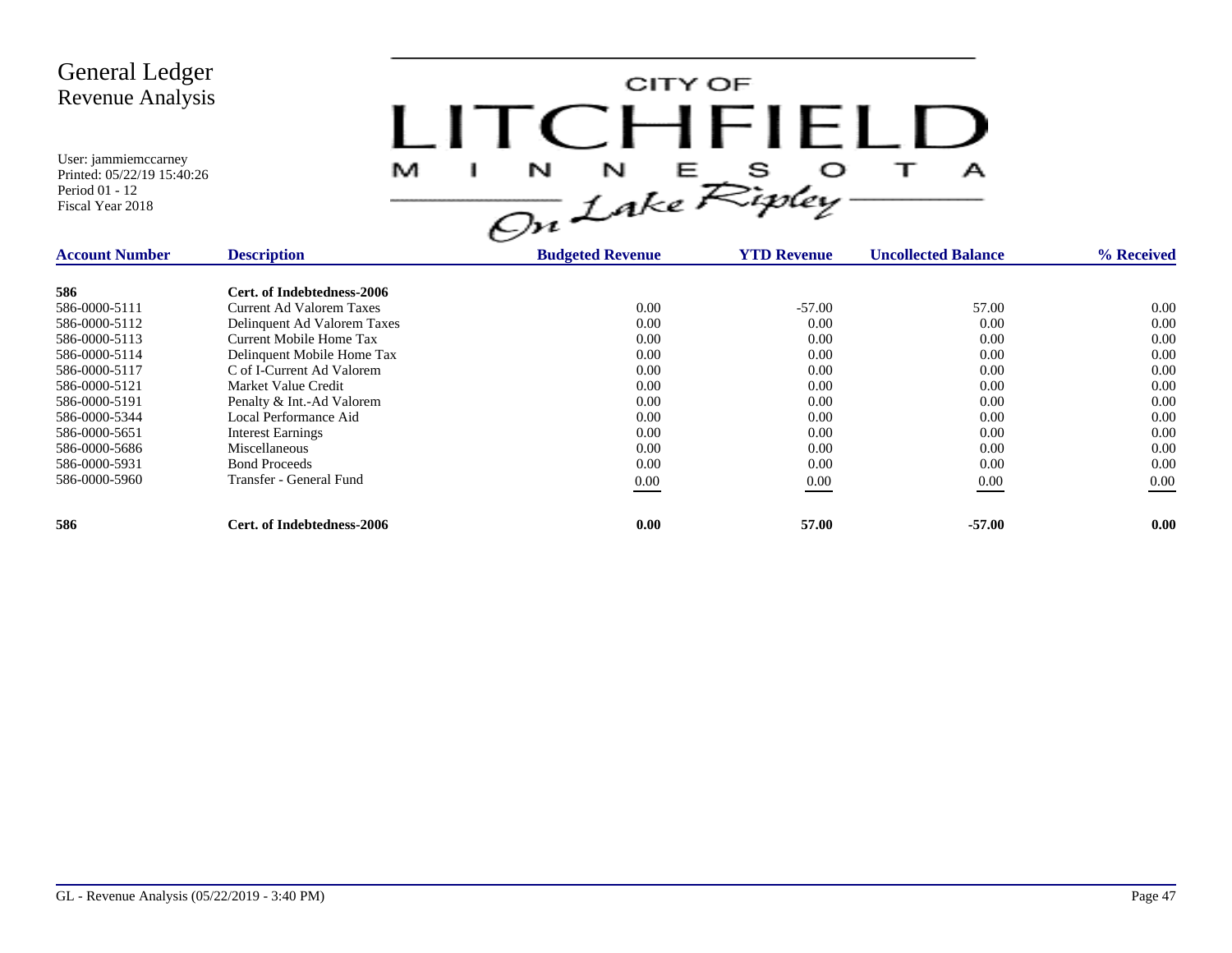# General Ledger
## Revenue Analysis

User: jammiemccarney
Printed: 05/22/19 15:40:26
Period 01 - 12
Fiscal Year 2018

CITY OF LITCHFIELD MINNESOTA On Lake Ripley

| Account Number | Description | Budgeted Revenue | YTD Revenue | Uncollected Balance | % Received |
|---|---|---|---|---|---|
| **586** | **Cert. of Indebtedness-2006** | | | | |
| 586-0000-5111 | Current Ad Valorem Taxes | 0.00 | -57.00 | 57.00 | 0.00 |
| 586-0000-5112 | Delinquent Ad Valorem Taxes | 0.00 | 0.00 | 0.00 | 0.00 |
| 586-0000-5113 | Current Mobile Home Tax | 0.00 | 0.00 | 0.00 | 0.00 |
| 586-0000-5114 | Delinquent Mobile Home Tax | 0.00 | 0.00 | 0.00 | 0.00 |
| 586-0000-5117 | C of I-Current Ad Valorem | 0.00 | 0.00 | 0.00 | 0.00 |
| 586-0000-5121 | Market Value Credit | 0.00 | 0.00 | 0.00 | 0.00 |
| 586-0000-5191 | Penalty & Int.-Ad Valorem | 0.00 | 0.00 | 0.00 | 0.00 |
| 586-0000-5344 | Local Performance Aid | 0.00 | 0.00 | 0.00 | 0.00 |
| 586-0000-5651 | Interest Earnings | 0.00 | 0.00 | 0.00 | 0.00 |
| 586-0000-5686 | Miscellaneous | 0.00 | 0.00 | 0.00 | 0.00 |
| 586-0000-5931 | Bond Proceeds | 0.00 | 0.00 | 0.00 | 0.00 |
| 586-0000-5960 | Transfer - General Fund | 0.00 | 0.00 | 0.00 | 0.00 |
| **586** | **Cert. of Indebtedness-2006** | **0.00** | **57.00** | **-57.00** | **0.00** |

GL - Revenue Analysis (05/22/2019 - 3:40 PM)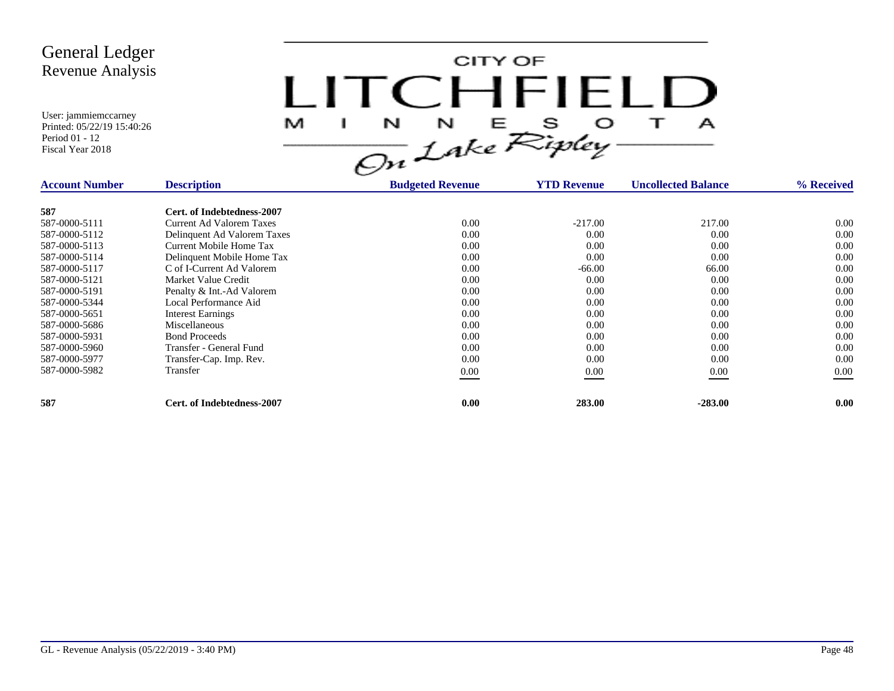# General Ledger
## Revenue Analysis

User: jammiemccarney
Printed: 05/22/19 15:40:26
Period 01 - 12
Fiscal Year 2018

CITY OF LITCHFIELD MINNESOTA On Lake Ripley

| Account Number | Description | Budgeted Revenue | YTD Revenue | Uncollected Balance | % Received |
|---|---|---|---|---|---|
| **587** | **Cert. of Indebtedness-2007** | | | | |
| 587-0000-5111 | Current Ad Valorem Taxes | 0.00 | -217.00 | 217.00 | 0.00 |
| 587-0000-5112 | Delinquent Ad Valorem Taxes | 0.00 | 0.00 | 0.00 | 0.00 |
| 587-0000-5113 | Current Mobile Home Tax | 0.00 | 0.00 | 0.00 | 0.00 |
| 587-0000-5114 | Delinquent Mobile Home Tax | 0.00 | 0.00 | 0.00 | 0.00 |
| 587-0000-5117 | C of I-Current Ad Valorem | 0.00 | -66.00 | 66.00 | 0.00 |
| 587-0000-5121 | Market Value Credit | 0.00 | 0.00 | 0.00 | 0.00 |
| 587-0000-5191 | Penalty & Int.-Ad Valorem | 0.00 | 0.00 | 0.00 | 0.00 |
| 587-0000-5344 | Local Performance Aid | 0.00 | 0.00 | 0.00 | 0.00 |
| 587-0000-5651 | Interest Earnings | 0.00 | 0.00 | 0.00 | 0.00 |
| 587-0000-5686 | Miscellaneous | 0.00 | 0.00 | 0.00 | 0.00 |
| 587-0000-5931 | Bond Proceeds | 0.00 | 0.00 | 0.00 | 0.00 |
| 587-0000-5960 | Transfer - General Fund | 0.00 | 0.00 | 0.00 | 0.00 |
| 587-0000-5977 | Transfer-Cap. Imp. Rev. | 0.00 | 0.00 | 0.00 | 0.00 |
| 587-0000-5982 | Transfer | 0.00 | 0.00 | 0.00 | 0.00 |
| **587** | **Cert. of Indebtedness-2007** | **0.00** | **283.00** | **-283.00** | **0.00** |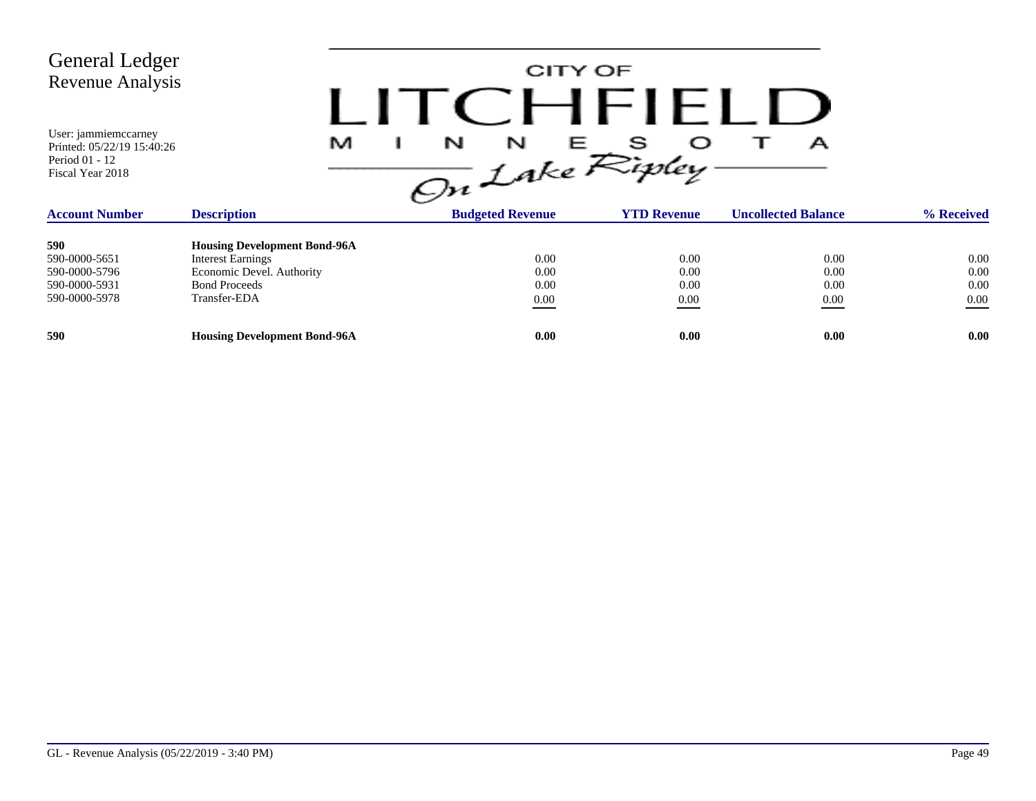# General Ledger
## Revenue Analysis

User: jammiemccarney
Printed: 05/22/19 15:40:26
Period 01 - 12
Fiscal Year 2018

CITY OF LITCHFIELD MINNESOTA On Lake Ripley

| Account Number | Description | Budgeted Revenue | YTD Revenue | Uncollected Balance | % Received |
|---|---|---|---|---|---|
| **590** | **Housing Development Bond-96A** | | | | |
| 590-0000-5651 | Interest Earnings | 0.00 | 0.00 | 0.00 | 0.00 |
| 590-0000-5796 | Economic Devel. Authority | 0.00 | 0.00 | 0.00 | 0.00 |
| 590-0000-5931 | Bond Proceeds | 0.00 | 0.00 | 0.00 | 0.00 |
| 590-0000-5978 | Transfer-EDA | 0.00 | 0.00 | 0.00 | 0.00 |
| **590** | **Housing Development Bond-96A** | **0.00** | **0.00** | **0.00** | **0.00** |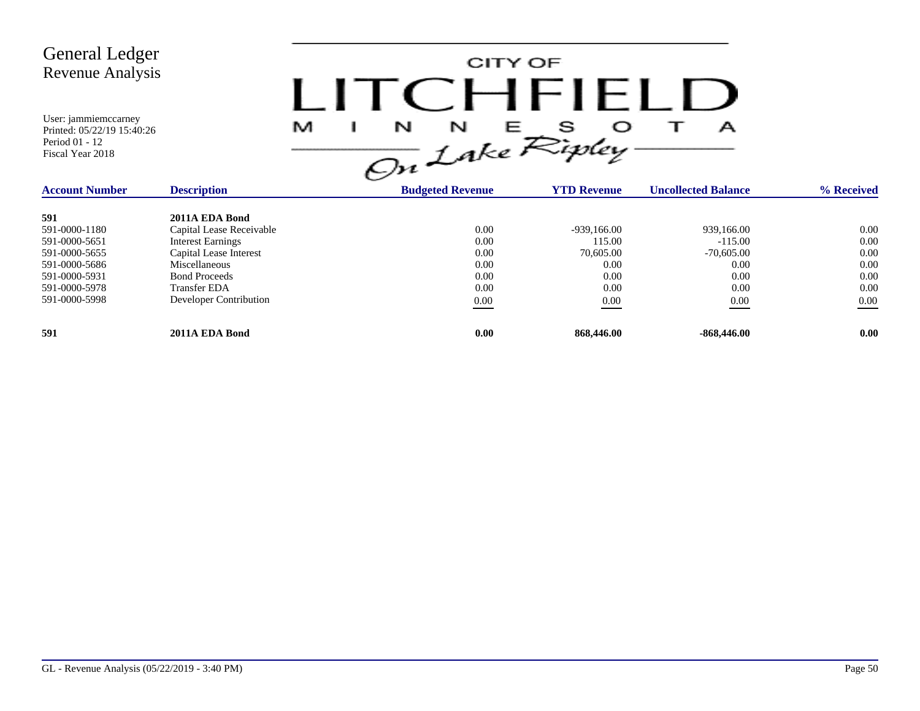# General Ledger
## Revenue Analysis

User: jammiemccarney
Printed: 05/22/19 15:40:26
Period 01 - 12
Fiscal Year 2018

CITY OF LITCHFIELD MINNESOTA — On Lake Ripley

| Account Number | Description | Budgeted Revenue | YTD Revenue | Uncollected Balance | % Received |
|---|---|---|---|---|---|
| **591** | **2011A EDA Bond** | | | | |
| 591-0000-1180 | Capital Lease Receivable | 0.00 | -939,166.00 | 939,166.00 | 0.00 |
| 591-0000-5651 | Interest Earnings | 0.00 | 115.00 | -115.00 | 0.00 |
| 591-0000-5655 | Capital Lease Interest | 0.00 | 70,605.00 | -70,605.00 | 0.00 |
| 591-0000-5686 | Miscellaneous | 0.00 | 0.00 | 0.00 | 0.00 |
| 591-0000-5931 | Bond Proceeds | 0.00 | 0.00 | 0.00 | 0.00 |
| 591-0000-5978 | Transfer EDA | 0.00 | 0.00 | 0.00 | 0.00 |
| 591-0000-5998 | Developer Contribution | 0.00 | 0.00 | 0.00 | 0.00 |
| **591** | **2011A EDA Bond** | **0.00** | **868,446.00** | **-868,446.00** | **0.00** |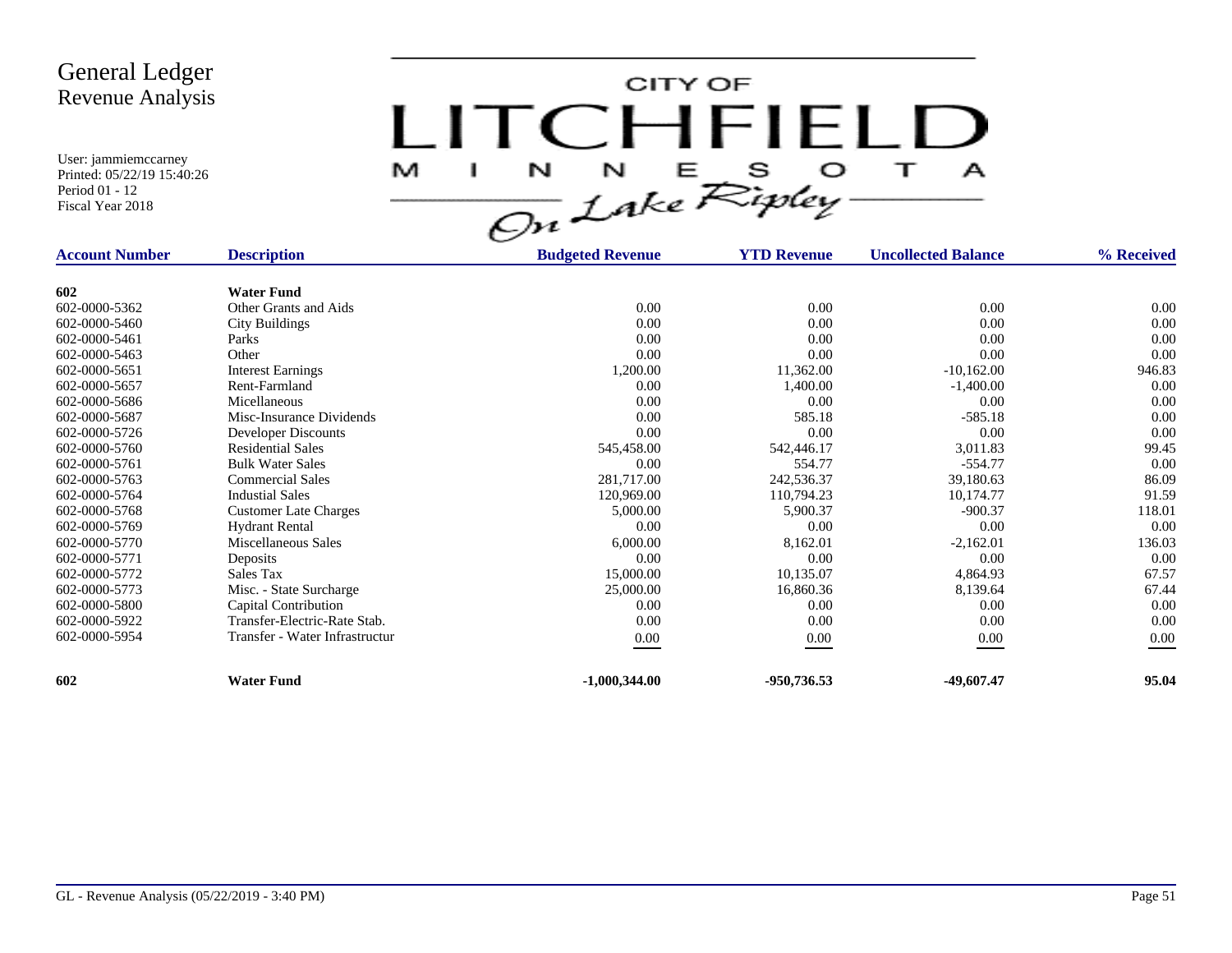# General Ledger
## Revenue Analysis

User: jammiemccarney
Printed: 05/22/19 15:40:26
Period 01 - 12
Fiscal Year 2018

CITY OF LITCHFIELD MINNESOTA
On Lake Ripley

| Account Number | Description | Budgeted Revenue | YTD Revenue | Uncollected Balance | % Received |
|---|---|---|---|---|---|
| **602** | **Water Fund** | | | | |
| 602-0000-5362 | Other Grants and Aids | 0.00 | 0.00 | 0.00 | 0.00 |
| 602-0000-5460 | City Buildings | 0.00 | 0.00 | 0.00 | 0.00 |
| 602-0000-5461 | Parks | 0.00 | 0.00 | 0.00 | 0.00 |
| 602-0000-5463 | Other | 0.00 | 0.00 | 0.00 | 0.00 |
| 602-0000-5651 | Interest Earnings | 1,200.00 | 11,362.00 | -10,162.00 | 946.83 |
| 602-0000-5657 | Rent-Farmland | 0.00 | 1,400.00 | -1,400.00 | 0.00 |
| 602-0000-5686 | Micellaneous | 0.00 | 0.00 | 0.00 | 0.00 |
| 602-0000-5687 | Misc-Insurance Dividends | 0.00 | 585.18 | -585.18 | 0.00 |
| 602-0000-5726 | Developer Discounts | 0.00 | 0.00 | 0.00 | 0.00 |
| 602-0000-5760 | Residential Sales | 545,458.00 | 542,446.17 | 3,011.83 | 99.45 |
| 602-0000-5761 | Bulk Water Sales | 0.00 | 554.77 | -554.77 | 0.00 |
| 602-0000-5763 | Commercial Sales | 281,717.00 | 242,536.37 | 39,180.63 | 86.09 |
| 602-0000-5764 | Industial Sales | 120,969.00 | 110,794.23 | 10,174.77 | 91.59 |
| 602-0000-5768 | Customer Late Charges | 5,000.00 | 5,900.37 | -900.37 | 118.01 |
| 602-0000-5769 | Hydrant Rental | 0.00 | 0.00 | 0.00 | 0.00 |
| 602-0000-5770 | Miscellaneous Sales | 6,000.00 | 8,162.01 | -2,162.01 | 136.03 |
| 602-0000-5771 | Deposits | 0.00 | 0.00 | 0.00 | 0.00 |
| 602-0000-5772 | Sales Tax | 15,000.00 | 10,135.07 | 4,864.93 | 67.57 |
| 602-0000-5773 | Misc. - State Surcharge | 25,000.00 | 16,860.36 | 8,139.64 | 67.44 |
| 602-0000-5800 | Capital Contribution | 0.00 | 0.00 | 0.00 | 0.00 |
| 602-0000-5922 | Transfer-Electric-Rate Stab. | 0.00 | 0.00 | 0.00 | 0.00 |
| 602-0000-5954 | Transfer - Water Infrastructur | 0.00 | 0.00 | 0.00 | 0.00 |
| **602** | **Water Fund** | **-1,000,344.00** | **-950,736.53** | **-49,607.47** | **95.04** |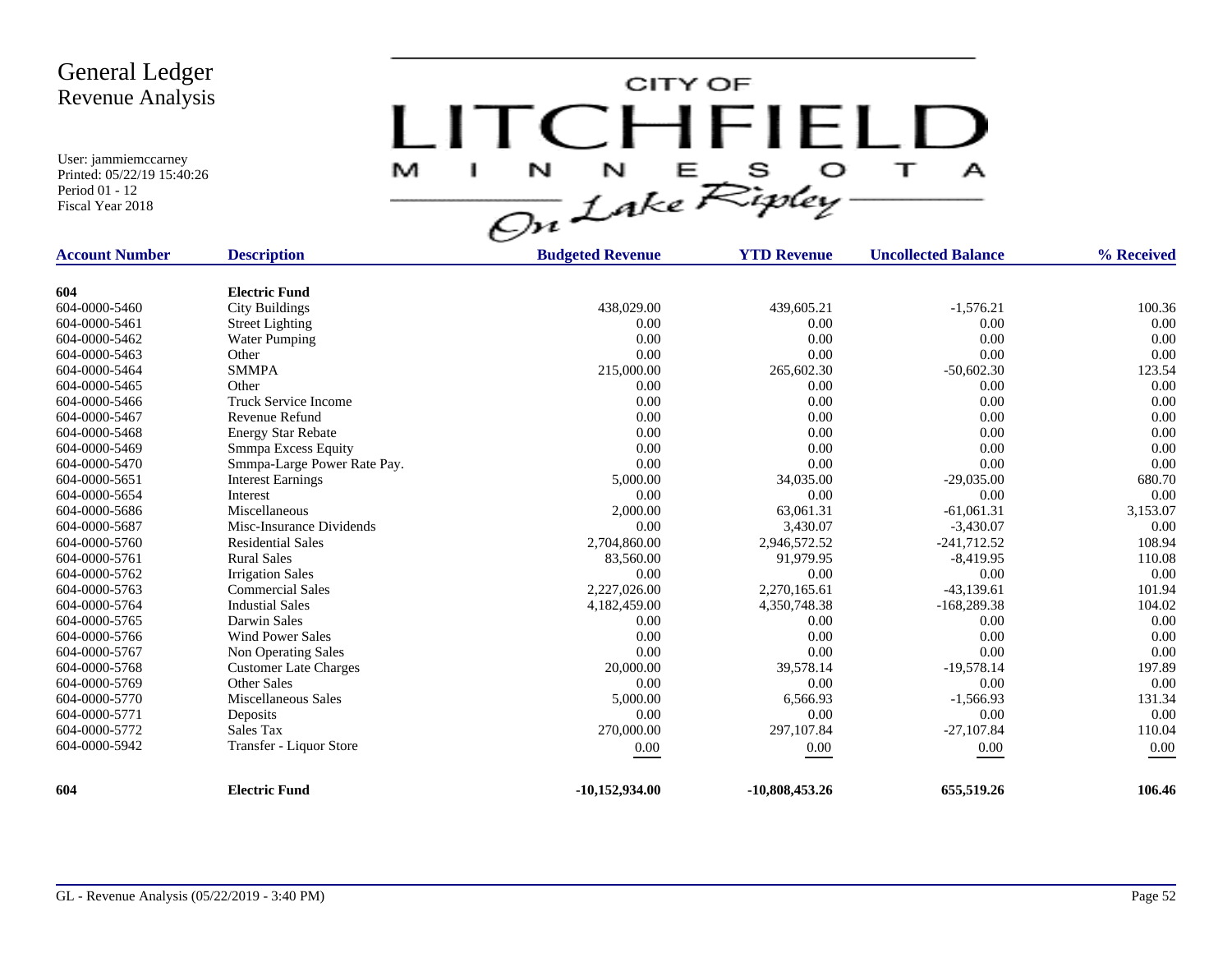# General Ledger
## Revenue Analysis

User: jammiemccarney
Printed: 05/22/19 15:40:26
Period 01 - 12
Fiscal Year 2018

CITY OF LITCHFIELD MINNESOTA — On Lake Ripley

| Account Number | Description | Budgeted Revenue | YTD Revenue | Uncollected Balance | % Received |
|---|---|---|---|---|---|
| **604** | **Electric Fund** | | | | |
| 604-0000-5460 | City Buildings | 438,029.00 | 439,605.21 | -1,576.21 | 100.36 |
| 604-0000-5461 | Street Lighting | 0.00 | 0.00 | 0.00 | 0.00 |
| 604-0000-5462 | Water Pumping | 0.00 | 0.00 | 0.00 | 0.00 |
| 604-0000-5463 | Other | 0.00 | 0.00 | 0.00 | 0.00 |
| 604-0000-5464 | SMMPA | 215,000.00 | 265,602.30 | -50,602.30 | 123.54 |
| 604-0000-5465 | Other | 0.00 | 0.00 | 0.00 | 0.00 |
| 604-0000-5466 | Truck Service Income | 0.00 | 0.00 | 0.00 | 0.00 |
| 604-0000-5467 | Revenue Refund | 0.00 | 0.00 | 0.00 | 0.00 |
| 604-0000-5468 | Energy Star Rebate | 0.00 | 0.00 | 0.00 | 0.00 |
| 604-0000-5469 | Smmpa Excess Equity | 0.00 | 0.00 | 0.00 | 0.00 |
| 604-0000-5470 | Smmpa-Large Power Rate Pay. | 0.00 | 0.00 | 0.00 | 0.00 |
| 604-0000-5651 | Interest Earnings | 5,000.00 | 34,035.00 | -29,035.00 | 680.70 |
| 604-0000-5654 | Interest | 0.00 | 0.00 | 0.00 | 0.00 |
| 604-0000-5686 | Miscellaneous | 2,000.00 | 63,061.31 | -61,061.31 | 3,153.07 |
| 604-0000-5687 | Misc-Insurance Dividends | 0.00 | 3,430.07 | -3,430.07 | 0.00 |
| 604-0000-5760 | Residential Sales | 2,704,860.00 | 2,946,572.52 | -241,712.52 | 108.94 |
| 604-0000-5761 | Rural Sales | 83,560.00 | 91,979.95 | -8,419.95 | 110.08 |
| 604-0000-5762 | Irrigation Sales | 0.00 | 0.00 | 0.00 | 0.00 |
| 604-0000-5763 | Commercial Sales | 2,227,026.00 | 2,270,165.61 | -43,139.61 | 101.94 |
| 604-0000-5764 | Industial Sales | 4,182,459.00 | 4,350,748.38 | -168,289.38 | 104.02 |
| 604-0000-5765 | Darwin Sales | 0.00 | 0.00 | 0.00 | 0.00 |
| 604-0000-5766 | Wind Power Sales | 0.00 | 0.00 | 0.00 | 0.00 |
| 604-0000-5767 | Non Operating Sales | 0.00 | 0.00 | 0.00 | 0.00 |
| 604-0000-5768 | Customer Late Charges | 20,000.00 | 39,578.14 | -19,578.14 | 197.89 |
| 604-0000-5769 | Other Sales | 0.00 | 0.00 | 0.00 | 0.00 |
| 604-0000-5770 | Miscellaneous Sales | 5,000.00 | 6,566.93 | -1,566.93 | 131.34 |
| 604-0000-5771 | Deposits | 0.00 | 0.00 | 0.00 | 0.00 |
| 604-0000-5772 | Sales Tax | 270,000.00 | 297,107.84 | -27,107.84 | 110.04 |
| 604-0000-5942 | Transfer - Liquor Store | 0.00 | 0.00 | 0.00 | 0.00 |
| **604** | **Electric Fund** | **-10,152,934.00** | **-10,808,453.26** | **655,519.26** | **106.46** |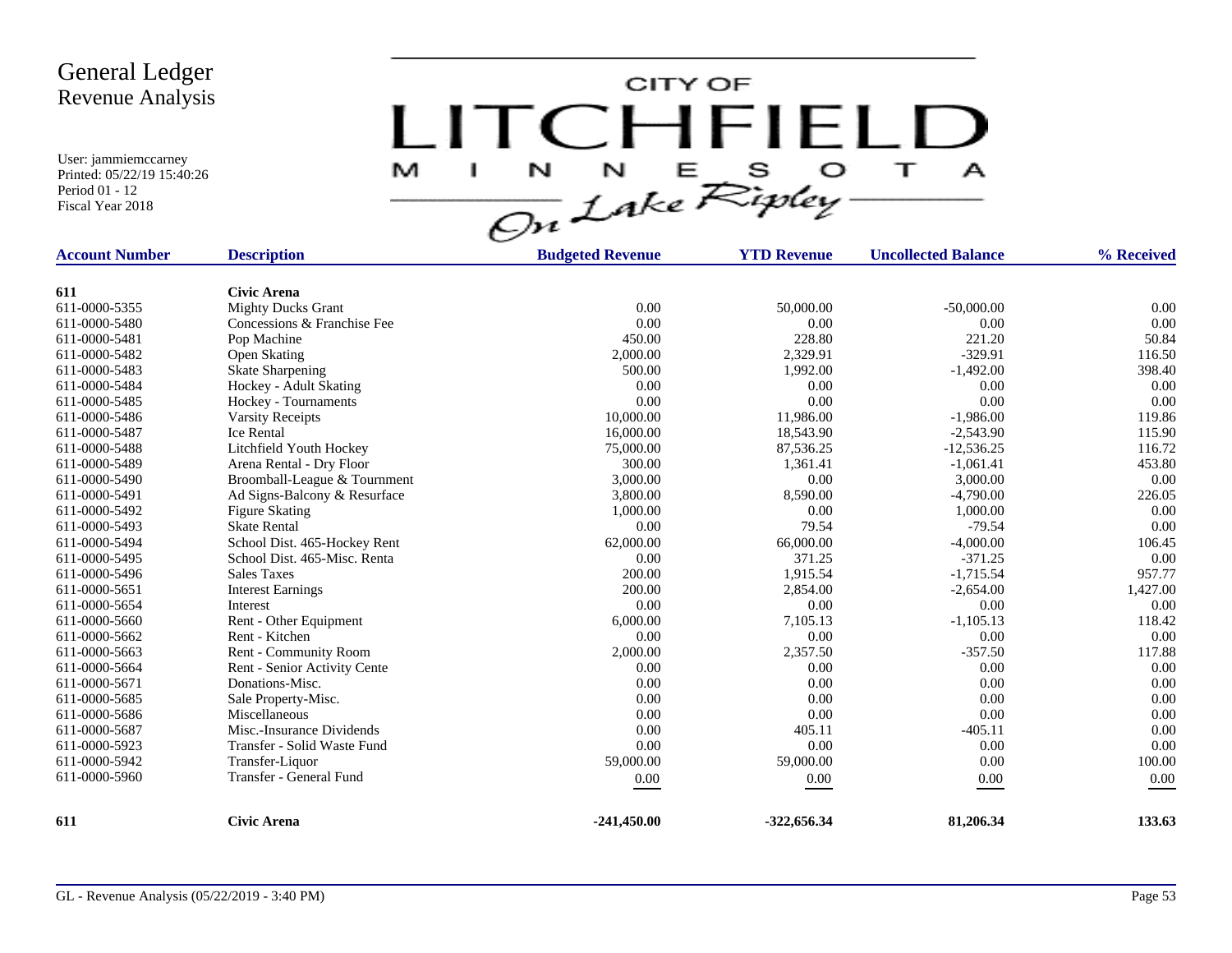# General Ledger
## Revenue Analysis

User: jammiemccarney
Printed: 05/22/19 15:40:26
Period 01 - 12
Fiscal Year 2018

CITY OF LITCHFIELD MINNESOTA On Lake Ripley

| Account Number | Description | Budgeted Revenue | YTD Revenue | Uncollected Balance | % Received |
|---|---|---|---|---|---|
| **611** | **Civic Arena** | | | | |
| 611-0000-5355 | Mighty Ducks Grant | 0.00 | 50,000.00 | -50,000.00 | 0.00 |
| 611-0000-5480 | Concessions & Franchise Fee | 0.00 | 0.00 | 0.00 | 0.00 |
| 611-0000-5481 | Pop Machine | 450.00 | 228.80 | 221.20 | 50.84 |
| 611-0000-5482 | Open Skating | 2,000.00 | 2,329.91 | -329.91 | 116.50 |
| 611-0000-5483 | Skate Sharpening | 500.00 | 1,992.00 | -1,492.00 | 398.40 |
| 611-0000-5484 | Hockey - Adult Skating | 0.00 | 0.00 | 0.00 | 0.00 |
| 611-0000-5485 | Hockey - Tournaments | 0.00 | 0.00 | 0.00 | 0.00 |
| 611-0000-5486 | Varsity Receipts | 10,000.00 | 11,986.00 | -1,986.00 | 119.86 |
| 611-0000-5487 | Ice Rental | 16,000.00 | 18,543.90 | -2,543.90 | 115.90 |
| 611-0000-5488 | Litchfield Youth Hockey | 75,000.00 | 87,536.25 | -12,536.25 | 116.72 |
| 611-0000-5489 | Arena Rental - Dry Floor | 300.00 | 1,361.41 | -1,061.41 | 453.80 |
| 611-0000-5490 | Broomball-League & Tournment | 3,000.00 | 0.00 | 3,000.00 | 0.00 |
| 611-0000-5491 | Ad Signs-Balcony & Resurface | 3,800.00 | 8,590.00 | -4,790.00 | 226.05 |
| 611-0000-5492 | Figure Skating | 1,000.00 | 0.00 | 1,000.00 | 0.00 |
| 611-0000-5493 | Skate Rental | 0.00 | 79.54 | -79.54 | 0.00 |
| 611-0000-5494 | School Dist. 465-Hockey Rent | 62,000.00 | 66,000.00 | -4,000.00 | 106.45 |
| 611-0000-5495 | School Dist. 465-Misc. Renta | 0.00 | 371.25 | -371.25 | 0.00 |
| 611-0000-5496 | Sales Taxes | 200.00 | 1,915.54 | -1,715.54 | 957.77 |
| 611-0000-5651 | Interest Earnings | 200.00 | 2,854.00 | -2,654.00 | 1,427.00 |
| 611-0000-5654 | Interest | 0.00 | 0.00 | 0.00 | 0.00 |
| 611-0000-5660 | Rent - Other Equipment | 6,000.00 | 7,105.13 | -1,105.13 | 118.42 |
| 611-0000-5662 | Rent - Kitchen | 0.00 | 0.00 | 0.00 | 0.00 |
| 611-0000-5663 | Rent - Community Room | 2,000.00 | 2,357.50 | -357.50 | 117.88 |
| 611-0000-5664 | Rent - Senior Activity Cente | 0.00 | 0.00 | 0.00 | 0.00 |
| 611-0000-5671 | Donations-Misc. | 0.00 | 0.00 | 0.00 | 0.00 |
| 611-0000-5685 | Sale Property-Misc. | 0.00 | 0.00 | 0.00 | 0.00 |
| 611-0000-5686 | Miscellaneous | 0.00 | 0.00 | 0.00 | 0.00 |
| 611-0000-5687 | Misc.-Insurance Dividends | 0.00 | 405.11 | -405.11 | 0.00 |
| 611-0000-5923 | Transfer - Solid Waste Fund | 0.00 | 0.00 | 0.00 | 0.00 |
| 611-0000-5942 | Transfer-Liquor | 59,000.00 | 59,000.00 | 0.00 | 100.00 |
| 611-0000-5960 | Transfer - General Fund | 0.00 | 0.00 | 0.00 | 0.00 |
| **611** | **Civic Arena** | **-241,450.00** | **-322,656.34** | **81,206.34** | **133.63** |

GL - Revenue Analysis (05/22/2019 - 3:40 PM)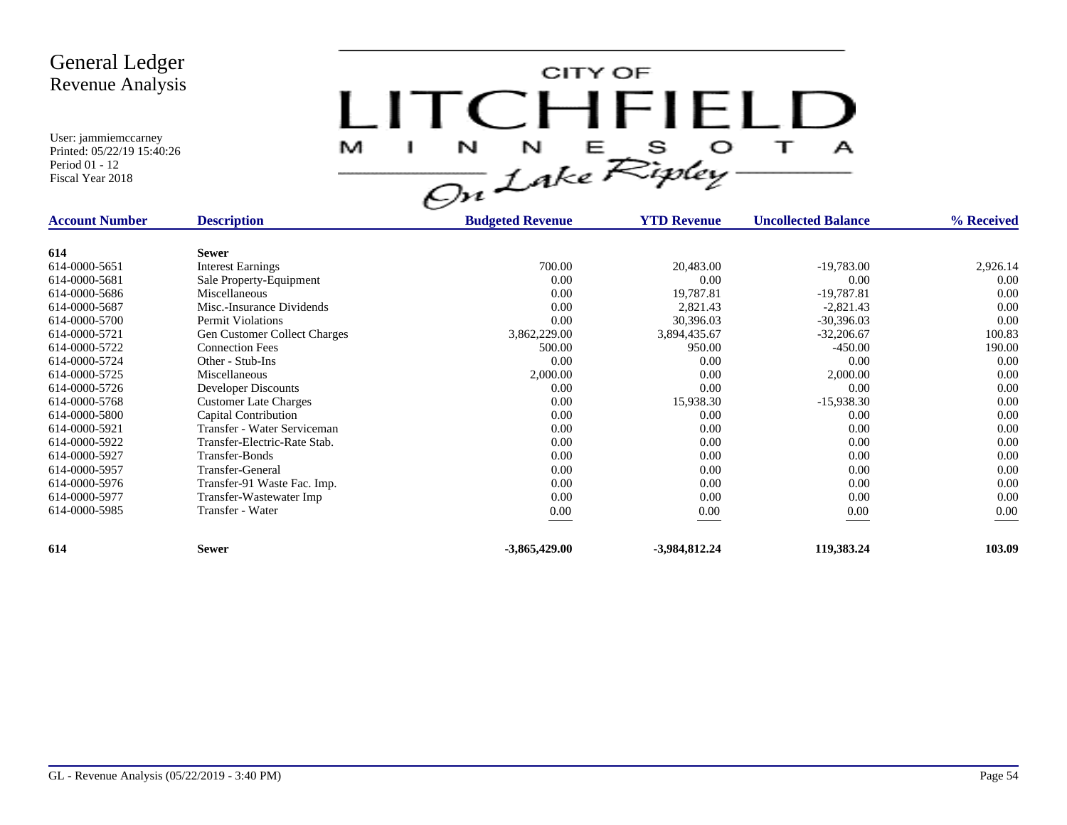# General Ledger
## Revenue Analysis

User: jammiemccarney
Printed: 05/22/19 15:40:26
Period 01 - 12
Fiscal Year 2018

CITY OF LITCHFIELD MINNESOTA On Lake Ripley

| Account Number | Description | Budgeted Revenue | YTD Revenue | Uncollected Balance | % Received |
|---|---|---|---|---|---|
| **614** | **Sewer** | | | | |
| 614-0000-5651 | Interest Earnings | 700.00 | 20,483.00 | -19,783.00 | 2,926.14 |
| 614-0000-5681 | Sale Property-Equipment | 0.00 | 0.00 | 0.00 | 0.00 |
| 614-0000-5686 | Miscellaneous | 0.00 | 19,787.81 | -19,787.81 | 0.00 |
| 614-0000-5687 | Misc.-Insurance Dividends | 0.00 | 2,821.43 | -2,821.43 | 0.00 |
| 614-0000-5700 | Permit Violations | 0.00 | 30,396.03 | -30,396.03 | 0.00 |
| 614-0000-5721 | Gen Customer Collect Charges | 3,862,229.00 | 3,894,435.67 | -32,206.67 | 100.83 |
| 614-0000-5722 | Connection Fees | 500.00 | 950.00 | -450.00 | 190.00 |
| 614-0000-5724 | Other - Stub-Ins | 0.00 | 0.00 | 0.00 | 0.00 |
| 614-0000-5725 | Miscellaneous | 2,000.00 | 0.00 | 2,000.00 | 0.00 |
| 614-0000-5726 | Developer Discounts | 0.00 | 0.00 | 0.00 | 0.00 |
| 614-0000-5768 | Customer Late Charges | 0.00 | 15,938.30 | -15,938.30 | 0.00 |
| 614-0000-5800 | Capital Contribution | 0.00 | 0.00 | 0.00 | 0.00 |
| 614-0000-5921 | Transfer - Water Serviceman | 0.00 | 0.00 | 0.00 | 0.00 |
| 614-0000-5922 | Transfer-Electric-Rate Stab. | 0.00 | 0.00 | 0.00 | 0.00 |
| 614-0000-5927 | Transfer-Bonds | 0.00 | 0.00 | 0.00 | 0.00 |
| 614-0000-5957 | Transfer-General | 0.00 | 0.00 | 0.00 | 0.00 |
| 614-0000-5976 | Transfer-91 Waste Fac. Imp. | 0.00 | 0.00 | 0.00 | 0.00 |
| 614-0000-5977 | Transfer-Wastewater Imp | 0.00 | 0.00 | 0.00 | 0.00 |
| 614-0000-5985 | Transfer - Water | 0.00 | 0.00 | 0.00 | 0.00 |
| **614** | **Sewer** | **-3,865,429.00** | **-3,984,812.24** | **119,383.24** | **103.09** |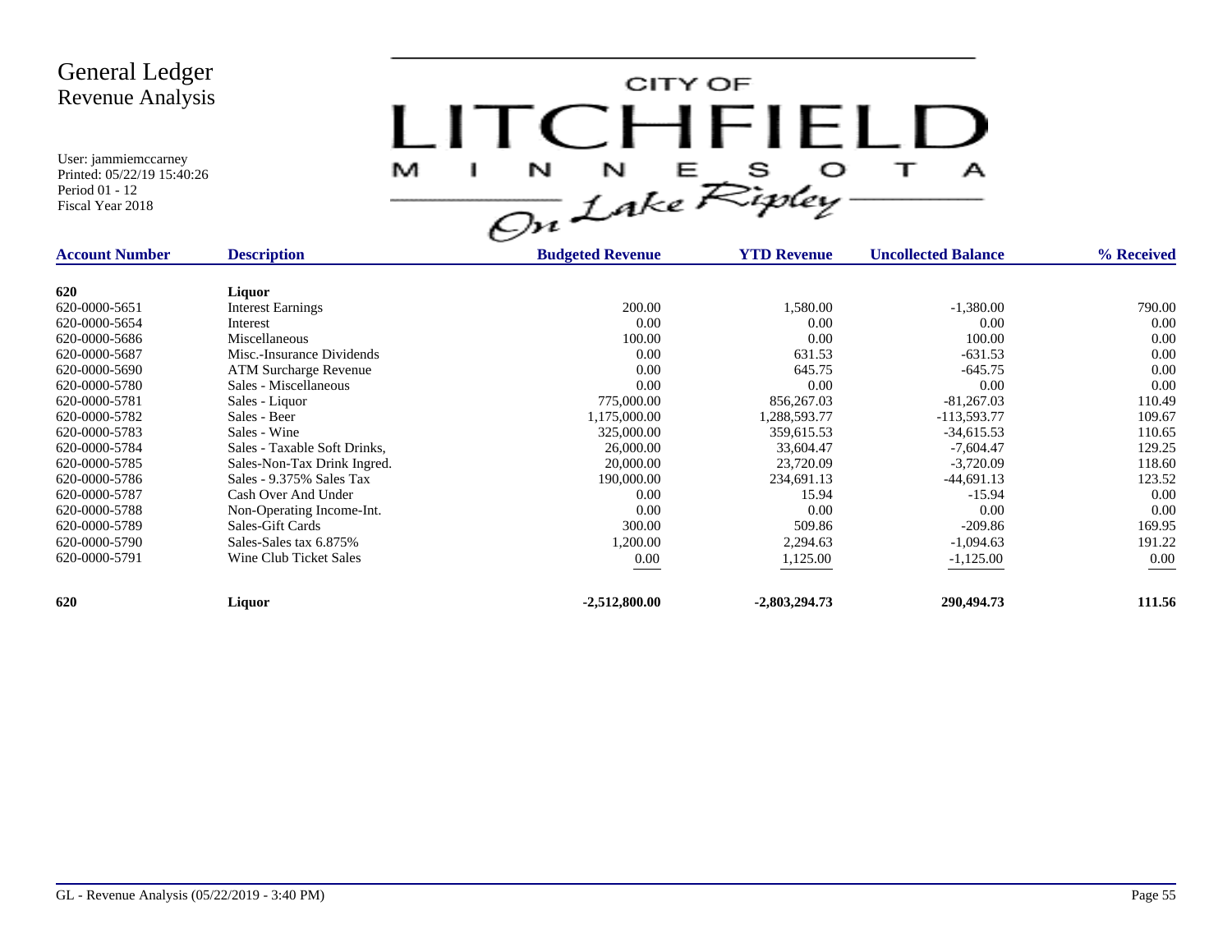# General Ledger
## Revenue Analysis

User: jammiemccarney
Printed: 05/22/19 15:40:26
Period 01 - 12
Fiscal Year 2018

CITY OF LITCHFIELD MINNESOTA On Lake Ripley

| Account Number | Description | Budgeted Revenue | YTD Revenue | Uncollected Balance | % Received |
|---|---|---|---|---|---|
| **620** | **Liquor** | | | | |
| 620-0000-5651 | Interest Earnings | 200.00 | 1,580.00 | -1,380.00 | 790.00 |
| 620-0000-5654 | Interest | 0.00 | 0.00 | 0.00 | 0.00 |
| 620-0000-5686 | Miscellaneous | 100.00 | 0.00 | 100.00 | 0.00 |
| 620-0000-5687 | Misc.-Insurance Dividends | 0.00 | 631.53 | -631.53 | 0.00 |
| 620-0000-5690 | ATM Surcharge Revenue | 0.00 | 645.75 | -645.75 | 0.00 |
| 620-0000-5780 | Sales - Miscellaneous | 0.00 | 0.00 | 0.00 | 0.00 |
| 620-0000-5781 | Sales - Liquor | 775,000.00 | 856,267.03 | -81,267.03 | 110.49 |
| 620-0000-5782 | Sales - Beer | 1,175,000.00 | 1,288,593.77 | -113,593.77 | 109.67 |
| 620-0000-5783 | Sales - Wine | 325,000.00 | 359,615.53 | -34,615.53 | 110.65 |
| 620-0000-5784 | Sales - Taxable Soft Drinks, | 26,000.00 | 33,604.47 | -7,604.47 | 129.25 |
| 620-0000-5785 | Sales-Non-Tax Drink Ingred. | 20,000.00 | 23,720.09 | -3,720.09 | 118.60 |
| 620-0000-5786 | Sales - 9.375% Sales Tax | 190,000.00 | 234,691.13 | -44,691.13 | 123.52 |
| 620-0000-5787 | Cash Over And Under | 0.00 | 15.94 | -15.94 | 0.00 |
| 620-0000-5788 | Non-Operating Income-Int. | 0.00 | 0.00 | 0.00 | 0.00 |
| 620-0000-5789 | Sales-Gift Cards | 300.00 | 509.86 | -209.86 | 169.95 |
| 620-0000-5790 | Sales-Sales tax 6.875% | 1,200.00 | 2,294.63 | -1,094.63 | 191.22 |
| 620-0000-5791 | Wine Club Ticket Sales | 0.00 | 1,125.00 | -1,125.00 | 0.00 |
| **620** | **Liquor** | **-2,512,800.00** | **-2,803,294.73** | **290,494.73** | **111.56** |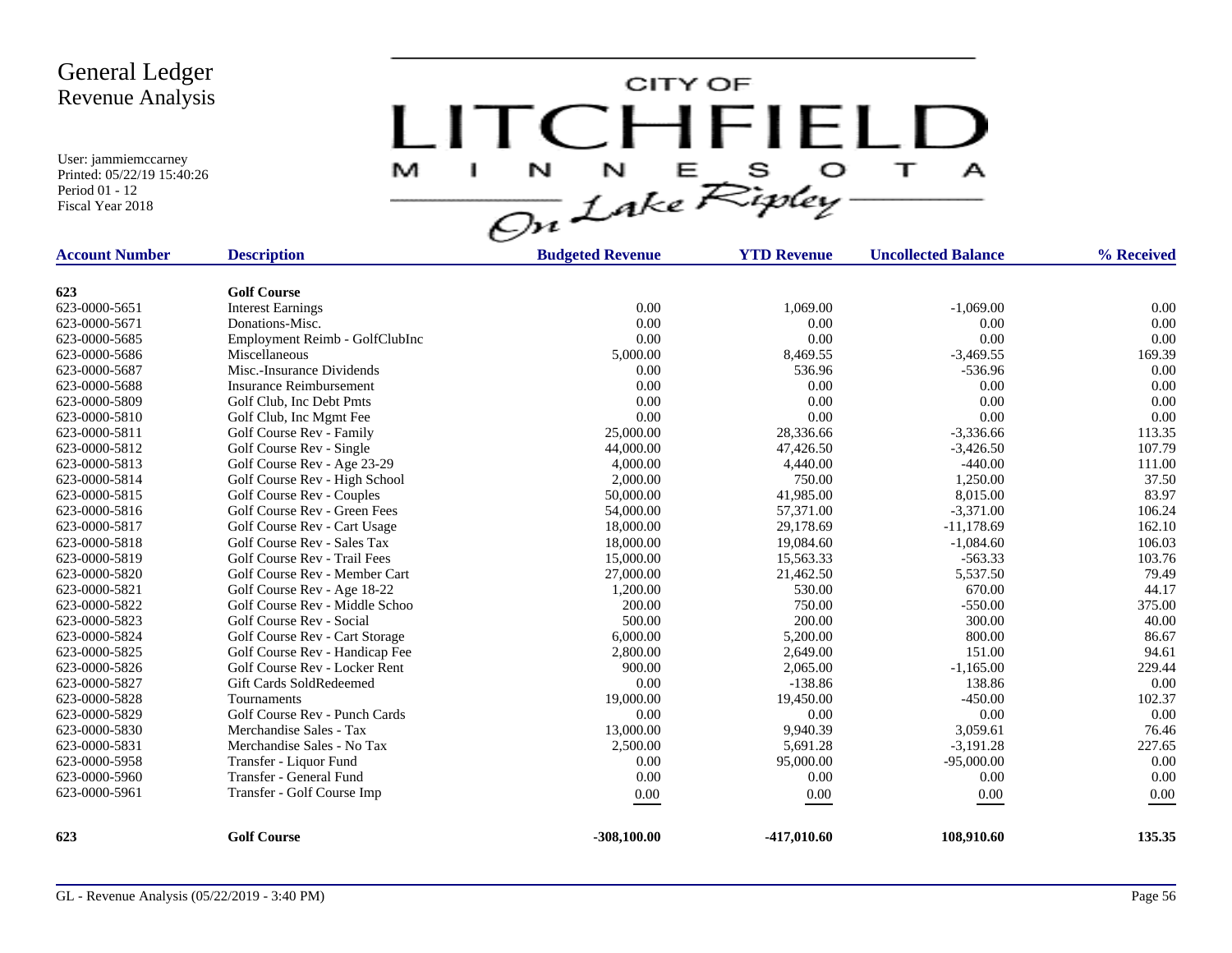# General Ledger
## Revenue Analysis

User: jammiemccarney
Printed: 05/22/19 15:40:26
Period 01 - 12
Fiscal Year 2018

CITY OF LITCHFIELD MINNESOTA On Lake Ripley

| Account Number | Description | Budgeted Revenue | YTD Revenue | Uncollected Balance | % Received |
|---|---|---|---|---|---|
| **623** | **Golf Course** | | | | |
| 623-0000-5651 | Interest Earnings | 0.00 | 1,069.00 | -1,069.00 | 0.00 |
| 623-0000-5671 | Donations-Misc. | 0.00 | 0.00 | 0.00 | 0.00 |
| 623-0000-5685 | Employment Reimb - GolfClubInc | 0.00 | 0.00 | 0.00 | 0.00 |
| 623-0000-5686 | Miscellaneous | 5,000.00 | 8,469.55 | -3,469.55 | 169.39 |
| 623-0000-5687 | Misc.-Insurance Dividends | 0.00 | 536.96 | -536.96 | 0.00 |
| 623-0000-5688 | Insurance Reimbursement | 0.00 | 0.00 | 0.00 | 0.00 |
| 623-0000-5809 | Golf Club, Inc Debt Pmts | 0.00 | 0.00 | 0.00 | 0.00 |
| 623-0000-5810 | Golf Club, Inc Mgmt Fee | 0.00 | 0.00 | 0.00 | 0.00 |
| 623-0000-5811 | Golf Course Rev - Family | 25,000.00 | 28,336.66 | -3,336.66 | 113.35 |
| 623-0000-5812 | Golf Course Rev - Single | 44,000.00 | 47,426.50 | -3,426.50 | 107.79 |
| 623-0000-5813 | Golf Course Rev - Age 23-29 | 4,000.00 | 4,440.00 | -440.00 | 111.00 |
| 623-0000-5814 | Golf Course Rev - High School | 2,000.00 | 750.00 | 1,250.00 | 37.50 |
| 623-0000-5815 | Golf Course Rev - Couples | 50,000.00 | 41,985.00 | 8,015.00 | 83.97 |
| 623-0000-5816 | Golf Course Rev - Green Fees | 54,000.00 | 57,371.00 | -3,371.00 | 106.24 |
| 623-0000-5817 | Golf Course Rev - Cart Usage | 18,000.00 | 29,178.69 | -11,178.69 | 162.10 |
| 623-0000-5818 | Golf Course Rev - Sales Tax | 18,000.00 | 19,084.60 | -1,084.60 | 106.03 |
| 623-0000-5819 | Golf Course Rev - Trail Fees | 15,000.00 | 15,563.33 | -563.33 | 103.76 |
| 623-0000-5820 | Golf Course Rev - Member Cart | 27,000.00 | 21,462.50 | 5,537.50 | 79.49 |
| 623-0000-5821 | Golf Course Rev - Age 18-22 | 1,200.00 | 530.00 | 670.00 | 44.17 |
| 623-0000-5822 | Golf Course Rev - Middle Schoo | 200.00 | 750.00 | -550.00 | 375.00 |
| 623-0000-5823 | Golf Course Rev - Social | 500.00 | 200.00 | 300.00 | 40.00 |
| 623-0000-5824 | Golf Course Rev - Cart Storage | 6,000.00 | 5,200.00 | 800.00 | 86.67 |
| 623-0000-5825 | Golf Course Rev - Handicap Fee | 2,800.00 | 2,649.00 | 151.00 | 94.61 |
| 623-0000-5826 | Golf Course Rev - Locker Rent | 900.00 | 2,065.00 | -1,165.00 | 229.44 |
| 623-0000-5827 | Gift Cards SoldRedeemed | 0.00 | -138.86 | 138.86 | 0.00 |
| 623-0000-5828 | Tournaments | 19,000.00 | 19,450.00 | -450.00 | 102.37 |
| 623-0000-5829 | Golf Course Rev - Punch Cards | 0.00 | 0.00 | 0.00 | 0.00 |
| 623-0000-5830 | Merchandise Sales - Tax | 13,000.00 | 9,940.39 | 3,059.61 | 76.46 |
| 623-0000-5831 | Merchandise Sales - No Tax | 2,500.00 | 5,691.28 | -3,191.28 | 227.65 |
| 623-0000-5958 | Transfer - Liquor Fund | 0.00 | 95,000.00 | -95,000.00 | 0.00 |
| 623-0000-5960 | Transfer - General Fund | 0.00 | 0.00 | 0.00 | 0.00 |
| 623-0000-5961 | Transfer - Golf Course Imp | 0.00 | 0.00 | 0.00 | 0.00 |
| **623** | **Golf Course** | **-308,100.00** | **-417,010.60** | **108,910.60** | **135.35** |

GL - Revenue Analysis (05/22/2019 - 3:40 PM)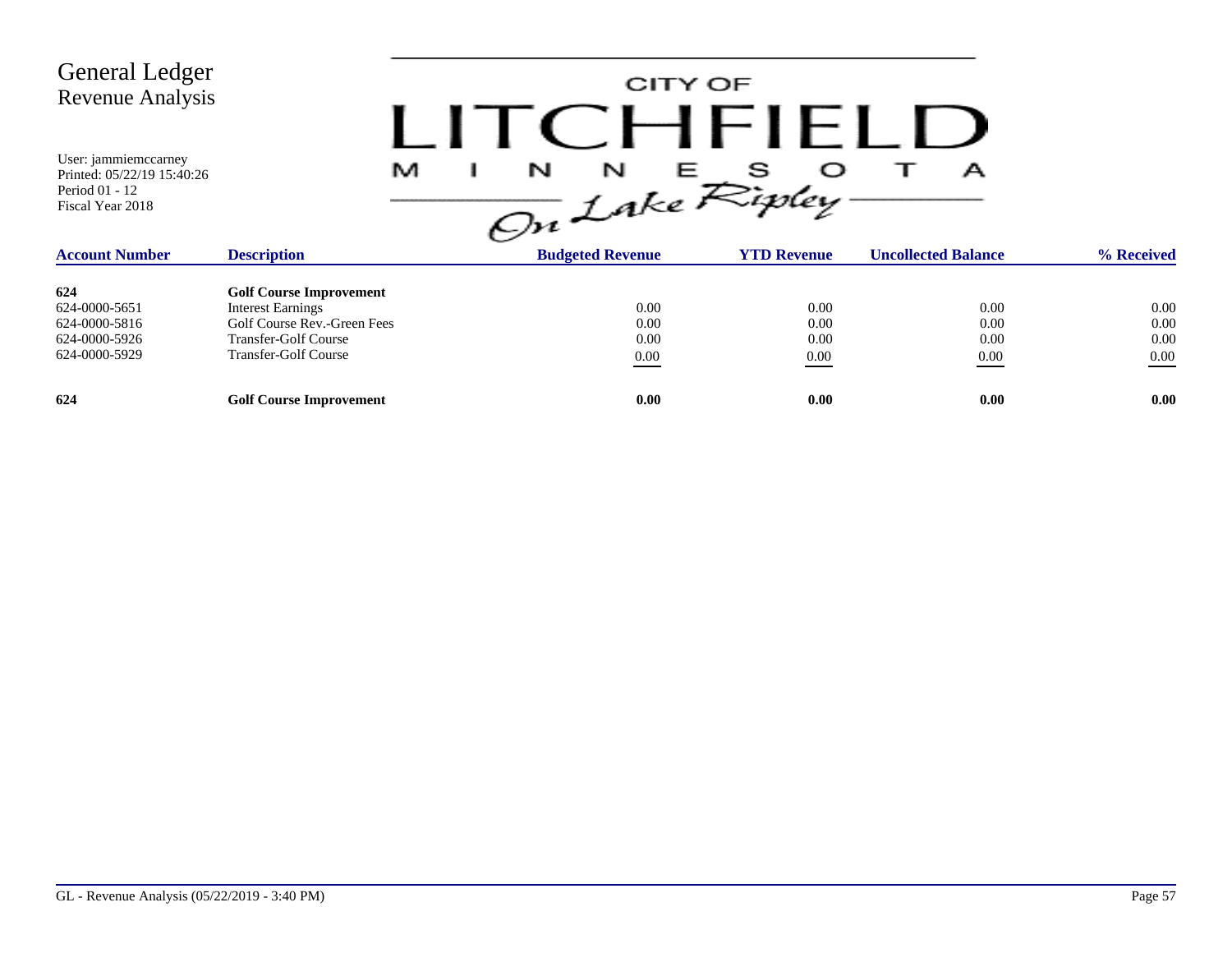# General Ledger
## Revenue Analysis

User: jammiemccarney
Printed: 05/22/19 15:40:26
Period 01 - 12
Fiscal Year 2018

CITY OF LITCHFIELD MINNESOTA On Lake Ripley

| Account Number | Description | Budgeted Revenue | YTD Revenue | Uncollected Balance | % Received |
|---|---|---|---|---|---|
| **624** | **Golf Course Improvement** | | | | |
| 624-0000-5651 | Interest Earnings | 0.00 | 0.00 | 0.00 | 0.00 |
| 624-0000-5816 | Golf Course Rev.-Green Fees | 0.00 | 0.00 | 0.00 | 0.00 |
| 624-0000-5926 | Transfer-Golf Course | 0.00 | 0.00 | 0.00 | 0.00 |
| 624-0000-5929 | Transfer-Golf Course | 0.00 | 0.00 | 0.00 | 0.00 |
| **624** | **Golf Course Improvement** | **0.00** | **0.00** | **0.00** | **0.00** |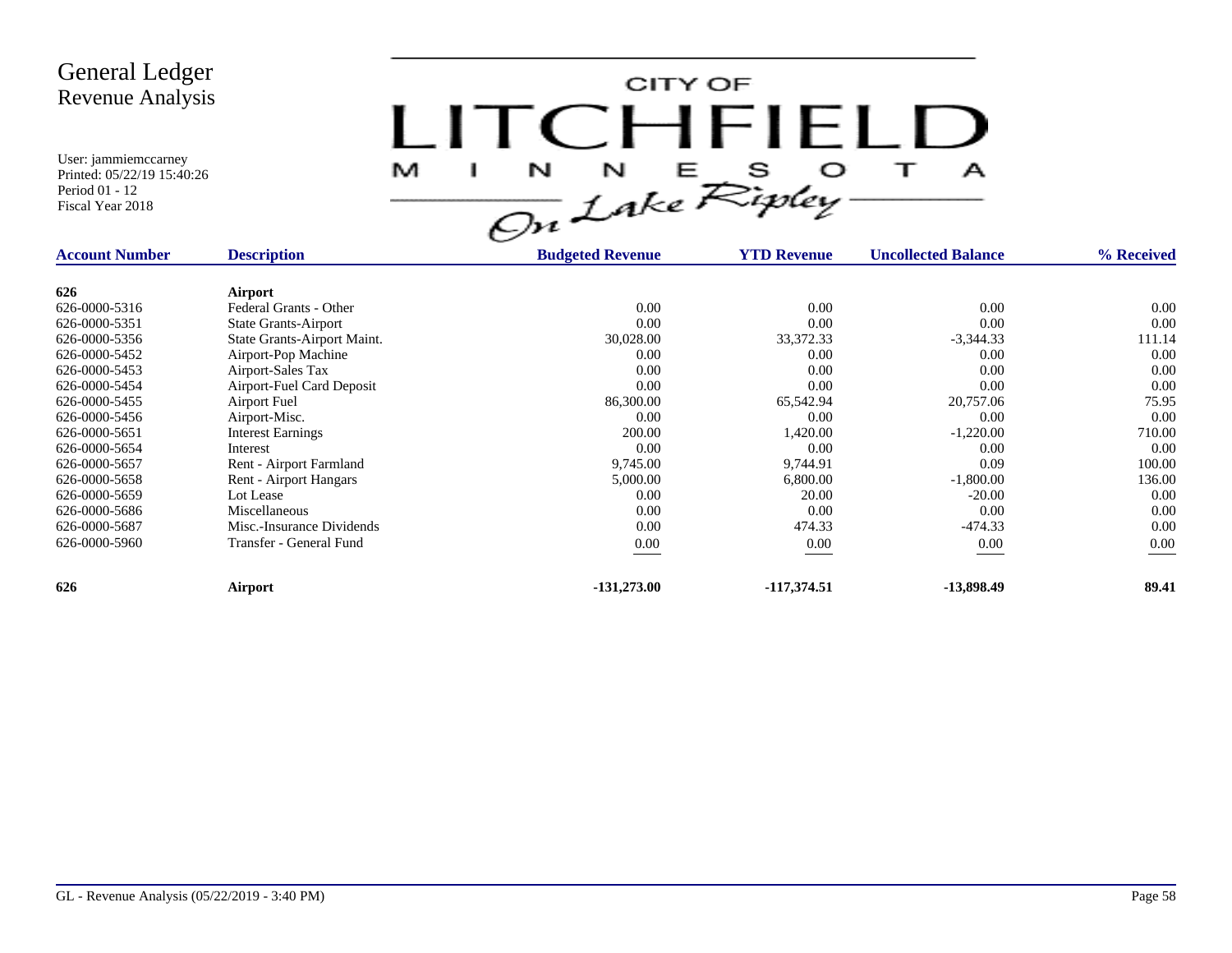# General Ledger
## Revenue Analysis

User: jammiemccarney
Printed: 05/22/19 15:40:26
Period 01 - 12
Fiscal Year 2018

CITY OF LITCHFIELD MINNESOTA *On Lake Ripley*

| Account Number | Description | Budgeted Revenue | YTD Revenue | Uncollected Balance | % Received |
|---|---|---|---|---|---|
| **626** | **Airport** | | | | |
| 626-0000-5316 | Federal Grants - Other | 0.00 | 0.00 | 0.00 | 0.00 |
| 626-0000-5351 | State Grants-Airport | 0.00 | 0.00 | 0.00 | 0.00 |
| 626-0000-5356 | State Grants-Airport Maint. | 30,028.00 | 33,372.33 | -3,344.33 | 111.14 |
| 626-0000-5452 | Airport-Pop Machine | 0.00 | 0.00 | 0.00 | 0.00 |
| 626-0000-5453 | Airport-Sales Tax | 0.00 | 0.00 | 0.00 | 0.00 |
| 626-0000-5454 | Airport-Fuel Card Deposit | 0.00 | 0.00 | 0.00 | 0.00 |
| 626-0000-5455 | Airport Fuel | 86,300.00 | 65,542.94 | 20,757.06 | 75.95 |
| 626-0000-5456 | Airport-Misc. | 0.00 | 0.00 | 0.00 | 0.00 |
| 626-0000-5651 | Interest Earnings | 200.00 | 1,420.00 | -1,220.00 | 710.00 |
| 626-0000-5654 | Interest | 0.00 | 0.00 | 0.00 | 0.00 |
| 626-0000-5657 | Rent - Airport Farmland | 9,745.00 | 9,744.91 | 0.09 | 100.00 |
| 626-0000-5658 | Rent - Airport Hangars | 5,000.00 | 6,800.00 | -1,800.00 | 136.00 |
| 626-0000-5659 | Lot Lease | 0.00 | 20.00 | -20.00 | 0.00 |
| 626-0000-5686 | Miscellaneous | 0.00 | 0.00 | 0.00 | 0.00 |
| 626-0000-5687 | Misc.-Insurance Dividends | 0.00 | 474.33 | -474.33 | 0.00 |
| 626-0000-5960 | Transfer - General Fund | 0.00 | 0.00 | 0.00 | 0.00 |
| **626** | **Airport** | **-131,273.00** | **-117,374.51** | **-13,898.49** | **89.41** |

GL - Revenue Analysis (05/22/2019 - 3:40 PM)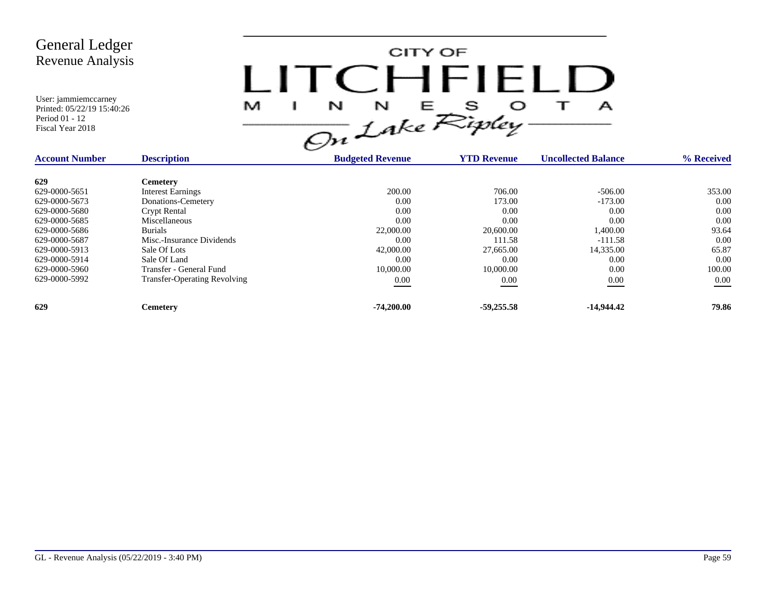# General Ledger
## Revenue Analysis

User: jammiemccarney
Printed: 05/22/19 15:40:26
Period 01 - 12
Fiscal Year 2018

CITY OF LITCHFIELD MINNESOTA On Lake Ripley

| Account Number | Description | Budgeted Revenue | YTD Revenue | Uncollected Balance | % Received |
|---|---|---|---|---|---|
| **629** | **Cemetery** | | | | |
| 629-0000-5651 | Interest Earnings | 200.00 | 706.00 | -506.00 | 353.00 |
| 629-0000-5673 | Donations-Cemetery | 0.00 | 173.00 | -173.00 | 0.00 |
| 629-0000-5680 | Crypt Rental | 0.00 | 0.00 | 0.00 | 0.00 |
| 629-0000-5685 | Miscellaneous | 0.00 | 0.00 | 0.00 | 0.00 |
| 629-0000-5686 | Burials | 22,000.00 | 20,600.00 | 1,400.00 | 93.64 |
| 629-0000-5687 | Misc.-Insurance Dividends | 0.00 | 111.58 | -111.58 | 0.00 |
| 629-0000-5913 | Sale Of Lots | 42,000.00 | 27,665.00 | 14,335.00 | 65.87 |
| 629-0000-5914 | Sale Of Land | 0.00 | 0.00 | 0.00 | 0.00 |
| 629-0000-5960 | Transfer - General Fund | 10,000.00 | 10,000.00 | 0.00 | 100.00 |
| 629-0000-5992 | Transfer-Operating Revolving | 0.00 | 0.00 | 0.00 | 0.00 |
| **629** | **Cemetery** | **-74,200.00** | **-59,255.58** | **-14,944.42** | **79.86** |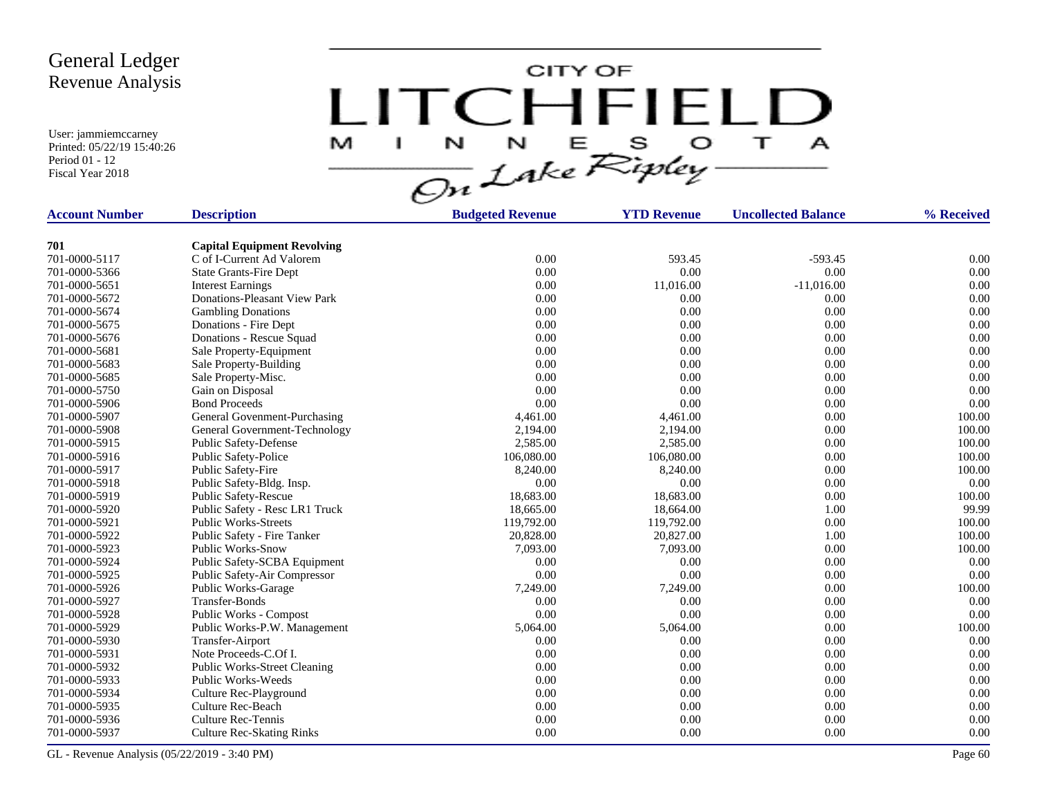# General Ledger
## Revenue Analysis

User: jammiemccarney
Printed: 05/22/19 15:40:26
Period 01 - 12
Fiscal Year 2018

CITY OF LITCHFIELD MINNESOTA On Lake Ripley

| Account Number | Description | Budgeted Revenue | YTD Revenue | Uncollected Balance | % Received |
|---|---|---|---|---|---|
| **701** | **Capital Equipment Revolving** | | | | |
| 701-0000-5117 | C of I-Current Ad Valorem | 0.00 | 593.45 | -593.45 | 0.00 |
| 701-0000-5366 | State Grants-Fire Dept | 0.00 | 0.00 | 0.00 | 0.00 |
| 701-0000-5651 | Interest Earnings | 0.00 | 11,016.00 | -11,016.00 | 0.00 |
| 701-0000-5672 | Donations-Pleasant View Park | 0.00 | 0.00 | 0.00 | 0.00 |
| 701-0000-5674 | Gambling Donations | 0.00 | 0.00 | 0.00 | 0.00 |
| 701-0000-5675 | Donations - Fire Dept | 0.00 | 0.00 | 0.00 | 0.00 |
| 701-0000-5676 | Donations - Rescue Squad | 0.00 | 0.00 | 0.00 | 0.00 |
| 701-0000-5681 | Sale Property-Equipment | 0.00 | 0.00 | 0.00 | 0.00 |
| 701-0000-5683 | Sale Property-Building | 0.00 | 0.00 | 0.00 | 0.00 |
| 701-0000-5685 | Sale Property-Misc. | 0.00 | 0.00 | 0.00 | 0.00 |
| 701-0000-5750 | Gain on Disposal | 0.00 | 0.00 | 0.00 | 0.00 |
| 701-0000-5906 | Bond Proceeds | 0.00 | 0.00 | 0.00 | 0.00 |
| 701-0000-5907 | General Govenment-Purchasing | 4,461.00 | 4,461.00 | 0.00 | 100.00 |
| 701-0000-5908 | General Government-Technology | 2,194.00 | 2,194.00 | 0.00 | 100.00 |
| 701-0000-5915 | Public Safety-Defense | 2,585.00 | 2,585.00 | 0.00 | 100.00 |
| 701-0000-5916 | Public Safety-Police | 106,080.00 | 106,080.00 | 0.00 | 100.00 |
| 701-0000-5917 | Public Safety-Fire | 8,240.00 | 8,240.00 | 0.00 | 100.00 |
| 701-0000-5918 | Public Safety-Bldg. Insp. | 0.00 | 0.00 | 0.00 | 0.00 |
| 701-0000-5919 | Public Safety-Rescue | 18,683.00 | 18,683.00 | 0.00 | 100.00 |
| 701-0000-5920 | Public Safety - Resc LR1 Truck | 18,665.00 | 18,664.00 | 1.00 | 99.99 |
| 701-0000-5921 | Public Works-Streets | 119,792.00 | 119,792.00 | 0.00 | 100.00 |
| 701-0000-5922 | Public Safety - Fire Tanker | 20,828.00 | 20,827.00 | 1.00 | 100.00 |
| 701-0000-5923 | Public Works-Snow | 7,093.00 | 7,093.00 | 0.00 | 100.00 |
| 701-0000-5924 | Public Safety-SCBA Equipment | 0.00 | 0.00 | 0.00 | 0.00 |
| 701-0000-5925 | Public Safety-Air Compressor | 0.00 | 0.00 | 0.00 | 0.00 |
| 701-0000-5926 | Public Works-Garage | 7,249.00 | 7,249.00 | 0.00 | 100.00 |
| 701-0000-5927 | Transfer-Bonds | 0.00 | 0.00 | 0.00 | 0.00 |
| 701-0000-5928 | Public Works - Compost | 0.00 | 0.00 | 0.00 | 0.00 |
| 701-0000-5929 | Public Works-P.W. Management | 5,064.00 | 5,064.00 | 0.00 | 100.00 |
| 701-0000-5930 | Transfer-Airport | 0.00 | 0.00 | 0.00 | 0.00 |
| 701-0000-5931 | Note Proceeds-C.Of I. | 0.00 | 0.00 | 0.00 | 0.00 |
| 701-0000-5932 | Public Works-Street Cleaning | 0.00 | 0.00 | 0.00 | 0.00 |
| 701-0000-5933 | Public Works-Weeds | 0.00 | 0.00 | 0.00 | 0.00 |
| 701-0000-5934 | Culture Rec-Playground | 0.00 | 0.00 | 0.00 | 0.00 |
| 701-0000-5935 | Culture Rec-Beach | 0.00 | 0.00 | 0.00 | 0.00 |
| 701-0000-5936 | Culture Rec-Tennis | 0.00 | 0.00 | 0.00 | 0.00 |
| 701-0000-5937 | Culture Rec-Skating Rinks | 0.00 | 0.00 | 0.00 | 0.00 |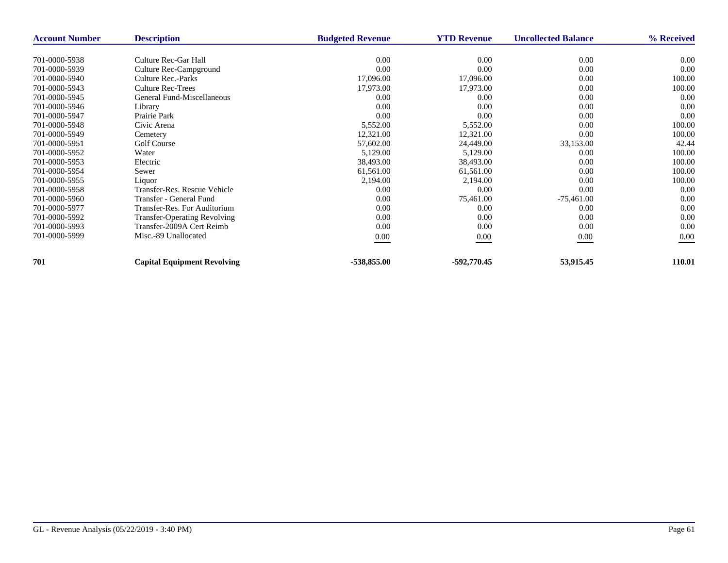| Account Number | Description | Budgeted Revenue | YTD Revenue | Uncollected Balance | % Received |
|---|---|---|---|---|---|
| 701-0000-5938 | Culture Rec-Gar Hall | 0.00 | 0.00 | 0.00 | 0.00 |
| 701-0000-5939 | Culture Rec-Campground | 0.00 | 0.00 | 0.00 | 0.00 |
| 701-0000-5940 | Culture Rec.-Parks | 17,096.00 | 17,096.00 | 0.00 | 100.00 |
| 701-0000-5943 | Culture Rec-Trees | 17,973.00 | 17,973.00 | 0.00 | 100.00 |
| 701-0000-5945 | General Fund-Miscellaneous | 0.00 | 0.00 | 0.00 | 0.00 |
| 701-0000-5946 | Library | 0.00 | 0.00 | 0.00 | 0.00 |
| 701-0000-5947 | Prairie Park | 0.00 | 0.00 | 0.00 | 0.00 |
| 701-0000-5948 | Civic Arena | 5,552.00 | 5,552.00 | 0.00 | 100.00 |
| 701-0000-5949 | Cemetery | 12,321.00 | 12,321.00 | 0.00 | 100.00 |
| 701-0000-5951 | Golf Course | 57,602.00 | 24,449.00 | 33,153.00 | 42.44 |
| 701-0000-5952 | Water | 5,129.00 | 5,129.00 | 0.00 | 100.00 |
| 701-0000-5953 | Electric | 38,493.00 | 38,493.00 | 0.00 | 100.00 |
| 701-0000-5954 | Sewer | 61,561.00 | 61,561.00 | 0.00 | 100.00 |
| 701-0000-5955 | Liquor | 2,194.00 | 2,194.00 | 0.00 | 100.00 |
| 701-0000-5958 | Transfer-Res. Rescue Vehicle | 0.00 | 0.00 | 0.00 | 0.00 |
| 701-0000-5960 | Transfer - General Fund | 0.00 | 75,461.00 | -75,461.00 | 0.00 |
| 701-0000-5977 | Transfer-Res. For Auditorium | 0.00 | 0.00 | 0.00 | 0.00 |
| 701-0000-5992 | Transfer-Operating Revolving | 0.00 | 0.00 | 0.00 | 0.00 |
| 701-0000-5993 | Transfer-2009A Cert Reimb | 0.00 | 0.00 | 0.00 | 0.00 |
| 701-0000-5999 | Misc.-89 Unallocated | 0.00 | 0.00 | 0.00 | 0.00 |
| **701** | **Capital Equipment Revolving** | **-538,855.00** | **-592,770.45** | **53,915.45** | **110.01** |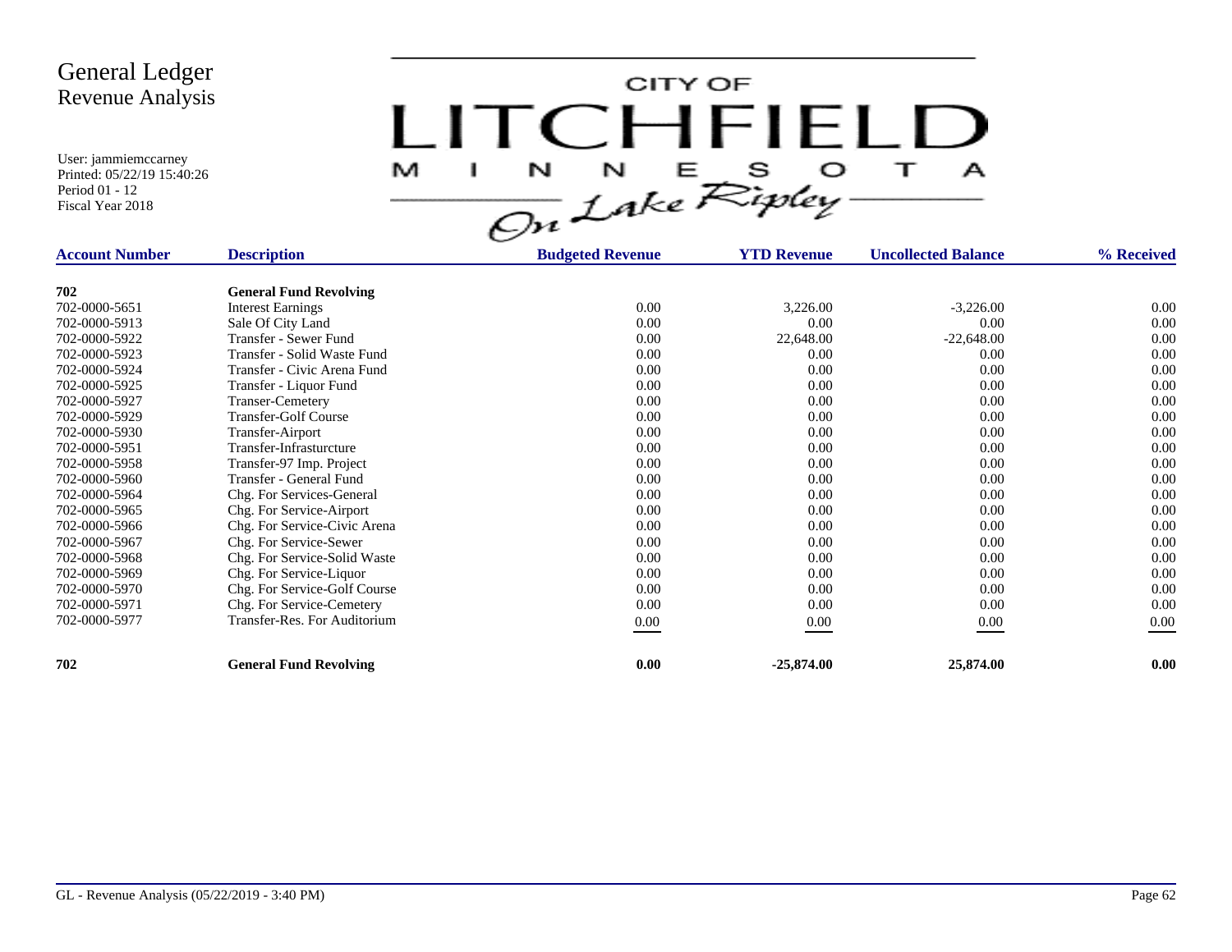# General Ledger
## Revenue Analysis

User: jammiemccarney
Printed: 05/22/19 15:40:26
Period 01 - 12
Fiscal Year 2018

CITY OF LITCHFIELD MINNESOTA On Lake Ripley

| Account Number | Description | Budgeted Revenue | YTD Revenue | Uncollected Balance | % Received |
|---|---|---|---|---|---|
| **702** | **General Fund Revolving** | | | | |
| 702-0000-5651 | Interest Earnings | 0.00 | 3,226.00 | -3,226.00 | 0.00 |
| 702-0000-5913 | Sale Of City Land | 0.00 | 0.00 | 0.00 | 0.00 |
| 702-0000-5922 | Transfer - Sewer Fund | 0.00 | 22,648.00 | -22,648.00 | 0.00 |
| 702-0000-5923 | Transfer - Solid Waste Fund | 0.00 | 0.00 | 0.00 | 0.00 |
| 702-0000-5924 | Transfer - Civic Arena Fund | 0.00 | 0.00 | 0.00 | 0.00 |
| 702-0000-5925 | Transfer - Liquor Fund | 0.00 | 0.00 | 0.00 | 0.00 |
| 702-0000-5927 | Transer-Cemetery | 0.00 | 0.00 | 0.00 | 0.00 |
| 702-0000-5929 | Transfer-Golf Course | 0.00 | 0.00 | 0.00 | 0.00 |
| 702-0000-5930 | Transfer-Airport | 0.00 | 0.00 | 0.00 | 0.00 |
| 702-0000-5951 | Transfer-Infrasturcture | 0.00 | 0.00 | 0.00 | 0.00 |
| 702-0000-5958 | Transfer-97 Imp. Project | 0.00 | 0.00 | 0.00 | 0.00 |
| 702-0000-5960 | Transfer - General Fund | 0.00 | 0.00 | 0.00 | 0.00 |
| 702-0000-5964 | Chg. For Services-General | 0.00 | 0.00 | 0.00 | 0.00 |
| 702-0000-5965 | Chg. For Service-Airport | 0.00 | 0.00 | 0.00 | 0.00 |
| 702-0000-5966 | Chg. For Service-Civic Arena | 0.00 | 0.00 | 0.00 | 0.00 |
| 702-0000-5967 | Chg. For Service-Sewer | 0.00 | 0.00 | 0.00 | 0.00 |
| 702-0000-5968 | Chg. For Service-Solid Waste | 0.00 | 0.00 | 0.00 | 0.00 |
| 702-0000-5969 | Chg. For Service-Liquor | 0.00 | 0.00 | 0.00 | 0.00 |
| 702-0000-5970 | Chg. For Service-Golf Course | 0.00 | 0.00 | 0.00 | 0.00 |
| 702-0000-5971 | Chg. For Service-Cemetery | 0.00 | 0.00 | 0.00 | 0.00 |
| 702-0000-5977 | Transfer-Res. For Auditorium | 0.00 | 0.00 | 0.00 | 0.00 |
| **702** | **General Fund Revolving** | **0.00** | **-25,874.00** | **25,874.00** | **0.00** |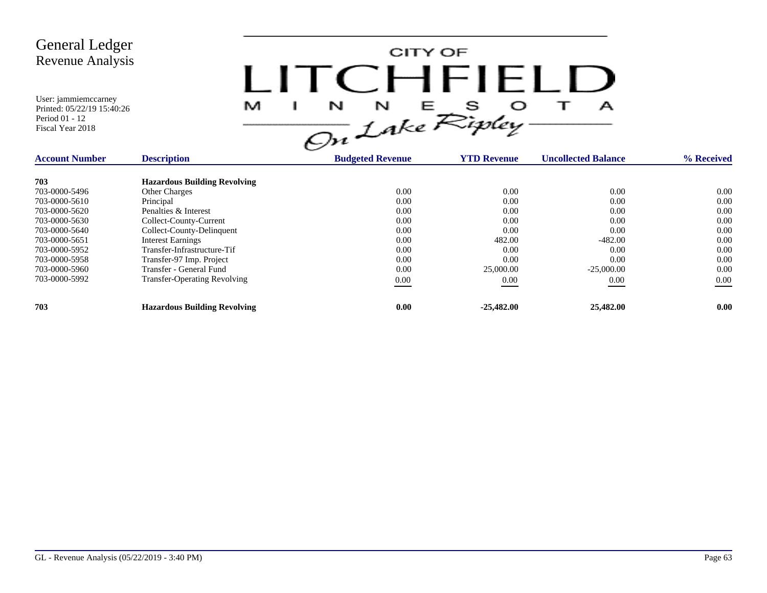# General Ledger
## Revenue Analysis

User: jammiemccarney
Printed: 05/22/19 15:40:26
Period 01 - 12
Fiscal Year 2018

CITY OF LITCHFIELD MINNESOTA *On Lake Ripley*

| Account Number | Description | Budgeted Revenue | YTD Revenue | Uncollected Balance | % Received |
|---|---|---|---|---|---|
| **703** | **Hazardous Building Revolving** | | | | |
| 703-0000-5496 | Other Charges | 0.00 | 0.00 | 0.00 | 0.00 |
| 703-0000-5610 | Principal | 0.00 | 0.00 | 0.00 | 0.00 |
| 703-0000-5620 | Penalties & Interest | 0.00 | 0.00 | 0.00 | 0.00 |
| 703-0000-5630 | Collect-County-Current | 0.00 | 0.00 | 0.00 | 0.00 |
| 703-0000-5640 | Collect-County-Delinquent | 0.00 | 0.00 | 0.00 | 0.00 |
| 703-0000-5651 | Interest Earnings | 0.00 | 482.00 | -482.00 | 0.00 |
| 703-0000-5952 | Transfer-Infrastructure-Tif | 0.00 | 0.00 | 0.00 | 0.00 |
| 703-0000-5958 | Transfer-97 Imp. Project | 0.00 | 0.00 | 0.00 | 0.00 |
| 703-0000-5960 | Transfer - General Fund | 0.00 | 25,000.00 | -25,000.00 | 0.00 |
| 703-0000-5992 | Transfer-Operating Revolving | 0.00 | 0.00 | 0.00 | 0.00 |
| **703** | **Hazardous Building Revolving** | **0.00** | **-25,482.00** | **25,482.00** | **0.00** |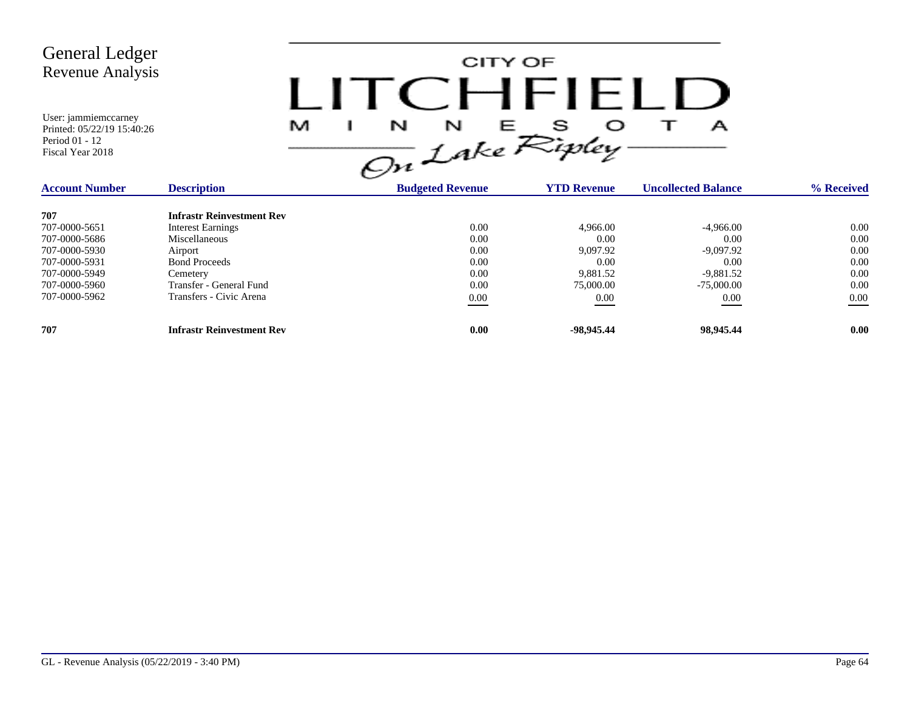# General Ledger
## Revenue Analysis

User: jammiemccarney
Printed: 05/22/19 15:40:26
Period 01 - 12
Fiscal Year 2018

CITY OF LITCHFIELD MINNESOTA — On Lake Ripley

| Account Number | Description | Budgeted Revenue | YTD Revenue | Uncollected Balance | % Received |
|---|---|---|---|---|---|
| **707** | **Infrastr Reinvestment Rev** | | | | |
| 707-0000-5651 | Interest Earnings | 0.00 | 4,966.00 | -4,966.00 | 0.00 |
| 707-0000-5686 | Miscellaneous | 0.00 | 0.00 | 0.00 | 0.00 |
| 707-0000-5930 | Airport | 0.00 | 9,097.92 | -9,097.92 | 0.00 |
| 707-0000-5931 | Bond Proceeds | 0.00 | 0.00 | 0.00 | 0.00 |
| 707-0000-5949 | Cemetery | 0.00 | 9,881.52 | -9,881.52 | 0.00 |
| 707-0000-5960 | Transfer - General Fund | 0.00 | 75,000.00 | -75,000.00 | 0.00 |
| 707-0000-5962 | Transfers - Civic Arena | 0.00 | 0.00 | 0.00 | 0.00 |
| **707** | **Infrastr Reinvestment Rev** | **0.00** | **-98,945.44** | **98,945.44** | **0.00** |

GL - Revenue Analysis (05/22/2019 - 3:40 PM)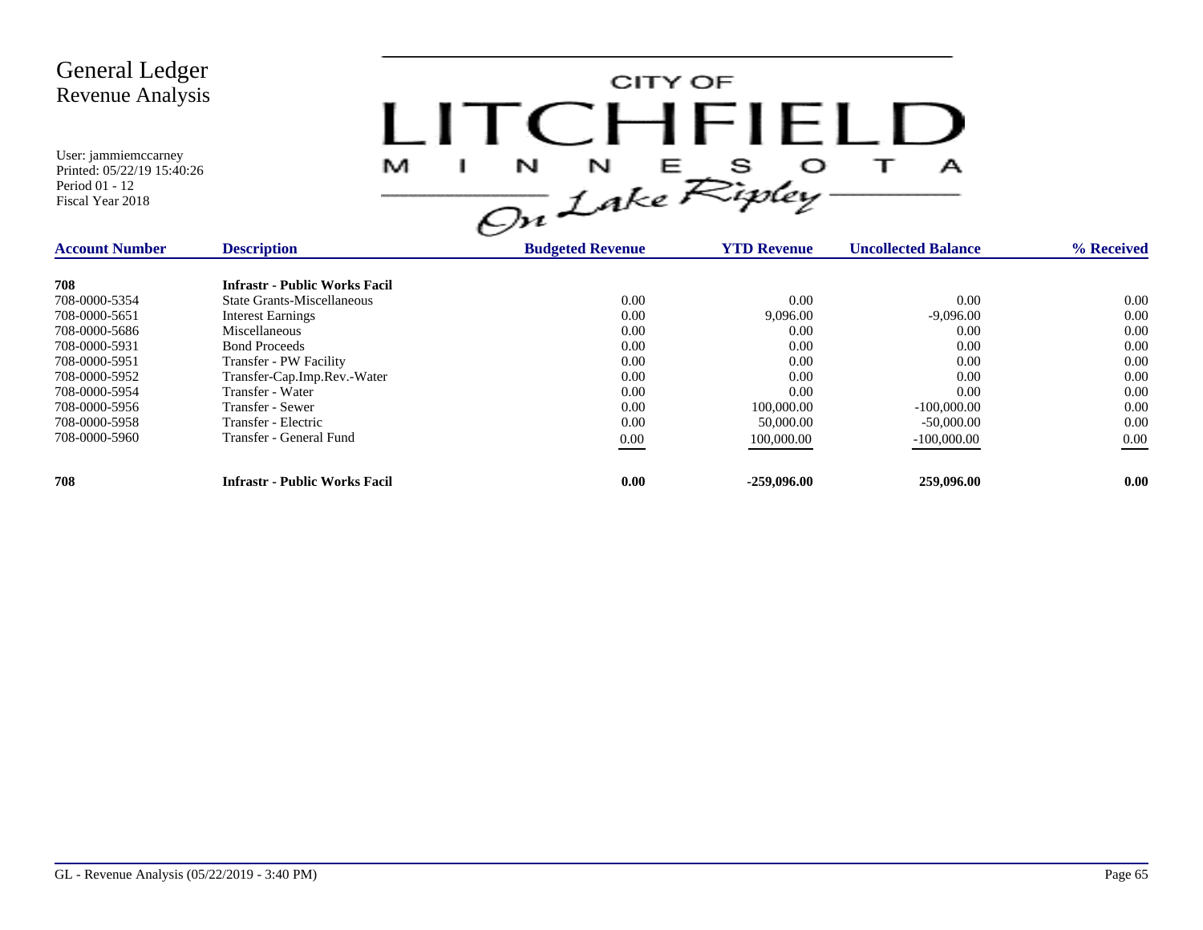# General Ledger
## Revenue Analysis

User: jammiemccarney
Printed: 05/22/19 15:40:26
Period 01 - 12
Fiscal Year 2018

CITY OF LITCHFIELD MINNESOTA — On Lake Ripley

| Account Number | Description | Budgeted Revenue | YTD Revenue | Uncollected Balance | % Received |
|---|---|---|---|---|---|
| **708** | **Infrastr - Public Works Facil** | | | | |
| 708-0000-5354 | State Grants-Miscellaneous | 0.00 | 0.00 | 0.00 | 0.00 |
| 708-0000-5651 | Interest Earnings | 0.00 | 9,096.00 | -9,096.00 | 0.00 |
| 708-0000-5686 | Miscellaneous | 0.00 | 0.00 | 0.00 | 0.00 |
| 708-0000-5931 | Bond Proceeds | 0.00 | 0.00 | 0.00 | 0.00 |
| 708-0000-5951 | Transfer - PW Facility | 0.00 | 0.00 | 0.00 | 0.00 |
| 708-0000-5952 | Transfer-Cap.Imp.Rev.-Water | 0.00 | 0.00 | 0.00 | 0.00 |
| 708-0000-5954 | Transfer - Water | 0.00 | 0.00 | 0.00 | 0.00 |
| 708-0000-5956 | Transfer - Sewer | 0.00 | 100,000.00 | -100,000.00 | 0.00 |
| 708-0000-5958 | Transfer - Electric | 0.00 | 50,000.00 | -50,000.00 | 0.00 |
| 708-0000-5960 | Transfer - General Fund | 0.00 | 100,000.00 | -100,000.00 | 0.00 |
| **708** | **Infrastr - Public Works Facil** | **0.00** | **-259,096.00** | **259,096.00** | **0.00** |

GL - Revenue Analysis (05/22/2019 - 3:40 PM)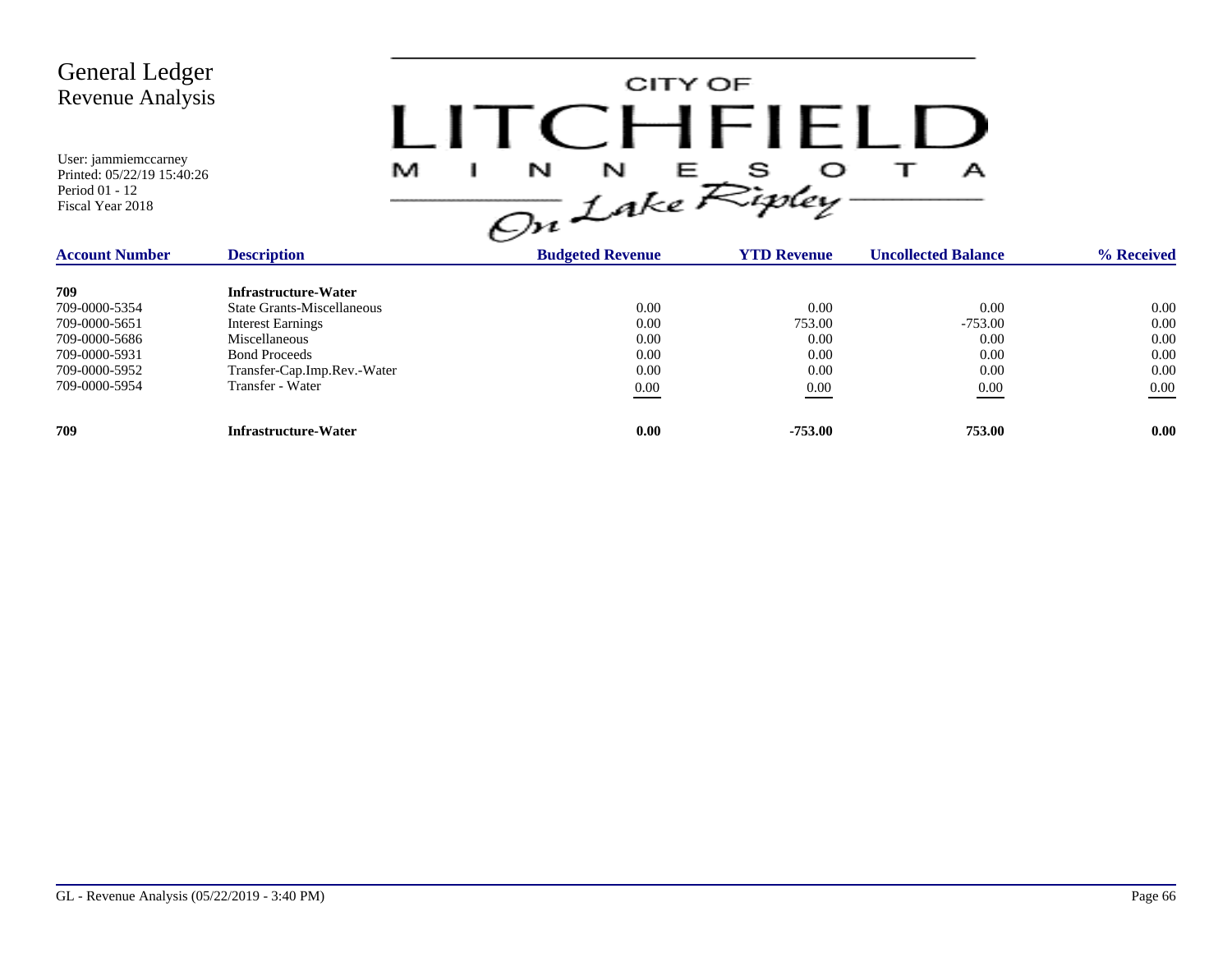# General Ledger
## Revenue Analysis

User: jammiemccarney
Printed: 05/22/19 15:40:26
Period 01 - 12
Fiscal Year 2018

CITY OF LITCHFIELD MINNESOTA On Lake Ripley

| Account Number | Description | Budgeted Revenue | YTD Revenue | Uncollected Balance | % Received |
|---|---|---|---|---|---|
| **709** | **Infrastructure-Water** | | | | |
| 709-0000-5354 | State Grants-Miscellaneous | 0.00 | 0.00 | 0.00 | 0.00 |
| 709-0000-5651 | Interest Earnings | 0.00 | 753.00 | -753.00 | 0.00 |
| 709-0000-5686 | Miscellaneous | 0.00 | 0.00 | 0.00 | 0.00 |
| 709-0000-5931 | Bond Proceeds | 0.00 | 0.00 | 0.00 | 0.00 |
| 709-0000-5952 | Transfer-Cap.Imp.Rev.-Water | 0.00 | 0.00 | 0.00 | 0.00 |
| 709-0000-5954 | Transfer - Water | 0.00 | 0.00 | 0.00 | 0.00 |
| **709** | **Infrastructure-Water** | **0.00** | **-753.00** | **753.00** | **0.00** |

GL - Revenue Analysis (05/22/2019 - 3:40 PM)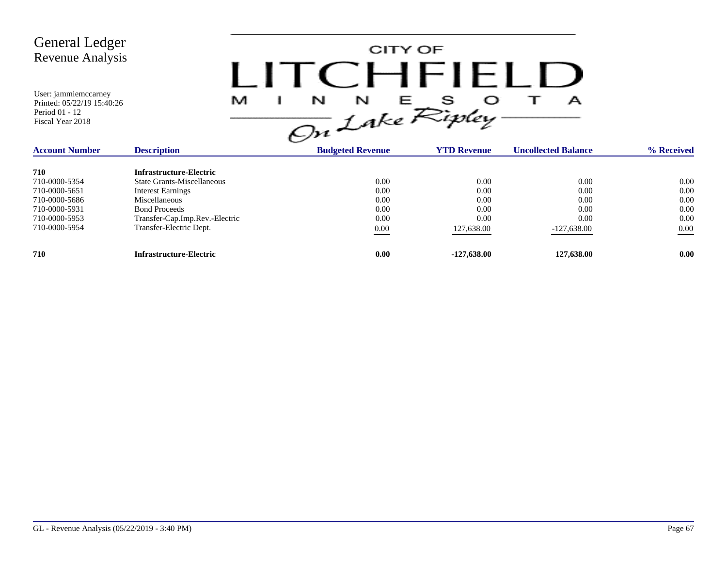# General Ledger
## Revenue Analysis

User: jammiemccarney
Printed: 05/22/19 15:40:26
Period 01 - 12
Fiscal Year 2018

CITY OF LITCHFIELD MINNESOTA *On Lake Ripley*

| Account Number | Description | Budgeted Revenue | YTD Revenue | Uncollected Balance | % Received |
|---|---|---|---|---|---|
| **710** | **Infrastructure-Electric** | | | | |
| 710-0000-5354 | State Grants-Miscellaneous | 0.00 | 0.00 | 0.00 | 0.00 |
| 710-0000-5651 | Interest Earnings | 0.00 | 0.00 | 0.00 | 0.00 |
| 710-0000-5686 | Miscellaneous | 0.00 | 0.00 | 0.00 | 0.00 |
| 710-0000-5931 | Bond Proceeds | 0.00 | 0.00 | 0.00 | 0.00 |
| 710-0000-5953 | Transfer-Cap.Imp.Rev.-Electric | 0.00 | 0.00 | 0.00 | 0.00 |
| 710-0000-5954 | Transfer-Electric Dept. | 0.00 | 127,638.00 | -127,638.00 | 0.00 |
| **710** | **Infrastructure-Electric** | **0.00** | **-127,638.00** | **127,638.00** | **0.00** |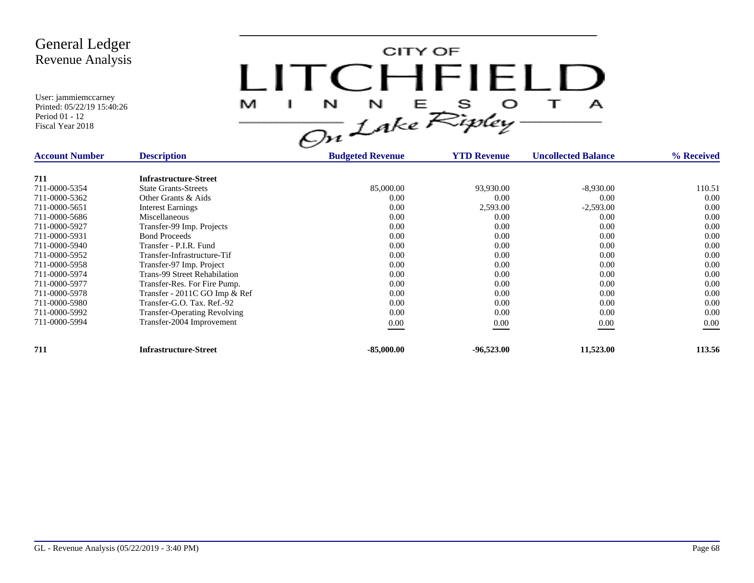# General Ledger
## Revenue Analysis

User: jammiemccarney
Printed: 05/22/19 15:40:26
Period 01 - 12
Fiscal Year 2018

CITY OF LITCHFIELD MINNESOTA
On Lake Ripley

| Account Number | Description | Budgeted Revenue | YTD Revenue | Uncollected Balance | % Received |
|---|---|---|---|---|---|
| **711** | **Infrastructure-Street** | | | | |
| 711-0000-5354 | State Grants-Streets | 85,000.00 | 93,930.00 | -8,930.00 | 110.51 |
| 711-0000-5362 | Other Grants & Aids | 0.00 | 0.00 | 0.00 | 0.00 |
| 711-0000-5651 | Interest Earnings | 0.00 | 2,593.00 | -2,593.00 | 0.00 |
| 711-0000-5686 | Miscellaneous | 0.00 | 0.00 | 0.00 | 0.00 |
| 711-0000-5927 | Transfer-99 Imp. Projects | 0.00 | 0.00 | 0.00 | 0.00 |
| 711-0000-5931 | Bond Proceeds | 0.00 | 0.00 | 0.00 | 0.00 |
| 711-0000-5940 | Transfer - P.I.R. Fund | 0.00 | 0.00 | 0.00 | 0.00 |
| 711-0000-5952 | Transfer-Infrastructure-Tif | 0.00 | 0.00 | 0.00 | 0.00 |
| 711-0000-5958 | Transfer-97 Imp. Project | 0.00 | 0.00 | 0.00 | 0.00 |
| 711-0000-5974 | Trans-99 Street Rehabilation | 0.00 | 0.00 | 0.00 | 0.00 |
| 711-0000-5977 | Transfer-Res. For Fire Pump. | 0.00 | 0.00 | 0.00 | 0.00 |
| 711-0000-5978 | Transfer - 2011C GO Imp & Ref | 0.00 | 0.00 | 0.00 | 0.00 |
| 711-0000-5980 | Transfer-G.O. Tax. Ref.-92 | 0.00 | 0.00 | 0.00 | 0.00 |
| 711-0000-5992 | Transfer-Operating Revolving | 0.00 | 0.00 | 0.00 | 0.00 |
| 711-0000-5994 | Transfer-2004 Improvement | 0.00 | 0.00 | 0.00 | 0.00 |
| **711** | **Infrastructure-Street** | **-85,000.00** | **-96,523.00** | **11,523.00** | **113.56** |

GL - Revenue Analysis (05/22/2019 - 3:40 PM)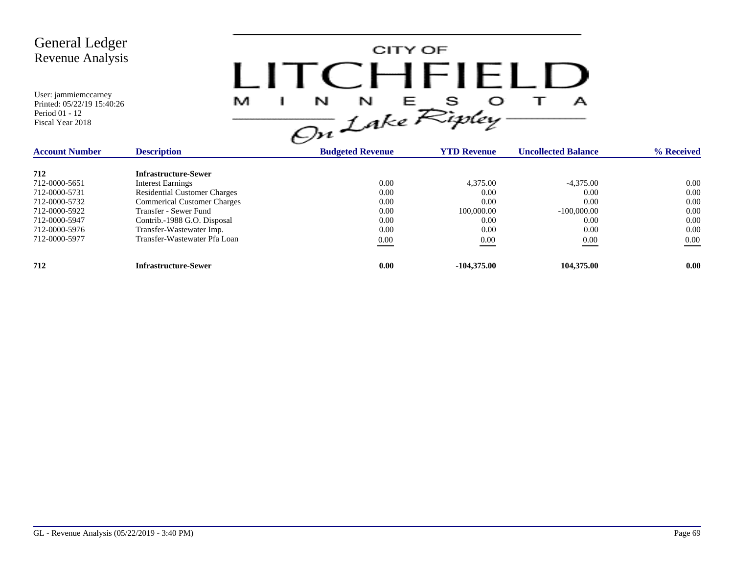# General Ledger
## Revenue Analysis

User: jammiemccarney
Printed: 05/22/19 15:40:26
Period 01 - 12
Fiscal Year 2018

CITY OF LITCHFIELD MINNESOTA On Lake Ripley

| Account Number | Description | Budgeted Revenue | YTD Revenue | Uncollected Balance | % Received |
|---|---|---|---|---|---|
| **712** | **Infrastructure-Sewer** | | | | |
| 712-0000-5651 | Interest Earnings | 0.00 | 4,375.00 | -4,375.00 | 0.00 |
| 712-0000-5731 | Residential Customer Charges | 0.00 | 0.00 | 0.00 | 0.00 |
| 712-0000-5732 | Commerical Customer Charges | 0.00 | 0.00 | 0.00 | 0.00 |
| 712-0000-5922 | Transfer - Sewer Fund | 0.00 | 100,000.00 | -100,000.00 | 0.00 |
| 712-0000-5947 | Contrib.-1988 G.O. Disposal | 0.00 | 0.00 | 0.00 | 0.00 |
| 712-0000-5976 | Transfer-Wastewater Imp. | 0.00 | 0.00 | 0.00 | 0.00 |
| 712-0000-5977 | Transfer-Wastewater Pfa Loan | 0.00 | 0.00 | 0.00 | 0.00 |
| **712** | **Infrastructure-Sewer** | **0.00** | **-104,375.00** | **104,375.00** | **0.00** |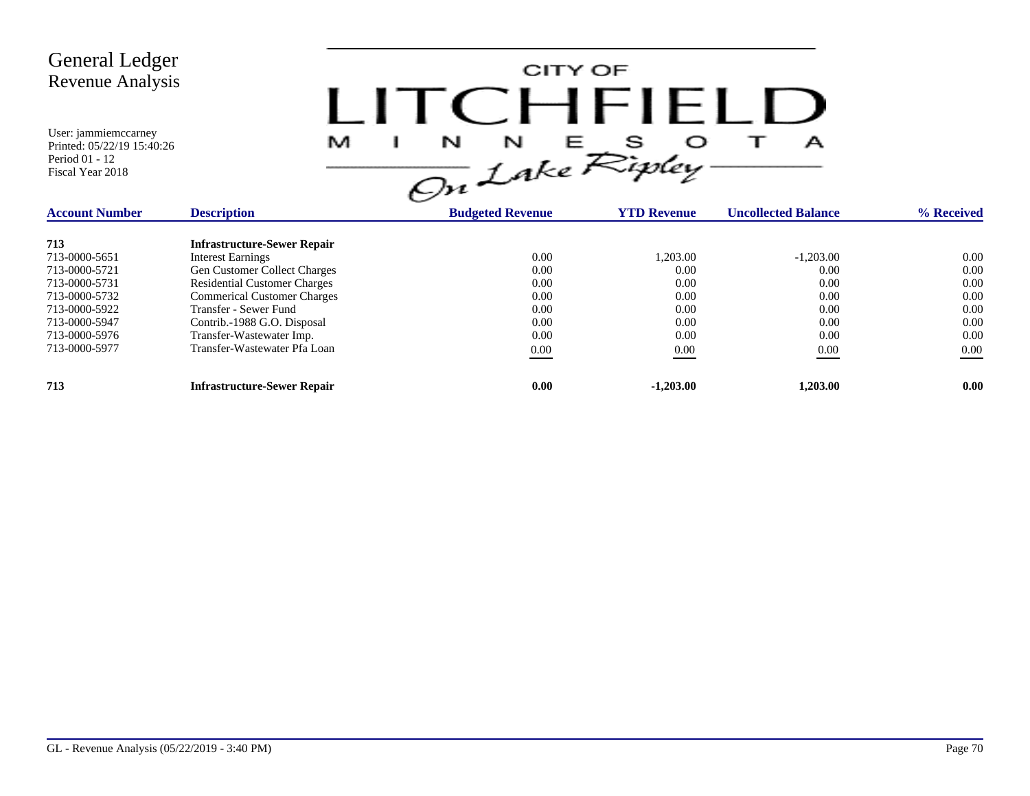# General Ledger
## Revenue Analysis

User: jammiemccarney
Printed: 05/22/19 15:40:26
Period 01 - 12
Fiscal Year 2018

CITY OF LITCHFIELD MINNESOTA On Lake Ripley

| Account Number | Description | Budgeted Revenue | YTD Revenue | Uncollected Balance | % Received |
|---|---|---|---|---|---|
| **713** | **Infrastructure-Sewer Repair** | | | | |
| 713-0000-5651 | Interest Earnings | 0.00 | 1,203.00 | -1,203.00 | 0.00 |
| 713-0000-5721 | Gen Customer Collect Charges | 0.00 | 0.00 | 0.00 | 0.00 |
| 713-0000-5731 | Residential Customer Charges | 0.00 | 0.00 | 0.00 | 0.00 |
| 713-0000-5732 | Commerical Customer Charges | 0.00 | 0.00 | 0.00 | 0.00 |
| 713-0000-5922 | Transfer - Sewer Fund | 0.00 | 0.00 | 0.00 | 0.00 |
| 713-0000-5947 | Contrib.-1988 G.O. Disposal | 0.00 | 0.00 | 0.00 | 0.00 |
| 713-0000-5976 | Transfer-Wastewater Imp. | 0.00 | 0.00 | 0.00 | 0.00 |
| 713-0000-5977 | Transfer-Wastewater Pfa Loan | 0.00 | 0.00 | 0.00 | 0.00 |
| **713** | **Infrastructure-Sewer Repair** | **0.00** | **-1,203.00** | **1,203.00** | **0.00** |

GL - Revenue Analysis (05/22/2019 - 3:40 PM)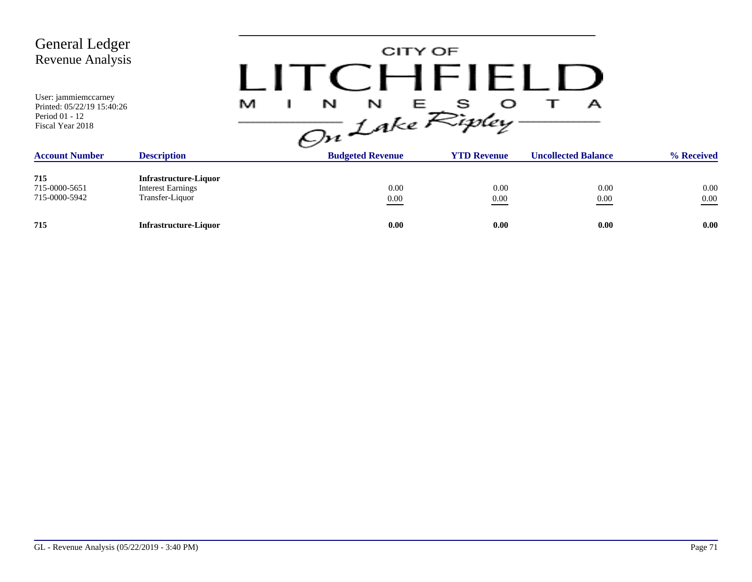# General Ledger
## Revenue Analysis

User: jammiemccarney
Printed: 05/22/19 15:40:26
Period 01 - 12
Fiscal Year 2018

CITY OF LITCHFIELD MINNESOTA On Lake Ripley

| Account Number | Description | Budgeted Revenue | YTD Revenue | Uncollected Balance | % Received |
|---|---|---|---|---|---|
| **715** | **Infrastructure-Liquor** | | | | |
| 715-0000-5651 | Interest Earnings | 0.00 | 0.00 | 0.00 | 0.00 |
| 715-0000-5942 | Transfer-Liquor | 0.00 | 0.00 | 0.00 | 0.00 |
| **715** | **Infrastructure-Liquor** | **0.00** | **0.00** | **0.00** | **0.00** |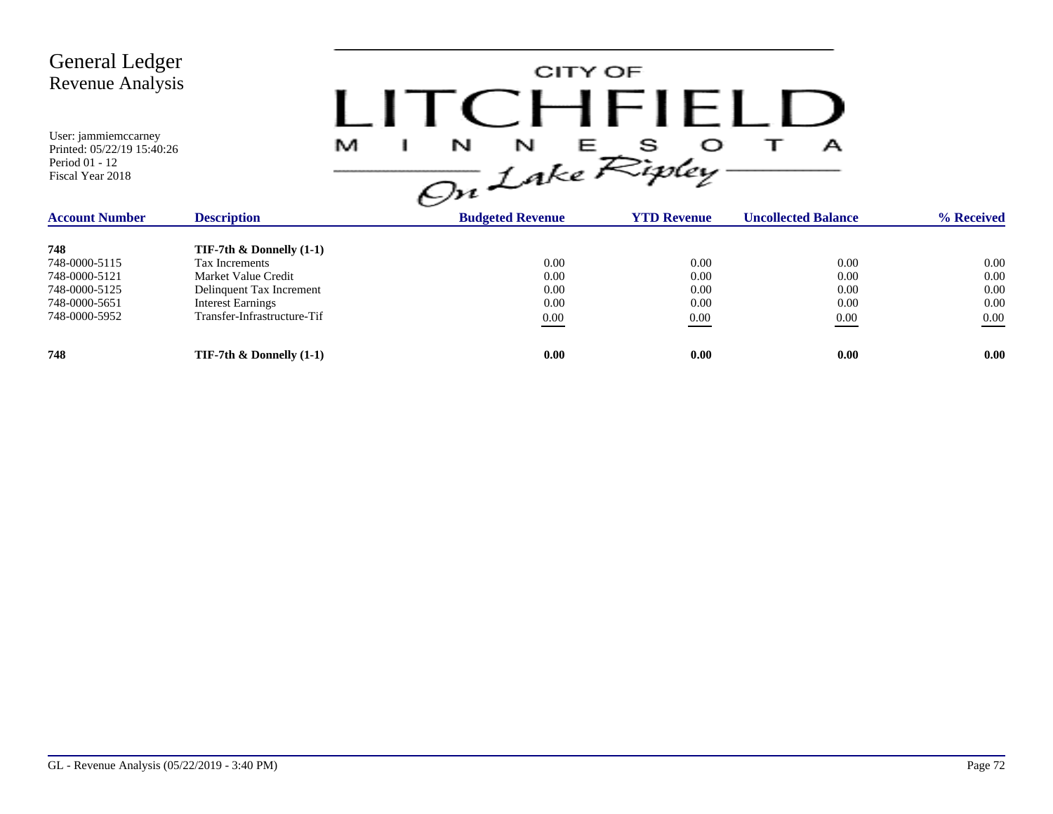# General Ledger
## Revenue Analysis

User: jammiemccarney
Printed: 05/22/19 15:40:26
Period 01 - 12
Fiscal Year 2018

CITY OF LITCHFIELD MINNESOTA On Lake Ripley

| Account Number | Description | Budgeted Revenue | YTD Revenue | Uncollected Balance | % Received |
|---|---|---|---|---|---|
| **748** | **TIF-7th & Donnelly (1-1)** | | | | |
| 748-0000-5115 | Tax Increments | 0.00 | 0.00 | 0.00 | 0.00 |
| 748-0000-5121 | Market Value Credit | 0.00 | 0.00 | 0.00 | 0.00 |
| 748-0000-5125 | Delinquent Tax Increment | 0.00 | 0.00 | 0.00 | 0.00 |
| 748-0000-5651 | Interest Earnings | 0.00 | 0.00 | 0.00 | 0.00 |
| 748-0000-5952 | Transfer-Infrastructure-Tif | 0.00 | 0.00 | 0.00 | 0.00 |
| **748** | **TIF-7th & Donnelly (1-1)** | **0.00** | **0.00** | **0.00** | **0.00** |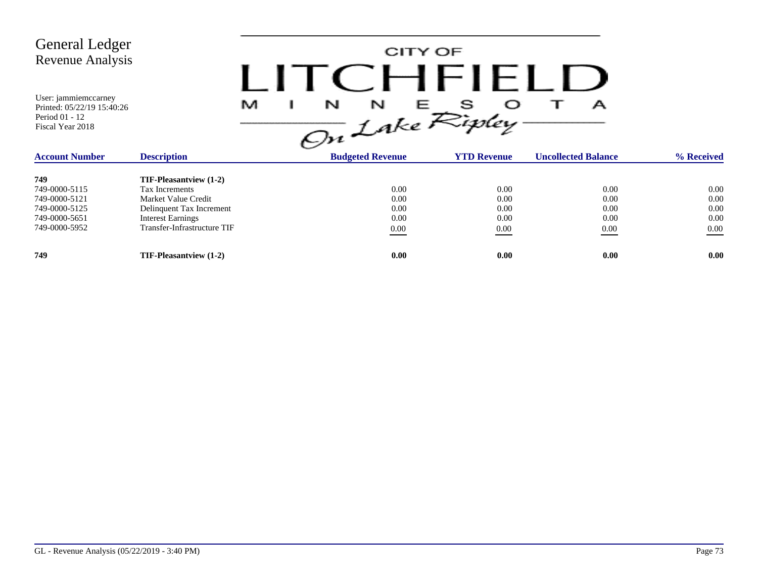# General Ledger
## Revenue Analysis

User: jammiemccarney
Printed: 05/22/19 15:40:26
Period 01 - 12
Fiscal Year 2018

CITY OF LITCHFIELD MINNESOTA On Lake Ripley

| Account Number | Description | Budgeted Revenue | YTD Revenue | Uncollected Balance | % Received |
|---|---|---|---|---|---|
| **749** | **TIF-Pleasantview (1-2)** | | | | |
| 749-0000-5115 | Tax Increments | 0.00 | 0.00 | 0.00 | 0.00 |
| 749-0000-5121 | Market Value Credit | 0.00 | 0.00 | 0.00 | 0.00 |
| 749-0000-5125 | Delinquent Tax Increment | 0.00 | 0.00 | 0.00 | 0.00 |
| 749-0000-5651 | Interest Earnings | 0.00 | 0.00 | 0.00 | 0.00 |
| 749-0000-5952 | Transfer-Infrastructure TIF | 0.00 | 0.00 | 0.00 | 0.00 |
| **749** | **TIF-Pleasantview (1-2)** | **0.00** | **0.00** | **0.00** | **0.00** |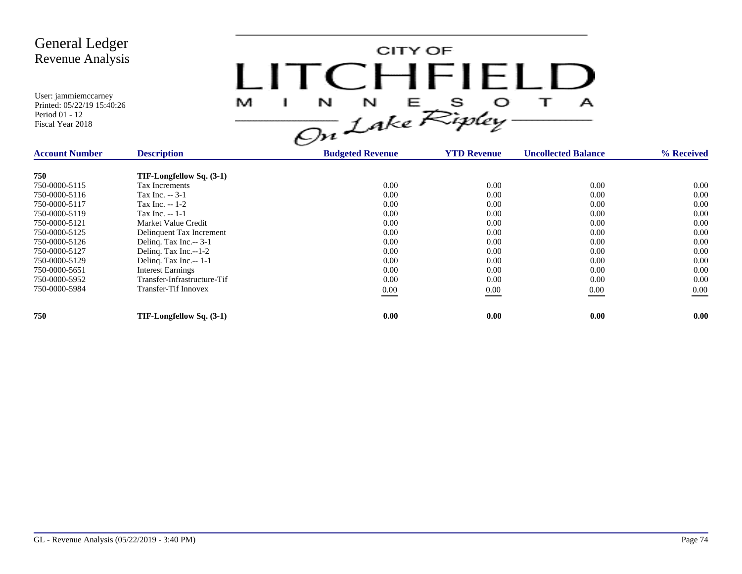# General Ledger
## Revenue Analysis

User: jammiemccarney
Printed: 05/22/19 15:40:26
Period 01 - 12
Fiscal Year 2018

CITY OF LITCHFIELD MINNESOTA *On Lake Ripley*

| Account Number | Description | Budgeted Revenue | YTD Revenue | Uncollected Balance | % Received |
|---|---|---|---|---|---|
| **750** | **TIF-Longfellow Sq. (3-1)** | | | | |
| 750-0000-5115 | Tax Increments | 0.00 | 0.00 | 0.00 | 0.00 |
| 750-0000-5116 | Tax Inc. -- 3-1 | 0.00 | 0.00 | 0.00 | 0.00 |
| 750-0000-5117 | Tax Inc. -- 1-2 | 0.00 | 0.00 | 0.00 | 0.00 |
| 750-0000-5119 | Tax Inc. -- 1-1 | 0.00 | 0.00 | 0.00 | 0.00 |
| 750-0000-5121 | Market Value Credit | 0.00 | 0.00 | 0.00 | 0.00 |
| 750-0000-5125 | Delinquent Tax Increment | 0.00 | 0.00 | 0.00 | 0.00 |
| 750-0000-5126 | Delinq. Tax Inc.-- 3-1 | 0.00 | 0.00 | 0.00 | 0.00 |
| 750-0000-5127 | Delinq. Tax Inc.--1-2 | 0.00 | 0.00 | 0.00 | 0.00 |
| 750-0000-5129 | Delinq. Tax Inc.-- 1-1 | 0.00 | 0.00 | 0.00 | 0.00 |
| 750-0000-5651 | Interest Earnings | 0.00 | 0.00 | 0.00 | 0.00 |
| 750-0000-5952 | Transfer-Infrastructure-Tif | 0.00 | 0.00 | 0.00 | 0.00 |
| 750-0000-5984 | Transfer-Tif Innovex | 0.00 | 0.00 | 0.00 | 0.00 |
| **750** | **TIF-Longfellow Sq. (3-1)** | **0.00** | **0.00** | **0.00** | **0.00** |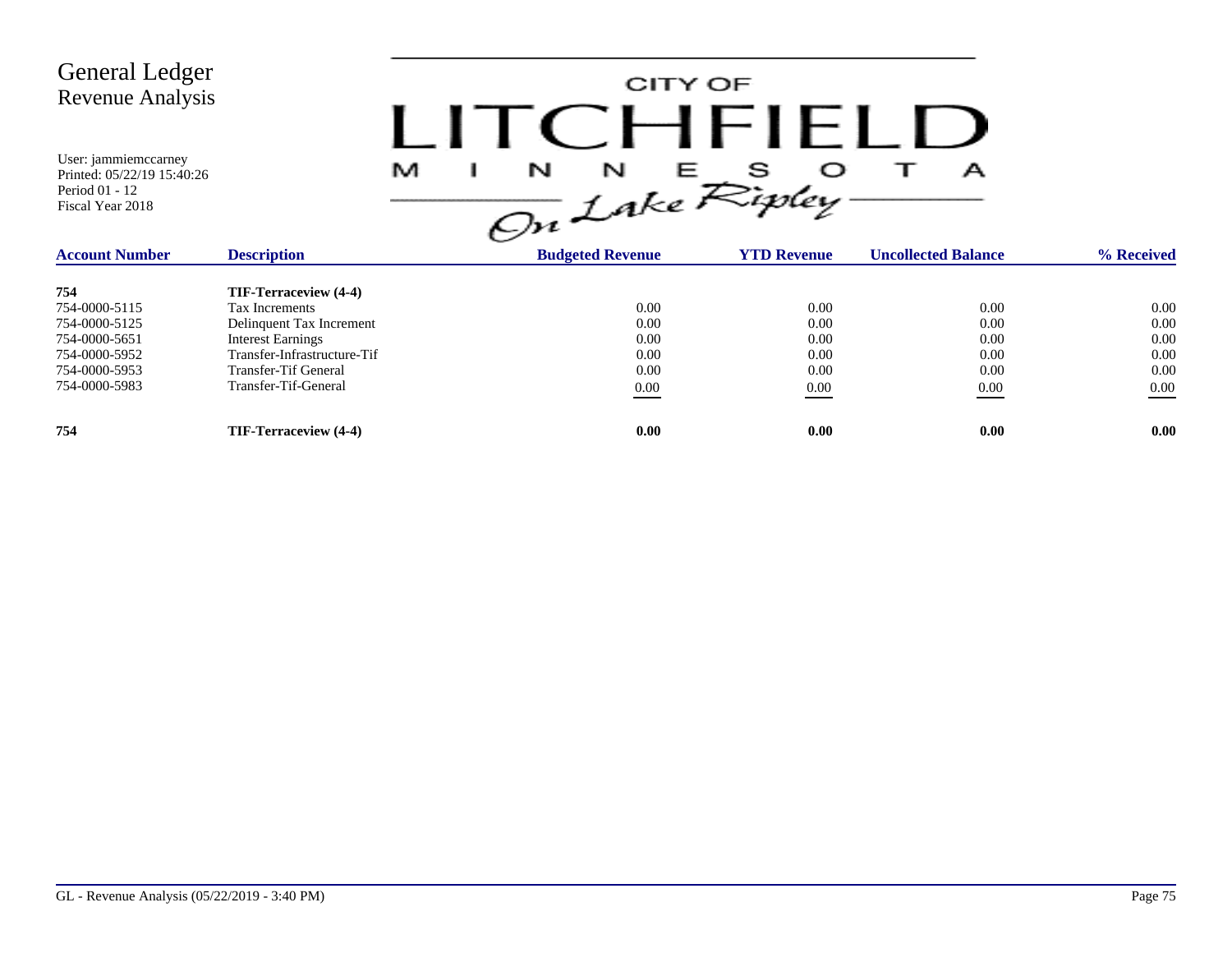# General Ledger
## Revenue Analysis

User: jammiemccarney
Printed: 05/22/19 15:40:26
Period 01 - 12
Fiscal Year 2018

CITY OF LITCHFIELD MINNESOTA *On Lake Ripley*

| Account Number | Description | Budgeted Revenue | YTD Revenue | Uncollected Balance | % Received |
|---|---|---|---|---|---|
| **754** | **TIF-Terraceview (4-4)** | | | | |
| 754-0000-5115 | Tax Increments | 0.00 | 0.00 | 0.00 | 0.00 |
| 754-0000-5125 | Delinquent Tax Increment | 0.00 | 0.00 | 0.00 | 0.00 |
| 754-0000-5651 | Interest Earnings | 0.00 | 0.00 | 0.00 | 0.00 |
| 754-0000-5952 | Transfer-Infrastructure-Tif | 0.00 | 0.00 | 0.00 | 0.00 |
| 754-0000-5953 | Transfer-Tif General | 0.00 | 0.00 | 0.00 | 0.00 |
| 754-0000-5983 | Transfer-Tif-General | 0.00 | 0.00 | 0.00 | 0.00 |
| **754** | **TIF-Terraceview (4-4)** | **0.00** | **0.00** | **0.00** | **0.00** |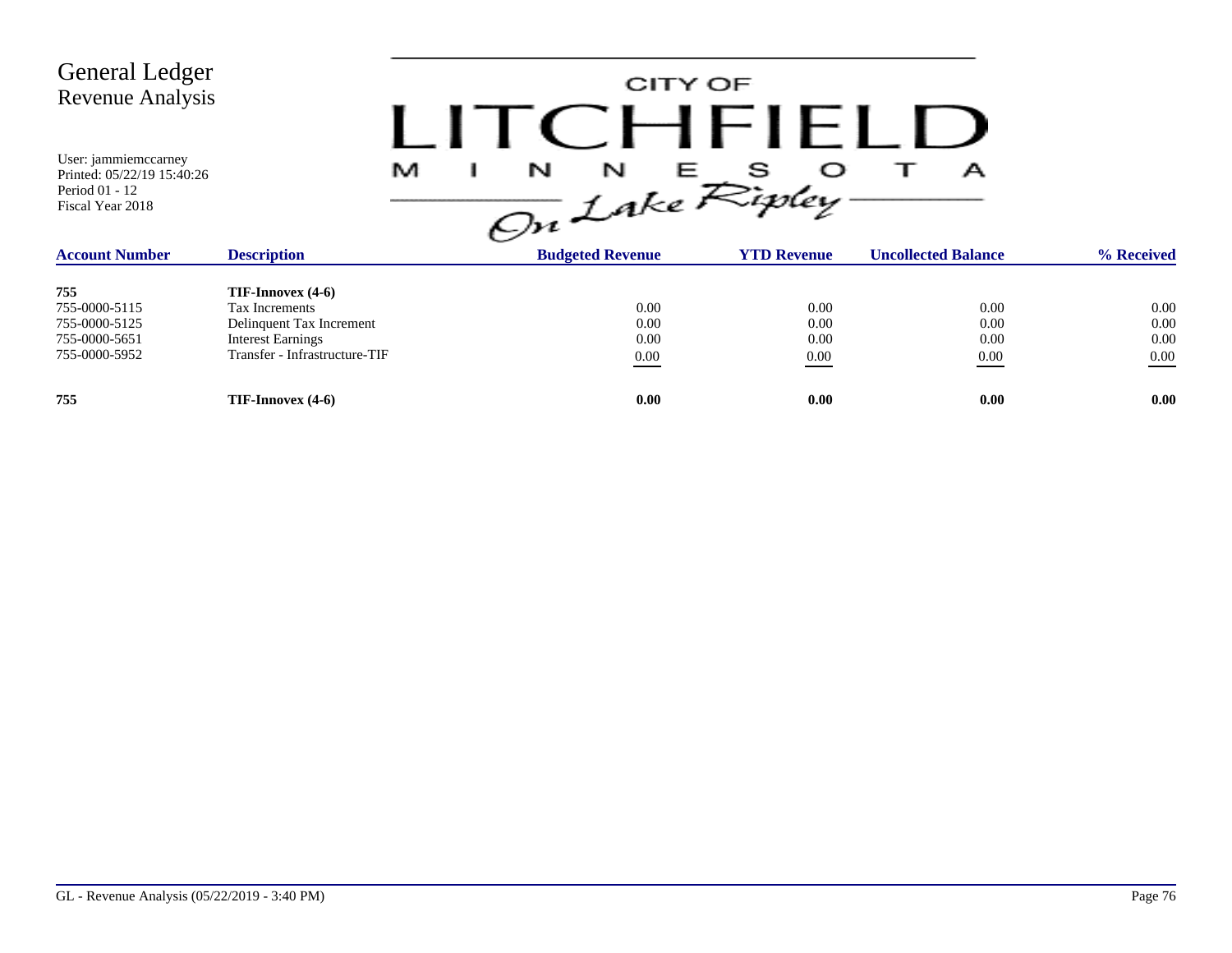# General Ledger
## Revenue Analysis

User: jammiemccarney
Printed: 05/22/19 15:40:26
Period 01 - 12
Fiscal Year 2018

CITY OF LITCHFIELD MINNESOTA
*On Lake Ripley*

| Account Number | Description | Budgeted Revenue | YTD Revenue | Uncollected Balance | % Received |
|---|---|---|---|---|---|
| **755** | **TIF-Innovex (4-6)** | | | | |
| 755-0000-5115 | Tax Increments | 0.00 | 0.00 | 0.00 | 0.00 |
| 755-0000-5125 | Delinquent Tax Increment | 0.00 | 0.00 | 0.00 | 0.00 |
| 755-0000-5651 | Interest Earnings | 0.00 | 0.00 | 0.00 | 0.00 |
| 755-0000-5952 | Transfer - Infrastructure-TIF | 0.00 | 0.00 | 0.00 | 0.00 |
| **755** | **TIF-Innovex (4-6)** | **0.00** | **0.00** | **0.00** | **0.00** |

GL - Revenue Analysis (05/22/2019 - 3:40 PM)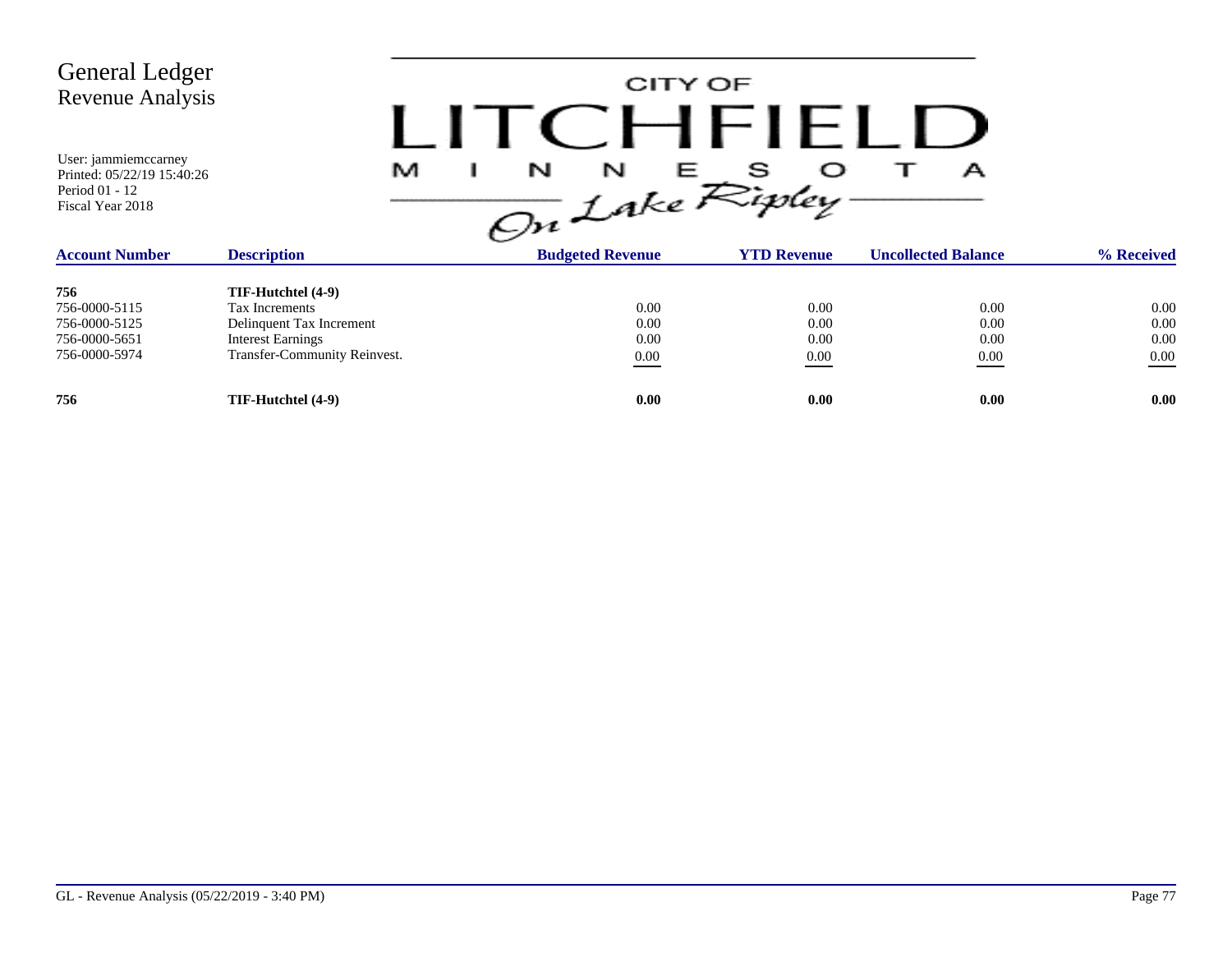# General Ledger
## Revenue Analysis

User: jammiemccarney
Printed: 05/22/19 15:40:26
Period 01 - 12
Fiscal Year 2018

CITY OF LITCHFIELD MINNESOTA *On Lake Ripley*

| Account Number | Description | Budgeted Revenue | YTD Revenue | Uncollected Balance | % Received |
|---|---|---|---|---|---|
| **756** | **TIF-Hutchtel (4-9)** | | | | |
| 756-0000-5115 | Tax Increments | 0.00 | 0.00 | 0.00 | 0.00 |
| 756-0000-5125 | Delinquent Tax Increment | 0.00 | 0.00 | 0.00 | 0.00 |
| 756-0000-5651 | Interest Earnings | 0.00 | 0.00 | 0.00 | 0.00 |
| 756-0000-5974 | Transfer-Community Reinvest. | 0.00 | 0.00 | 0.00 | 0.00 |
| **756** | **TIF-Hutchtel (4-9)** | **0.00** | **0.00** | **0.00** | **0.00** |

GL - Revenue Analysis (05/22/2019 - 3:40 PM)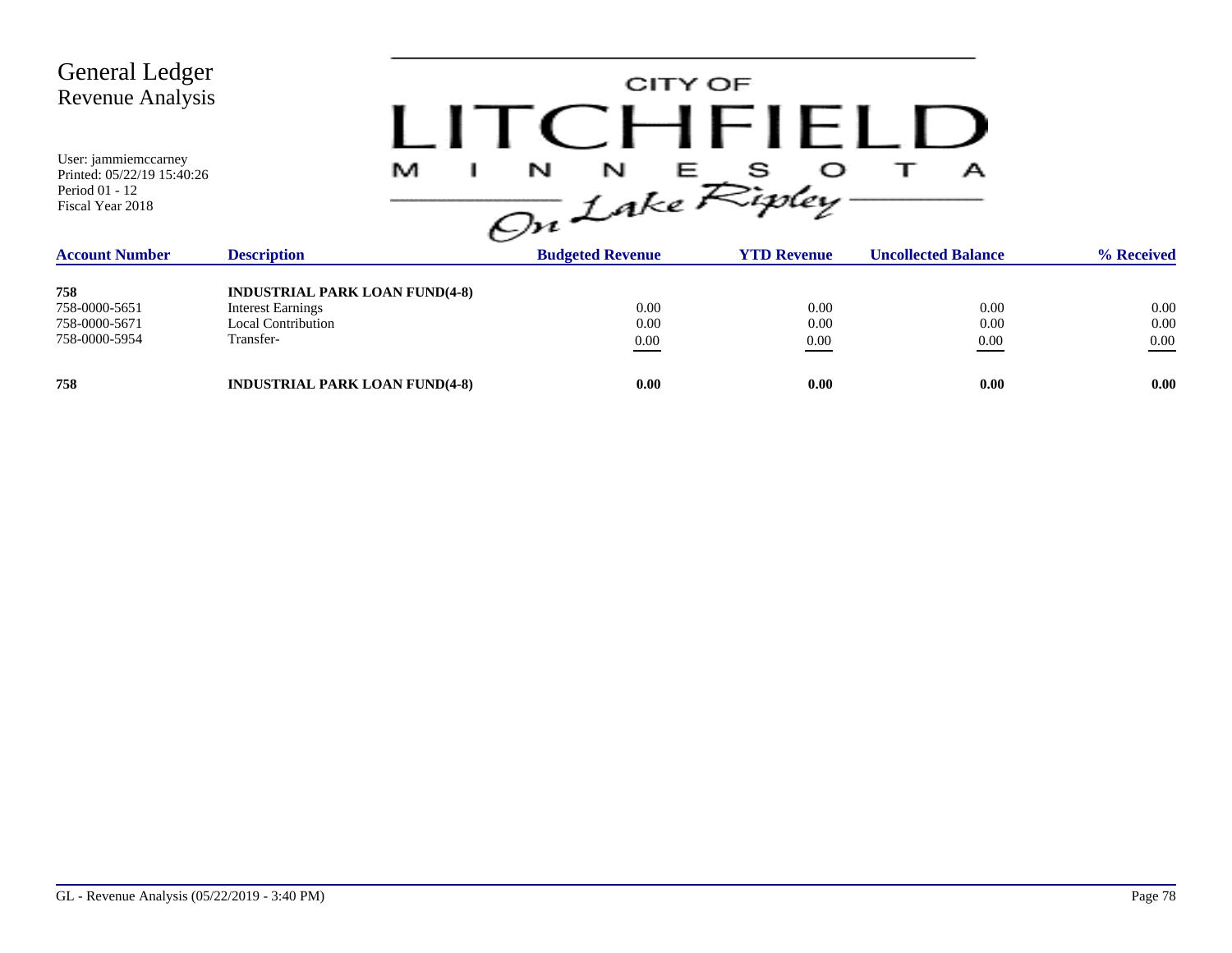# General Ledger
## Revenue Analysis

User: jammiemccarney
Printed: 05/22/19 15:40:26
Period 01 - 12
Fiscal Year 2018

CITY OF LITCHFIELD MINNESOTA
On Lake Ripley

| Account Number | Description | Budgeted Revenue | YTD Revenue | Uncollected Balance | % Received |
|---|---|---|---|---|---|
| **758** | **INDUSTRIAL PARK LOAN FUND(4-8)** | | | | |
| 758-0000-5651 | Interest Earnings | 0.00 | 0.00 | 0.00 | 0.00 |
| 758-0000-5671 | Local Contribution | 0.00 | 0.00 | 0.00 | 0.00 |
| 758-0000-5954 | Transfer- | 0.00 | 0.00 | 0.00 | 0.00 |
| **758** | **INDUSTRIAL PARK LOAN FUND(4-8)** | **0.00** | **0.00** | **0.00** | **0.00** |

GL - Revenue Analysis (05/22/2019 - 3:40 PM)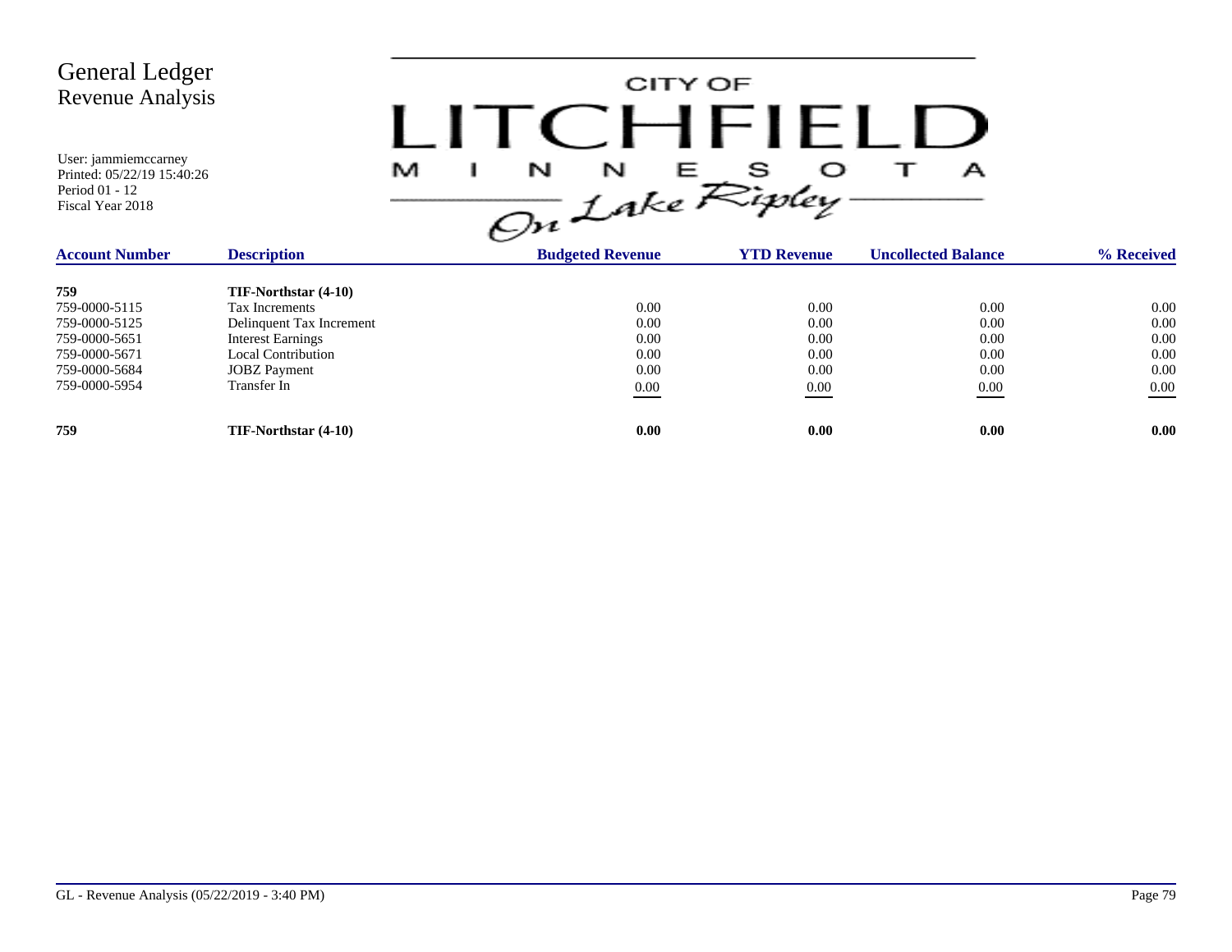# General Ledger
## Revenue Analysis

User: jammiemccarney
Printed: 05/22/19 15:40:26
Period 01 - 12
Fiscal Year 2018

CITY OF LITCHFIELD MINNESOTA *On Lake Ripley*

| Account Number | Description | Budgeted Revenue | YTD Revenue | Uncollected Balance | % Received |
|---|---|---|---|---|---|
| **759** | **TIF-Northstar (4-10)** | | | | |
| 759-0000-5115 | Tax Increments | 0.00 | 0.00 | 0.00 | 0.00 |
| 759-0000-5125 | Delinquent Tax Increment | 0.00 | 0.00 | 0.00 | 0.00 |
| 759-0000-5651 | Interest Earnings | 0.00 | 0.00 | 0.00 | 0.00 |
| 759-0000-5671 | Local Contribution | 0.00 | 0.00 | 0.00 | 0.00 |
| 759-0000-5684 | JOBZ Payment | 0.00 | 0.00 | 0.00 | 0.00 |
| 759-0000-5954 | Transfer In | 0.00 | 0.00 | 0.00 | 0.00 |
| **759** | **TIF-Northstar (4-10)** | **0.00** | **0.00** | **0.00** | **0.00** |

GL - Revenue Analysis (05/22/2019 - 3:40 PM)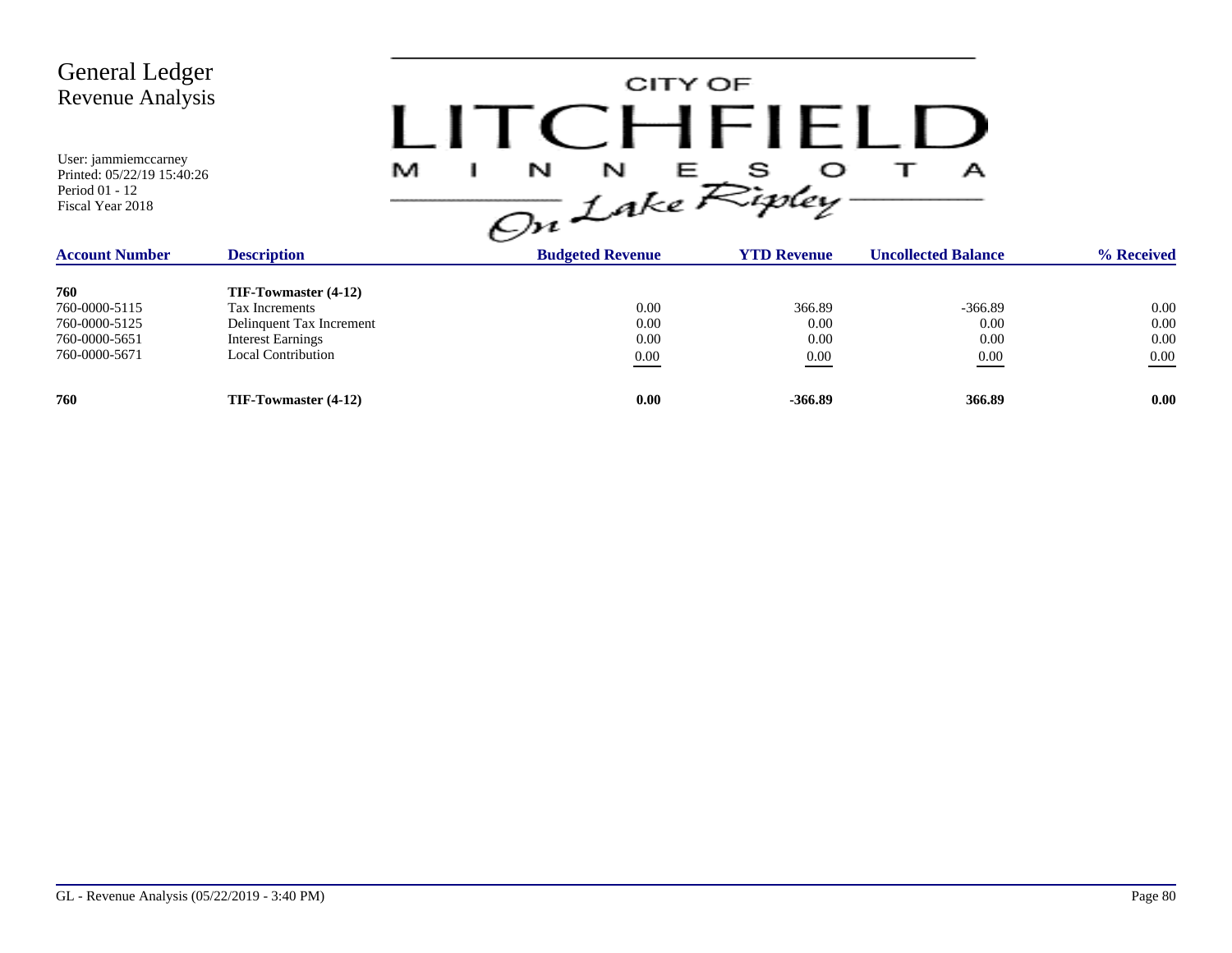# General Ledger
## Revenue Analysis

User: jammiemccarney
Printed: 05/22/19 15:40:26
Period 01 - 12
Fiscal Year 2018

CITY OF LITCHFIELD MINNESOTA
On Lake Ripley

| Account Number | Description | Budgeted Revenue | YTD Revenue | Uncollected Balance | % Received |
|---|---|---|---|---|---|
| **760** | **TIF-Towmaster (4-12)** | | | | |
| 760-0000-5115 | Tax Increments | 0.00 | 366.89 | -366.89 | 0.00 |
| 760-0000-5125 | Delinquent Tax Increment | 0.00 | 0.00 | 0.00 | 0.00 |
| 760-0000-5651 | Interest Earnings | 0.00 | 0.00 | 0.00 | 0.00 |
| 760-0000-5671 | Local Contribution | 0.00 | 0.00 | 0.00 | 0.00 |
| **760** | **TIF-Towmaster (4-12)** | **0.00** | **-366.89** | **366.89** | **0.00** |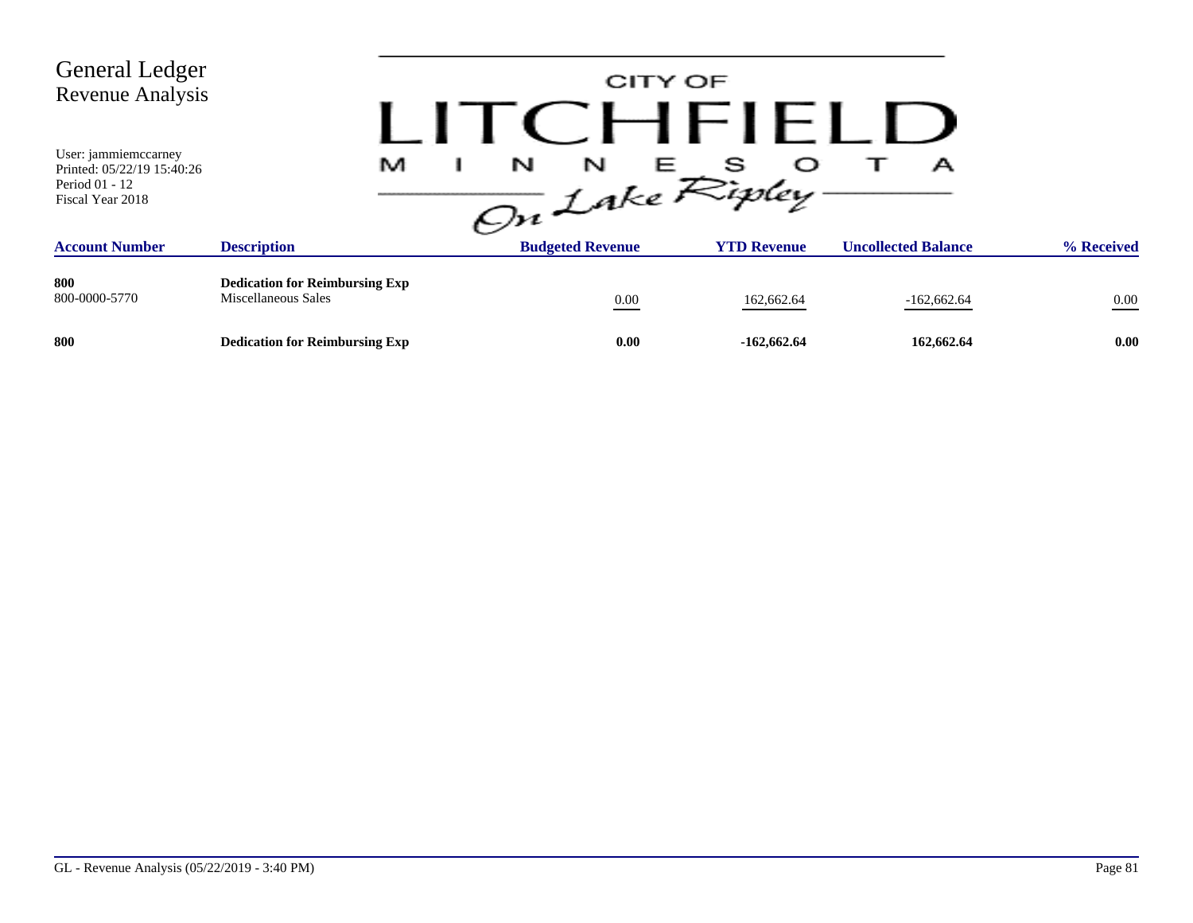# General Ledger
## Revenue Analysis

User: jammiemccarney
Printed: 05/22/19 15:40:26
Period 01 - 12
Fiscal Year 2018

CITY OF LITCHFIELD MINNESOTA On Lake Ripley

| Account Number | Description | Budgeted Revenue | YTD Revenue | Uncollected Balance | % Received |
|---|---|---|---|---|---|
| **800** | **Dedication for Reimbursing Exp** | | | | |
| 800-0000-5770 | Miscellaneous Sales | 0.00 | 162,662.64 | -162,662.64 | 0.00 |
| **800** | **Dedication for Reimbursing Exp** | **0.00** | **-162,662.64** | **162,662.64** | **0.00** |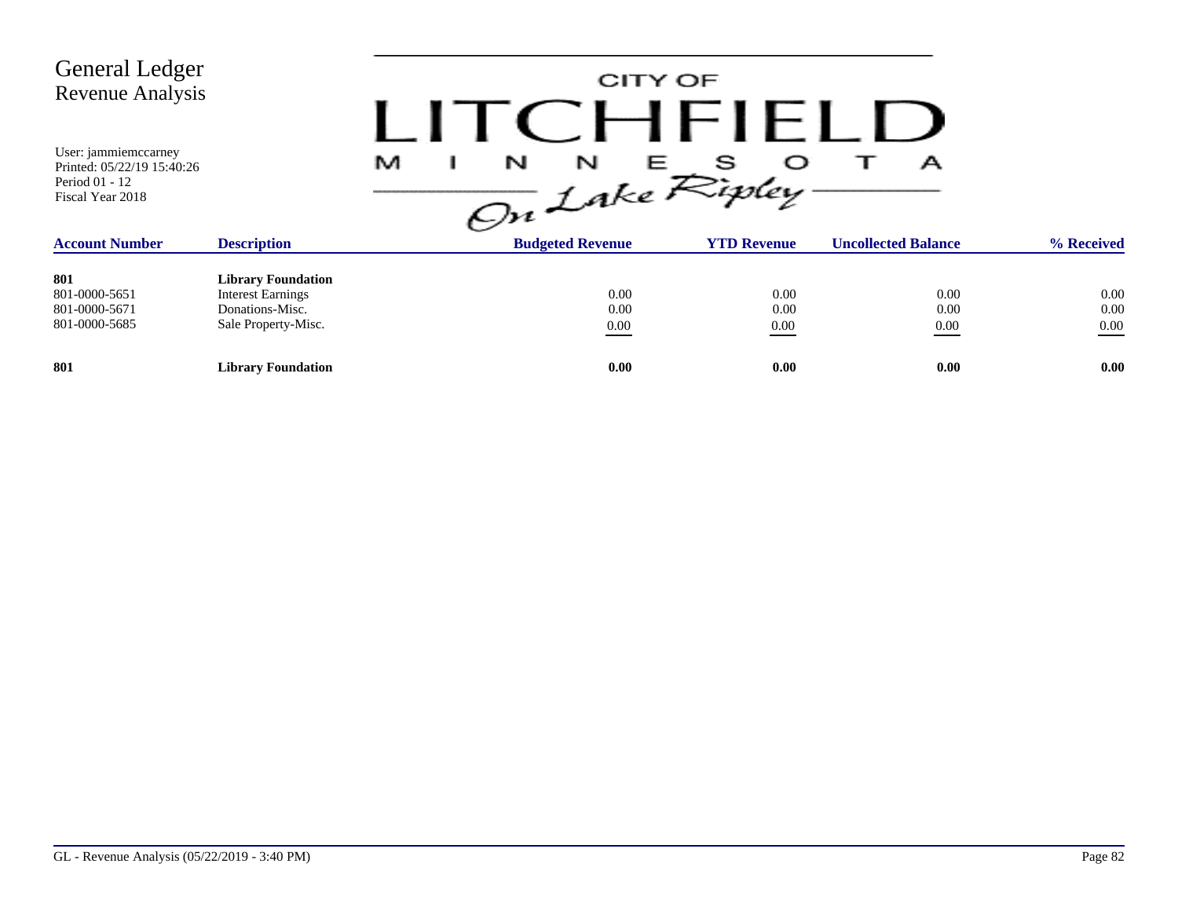# General Ledger
## Revenue Analysis

User: jammiemccarney
Printed: 05/22/19 15:40:26
Period 01 - 12
Fiscal Year 2018

CITY OF LITCHFIELD MINNESOTA *On Lake Ripley*

| Account Number | Description | Budgeted Revenue | YTD Revenue | Uncollected Balance | % Received |
|---|---|---|---|---|---|
| **801** | **Library Foundation** | | | | |
| 801-0000-5651 | Interest Earnings | 0.00 | 0.00 | 0.00 | 0.00 |
| 801-0000-5671 | Donations-Misc. | 0.00 | 0.00 | 0.00 | 0.00 |
| 801-0000-5685 | Sale Property-Misc. | 0.00 | 0.00 | 0.00 | 0.00 |
| **801** | **Library Foundation** | **0.00** | **0.00** | **0.00** | **0.00** |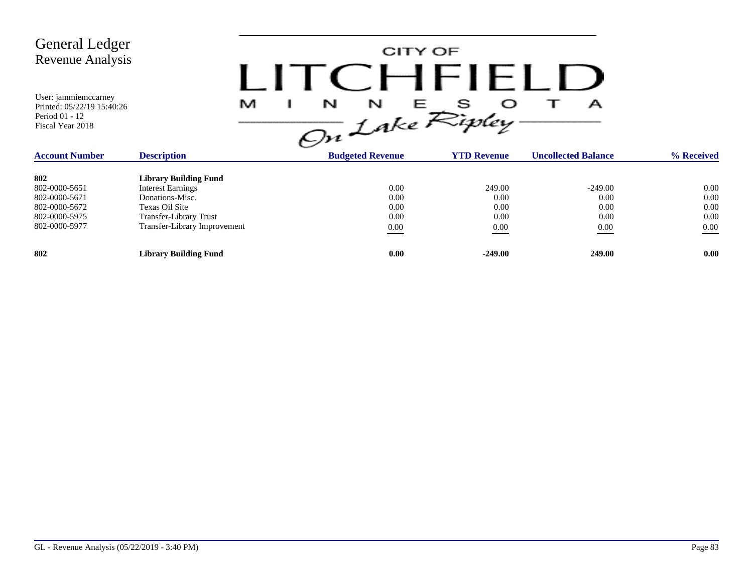# General Ledger
## Revenue Analysis

User: jammiemccarney
Printed: 05/22/19 15:40:26
Period 01 - 12
Fiscal Year 2018

CITY OF LITCHFIELD MINNESOTA On Lake Ripley

| Account Number | Description | Budgeted Revenue | YTD Revenue | Uncollected Balance | % Received |
|---|---|---|---|---|---|
| **802** | **Library Building Fund** | | | | |
| 802-0000-5651 | Interest Earnings | 0.00 | 249.00 | -249.00 | 0.00 |
| 802-0000-5671 | Donations-Misc. | 0.00 | 0.00 | 0.00 | 0.00 |
| 802-0000-5672 | Texas Oil Site | 0.00 | 0.00 | 0.00 | 0.00 |
| 802-0000-5975 | Transfer-Library Trust | 0.00 | 0.00 | 0.00 | 0.00 |
| 802-0000-5977 | Transfer-Library Improvement | 0.00 | 0.00 | 0.00 | 0.00 |
| **802** | **Library Building Fund** | **0.00** | **-249.00** | **249.00** | **0.00** |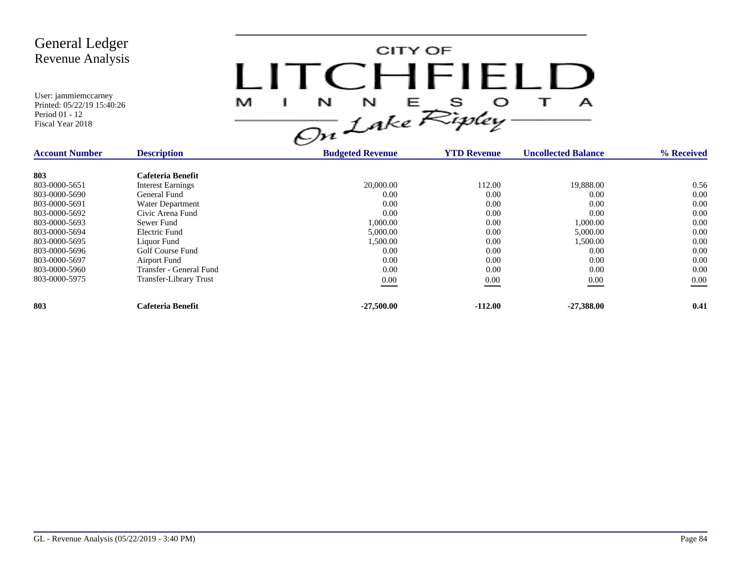# General Ledger
## Revenue Analysis

User: jammiemccarney
Printed: 05/22/19 15:40:26
Period 01 - 12
Fiscal Year 2018

CITY OF LITCHFIELD MINNESOTA
On Lake Ripley

| Account Number | Description | Budgeted Revenue | YTD Revenue | Uncollected Balance | % Received |
|---|---|---|---|---|---|
| **803** | **Cafeteria Benefit** | | | | |
| 803-0000-5651 | Interest Earnings | 20,000.00 | 112.00 | 19,888.00 | 0.56 |
| 803-0000-5690 | General Fund | 0.00 | 0.00 | 0.00 | 0.00 |
| 803-0000-5691 | Water Department | 0.00 | 0.00 | 0.00 | 0.00 |
| 803-0000-5692 | Civic Arena Fund | 0.00 | 0.00 | 0.00 | 0.00 |
| 803-0000-5693 | Sewer Fund | 1,000.00 | 0.00 | 1,000.00 | 0.00 |
| 803-0000-5694 | Electric Fund | 5,000.00 | 0.00 | 5,000.00 | 0.00 |
| 803-0000-5695 | Liquor Fund | 1,500.00 | 0.00 | 1,500.00 | 0.00 |
| 803-0000-5696 | Golf Course Fund | 0.00 | 0.00 | 0.00 | 0.00 |
| 803-0000-5697 | Airport Fund | 0.00 | 0.00 | 0.00 | 0.00 |
| 803-0000-5960 | Transfer - General Fund | 0.00 | 0.00 | 0.00 | 0.00 |
| 803-0000-5975 | Transfer-Library Trust | 0.00 | 0.00 | 0.00 | 0.00 |
| **803** | **Cafeteria Benefit** | **-27,500.00** | **-112.00** | **-27,388.00** | **0.41** |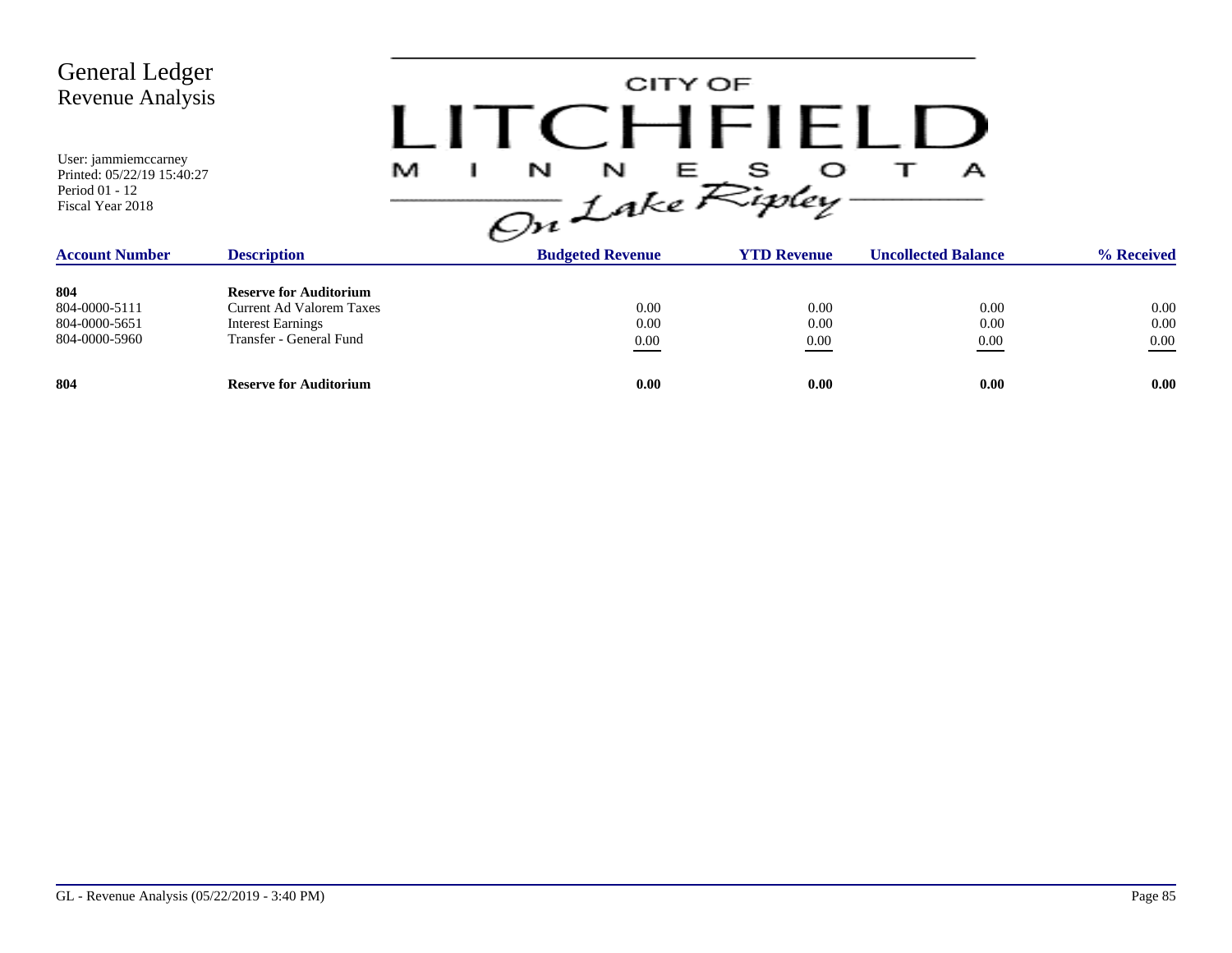# General Ledger
## Revenue Analysis

User: jammiemccarney
Printed: 05/22/19 15:40:27
Period 01 - 12
Fiscal Year 2018

CITY OF LITCHFIELD MINNESOTA On Lake Ripley

| Account Number | Description | Budgeted Revenue | YTD Revenue | Uncollected Balance | % Received |
|---|---|---|---|---|---|
| **804** | **Reserve for Auditorium** | | | | |
| 804-0000-5111 | Current Ad Valorem Taxes | 0.00 | 0.00 | 0.00 | 0.00 |
| 804-0000-5651 | Interest Earnings | 0.00 | 0.00 | 0.00 | 0.00 |
| 804-0000-5960 | Transfer - General Fund | 0.00 | 0.00 | 0.00 | 0.00 |
| **804** | **Reserve for Auditorium** | **0.00** | **0.00** | **0.00** | **0.00** |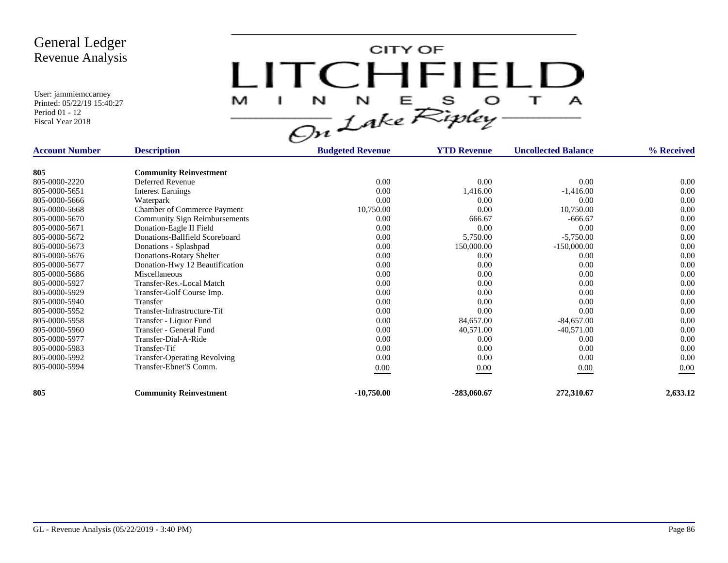# General Ledger
## Revenue Analysis

User: jammiemccarney
Printed: 05/22/19 15:40:27
Period 01 - 12
Fiscal Year 2018

CITY OF LITCHFIELD MINNESOTA On Lake Ripley

| Account Number | Description | Budgeted Revenue | YTD Revenue | Uncollected Balance | % Received |
|---|---|---|---|---|---|
| **805** | **Community Reinvestment** | | | | |
| 805-0000-2220 | Deferred Revenue | 0.00 | 0.00 | 0.00 | 0.00 |
| 805-0000-5651 | Interest Earnings | 0.00 | 1,416.00 | -1,416.00 | 0.00 |
| 805-0000-5666 | Waterpark | 0.00 | 0.00 | 0.00 | 0.00 |
| 805-0000-5668 | Chamber of Commerce Payment | 10,750.00 | 0.00 | 10,750.00 | 0.00 |
| 805-0000-5670 | Community Sign Reimbursements | 0.00 | 666.67 | -666.67 | 0.00 |
| 805-0000-5671 | Donation-Eagle II Field | 0.00 | 0.00 | 0.00 | 0.00 |
| 805-0000-5672 | Donations-Ballfield Scoreboard | 0.00 | 5,750.00 | -5,750.00 | 0.00 |
| 805-0000-5673 | Donations - Splashpad | 0.00 | 150,000.00 | -150,000.00 | 0.00 |
| 805-0000-5676 | Donations-Rotary Shelter | 0.00 | 0.00 | 0.00 | 0.00 |
| 805-0000-5677 | Donation-Hwy 12 Beautification | 0.00 | 0.00 | 0.00 | 0.00 |
| 805-0000-5686 | Miscellaneous | 0.00 | 0.00 | 0.00 | 0.00 |
| 805-0000-5927 | Transfer-Res.-Local Match | 0.00 | 0.00 | 0.00 | 0.00 |
| 805-0000-5929 | Transfer-Golf Course Imp. | 0.00 | 0.00 | 0.00 | 0.00 |
| 805-0000-5940 | Transfer | 0.00 | 0.00 | 0.00 | 0.00 |
| 805-0000-5952 | Transfer-Infrastructure-Tif | 0.00 | 0.00 | 0.00 | 0.00 |
| 805-0000-5958 | Transfer - Liquor Fund | 0.00 | 84,657.00 | -84,657.00 | 0.00 |
| 805-0000-5960 | Transfer - General Fund | 0.00 | 40,571.00 | -40,571.00 | 0.00 |
| 805-0000-5977 | Transfer-Dial-A-Ride | 0.00 | 0.00 | 0.00 | 0.00 |
| 805-0000-5983 | Transfer-Tif | 0.00 | 0.00 | 0.00 | 0.00 |
| 805-0000-5992 | Transfer-Operating Revolving | 0.00 | 0.00 | 0.00 | 0.00 |
| 805-0000-5994 | Transfer-Ebnet'S Comm. | 0.00 | 0.00 | 0.00 | 0.00 |
| **805** | **Community Reinvestment** | **-10,750.00** | **-283,060.67** | **272,310.67** | **2,633.12** |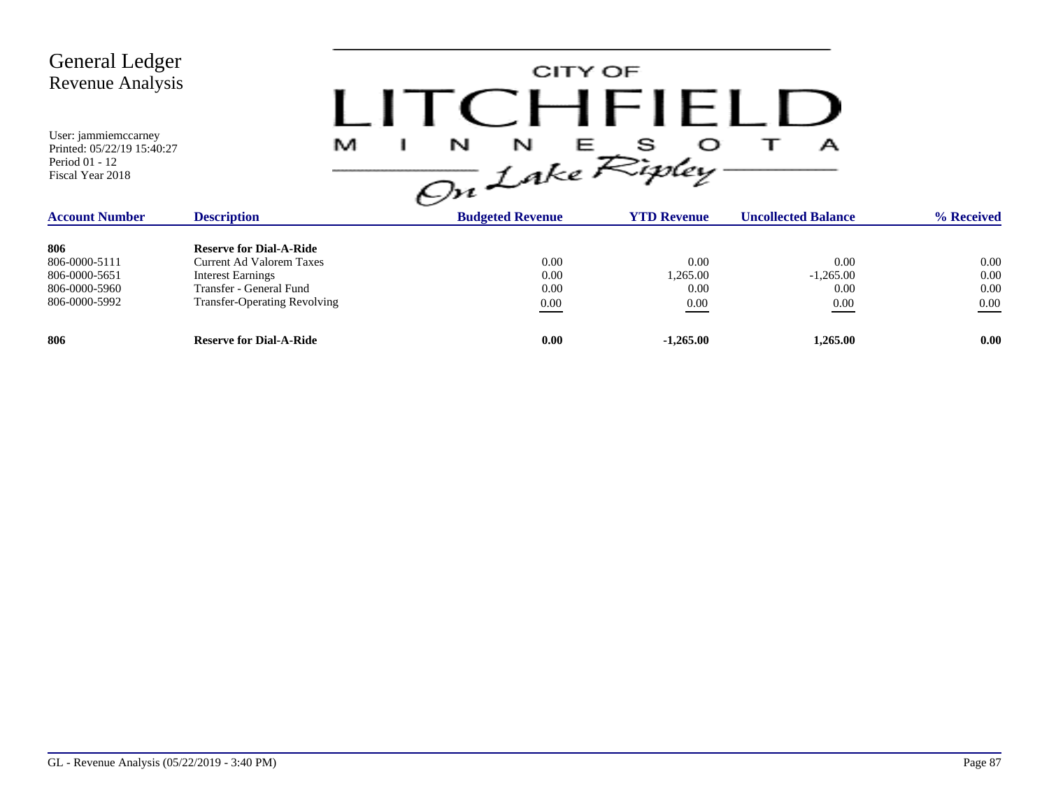# General Ledger
## Revenue Analysis

User: jammiemccarney
Printed: 05/22/19 15:40:27
Period 01 - 12
Fiscal Year 2018

CITY OF LITCHFIELD MINNESOTA
*On Lake Ripley*

| Account Number | Description | Budgeted Revenue | YTD Revenue | Uncollected Balance | % Received |
|---|---|---|---|---|---|
| **806** | **Reserve for Dial-A-Ride** | | | | |
| 806-0000-5111 | Current Ad Valorem Taxes | 0.00 | 0.00 | 0.00 | 0.00 |
| 806-0000-5651 | Interest Earnings | 0.00 | 1,265.00 | -1,265.00 | 0.00 |
| 806-0000-5960 | Transfer - General Fund | 0.00 | 0.00 | 0.00 | 0.00 |
| 806-0000-5992 | Transfer-Operating Revolving | 0.00 | 0.00 | 0.00 | 0.00 |
| **806** | **Reserve for Dial-A-Ride** | **0.00** | **-1,265.00** | **1,265.00** | **0.00** |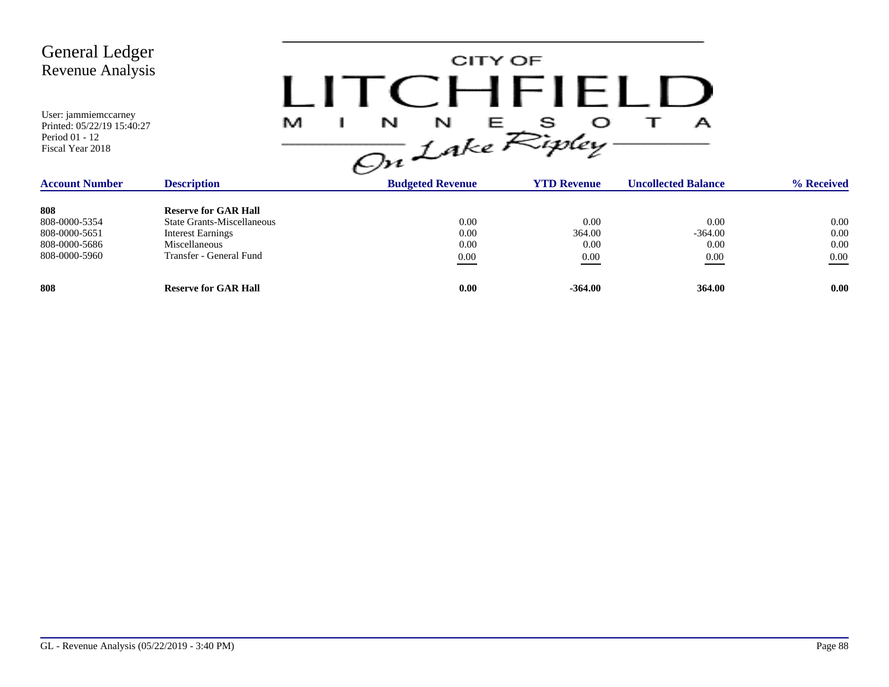# General Ledger
## Revenue Analysis

User: jammiemccarney
Printed: 05/22/19 15:40:27
Period 01 - 12
Fiscal Year 2018

CITY OF LITCHFIELD MINNESOTA *On Lake Ripley*

| Account Number | Description | Budgeted Revenue | YTD Revenue | Uncollected Balance | % Received |
|---|---|---|---|---|---|
| **808** | **Reserve for GAR Hall** | | | | |
| 808-0000-5354 | State Grants-Miscellaneous | 0.00 | 0.00 | 0.00 | 0.00 |
| 808-0000-5651 | Interest Earnings | 0.00 | 364.00 | -364.00 | 0.00 |
| 808-0000-5686 | Miscellaneous | 0.00 | 0.00 | 0.00 | 0.00 |
| 808-0000-5960 | Transfer - General Fund | 0.00 | 0.00 | 0.00 | 0.00 |
| **808** | **Reserve for GAR Hall** | **0.00** | **-364.00** | **364.00** | **0.00** |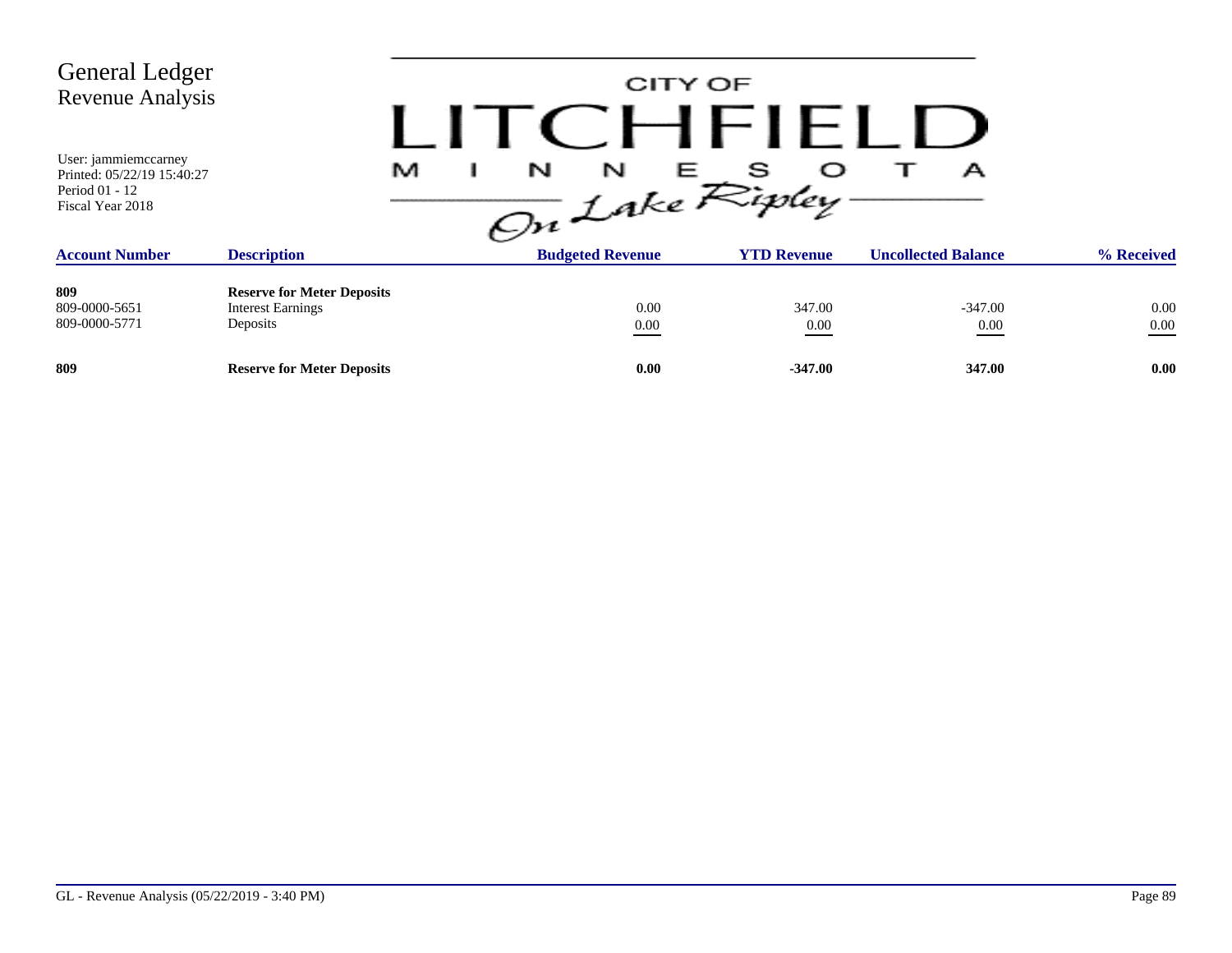# General Ledger
## Revenue Analysis

User: jammiemccarney
Printed: 05/22/19 15:40:27
Period 01 - 12
Fiscal Year 2018

CITY OF LITCHFIELD MINNESOTA On Lake Ripley

| Account Number | Description | Budgeted Revenue | YTD Revenue | Uncollected Balance | % Received |
|---|---|---|---|---|---|
| **809** | **Reserve for Meter Deposits** | | | | |
| 809-0000-5651 | Interest Earnings | 0.00 | 347.00 | -347.00 | 0.00 |
| 809-0000-5771 | Deposits | 0.00 | 0.00 | 0.00 | 0.00 |
| **809** | **Reserve for Meter Deposits** | **0.00** | **-347.00** | **347.00** | **0.00** |

GL - Revenue Analysis (05/22/2019 - 3:40 PM)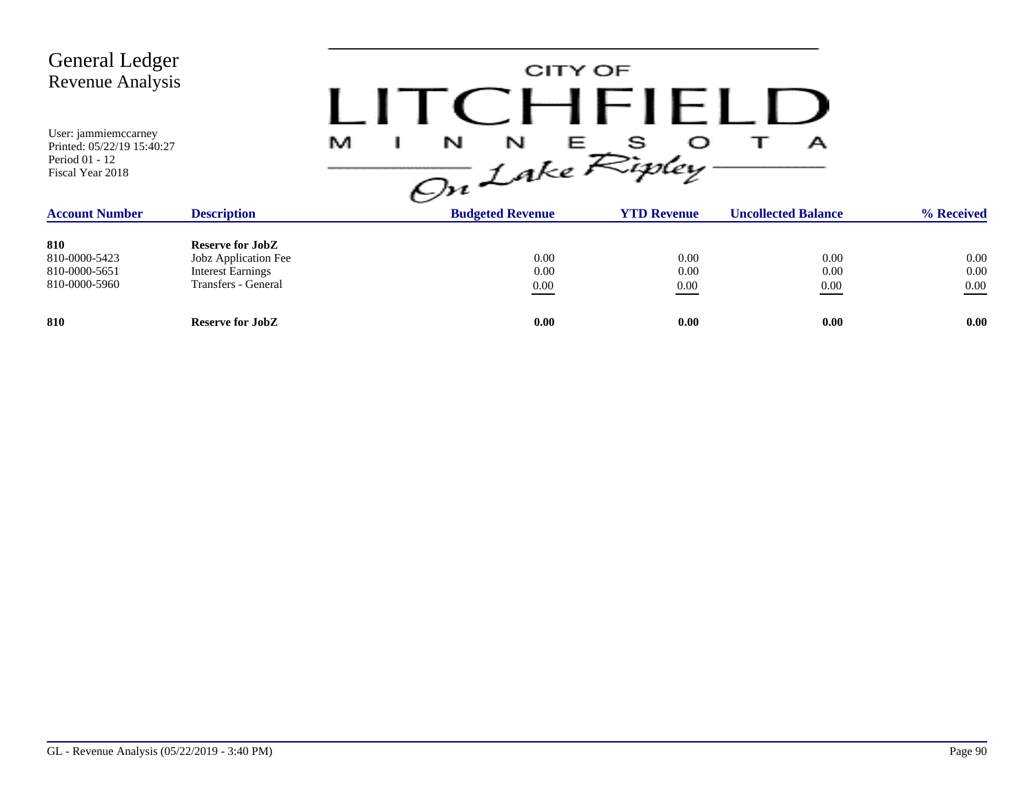# General Ledger
## Revenue Analysis

User: jammiemccarney
Printed: 05/22/19 15:40:27
Period 01 - 12
Fiscal Year 2018

CITY OF LITCHFIELD MINNESOTA On Lake Ripley

| Account Number | Description | Budgeted Revenue | YTD Revenue | Uncollected Balance | % Received |
|---|---|---|---|---|---|
| **810** | **Reserve for JobZ** | | | | |
| 810-0000-5423 | Jobz Application Fee | 0.00 | 0.00 | 0.00 | 0.00 |
| 810-0000-5651 | Interest Earnings | 0.00 | 0.00 | 0.00 | 0.00 |
| 810-0000-5960 | Transfers - General | 0.00 | 0.00 | 0.00 | 0.00 |
| **810** | **Reserve for JobZ** | **0.00** | **0.00** | **0.00** | **0.00** |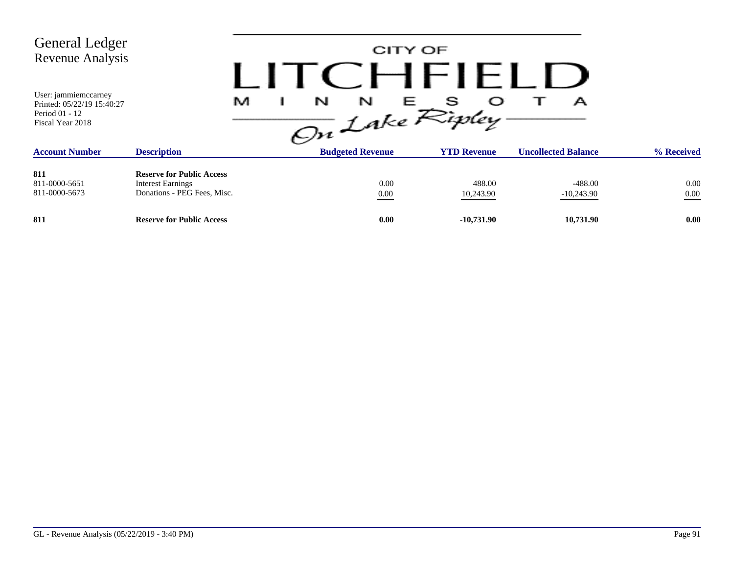# General Ledger
## Revenue Analysis

User: jammiemccarney
Printed: 05/22/19 15:40:27
Period 01 - 12
Fiscal Year 2018

CITY OF LITCHFIELD MINNESOTA On Lake Ripley

| Account Number | Description | Budgeted Revenue | YTD Revenue | Uncollected Balance | % Received |
|---|---|---|---|---|---|
| **811** | **Reserve for Public Access** | | | | |
| 811-0000-5651 | Interest Earnings | 0.00 | 488.00 | -488.00 | 0.00 |
| 811-0000-5673 | Donations - PEG Fees, Misc. | 0.00 | 10,243.90 | -10,243.90 | 0.00 |
| **811** | **Reserve for Public Access** | **0.00** | **-10,731.90** | **10,731.90** | **0.00** |

GL - Revenue Analysis (05/22/2019 - 3:40 PM)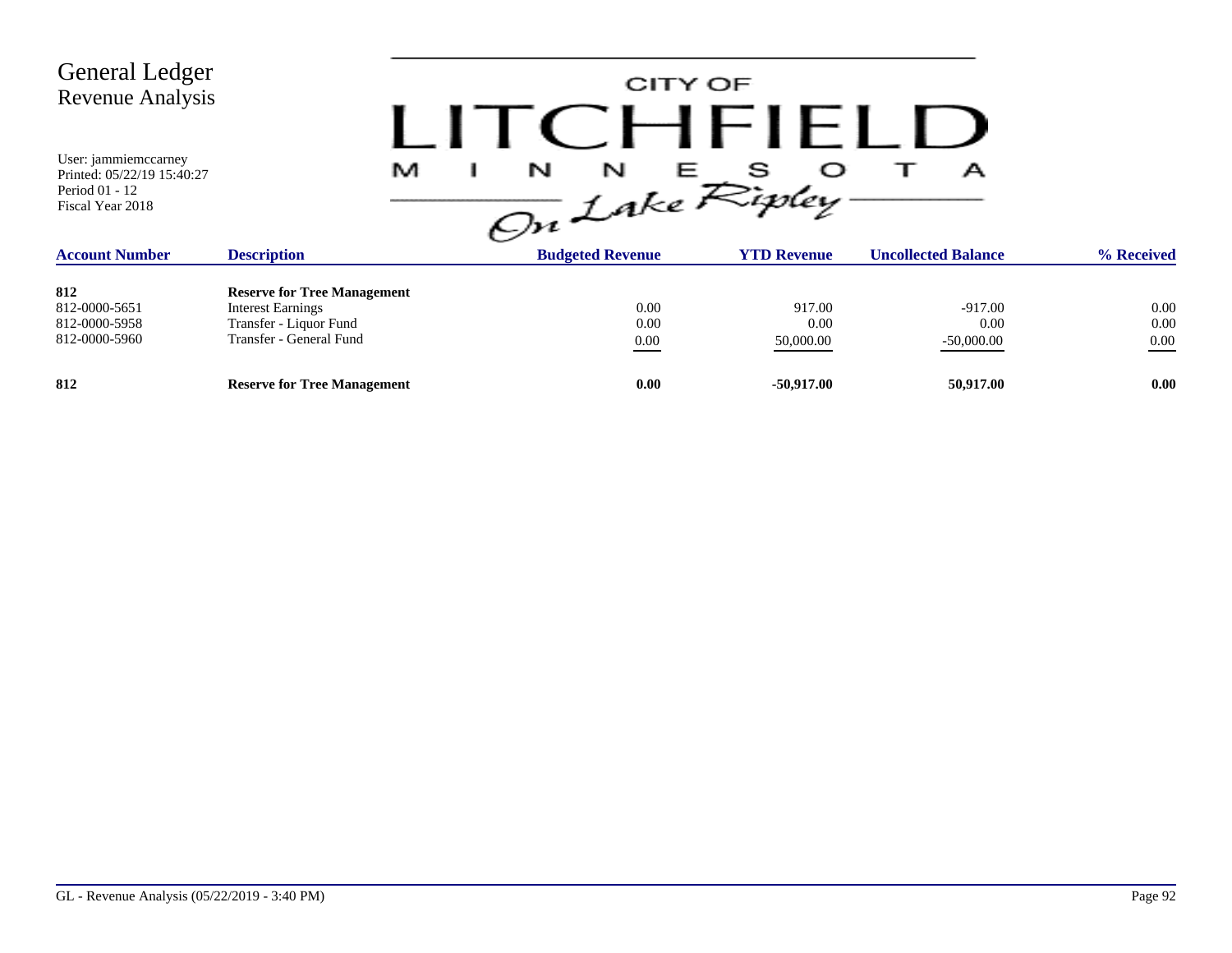# General Ledger
## Revenue Analysis

User: jammiemccarney
Printed: 05/22/19 15:40:27
Period 01 - 12
Fiscal Year 2018

CITY OF LITCHFIELD MINNESOTA *On Lake Ripley*

| Account Number | Description | Budgeted Revenue | YTD Revenue | Uncollected Balance | % Received |
|---|---|---|---|---|---|
| **812** | **Reserve for Tree Management** | | | | |
| 812-0000-5651 | Interest Earnings | 0.00 | 917.00 | -917.00 | 0.00 |
| 812-0000-5958 | Transfer - Liquor Fund | 0.00 | 0.00 | 0.00 | 0.00 |
| 812-0000-5960 | Transfer - General Fund | 0.00 | 50,000.00 | -50,000.00 | 0.00 |
| **812** | **Reserve for Tree Management** | **0.00** | **-50,917.00** | **50,917.00** | **0.00** |

GL - Revenue Analysis (05/22/2019 - 3:40 PM)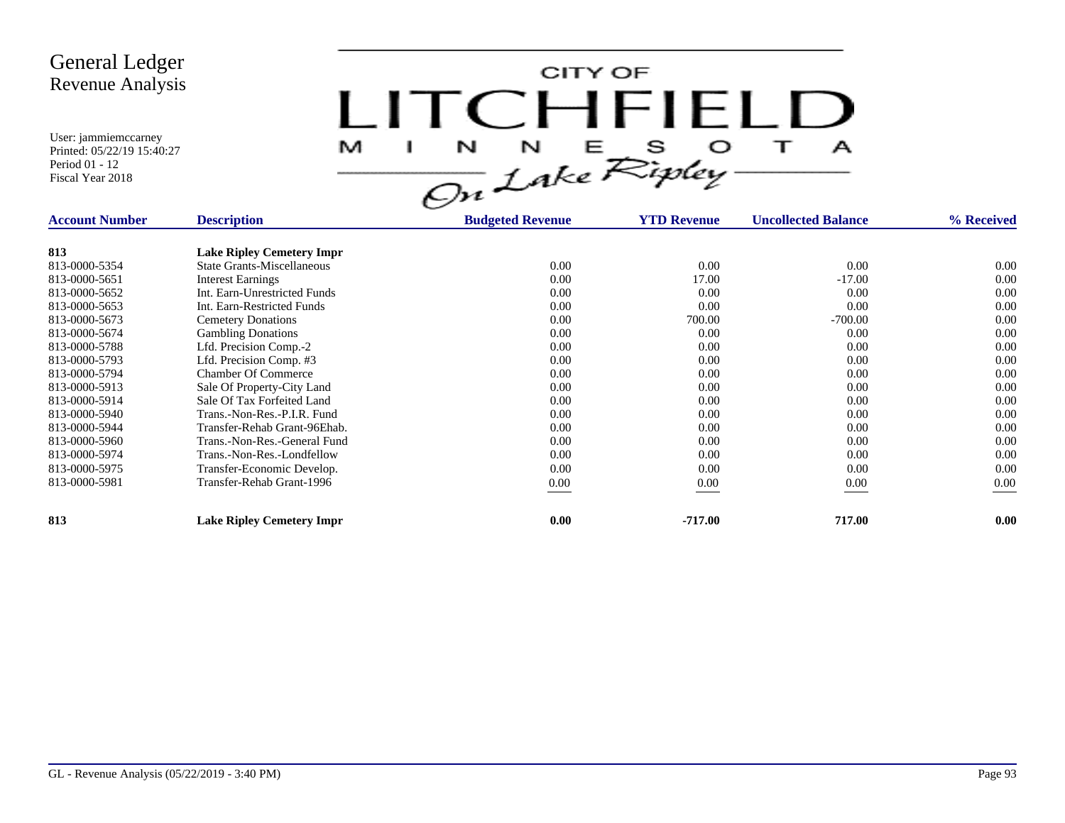# General Ledger
## Revenue Analysis

User: jammiemccarney
Printed: 05/22/19 15:40:27
Period 01 - 12
Fiscal Year 2018

CITY OF LITCHFIELD MINNESOTA *On Lake Ripley*

| Account Number | Description | Budgeted Revenue | YTD Revenue | Uncollected Balance | % Received |
|---|---|---|---|---|---|
| **813** | **Lake Ripley Cemetery Impr** | | | | |
| 813-0000-5354 | State Grants-Miscellaneous | 0.00 | 0.00 | 0.00 | 0.00 |
| 813-0000-5651 | Interest Earnings | 0.00 | 17.00 | -17.00 | 0.00 |
| 813-0000-5652 | Int. Earn-Unrestricted Funds | 0.00 | 0.00 | 0.00 | 0.00 |
| 813-0000-5653 | Int. Earn-Restricted Funds | 0.00 | 0.00 | 0.00 | 0.00 |
| 813-0000-5673 | Cemetery Donations | 0.00 | 700.00 | -700.00 | 0.00 |
| 813-0000-5674 | Gambling Donations | 0.00 | 0.00 | 0.00 | 0.00 |
| 813-0000-5788 | Lfd. Precision Comp.-2 | 0.00 | 0.00 | 0.00 | 0.00 |
| 813-0000-5793 | Lfd. Precision Comp. #3 | 0.00 | 0.00 | 0.00 | 0.00 |
| 813-0000-5794 | Chamber Of Commerce | 0.00 | 0.00 | 0.00 | 0.00 |
| 813-0000-5913 | Sale Of Property-City Land | 0.00 | 0.00 | 0.00 | 0.00 |
| 813-0000-5914 | Sale Of Tax Forfeited Land | 0.00 | 0.00 | 0.00 | 0.00 |
| 813-0000-5940 | Trans.-Non-Res.-P.I.R. Fund | 0.00 | 0.00 | 0.00 | 0.00 |
| 813-0000-5944 | Transfer-Rehab Grant-96Ehab. | 0.00 | 0.00 | 0.00 | 0.00 |
| 813-0000-5960 | Trans.-Non-Res.-General Fund | 0.00 | 0.00 | 0.00 | 0.00 |
| 813-0000-5974 | Trans.-Non-Res.-Londfellow | 0.00 | 0.00 | 0.00 | 0.00 |
| 813-0000-5975 | Transfer-Economic Develop. | 0.00 | 0.00 | 0.00 | 0.00 |
| 813-0000-5981 | Transfer-Rehab Grant-1996 | 0.00 | 0.00 | 0.00 | 0.00 |
| **813** | **Lake Ripley Cemetery Impr** | **0.00** | **-717.00** | **717.00** | **0.00** |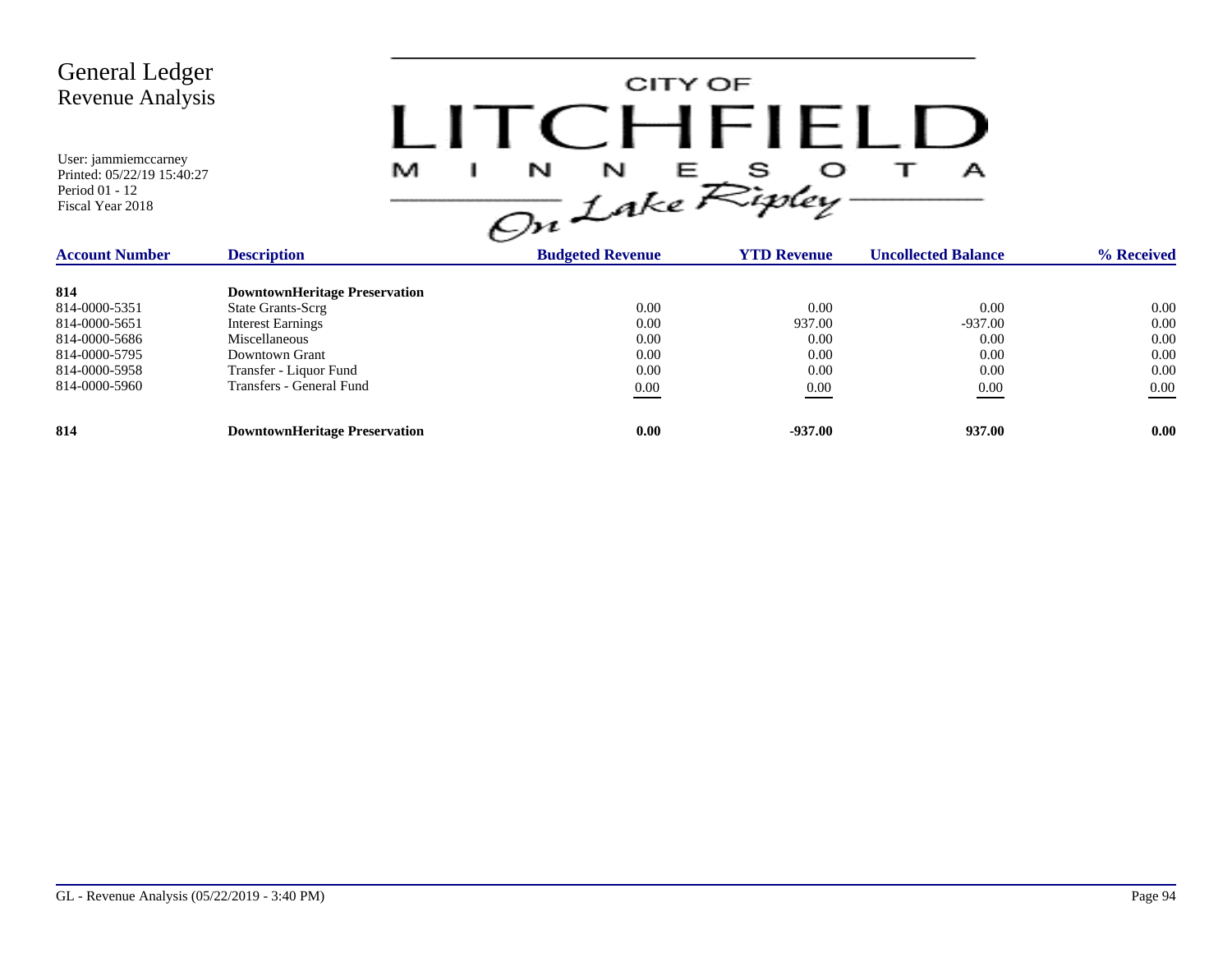# General Ledger
## Revenue Analysis

User: jammiemccarney
Printed: 05/22/19 15:40:27
Period 01 - 12
Fiscal Year 2018

CITY OF LITCHFIELD MINNESOTA *On Lake Ripley*

| Account Number | Description | Budgeted Revenue | YTD Revenue | Uncollected Balance | % Received |
|---|---|---|---|---|---|
| **814** | **DowntownHeritage Preservation** | | | | |
| 814-0000-5351 | State Grants-Scrg | 0.00 | 0.00 | 0.00 | 0.00 |
| 814-0000-5651 | Interest Earnings | 0.00 | 937.00 | -937.00 | 0.00 |
| 814-0000-5686 | Miscellaneous | 0.00 | 0.00 | 0.00 | 0.00 |
| 814-0000-5795 | Downtown Grant | 0.00 | 0.00 | 0.00 | 0.00 |
| 814-0000-5958 | Transfer - Liquor Fund | 0.00 | 0.00 | 0.00 | 0.00 |
| 814-0000-5960 | Transfers - General Fund | 0.00 | 0.00 | 0.00 | 0.00 |
| **814** | **DowntownHeritage Preservation** | **0.00** | **-937.00** | **937.00** | **0.00** |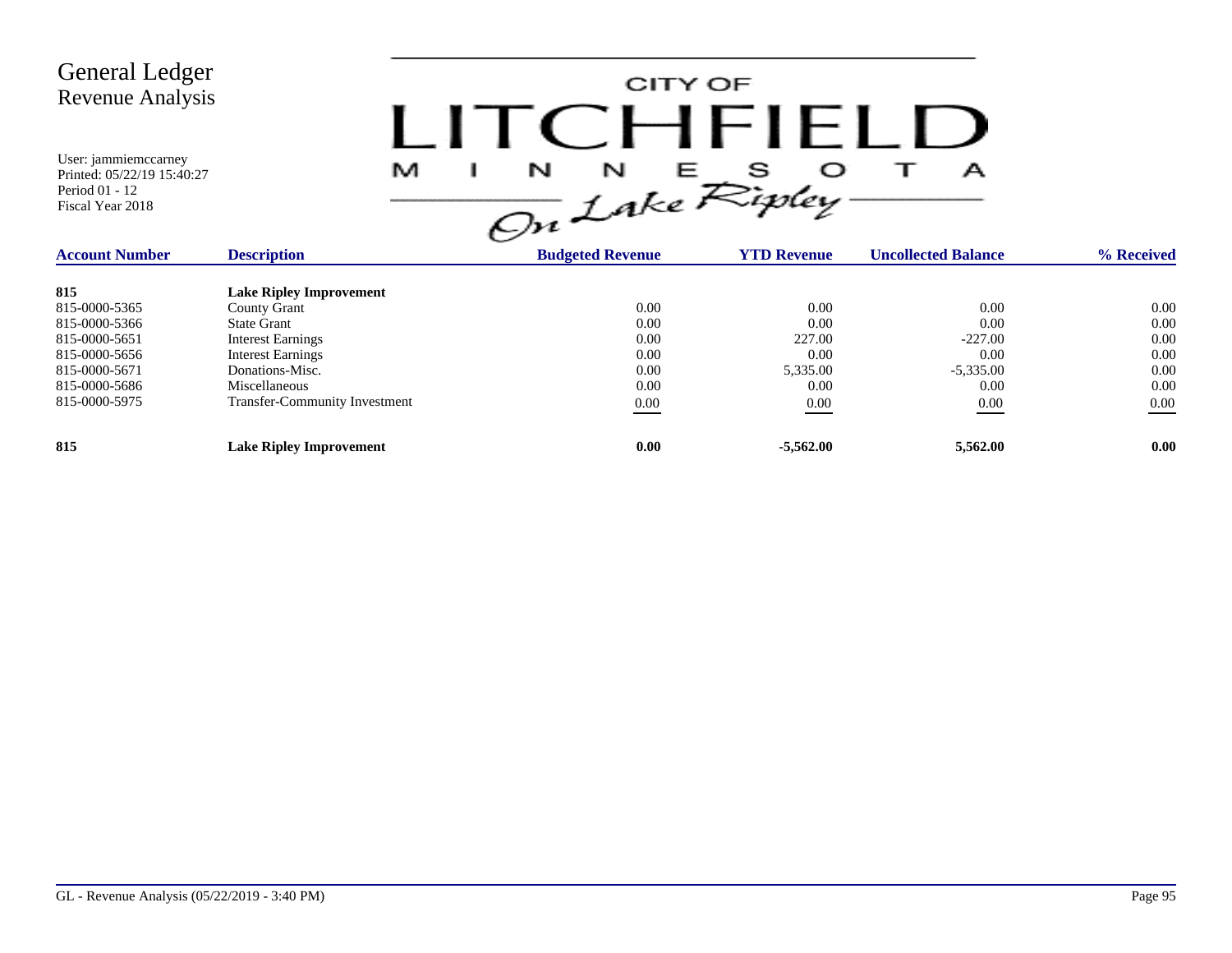# General Ledger
## Revenue Analysis

User: jammiemccarney
Printed: 05/22/19 15:40:27
Period 01 - 12
Fiscal Year 2018

CITY OF LITCHFIELD MINNESOTA *On Lake Ripley*

| Account Number | Description | Budgeted Revenue | YTD Revenue | Uncollected Balance | % Received |
|---|---|---|---|---|---|
| **815** | **Lake Ripley Improvement** | | | | |
| 815-0000-5365 | County Grant | 0.00 | 0.00 | 0.00 | 0.00 |
| 815-0000-5366 | State Grant | 0.00 | 0.00 | 0.00 | 0.00 |
| 815-0000-5651 | Interest Earnings | 0.00 | 227.00 | -227.00 | 0.00 |
| 815-0000-5656 | Interest Earnings | 0.00 | 0.00 | 0.00 | 0.00 |
| 815-0000-5671 | Donations-Misc. | 0.00 | 5,335.00 | -5,335.00 | 0.00 |
| 815-0000-5686 | Miscellaneous | 0.00 | 0.00 | 0.00 | 0.00 |
| 815-0000-5975 | Transfer-Community Investment | 0.00 | 0.00 | 0.00 | 0.00 |
| **815** | **Lake Ripley Improvement** | **0.00** | **-5,562.00** | **5,562.00** | **0.00** |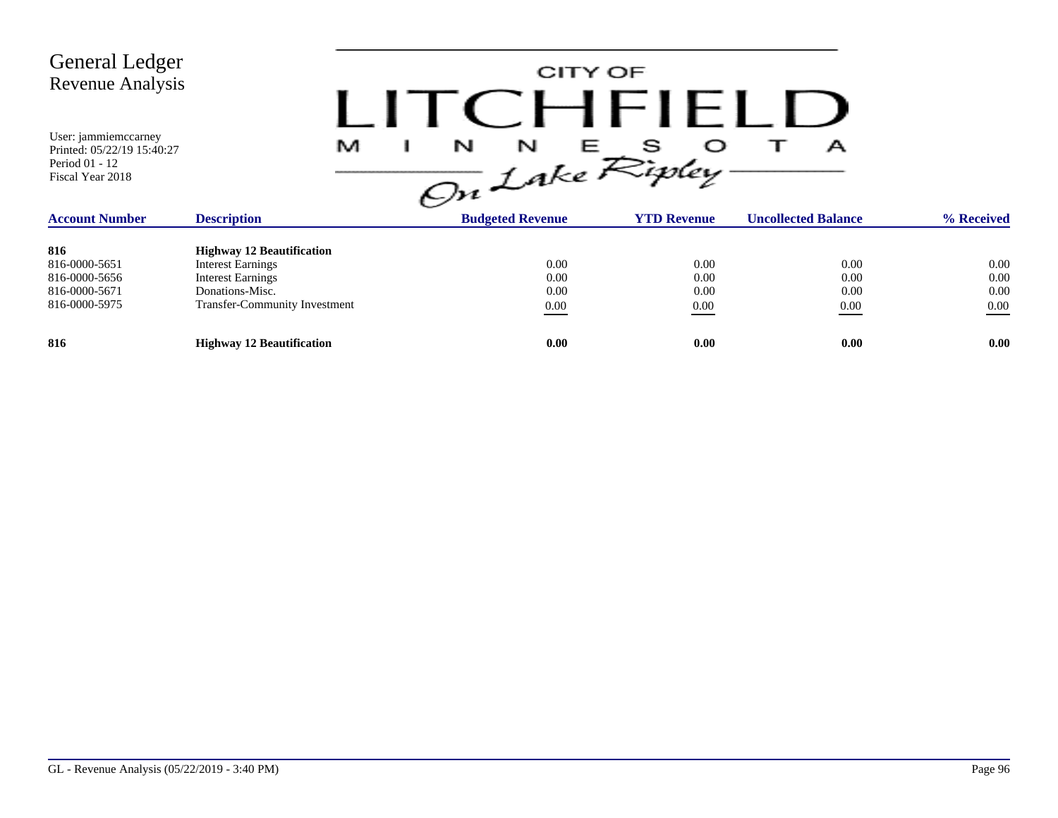# General Ledger
## Revenue Analysis

User: jammiemccarney
Printed: 05/22/19 15:40:27
Period 01 - 12
Fiscal Year 2018

CITY OF LITCHFIELD MINNESOTA On Lake Ripley

| Account Number | Description | Budgeted Revenue | YTD Revenue | Uncollected Balance | % Received |
|---|---|---|---|---|---|
| **816** | **Highway 12 Beautification** | | | | |
| 816-0000-5651 | Interest Earnings | 0.00 | 0.00 | 0.00 | 0.00 |
| 816-0000-5656 | Interest Earnings | 0.00 | 0.00 | 0.00 | 0.00 |
| 816-0000-5671 | Donations-Misc. | 0.00 | 0.00 | 0.00 | 0.00 |
| 816-0000-5975 | Transfer-Community Investment | 0.00 | 0.00 | 0.00 | 0.00 |
| **816** | **Highway 12 Beautification** | **0.00** | **0.00** | **0.00** | **0.00** |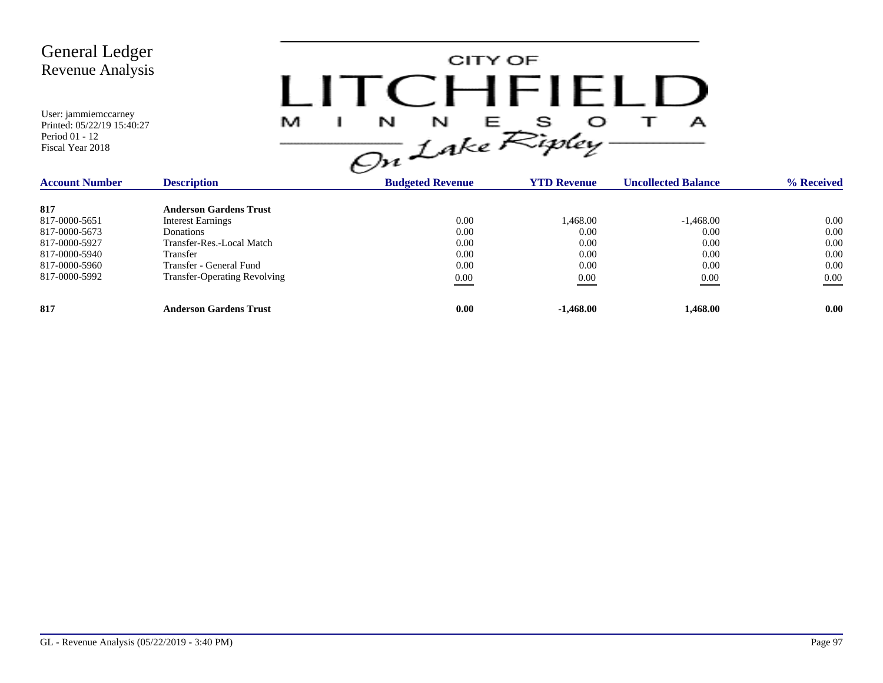# General Ledger
## Revenue Analysis

User: jammiemccarney
Printed: 05/22/19 15:40:27
Period 01 - 12
Fiscal Year 2018

CITY OF LITCHFIELD MINNESOTA On Lake Ripley

| Account Number | Description | Budgeted Revenue | YTD Revenue | Uncollected Balance | % Received |
|---|---|---|---|---|---|
| **817** | **Anderson Gardens Trust** | | | | |
| 817-0000-5651 | Interest Earnings | 0.00 | 1,468.00 | -1,468.00 | 0.00 |
| 817-0000-5673 | Donations | 0.00 | 0.00 | 0.00 | 0.00 |
| 817-0000-5927 | Transfer-Res.-Local Match | 0.00 | 0.00 | 0.00 | 0.00 |
| 817-0000-5940 | Transfer | 0.00 | 0.00 | 0.00 | 0.00 |
| 817-0000-5960 | Transfer - General Fund | 0.00 | 0.00 | 0.00 | 0.00 |
| 817-0000-5992 | Transfer-Operating Revolving | 0.00 | 0.00 | 0.00 | 0.00 |
| **817** | **Anderson Gardens Trust** | **0.00** | **-1,468.00** | **1,468.00** | **0.00** |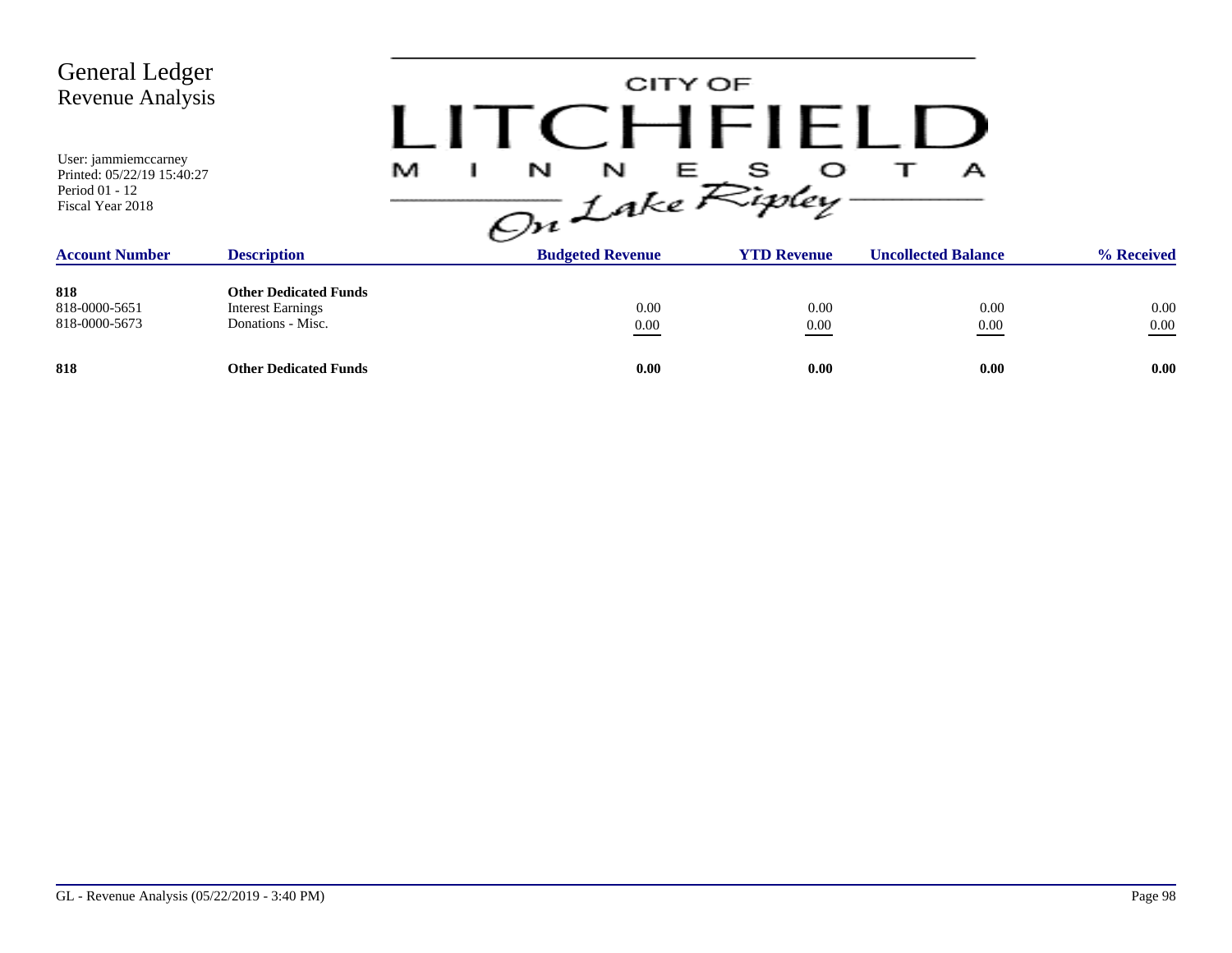# General Ledger
## Revenue Analysis

User: jammiemccarney
Printed: 05/22/19 15:40:27
Period 01 - 12
Fiscal Year 2018

CITY OF LITCHFIELD MINNESOTA *On Lake Ripley*

| Account Number | Description | Budgeted Revenue | YTD Revenue | Uncollected Balance | % Received |
|---|---|---|---|---|---|
| **818** | **Other Dedicated Funds** | | | | |
| 818-0000-5651 | Interest Earnings | 0.00 | 0.00 | 0.00 | 0.00 |
| 818-0000-5673 | Donations - Misc. | 0.00 | 0.00 | 0.00 | 0.00 |
| **818** | **Other Dedicated Funds** | **0.00** | **0.00** | **0.00** | **0.00** |

GL - Revenue Analysis (05/22/2019 - 3:40 PM)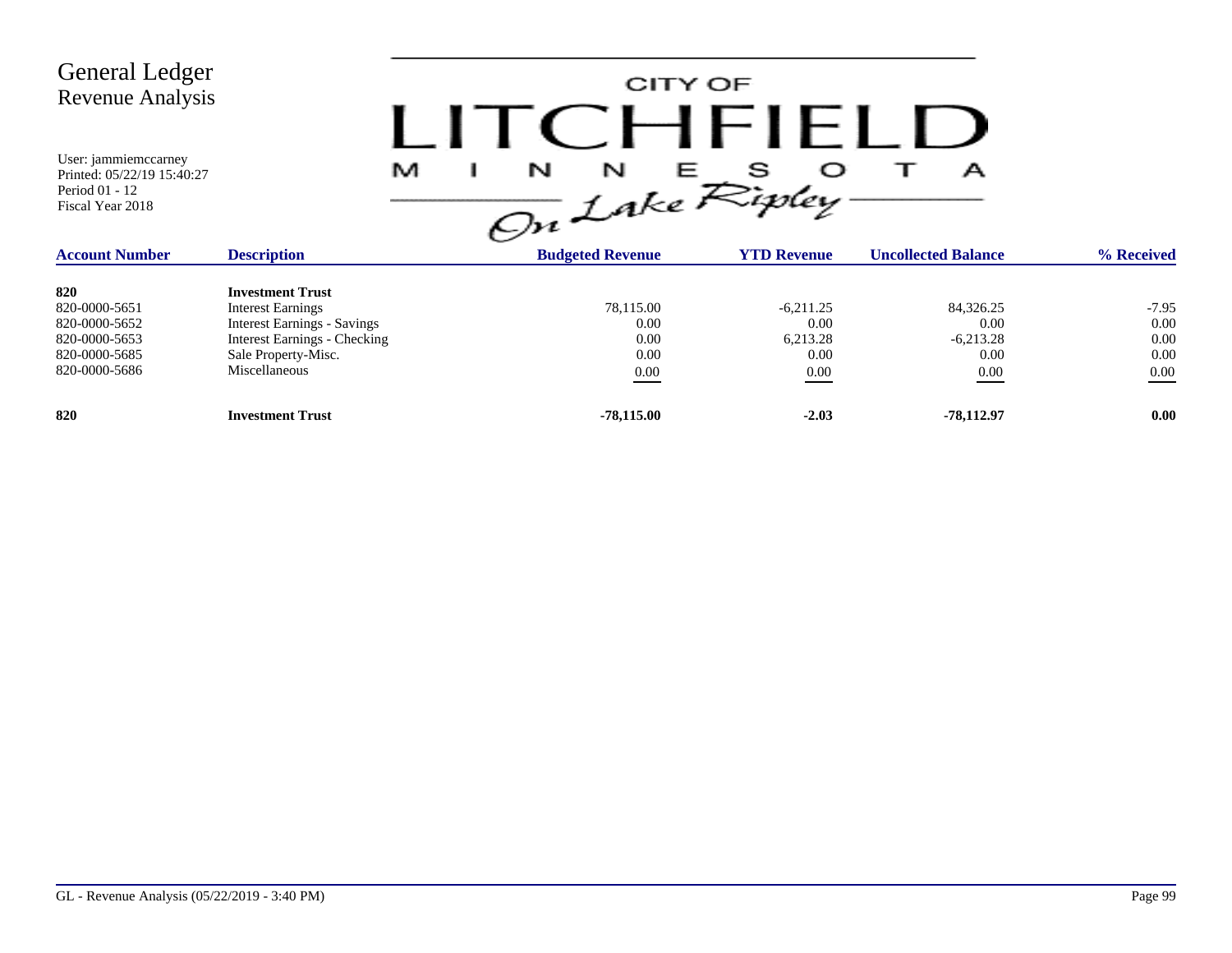# General Ledger
## Revenue Analysis

User: jammiemccarney
Printed: 05/22/19 15:40:27
Period 01 - 12
Fiscal Year 2018

CITY OF LITCHFIELD MINNESOTA *On Lake Ripley*

| Account Number | Description | Budgeted Revenue | YTD Revenue | Uncollected Balance | % Received |
|---|---|---|---|---|---|
| **820** | **Investment Trust** | | | | |
| 820-0000-5651 | Interest Earnings | 78,115.00 | -6,211.25 | 84,326.25 | -7.95 |
| 820-0000-5652 | Interest Earnings - Savings | 0.00 | 0.00 | 0.00 | 0.00 |
| 820-0000-5653 | Interest Earnings - Checking | 0.00 | 6,213.28 | -6,213.28 | 0.00 |
| 820-0000-5685 | Sale Property-Misc. | 0.00 | 0.00 | 0.00 | 0.00 |
| 820-0000-5686 | Miscellaneous | 0.00 | 0.00 | 0.00 | 0.00 |
| **820** | **Investment Trust** | **-78,115.00** | **-2.03** | **-78,112.97** | **0.00** |

GL - Revenue Analysis (05/22/2019 - 3:40 PM)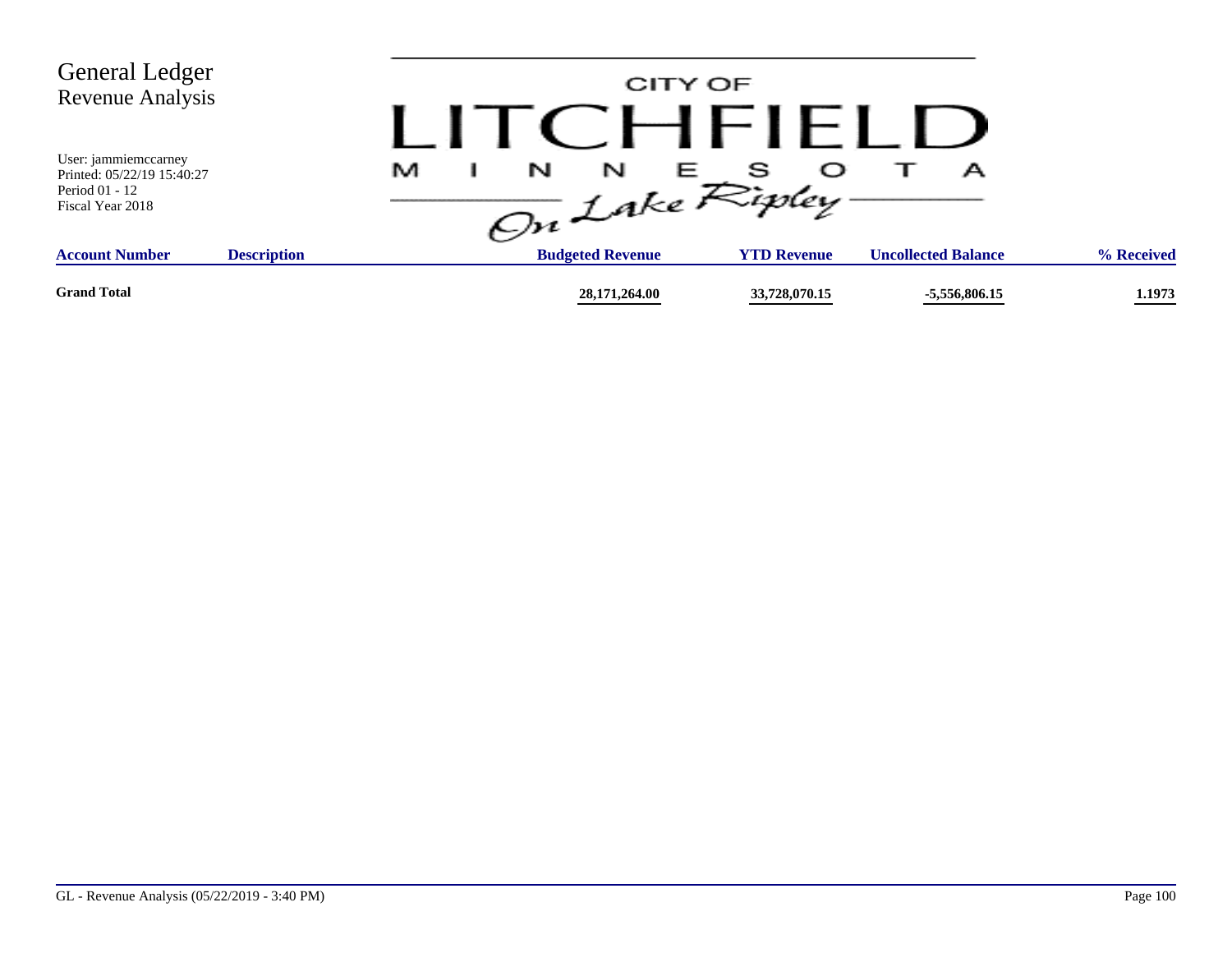# General Ledger
## Revenue Analysis

User: jammiemccarney
Printed: 05/22/19 15:40:27
Period 01 - 12
Fiscal Year 2018

CITY OF LITCHFIELD MINNESOTA On Lake Ripley

| Account Number | Description | Budgeted Revenue | YTD Revenue | Uncollected Balance | % Received |
|---|---|---|---|---|---|
| **Grand Total** | | **28,171,264.00** | **33,728,070.15** | **-5,556,806.15** | **1.1973** |